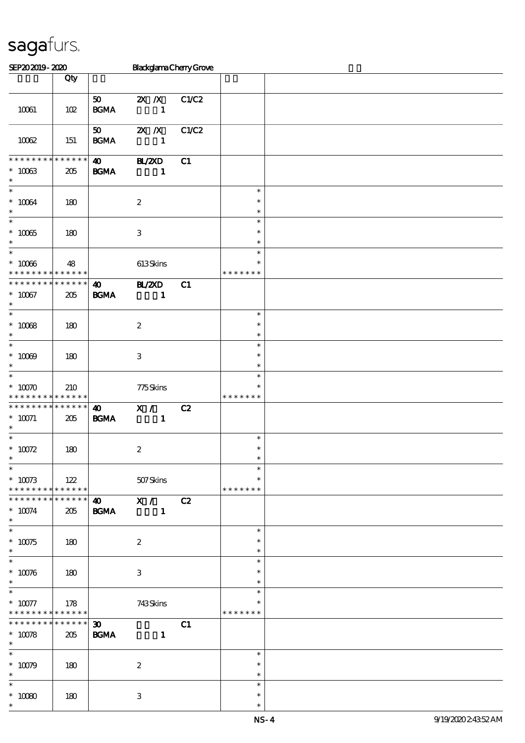# sagafurs.

SEP20 2019 - 2020 Blackglama Cherry Grove

| | Qty | | | | | |
|---|---|---|---|---|---|---|
| 10061 | 102 | 50 BGMA | 2X /X 1 | C1/C2 | | |
| 10062 | 151 | 50 BGMA | 2X /X 1 | C1/C2 | | |
| * * * * * * * * * * * * * * 10063 * | 205 | 40 BGMA | BL/2XD 1 | C1 | | |
| * * 10064 * | 180 | | 2 | | * * * | |
| * * 10065 * | 180 | | 3 | | * * * | |
| * * 10066 * * * * * * * * * * * * * | 48 | | 613 Skins | | * * * * * * * * * | |
| * * * * * * * * * * * * * * 10067 * | 205 | 40 BGMA | BL/2XD 1 | C1 | | |
| * * 10068 * | 180 | | 2 | | * * * | |
| * * 10069 * | 180 | | 3 | | * * * | |
| * * 10070 * * * * * * * * * * * * * | 210 | | 775 Skins | | * * * * * * * * * | |
| * * * * * * * * * * * * * * 10071 * | 205 | 40 BGMA | X / 1 | C2 | | |
| * * 10072 * | 180 | | 2 | | * * * | |
| * * 10073 * * * * * * * * * * * * * | 122 | | 507 Skins | | * * * * * * * * * | |
| * * * * * * * * * * * * * * 10074 * | 205 | 40 BGMA | X / 1 | C2 | | |
| * * 10075 * | 180 | | 2 | | * * * | |
| * * 10076 * | 180 | | 3 | | * * * | |
| * * 10077 * * * * * * * * * * * * * | 178 | | 743 Skins | | * * * * * * * * * | |
| * * * * * * * * * * * * * * 10078 * | 205 | 30 BGMA | 1 | C1 | | |
| * * 10079 * | 180 | | 2 | | * * * | |
| * * 10080 * | 180 | | 3 | | * * * | |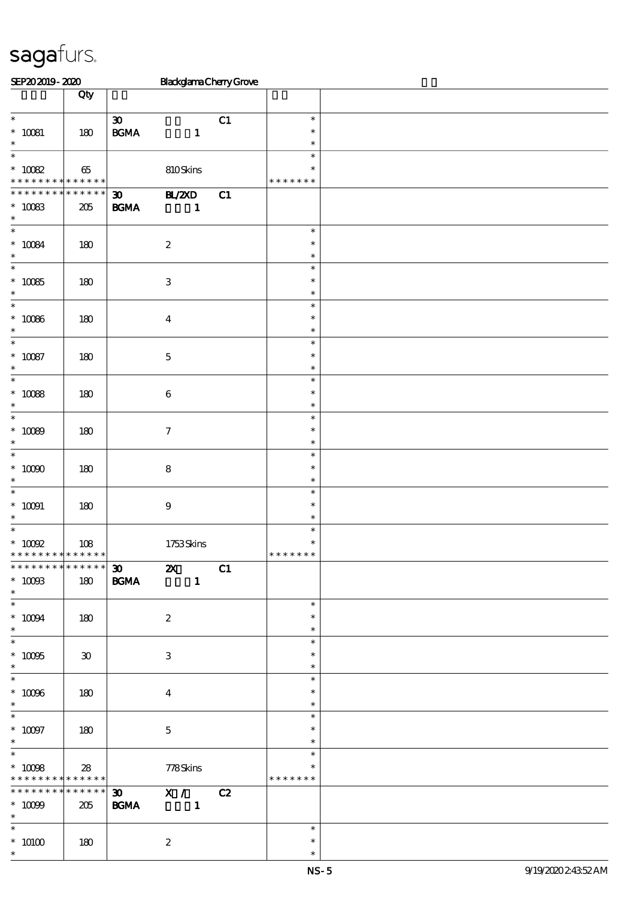| Lot | Qty | | | | | |
|---|---|---|---|---|---|---|
| * 10081 * | 180 | 30 BGMA | 1 | C1 | * * * | |
| * 10082 * * * * * * * * * * * * * | 65 | | 810 Skins | | * * * * * * * * | |
| * * * * * * * * * * * * * * 10083 * | 205 | 30 BGMA | BL/2XD 1 | C1 | | |
| * 10084 * | 180 | | 2 | | * * * | |
| * 10085 * | 180 | | 3 | | * * * | |
| * 10086 * | 180 | | 4 | | * * * | |
| * 10087 * | 180 | | 5 | | * * * | |
| * 10088 * | 180 | | 6 | | * * * | |
| * 10089 * | 180 | | 7 | | * * * | |
| * 10090 * | 180 | | 8 | | * * * | |
| * 10091 * | 180 | | 9 | | * * * | |
| * 10092 * * * * * * * * * * * * * | 108 | | 1753 Skins | | * * * * * * * * | |
| * * * * * * * * * * * * * * 10093 * | 180 | 30 BGMA | 2X 1 | C1 | | |
| * 10094 * | 180 | | 2 | | * * * | |
| * 10095 * | 30 | | 3 | | * * * | |
| * 10096 * | 180 | | 4 | | * * * | |
| * 10097 * | 180 | | 5 | | * * * | |
| * 10098 * * * * * * * * * * * * * | 28 | | 778 Skins | | * * * * * * * * | |
| * * * * * * * * * * * * * * 10099 * | 205 | 30 BGMA | X / 1 | C2 | | |
| * 10100 * | 180 | | 2 | | * * * | |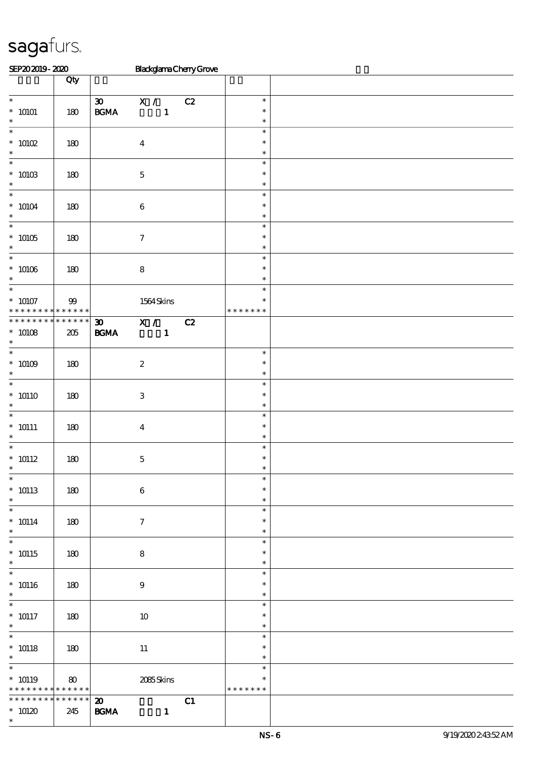# sagafurs.

SEP20 2019 - 2020 Blackglama Cherry Grove

| | Qty | | | |
|---|---|---|---|---|
| * <br> * 10101 <br> * | 180 | 30 X / C2 <br> BGMA 1 | * <br> * <br> * | |
| * <br> * 10102 <br> * | 180 | 4 | * <br> * <br> * | |
| * <br> * 10103 <br> * | 180 | 5 | * <br> * <br> * | |
| * <br> * 10104 <br> * | 180 | 6 | * <br> * <br> * | |
| * <br> * 10105 <br> * | 180 | 7 | * <br> * <br> * | |
| * <br> * 10106 <br> * | 180 | 8 | * <br> * <br> * | |
| * <br> * 10107 <br> * * * * * * * * * * * * * * | 99 | 1564 Skins | * <br> * <br> * * * * * * * | |
| * * * * * * * * * * * * * * <br> * 10108 <br> * | 205 | 30 X / C2 <br> BGMA 1 | | |
| * <br> * 10109 <br> * | 180 | 2 | * <br> * <br> * | |
| * <br> * 10110 <br> * | 180 | 3 | * <br> * <br> * | |
| * <br> * 10111 <br> * | 180 | 4 | * <br> * <br> * | |
| * <br> * 10112 <br> * | 180 | 5 | * <br> * <br> * | |
| * <br> * 10113 <br> * | 180 | 6 | * <br> * <br> * | |
| * <br> * 10114 <br> * | 180 | 7 | * <br> * <br> * | |
| * <br> * 10115 <br> * | 180 | 8 | * <br> * <br> * | |
| * <br> * 10116 <br> * | 180 | 9 | * <br> * <br> * | |
| * <br> * 10117 <br> * | 180 | 10 | * <br> * <br> * | |
| * <br> * 10118 <br> * | 180 | 11 | * <br> * <br> * | |
| * <br> * 10119 <br> * * * * * * * * * * * * * * | 80 | 2085 Skins | * <br> * <br> * * * * * * * | |
| * * * * * * * * * * * * * * <br> * 10120 <br> * | 245 | 20 C1 <br> BGMA 1 | | |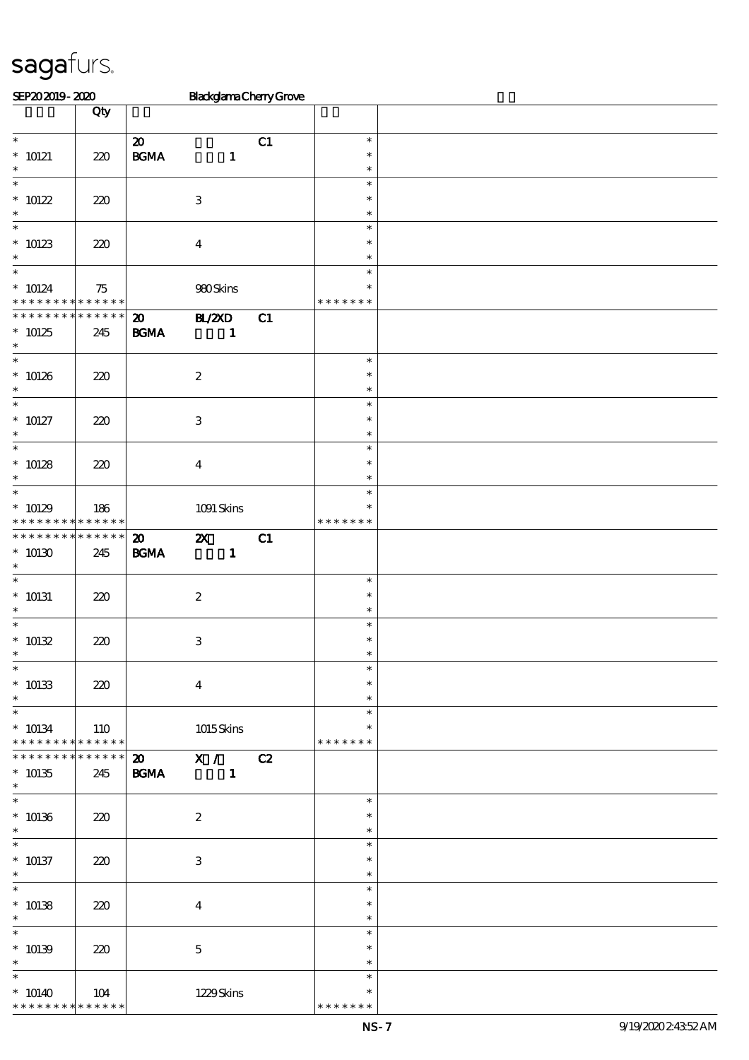# sagafurs.

SEP20 2019 - 2020 Blackglama Cherry Grove

| | Qty | | | | | |
|---|---|---|---|---|---|---|
| * 10121 * | 220 | 20 BGMA | 1 | C1 | * * * | |
| * 10122 * | 220 | | 3 | | * * * | |
| * 10123 * | 220 | | 4 | | * * * | |
| * 10124 * * * * * * * * * * * * * | 75 | | 980 Skins | | * * * * * * * * | |
| * * * * * * * * * * * * * * 10125 * | 245 | 20 BGMA | BL/2XD 1 | C1 | | |
| * 10126 * | 220 | | 2 | | * * * | |
| * 10127 * | 220 | | 3 | | * * * | |
| * 10128 * | 220 | | 4 | | * * * | |
| * 10129 * * * * * * * * * * * * * | 186 | | 1091 Skins | | * * * * * * * * | |
| * * * * * * * * * * * * * * 10130 * | 245 | 20 BGMA | 2X 1 | C1 | | |
| * 10131 * | 220 | | 2 | | * * * | |
| * 10132 * | 220 | | 3 | | * * * | |
| * 10133 * | 220 | | 4 | | * * * | |
| * 10134 * * * * * * * * * * * * * | 110 | | 1015 Skins | | * * * * * * * * | |
| * * * * * * * * * * * * * * 10135 * | 245 | 20 BGMA | X / 1 | C2 | | |
| * 10136 * | 220 | | 2 | | * * * | |
| * 10137 * | 220 | | 3 | | * * * | |
| * 10138 * | 220 | | 4 | | * * * | |
| * 10139 * | 220 | | 5 | | * * * | |
| * 10140 * * * * * * * * * * * * * | 104 | | 1229 Skins | | * * * * * * * * | |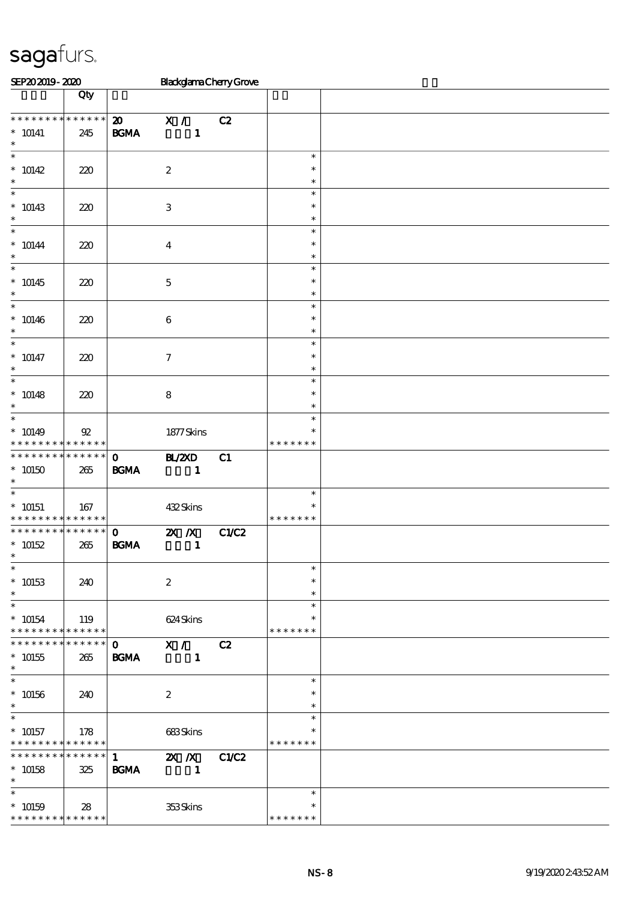sagafurs.

SEP20 2019 - 2020 Blackglama Cherry Grove

| | Qty | | | | | |
|---|---|---|---|---|---|---|
| * * * * * * * * * * * * * * | | 20 | X / | C2 | | |
| * 10141 | 245 | BGMA | 1 | | | |
| * 10142 | 220 | | 2 | | * | |
| * 10143 | 220 | | 3 | | * | |
| * 10144 | 220 | | 4 | | * | |
| * 10145 | 220 | | 5 | | * | |
| * 10146 | 220 | | 6 | | * | |
| * 10147 | 220 | | 7 | | * | |
| * 10148 | 220 | | 8 | | * | |
| * 10149 | 92 | | 1877 Skins | | * * * * * * * | |
| * * * * * * * * * * * * * * | | 0 | BL/2XD | C1 | | |
| * 10150 | 265 | BGMA | 1 | | | |
| * 10151 | 167 | | 432 Skins | | * * * * * * * | |
| * * * * * * * * * * * * * * | | 0 | 2X /X | C1/C2 | | |
| * 10152 | 265 | BGMA | 1 | | | |
| * 10153 | 240 | | 2 | | * | |
| * 10154 | 119 | | 624 Skins | | * * * * * * * | |
| * * * * * * * * * * * * * * | | 0 | X / | C2 | | |
| * 10155 | 265 | BGMA | 1 | | | |
| * 10156 | 240 | | 2 | | * | |
| * 10157 | 178 | | 683 Skins | | * * * * * * * | |
| * * * * * * * * * * * * * * | | 1 | 2X /X | C1/C2 | | |
| * 10158 | 325 | BGMA | 1 | | | |
| * 10159 | 28 | | 353 Skins | | * * * * * * * | |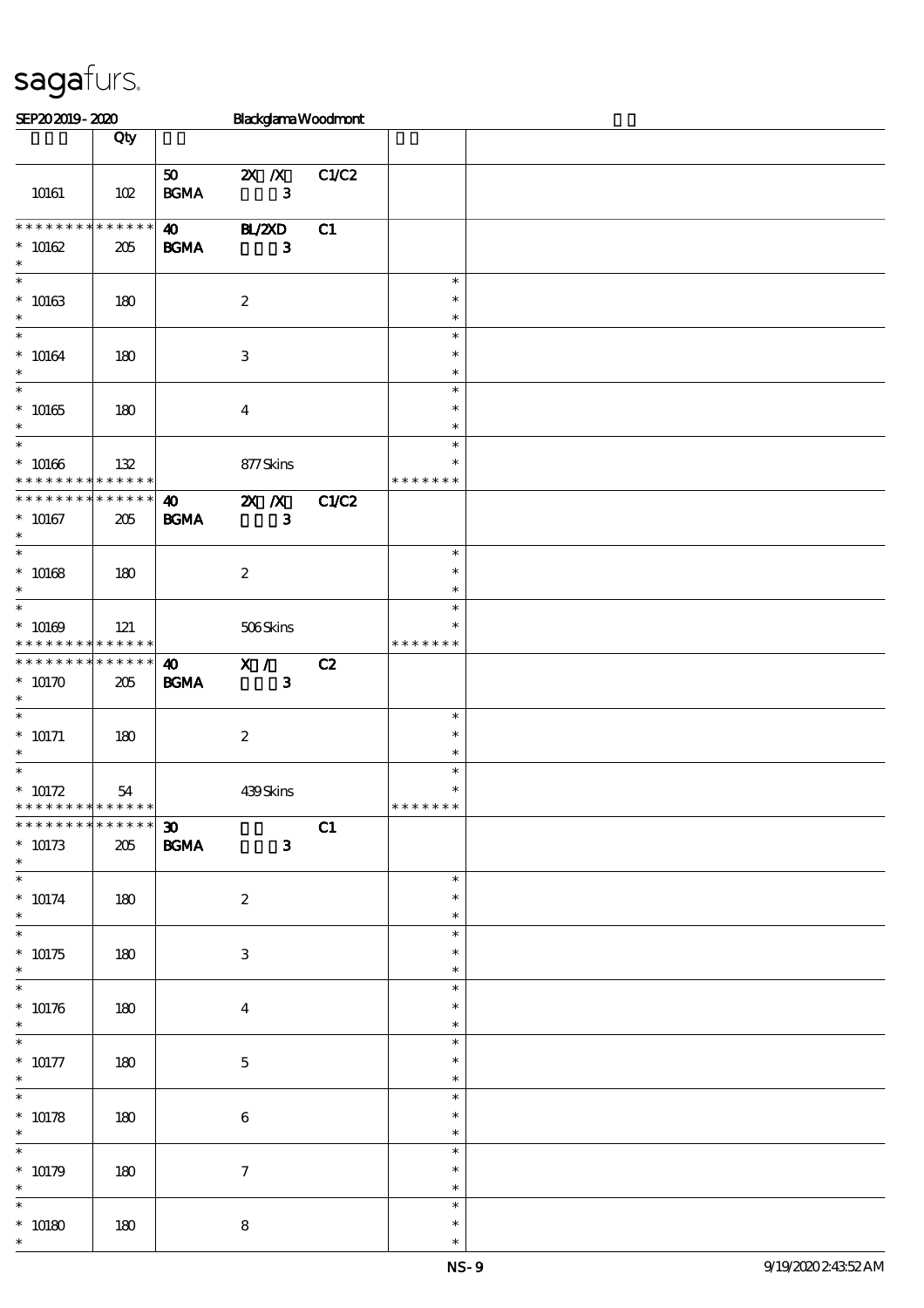# sagafurs.

SEP20 2019 - 2020 Blackglama Woodmont

| | Qty | | | | | |
|---|---|---|---|---|---|---|
| 10161 | 102 | 50 BGMA | 2X /X 3 | C1/C2 | | |
| * * * * * * * * * * * * * * 10162 * | 205 | 40 BGMA | BL/2XD 3 | C1 | | |
| * * 10163 * | 180 | | 2 | | * * * | |
| * * 10164 * | 180 | | 3 | | * * * | |
| * * 10165 * | 180 | | 4 | | * * * | |
| * * 10166 * * * * * * * * * * * * * | 132 | | 877 Skins | | * * * * * * * * | |
| * * * * * * * * * * * * * * 10167 * | 205 | 40 BGMA | 2X /X 3 | C1/C2 | | |
| * * 10168 * | 180 | | 2 | | * * * | |
| * * 10169 * * * * * * * * * * * * * | 121 | | 506 Skins | | * * * * * * * * | |
| * * * * * * * * * * * * * * 10170 * | 205 | 40 BGMA | X / 3 | C2 | | |
| * * 10171 * | 180 | | 2 | | * * * | |
| * * 10172 * * * * * * * * * * * * * | 54 | | 439 Skins | | * * * * * * * * | |
| * * * * * * * * * * * * * * 10173 * | 205 | 30 BGMA | 3 | C1 | | |
| * * 10174 * | 180 | | 2 | | * * * | |
| * * 10175 * | 180 | | 3 | | * * * | |
| * * 10176 * | 180 | | 4 | | * * * | |
| * * 10177 * | 180 | | 5 | | * * * | |
| * * 10178 * | 180 | | 6 | | * * * | |
| * * 10179 * | 180 | | 7 | | * * * | |
| * * 10180 * | 180 | | 8 | | * * * | |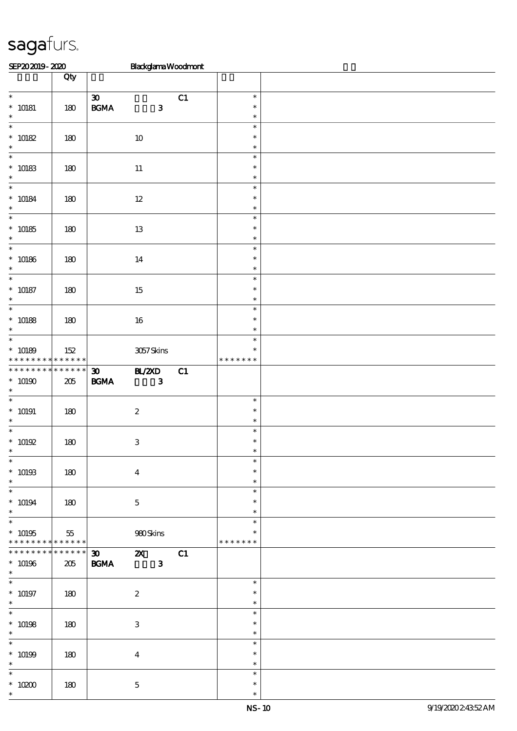sagafurs.

SEP20 2019 - 2020 Blackglama Woodmont

| | Qty | | |
|---|---|---|---|
| * <br> * 10181 <br> * | 180 | 30 C1 <br> BGMA 3 | * <br> * <br> * |
| * <br> * 10182 <br> * | 180 | 10 | * <br> * <br> * |
| * <br> * 10183 <br> * | 180 | 11 | * <br> * <br> * |
| * <br> * 10184 <br> * | 180 | 12 | * <br> * <br> * |
| * <br> * 10185 <br> * | 180 | 13 | * <br> * <br> * |
| * <br> * 10186 <br> * | 180 | 14 | * <br> * <br> * |
| * <br> * 10187 <br> * | 180 | 15 | * <br> * <br> * |
| * <br> * 10188 <br> * | 180 | 16 | * <br> * <br> * |
| * <br> * 10189 <br> * * * * * * * * * * * * * | 152 | 3057 Skins | * <br> * <br> * * * * * * * |
| * * * * * * * * * * * * * <br> * 10190 <br> * | 205 | 30 BL/2XD C1 <br> BGMA 3 | |
| * <br> * 10191 <br> * | 180 | 2 | * <br> * <br> * |
| * <br> * 10192 <br> * | 180 | 3 | * <br> * <br> * |
| * <br> * 10193 <br> * | 180 | 4 | * <br> * <br> * |
| * <br> * 10194 <br> * | 180 | 5 | * <br> * <br> * |
| * <br> * 10195 <br> * * * * * * * * * * * * * | 55 | 980 Skins | * <br> * <br> * * * * * * * |
| * * * * * * * * * * * * * <br> * 10196 <br> * | 205 | 30 2X C1 <br> BGMA 3 | |
| * <br> * 10197 <br> * | 180 | 2 | * <br> * <br> * |
| * <br> * 10198 <br> * | 180 | 3 | * <br> * <br> * |
| * <br> * 10199 <br> * | 180 | 4 | * <br> * <br> * |
| * <br> * 10200 <br> * | 180 | 5 | * <br> * <br> * |

NS-10 9/19/2020 2:43:52 AM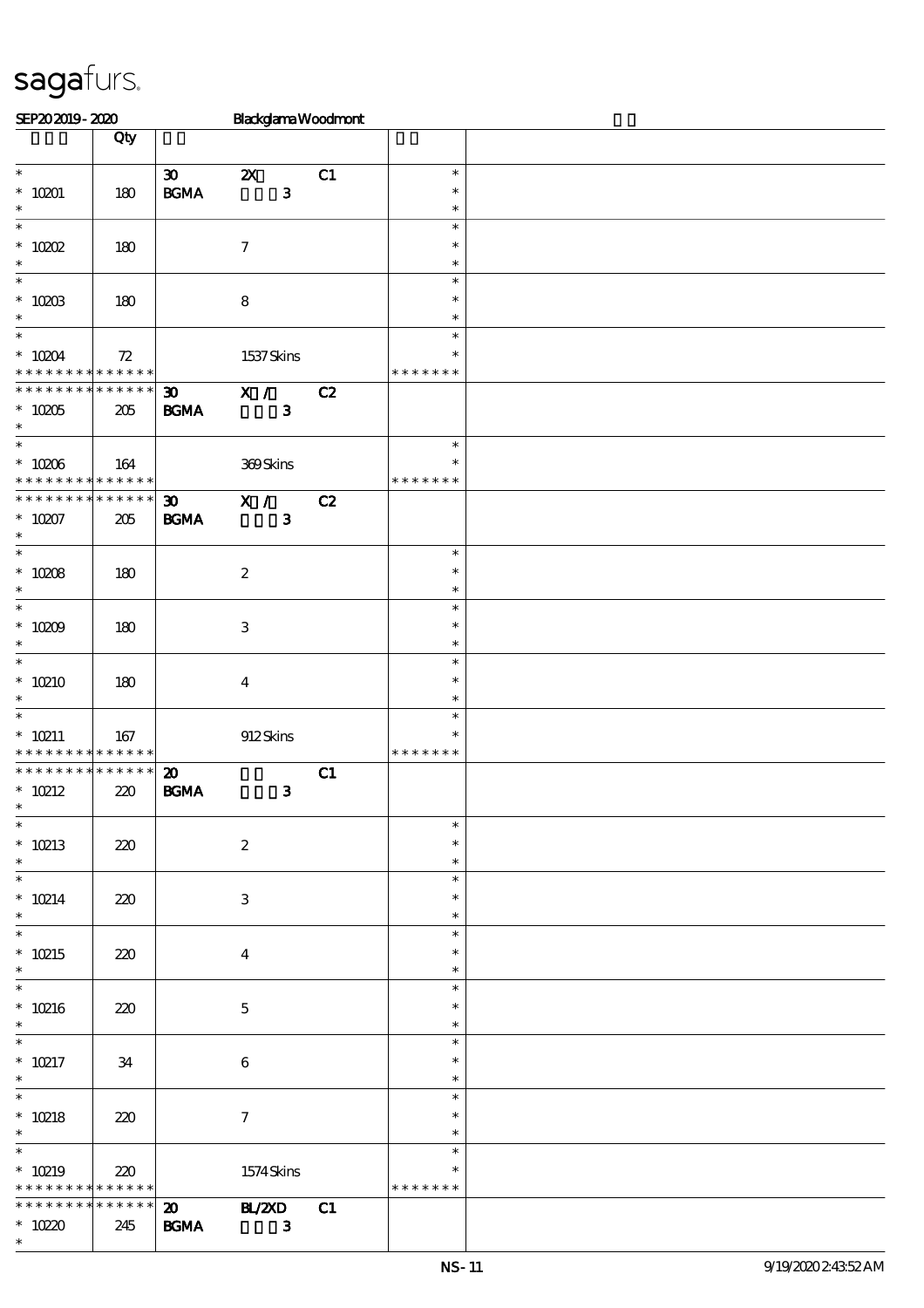sagafurs.

SEP20 2019 - 2020 Blackglama Woodmont

| | Qty | | | | | |
|---|---|---|---|---|---|---|
| * <br>* 10201<br>* | 180 | 30<br>BGMA | 2X<br>3 | C1 | *<br>*<br>* | |
| * <br>* 10202<br>* | 180 | | 7 | | *<br>*<br>* | |
| * <br>* 10203<br>* | 180 | | 8 | | *<br>*<br>* | |
| * <br>* 10204<br>* * * * * * * * * * * * * | 72 | | 1537 Skins | | *<br>*<br>* * * * * * * | |
| * * * * * * * * * * * * * *<br>* 10205<br>* | 205 | 30<br>BGMA | X /<br>3 | C2 | | |
| * <br>* 10206<br>* * * * * * * * * * * * * | 164 | | 369 Skins | | *<br>*<br>* * * * * * * | |
| * * * * * * * * * * * * * *<br>* 10207<br>* | 205 | 30<br>BGMA | X /<br>3 | C2 | | |
| * <br>* 10208<br>* | 180 | | 2 | | *<br>*<br>* | |
| * <br>* 10209<br>* | 180 | | 3 | | *<br>*<br>* | |
| * <br>* 10210<br>* | 180 | | 4 | | *<br>*<br>* | |
| * <br>* 10211<br>* * * * * * * * * * * * * | 167 | | 912 Skins | | *<br>*<br>* * * * * * * | |
| * * * * * * * * * * * * * *<br>* 10212<br>* | 220 | 20<br>BGMA | <br>3 | C1 | | |
| * <br>* 10213<br>* | 220 | | 2 | | *<br>*<br>* | |
| * <br>* 10214<br>* | 220 | | 3 | | *<br>*<br>* | |
| * <br>* 10215<br>* | 220 | | 4 | | *<br>*<br>* | |
| * <br>* 10216<br>* | 220 | | 5 | | *<br>*<br>* | |
| * <br>* 10217<br>* | 34 | | 6 | | *<br>*<br>* | |
| * <br>* 10218<br>* | 220 | | 7 | | *<br>*<br>* | |
| * <br>* 10219<br>* * * * * * * * * * * * * | 220 | | 1574 Skins | | *<br>*<br>* * * * * * * | |
| * * * * * * * * * * * * * *<br>* 10220<br>* | 245 | 20<br>BGMA | BL/2XD<br>3 | C1 | | |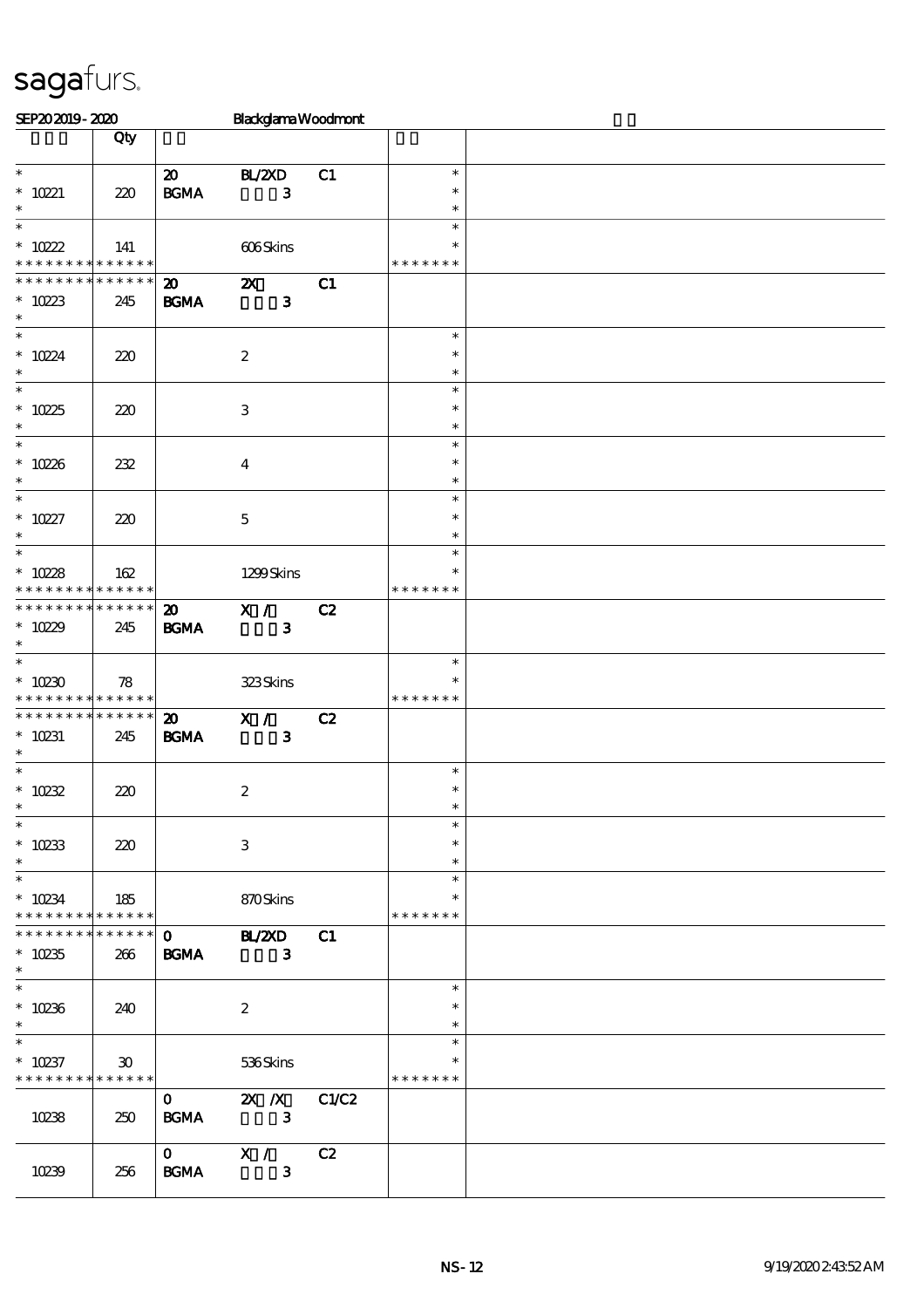sagafurs.

SEP20 2019 - 2020 Blackglama Woodmont

| | Qty | | | | | |
|---|---|---|---|---|---|---|
| * <br> * 10221 <br> * | 220 | 20 <br> BGMA | BL/2XD <br> 3 | C1 | * <br> * <br> * | |
| * <br> * 10222 <br> * * * * * * * * * * * * * * | 141 | | 606 Skins | | * <br> * <br> * * * * * * * | |
| * * * * * * * * * * * * * * <br> * 10223 <br> * | 245 | 20 <br> BGMA | 2X <br> 3 | C1 | | |
| * <br> * 10224 <br> * | 220 | | 2 | | * <br> * <br> * | |
| * <br> * 10225 <br> * | 220 | | 3 | | * <br> * <br> * | |
| * <br> * 10226 <br> * | 232 | | 4 | | * <br> * <br> * | |
| * <br> * 10227 <br> * | 220 | | 5 | | * <br> * <br> * | |
| * <br> * 10228 <br> * * * * * * * * * * * * * * | 162 | | 1299 Skins | | * <br> * <br> * * * * * * * | |
| * * * * * * * * * * * * * * <br> * 10229 <br> * | 245 | 20 <br> BGMA | X / <br> 3 | C2 | | |
| * <br> * 10230 <br> * * * * * * * * * * * * * * | 78 | | 323 Skins | | * <br> * <br> * * * * * * * | |
| * * * * * * * * * * * * * * <br> * 10231 <br> * | 245 | 20 <br> BGMA | X / <br> 3 | C2 | | |
| * <br> * 10232 <br> * | 220 | | 2 | | * <br> * <br> * | |
| * <br> * 10233 <br> * | 220 | | 3 | | * <br> * <br> * | |
| * <br> * 10234 <br> * * * * * * * * * * * * * * | 185 | | 870 Skins | | * <br> * <br> * * * * * * * | |
| * * * * * * * * * * * * * * <br> * 10235 <br> * | 266 | 0 <br> BGMA | BL/2XD <br> 3 | C1 | | |
| * <br> * 10236 <br> * | 240 | | 2 | | * <br> * <br> * | |
| * <br> * 10237 <br> * * * * * * * * * * * * * * | 30 | | 536 Skins | | * <br> * <br> * * * * * * * | |
| 10238 | 250 | 0 <br> BGMA | 2X /X <br> 3 | C1/C2 | | |
| 10239 | 256 | 0 <br> BGMA | X / <br> 3 | C2 | | |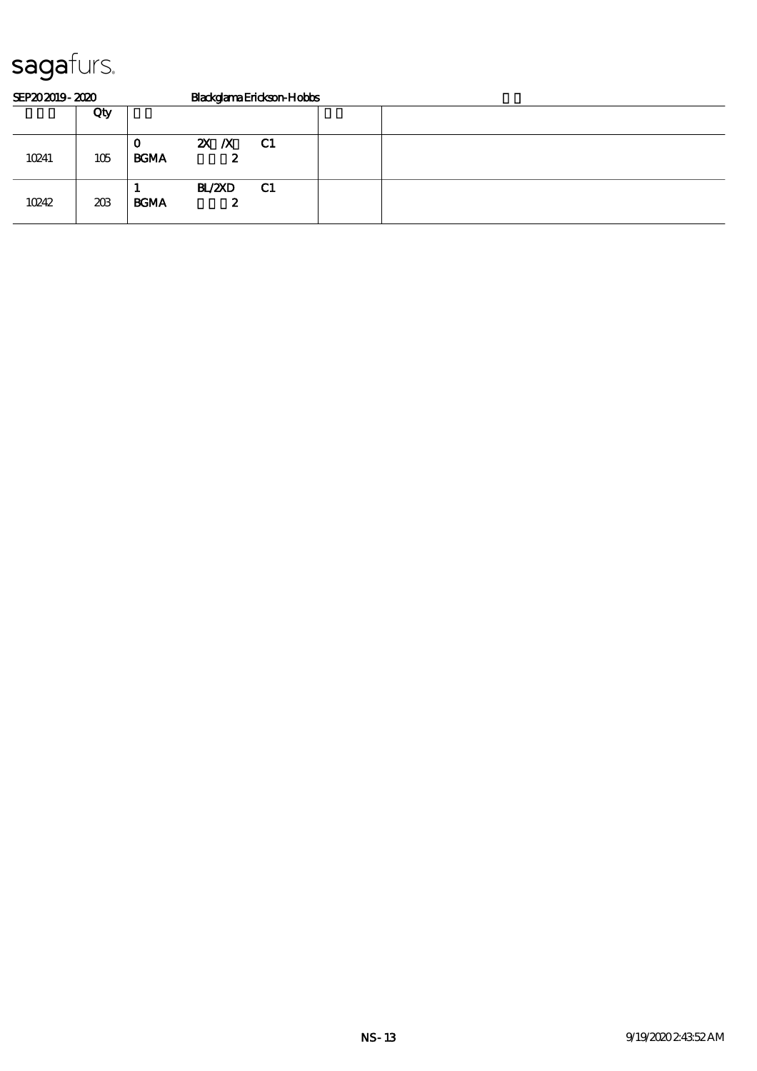sagafurs.

SEP20 2019 - 2020 Blackglama Erickson-Hobbs

| | Qty | | | |
|---|---|---|---|---|
| 10241 | 105 | 0<br>BGMA 2X /X 2 C1 | | |
| 10242 | 203 | 1<br>BGMA BL/2XD 2 C1 | | |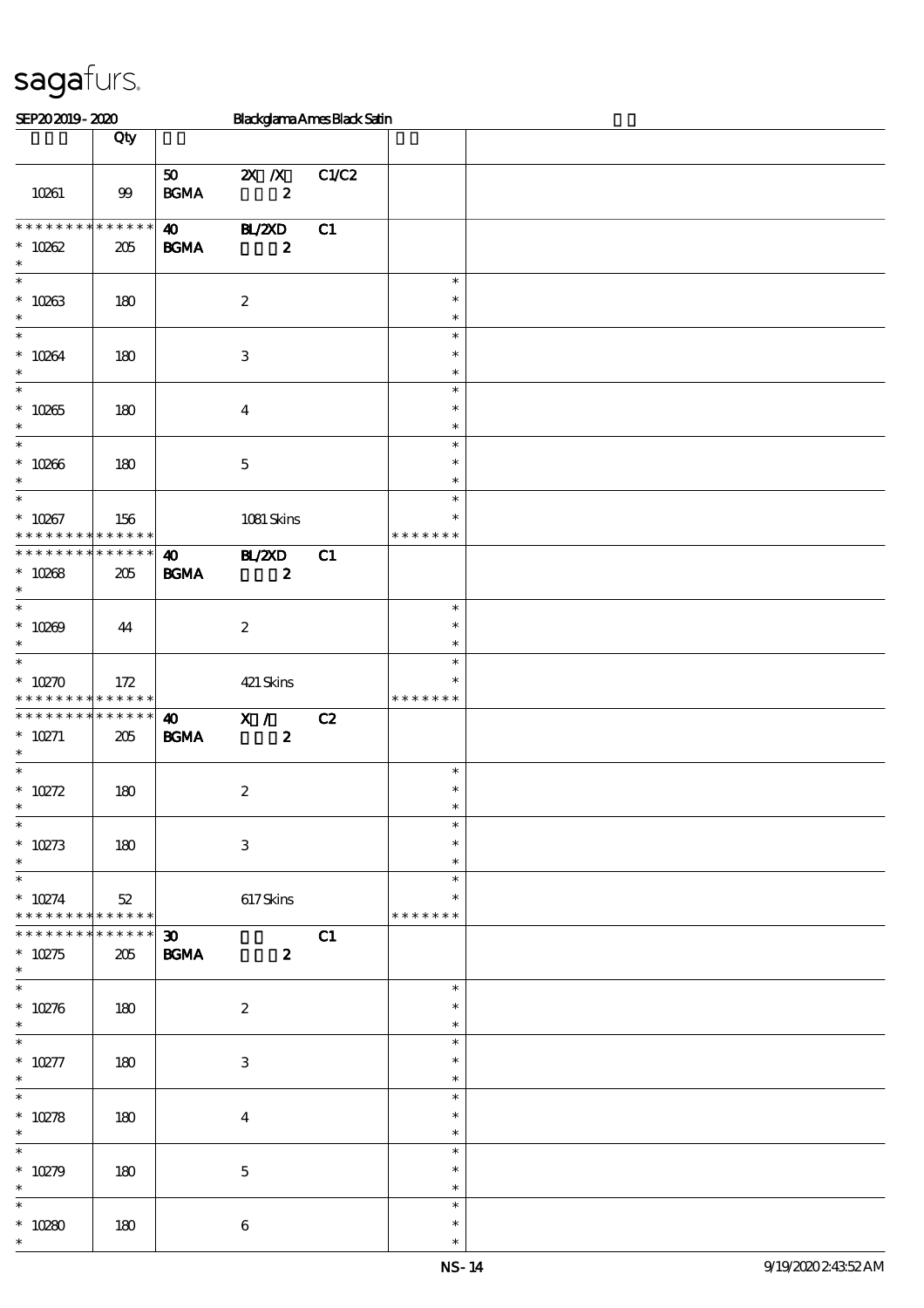| | Qty | | | | | |
|---|---|---|---|---|---|---|
| 10261 | 99 | 50<br>BGMA | 2X /X<br>2 | C1/C2 | | |
| * * * * * * * * * * * * * *<br>* 10262<br>* | 205 | 40<br>BGMA | BL/2XD<br>2 | C1 | | |
| *<br>* 10263<br>* | 180 | | 2 | | *<br>*<br>* | |
| *<br>* 10264<br>* | 180 | | 3 | | *<br>*<br>* | |
| *<br>* 10265<br>* | 180 | | 4 | | *<br>*<br>* | |
| *<br>* 10266<br>* | 180 | | 5 | | *<br>*<br>* | |
| *<br>* 10267<br>* * * * * * * * * * * * * * | 156 | | 1081 Skins | | *<br>*<br>* * * * * * * | |
| * * * * * * * * * * * * * *<br>* 10268<br>* | 205 | 40<br>BGMA | BL/2XD<br>2 | C1 | | |
| *<br>* 10269<br>* | 44 | | 2 | | *<br>*<br>* | |
| *<br>* 10270<br>* * * * * * * * * * * * * * | 172 | | 421 Skins | | *<br>*<br>* * * * * * * | |
| * * * * * * * * * * * * * *<br>* 10271<br>* | 205 | 40<br>BGMA | X /<br>2 | C2 | | |
| *<br>* 10272<br>* | 180 | | 2 | | *<br>*<br>* | |
| *<br>* 10273<br>* | 180 | | 3 | | *<br>*<br>* | |
| *<br>* 10274<br>* * * * * * * * * * * * * * | 52 | | 617 Skins | | *<br>*<br>* * * * * * * | |
| * * * * * * * * * * * * * *<br>* 10275<br>* | 205 | 30<br>BGMA | <br>2 | C1 | | |
| *<br>* 10276<br>* | 180 | | 2 | | *<br>*<br>* | |
| *<br>* 10277<br>* | 180 | | 3 | | *<br>*<br>* | |
| *<br>* 10278<br>* | 180 | | 4 | | *<br>*<br>* | |
| *<br>* 10279<br>* | 180 | | 5 | | *<br>*<br>* | |
| *<br>* 10280<br>* | 180 | | 6 | | *<br>*<br>* | |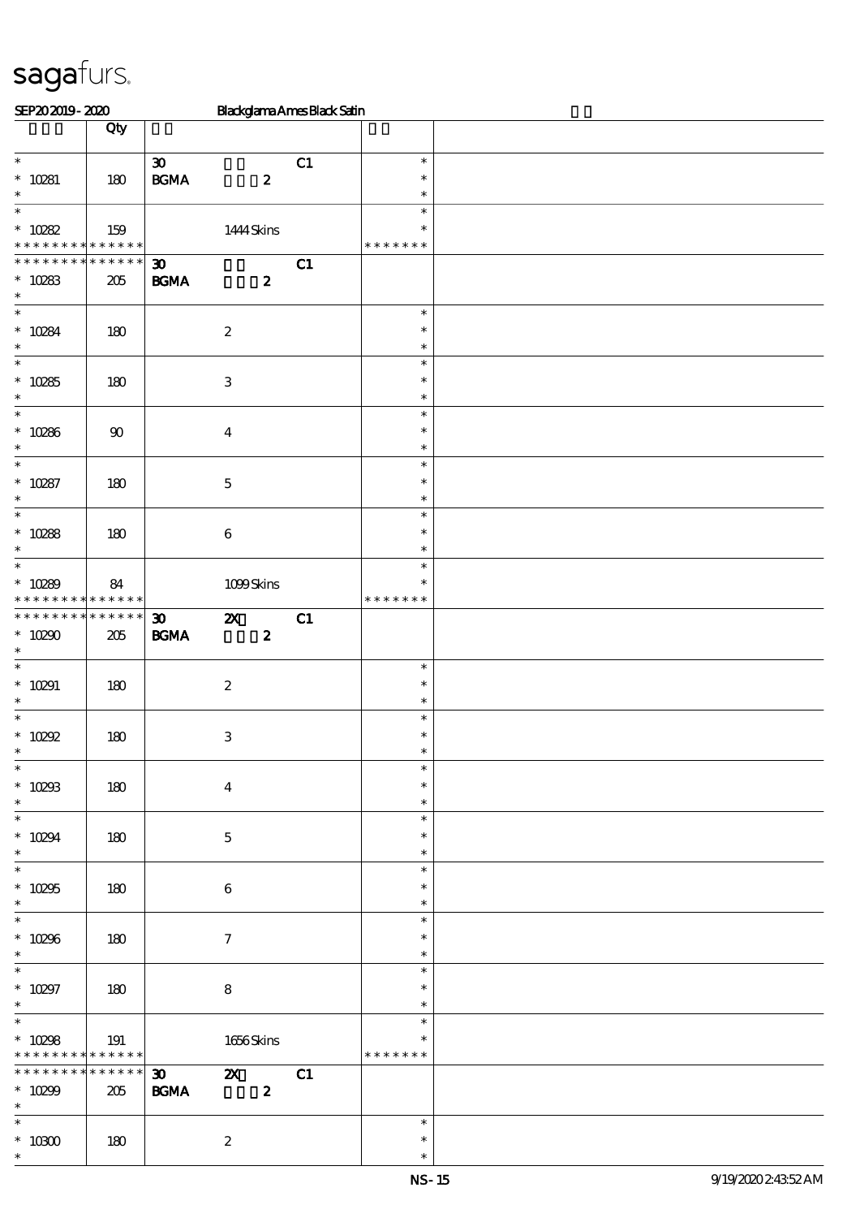# sagafurs.

SEP20 2019 - 2020 Blackglama Ames Black Satin

| | Qty | | | | |
|---|---|---|---|---|---|
| * <br> * 10281 <br> * | 180 | 30 <br> BGMA 2 | C1 | * <br> * <br> * | |
| * <br> * 10282 <br> * * * * * * * * * * * * * * | 159 | 1444 Skins | | * <br> * <br> * * * * * * * | |
| * * * * * * * * * * * * * * <br> * 10283 <br> * | 205 | 30 <br> BGMA 2 | C1 | | |
| * <br> * 10284 <br> * | 180 | 2 | | * <br> * <br> * | |
| * <br> * 10285 <br> * | 180 | 3 | | * <br> * <br> * | |
| * <br> * 10286 <br> * | 90 | 4 | | * <br> * <br> * | |
| * <br> * 10287 <br> * | 180 | 5 | | * <br> * <br> * | |
| * <br> * 10288 <br> * | 180 | 6 | | * <br> * <br> * | |
| * <br> * 10289 <br> * * * * * * * * * * * * * * | 84 | 1099 Skins | | * <br> * <br> * * * * * * * | |
| * * * * * * * * * * * * * * <br> * 10290 <br> * | 205 | 30 2X <br> BGMA 2 | C1 | | |
| * <br> * 10291 <br> * | 180 | 2 | | * <br> * <br> * | |
| * <br> * 10292 <br> * | 180 | 3 | | * <br> * <br> * | |
| * <br> * 10293 <br> * | 180 | 4 | | * <br> * <br> * | |
| * <br> * 10294 <br> * | 180 | 5 | | * <br> * <br> * | |
| * <br> * 10295 <br> * | 180 | 6 | | * <br> * <br> * | |
| * <br> * 10296 <br> * | 180 | 7 | | * <br> * <br> * | |
| * <br> * 10297 <br> * | 180 | 8 | | * <br> * <br> * | |
| * <br> * 10298 <br> * * * * * * * * * * * * * * | 191 | 1656 Skins | | * <br> * <br> * * * * * * * | |
| * * * * * * * * * * * * * * <br> * 10299 <br> * | 205 | 30 2X <br> BGMA 2 | C1 | | |
| * <br> * 10300 <br> * | 180 | 2 | | * <br> * <br> * | |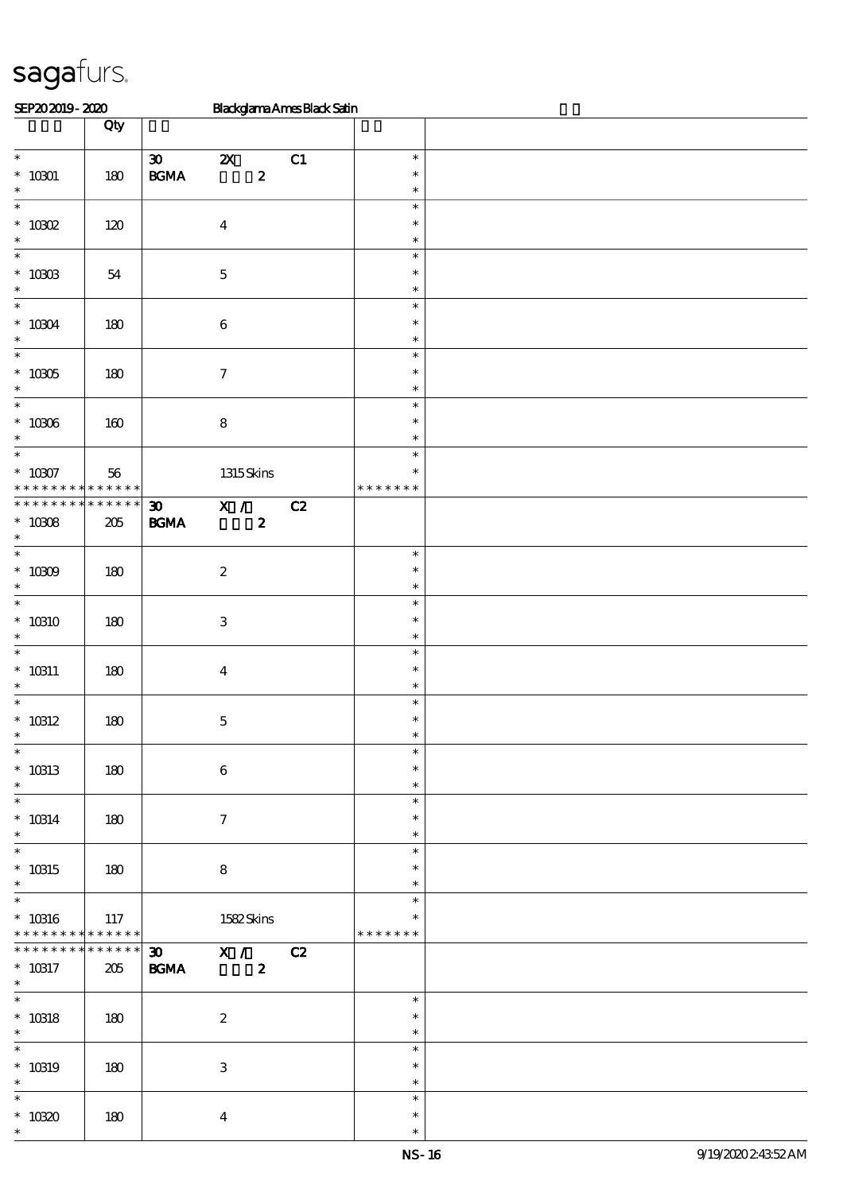sagafurs.

SEP20 2019 - 2020 Blackglama Ames Black Satin

| | Qty | | | |
|---|---|---|---|---|
| * 10301 | 180 | 30 BGMA 2X 2 C1 | * | |
| * 10302 | 120 | 4 | * | |
| * 10303 | 54 | 5 | * | |
| * 10304 | 180 | 6 | * | |
| * 10305 | 180 | 7 | * | |
| * 10306 | 160 | 8 | * | |
| * 10307 | 56 | 1315 Skins | * * * * * * * | |
| * 10308 | 205 | 30 BGMA X / 2 C2 | | |
| * 10309 | 180 | 2 | * | |
| * 10310 | 180 | 3 | * | |
| * 10311 | 180 | 4 | * | |
| * 10312 | 180 | 5 | * | |
| * 10313 | 180 | 6 | * | |
| * 10314 | 180 | 7 | * | |
| * 10315 | 180 | 8 | * | |
| * 10316 | 117 | 1582 Skins | * * * * * * * | |
| * 10317 | 205 | 30 BGMA X / 2 C2 | | |
| * 10318 | 180 | 2 | * | |
| * 10319 | 180 | 3 | * | |
| * 10320 | 180 | 4 | * | |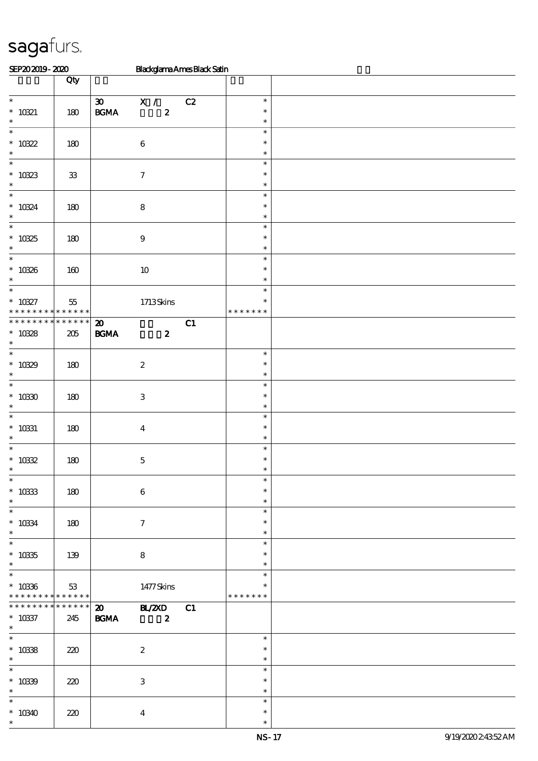sagafurs.

SEP20 2019 - 2020 Blackglama Ames Black Satin

| | Qty | | |
|---|---|---|---|
| * 10321 * | 180 | 30 X / C2 BGMA 2 | * * * |
| * 10322 * | 180 | 6 | * * * |
| * 10323 * | 33 | 7 | * * * |
| * 10324 * | 180 | 8 | * * * |
| * 10325 * | 180 | 9 | * * * |
| * 10326 * | 160 | 10 | * * * |
| * 10327 * * * * * * * * * * * * * * | 55 | 1713 Skins | * * * * * * * * * |
| * * * * * * * * * * * * * * 10328 * | 205 | 20 C1 BGMA 2 | |
| * 10329 * | 180 | 2 | * * * |
| * 10330 * | 180 | 3 | * * * |
| * 10331 * | 180 | 4 | * * * |
| * 10332 * | 180 | 5 | * * * |
| * 10333 * | 180 | 6 | * * * |
| * 10334 * | 180 | 7 | * * * |
| * 10335 * | 139 | 8 | * * * |
| * 10336 * * * * * * * * * * * * * * | 53 | 1477 Skins | * * * * * * * * * |
| * * * * * * * * * * * * * * 10337 * | 245 | 20 BL/2XD C1 BGMA 2 | |
| * 10338 * | 220 | 2 | * * * |
| * 10339 * | 220 | 3 | * * * |
| * 10340 * | 220 | 4 | * * * |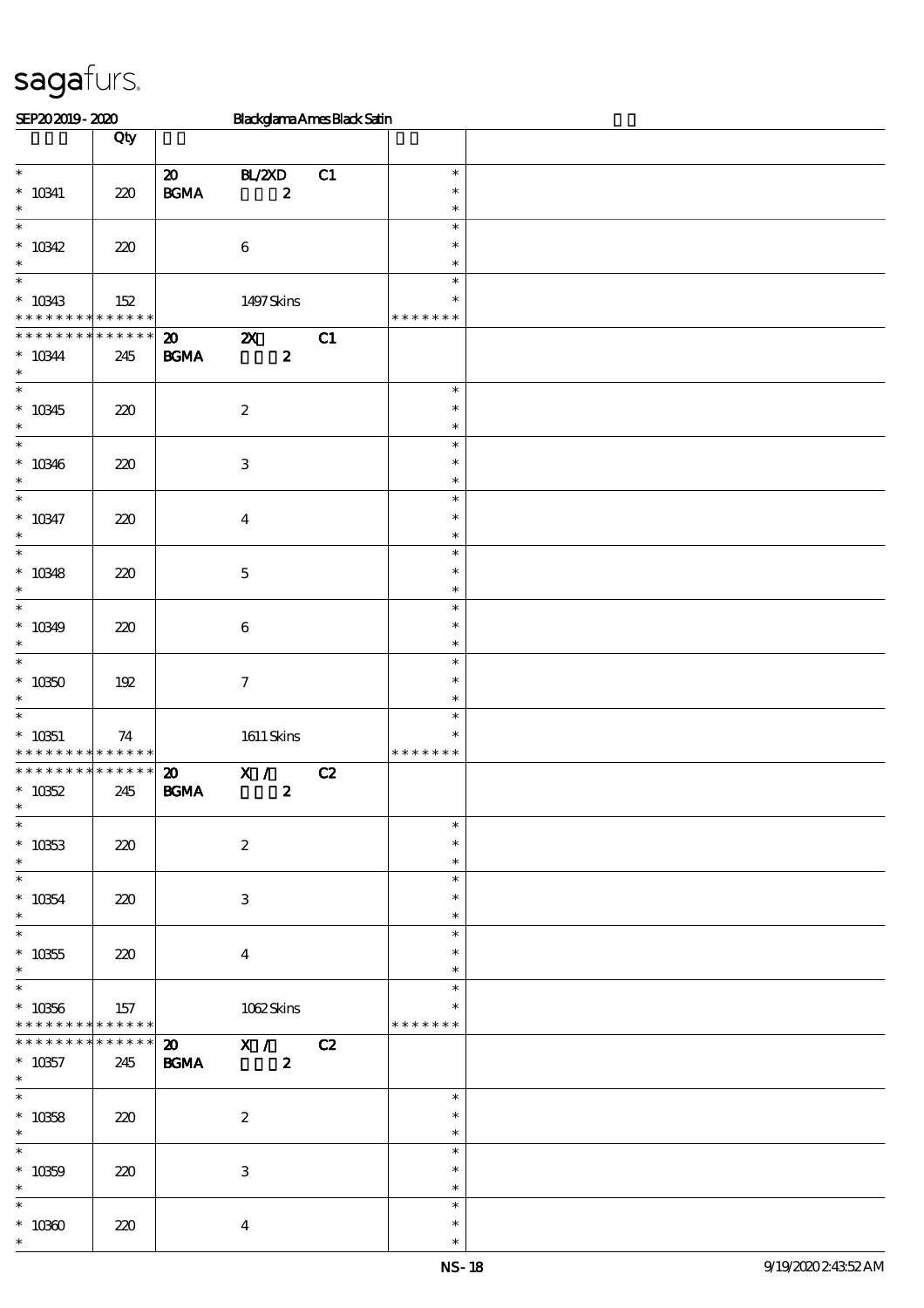sagafurs.

SEP20 2019 - 2020 Blackglama Ames Black Satin

| | Qty | | | | | |
|---|---|---|---|---|---|---|
| * <br> * 10341 <br> * | 220 | 20 <br> BGMA | BL/2XD <br> 2 | C1 | * <br> * <br> * | |
| * <br> * 10342 <br> * | 220 | | 6 | | * <br> * <br> * | |
| * <br> * 10343 <br> * * * * * * * * * * * * * * | 152 | | 1497 Skins | | * <br> * <br> * * * * * * * | |
| * * * * * * * * * * * * * * <br> * 10344 <br> * | 245 | 20 <br> BGMA | 2X <br> 2 | C1 | | |
| * <br> * 10345 <br> * | 220 | | 2 | | * <br> * <br> * | |
| * <br> * 10346 <br> * | 220 | | 3 | | * <br> * <br> * | |
| * <br> * 10347 <br> * | 220 | | 4 | | * <br> * <br> * | |
| * <br> * 10348 <br> * | 220 | | 5 | | * <br> * <br> * | |
| * <br> * 10349 <br> * | 220 | | 6 | | * <br> * <br> * | |
| * <br> * 10350 <br> * | 192 | | 7 | | * <br> * <br> * | |
| * <br> * 10351 <br> * * * * * * * * * * * * * * | 74 | | 1611 Skins | | * <br> * <br> * * * * * * * | |
| * * * * * * * * * * * * * * <br> * 10352 <br> * | 245 | 20 <br> BGMA | X / <br> 2 | C2 | | |
| * <br> * 10353 <br> * | 220 | | 2 | | * <br> * <br> * | |
| * <br> * 10354 <br> * | 220 | | 3 | | * <br> * <br> * | |
| * <br> * 10355 <br> * | 220 | | 4 | | * <br> * <br> * | |
| * <br> * 10356 <br> * * * * * * * * * * * * * * | 157 | | 1062 Skins | | * <br> * <br> * * * * * * * | |
| * * * * * * * * * * * * * * <br> * 10357 <br> * | 245 | 20 <br> BGMA | X / <br> 2 | C2 | | |
| * <br> * 10358 <br> * | 220 | | 2 | | * <br> * <br> * | |
| * <br> * 10359 <br> * | 220 | | 3 | | * <br> * <br> * | |
| * <br> * 10360 <br> * | 220 | | 4 | | * <br> * <br> * | |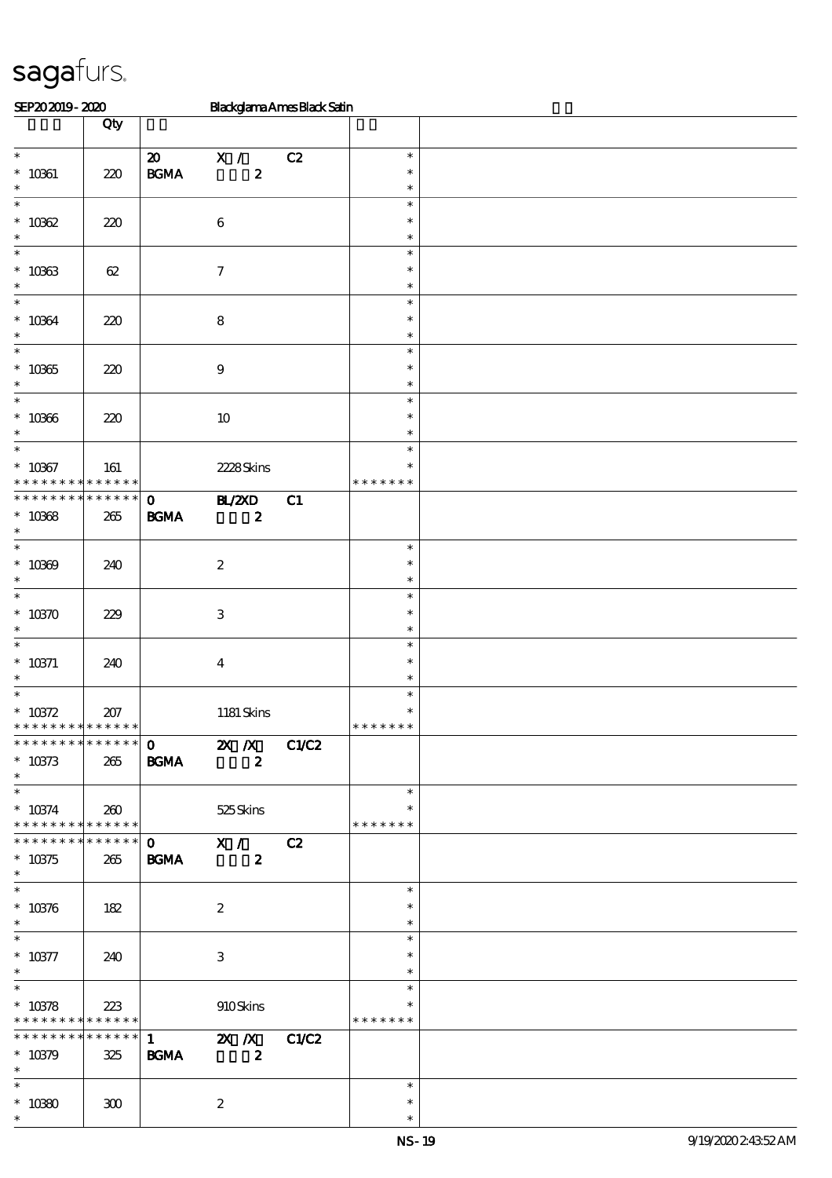# sagafurs.

SEP20 2019 - 2020 Blackglama Ames Black Satin

| | Qty | | | | | |
|---|---|---|---|---|---|---|
| * 10361 | 220 | 20 BGMA | X / 2 | C2 | * * * | |
| * 10362 | 220 | | 6 | | * * * | |
| * 10363 | 62 | | 7 | | * * * | |
| * 10364 | 220 | | 8 | | * * * | |
| * 10365 | 220 | | 9 | | * * * | |
| * 10366 | 220 | | 10 | | * * * | |
| * 10367 | 161 | | 2228 Skins | | * * ******* | |
| * 10368 | 265 | 0 BGMA | BL/2XD 2 | C1 | | |
| * 10369 | 240 | | 2 | | * * * | |
| * 10370 | 229 | | 3 | | * * * | |
| * 10371 | 240 | | 4 | | * * * | |
| * 10372 | 207 | | 1181 Skins | | * * ******* | |
| * 10373 | 265 | 0 BGMA | 2X /X 2 | C1/C2 | | |
| * 10374 | 260 | | 525 Skins | | * * ******* | |
| * 10375 | 265 | 0 BGMA | X / 2 | C2 | | |
| * 10376 | 182 | | 2 | | * * * | |
| * 10377 | 240 | | 3 | | * * * | |
| * 10378 | 223 | | 910 Skins | | * * ******* | |
| * 10379 | 325 | 1 BGMA | 2X /X 2 | C1/C2 | | |
| * 10380 | 300 | | 2 | | * * * | |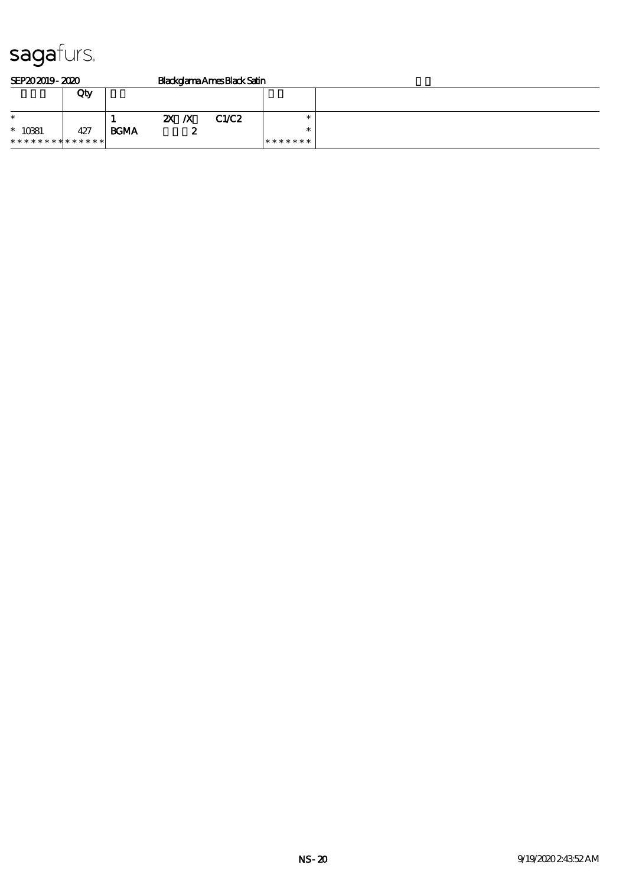# sagafurs.

SEP20 2019 - 2020 Blackglama Ames Black Satin

| | Qty | | | |
|---|---|---|---|---|
| * | | 1 2X /X C1/C2 | * | |
| * 10381 | 427 | BGMA 2 | * | |
| * * * * * * * * * * * * * * | | | * * * * * * * | |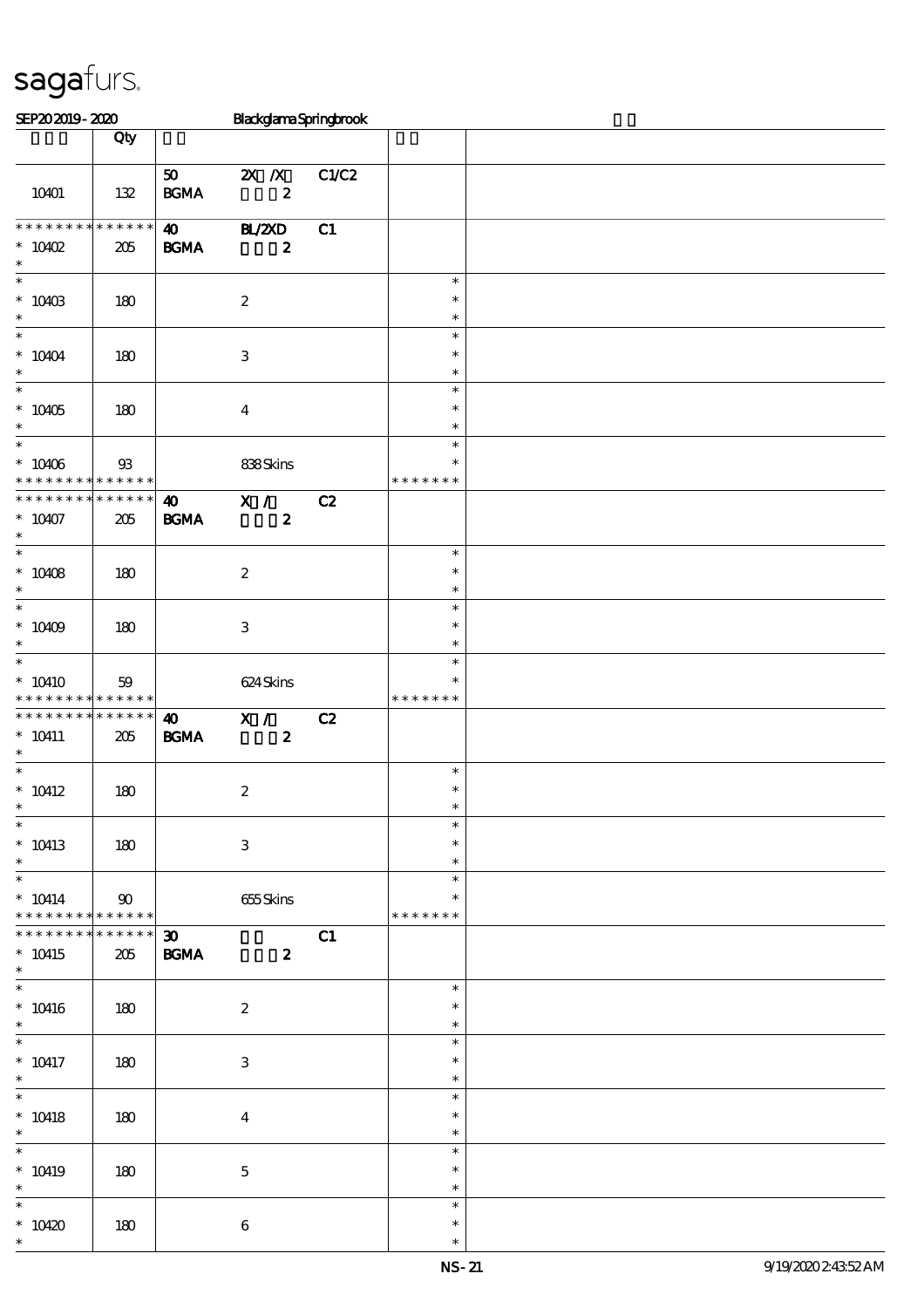SEP20 2019 - 2020 Blackglama Springbrook

| | Qty | | | | | |
|---|---|---|---|---|---|---|
| 10401 | 132 | 50 BGMA | 2X /X 2 | C1/C2 | | |
| * * * * * * * * * * * * * * 10402 * | 205 | 40 BGMA | BL/2XD 2 | C1 | | |
| * * 10403 * | 180 | | 2 | | * * * | |
| * * 10404 * | 180 | | 3 | | * * * | |
| * * 10405 * | 180 | | 4 | | * * * | |
| * * 10406 * * * * * * * * * * * * * | 93 | | 838 Skins | | * * * * * * * * * | |
| * * * * * * * * * * * * * * 10407 * | 205 | 40 BGMA | X / 2 | C2 | | |
| * * 10408 * | 180 | | 2 | | * * * | |
| * * 10409 * | 180 | | 3 | | * * * | |
| * * 10410 * * * * * * * * * * * * * | 59 | | 624 Skins | | * * * * * * * * * | |
| * * * * * * * * * * * * * * 10411 * | 205 | 40 BGMA | X / 2 | C2 | | |
| * * 10412 * | 180 | | 2 | | * * * | |
| * * 10413 * | 180 | | 3 | | * * * | |
| * * 10414 * * * * * * * * * * * * * | 90 | | 655 Skins | | * * * * * * * * * | |
| * * * * * * * * * * * * * * 10415 * | 205 | 30 BGMA | 2 | C1 | | |
| * * 10416 * | 180 | | 2 | | * * * | |
| * * 10417 * | 180 | | 3 | | * * * | |
| * * 10418 * | 180 | | 4 | | * * * | |
| * * 10419 * | 180 | | 5 | | * * * | |
| * * 10420 * | 180 | | 6 | | * * * | |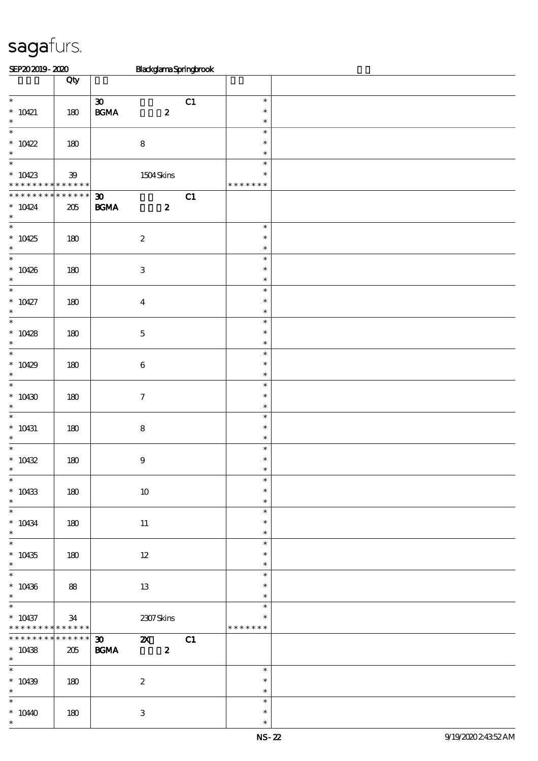SEP20 2019 - 2020 Blackglama Springbrook

| | Qty | | |
|---|---|---|---|
| * 10421 * | 180 | 30 C1 BGMA 2 | * * * |
| * 10422 * | 180 | 8 | * * * |
| * 10423 * * * * * * * * * * * * * | 39 | 1504 Skins | * * * * * * * * |
| * * * * * * * * * * * * * * 10424 * | 205 | 30 C1 BGMA 2 | |
| * 10425 * | 180 | 2 | * * * |
| * 10426 * | 180 | 3 | * * * |
| * 10427 * | 180 | 4 | * * * |
| * 10428 * | 180 | 5 | * * * |
| * 10429 * | 180 | 6 | * * * |
| * 10430 * | 180 | 7 | * * * |
| * 10431 * | 180 | 8 | * * * |
| * 10432 * | 180 | 9 | * * * |
| * 10433 * | 180 | 10 | * * * |
| * 10434 * | 180 | 11 | * * * |
| * 10435 * | 180 | 12 | * * * |
| * 10436 * | 88 | 13 | * * * |
| * 10437 * * * * * * * * * * * * * | 34 | 2307 Skins | * * * * * * * * |
| * * * * * * * * * * * * * * 10438 * | 205 | 30 2X C1 BGMA 2 | |
| * 10439 * | 180 | 2 | * * * |
| * 10440 * | 180 | 3 | * * * |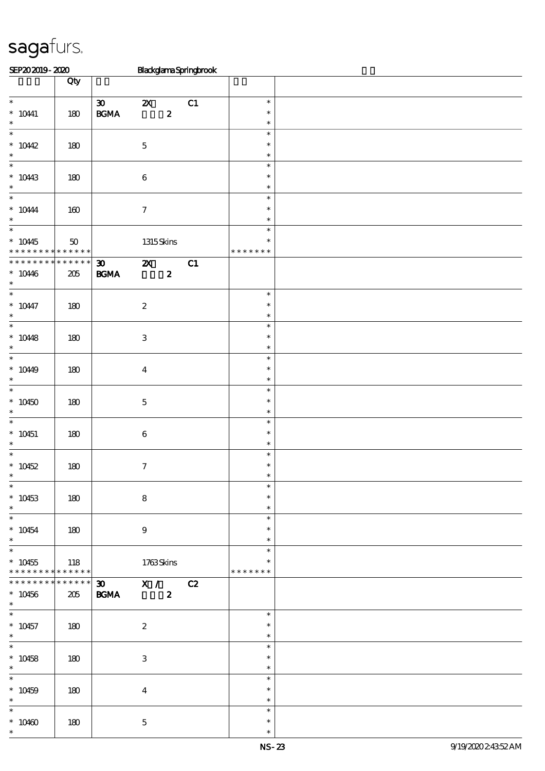SEP20 2019 - 2020 Blackglama Springbrook

| | Qty | | |
|---|---|---|---|
| * 10441 * | 180 | 30 2X C1 BGMA 2 | * * * |
| * 10442 * | 180 | 5 | * * * |
| * 10443 * | 180 | 6 | * * * |
| * 10444 * | 160 | 7 | * * * |
| * 10445 * * * * * * * * * * * * * | 50 | 1315 Skins | * * * * * * * * * |
| * * * * * * * * * * * * * * 10446 * | 205 | 30 2X C1 BGMA 2 | |
| * 10447 * | 180 | 2 | * * * |
| * 10448 * | 180 | 3 | * * * |
| * 10449 * | 180 | 4 | * * * |
| * 10450 * | 180 | 5 | * * * |
| * 10451 * | 180 | 6 | * * * |
| * 10452 * | 180 | 7 | * * * |
| * 10453 * | 180 | 8 | * * * |
| * 10454 * | 180 | 9 | * * * |
| * 10455 * * * * * * * * * * * * * | 118 | 1763 Skins | * * * * * * * * * |
| * * * * * * * * * * * * * * 10456 * | 205 | 30 X / C2 BGMA 2 | |
| * 10457 * | 180 | 2 | * * * |
| * 10458 * | 180 | 3 | * * * |
| * 10459 * | 180 | 4 | * * * |
| * 10460 * | 180 | 5 | * * * |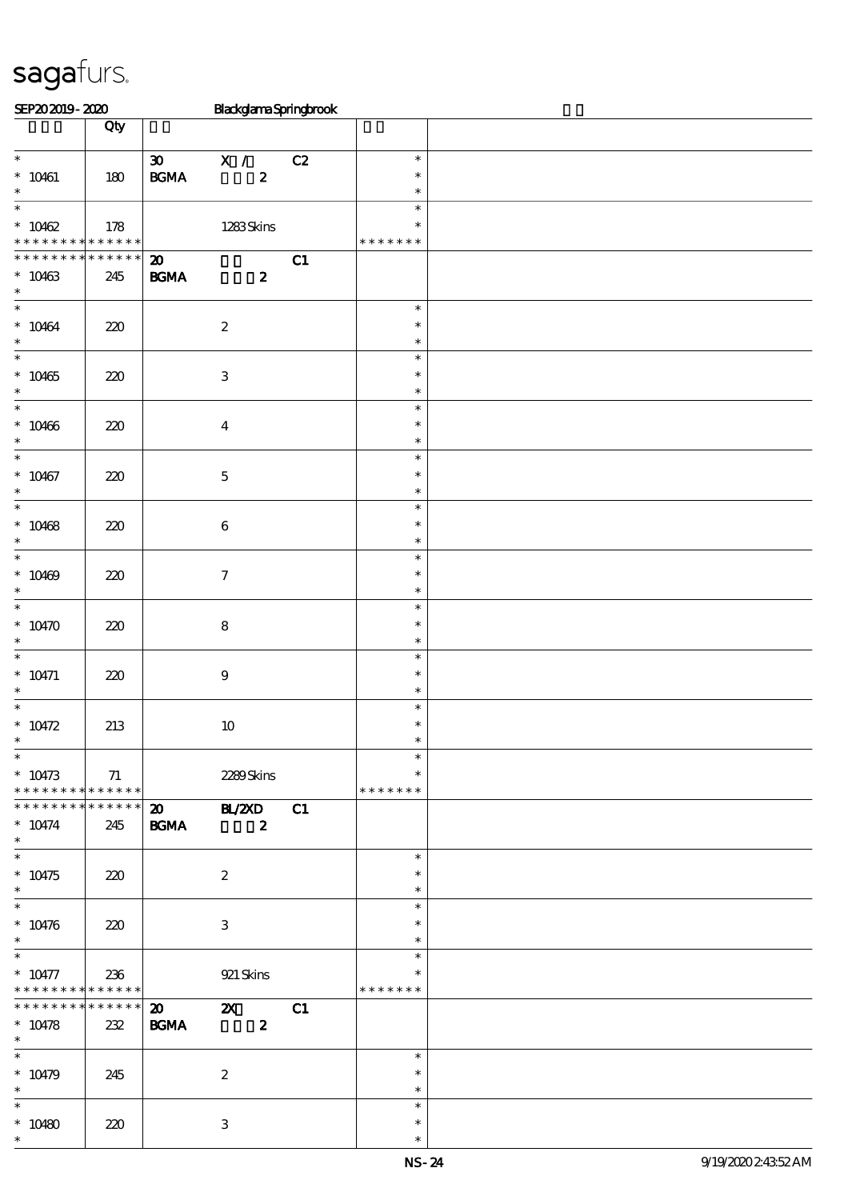sagafurs.

SEP20 2019 - 2020 Blackglama Springbrook

| | Qty | | | |
|---|---|---|---|---|
| * <br> * 10461 <br> * | 180 | 30 X / C2 <br> BGMA 2 | * <br> * <br> * | |
| * <br> * 10462 <br> * * * * * * * * * * * * * * | 178 | 1283 Skins | * <br> * <br> * * * * * * * | |
| * * * * * * * * * * * * * * <br> * 10463 <br> * | 245 | 20 C1 <br> BGMA 2 | | |
| * <br> * 10464 <br> * | 220 | 2 | * <br> * <br> * | |
| * <br> * 10465 <br> * | 220 | 3 | * <br> * <br> * | |
| * <br> * 10466 <br> * | 220 | 4 | * <br> * <br> * | |
| * <br> * 10467 <br> * | 220 | 5 | * <br> * <br> * | |
| * <br> * 10468 <br> * | 220 | 6 | * <br> * <br> * | |
| * <br> * 10469 <br> * | 220 | 7 | * <br> * <br> * | |
| * <br> * 10470 <br> * | 220 | 8 | * <br> * <br> * | |
| * <br> * 10471 <br> * | 220 | 9 | * <br> * <br> * | |
| * <br> * 10472 <br> * | 213 | 10 | * <br> * <br> * | |
| * <br> * 10473 <br> * * * * * * * * * * * * * * | 71 | 2289 Skins | * <br> * <br> * * * * * * * | |
| * * * * * * * * * * * * * * <br> * 10474 <br> * | 245 | 20 BL/2XD C1 <br> BGMA 2 | | |
| * <br> * 10475 <br> * | 220 | 2 | * <br> * <br> * | |
| * <br> * 10476 <br> * | 220 | 3 | * <br> * <br> * | |
| * <br> * 10477 <br> * * * * * * * * * * * * * * | 236 | 921 Skins | * <br> * <br> * * * * * * * | |
| * * * * * * * * * * * * * * <br> * 10478 <br> * | 232 | 20 2X C1 <br> BGMA 2 | | |
| * <br> * 10479 <br> * | 245 | 2 | * <br> * <br> * | |
| * <br> * 10480 <br> * | 220 | 3 | * <br> * <br> * | |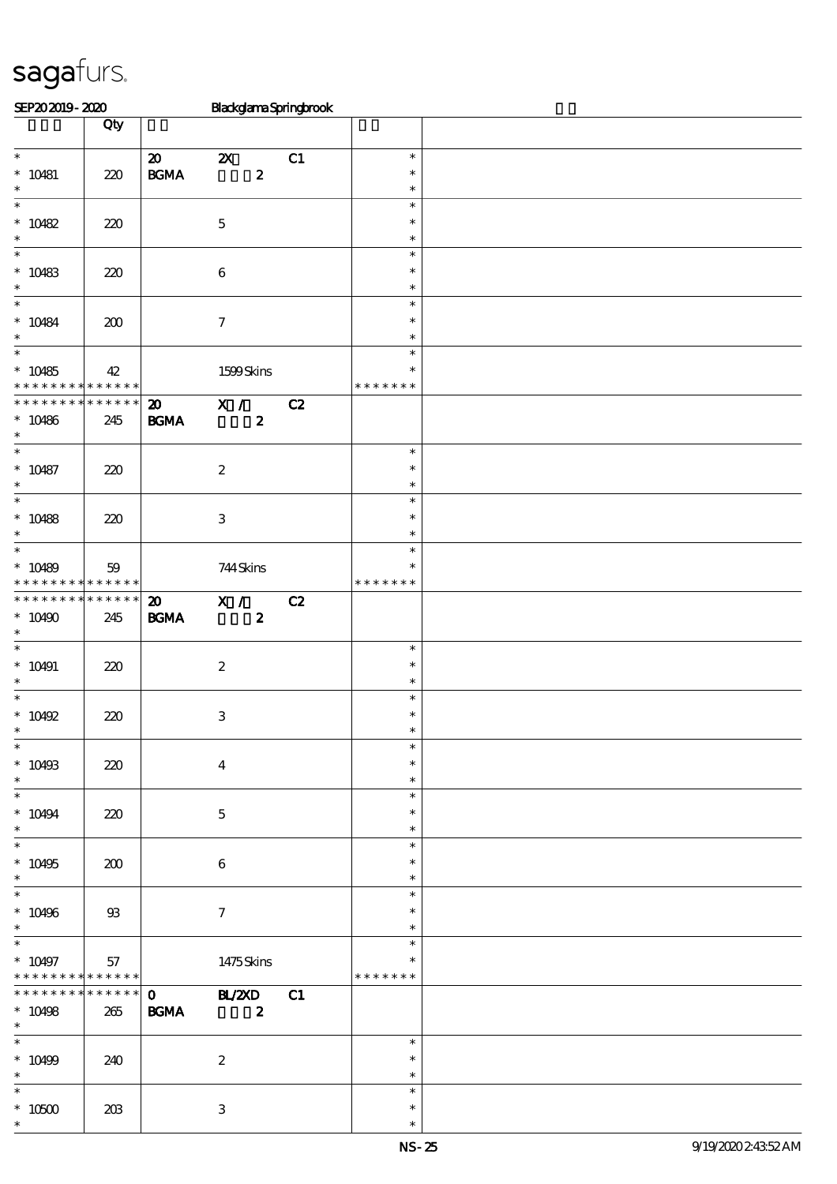# sagafurs.

SEP20 2019 - 2020 Blackglama Springbrook

| | Qty | | | | | |
|---|---|---|---|---|---|---|
| * 10481 * | 220 | 20 BGMA | 2X 2 | C1 | * * * | |
| * 10482 * | 220 | | 5 | | * * * | |
| * 10483 * | 220 | | 6 | | * * * | |
| * 10484 * | 200 | | 7 | | * * * | |
| * 10485 * * * * * * * * * * * * * | 42 | | 1599 Skins | | * * * * * * * * | |
| * * * * * * * * * * * * * * 10486 * | 245 | 20 BGMA | X / 2 | C2 | | |
| * 10487 * | 220 | | 2 | | * * * | |
| * 10488 * | 220 | | 3 | | * * * | |
| * 10489 * * * * * * * * * * * * * | 59 | | 744 Skins | | * * * * * * * * | |
| * * * * * * * * * * * * * * 10490 * | 245 | 20 BGMA | X / 2 | C2 | | |
| * 10491 * | 220 | | 2 | | * * * | |
| * 10492 * | 220 | | 3 | | * * * | |
| * 10493 * | 220 | | 4 | | * * * | |
| * 10494 * | 220 | | 5 | | * * * | |
| * 10495 * | 200 | | 6 | | * * * | |
| * 10496 * | 93 | | 7 | | * * * | |
| * 10497 * * * * * * * * * * * * * | 57 | | 1475 Skins | | * * * * * * * * | |
| * * * * * * * * * * * * * * 10498 * | 265 | 0 BGMA | BL/2XD 2 | C1 | | |
| * 10499 * | 240 | | 2 | | * * * | |
| * 10500 * | 203 | | 3 | | * * * | |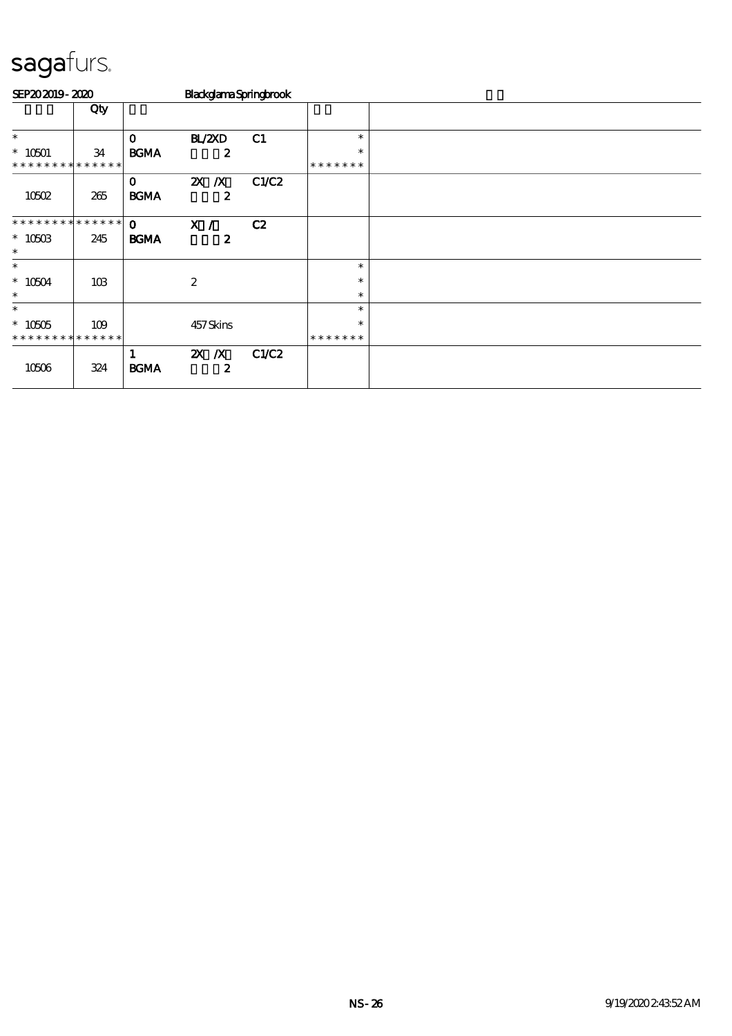# sagafurs.

SEP20 2019 - 2020 Blackglama Springbrook

| | Qty | | | | | |
|---|---|---|---|---|---|---|
| * | | 0 | BL/2XD | C1 | * | |
| * 10501 | 34 | BGMA | 2 | | * | |
| * * * * * * * * * * * * * * | | | | | * * * * * * * | |
| | | 0 | 2X /X | C1/C2 | | |
| 10502 | 265 | BGMA | 2 | | | |
| * * * * * * * * * * * * * * | | 0 | X / | C2 | | |
| * 10503 | 245 | BGMA | 2 | | | |
| * | | | | | | |
| * | | | | | * | |
| * 10504 | 103 | | 2 | | * | |
| * | | | | | * | |
| * | | | | | * | |
| * 10505 | 109 | | 457 Skins | | * | |
| * * * * * * * * * * * * * * | | | | | * * * * * * * | |
| | | 1 | 2X /X | C1/C2 | | |
| 10506 | 324 | BGMA | 2 | | | |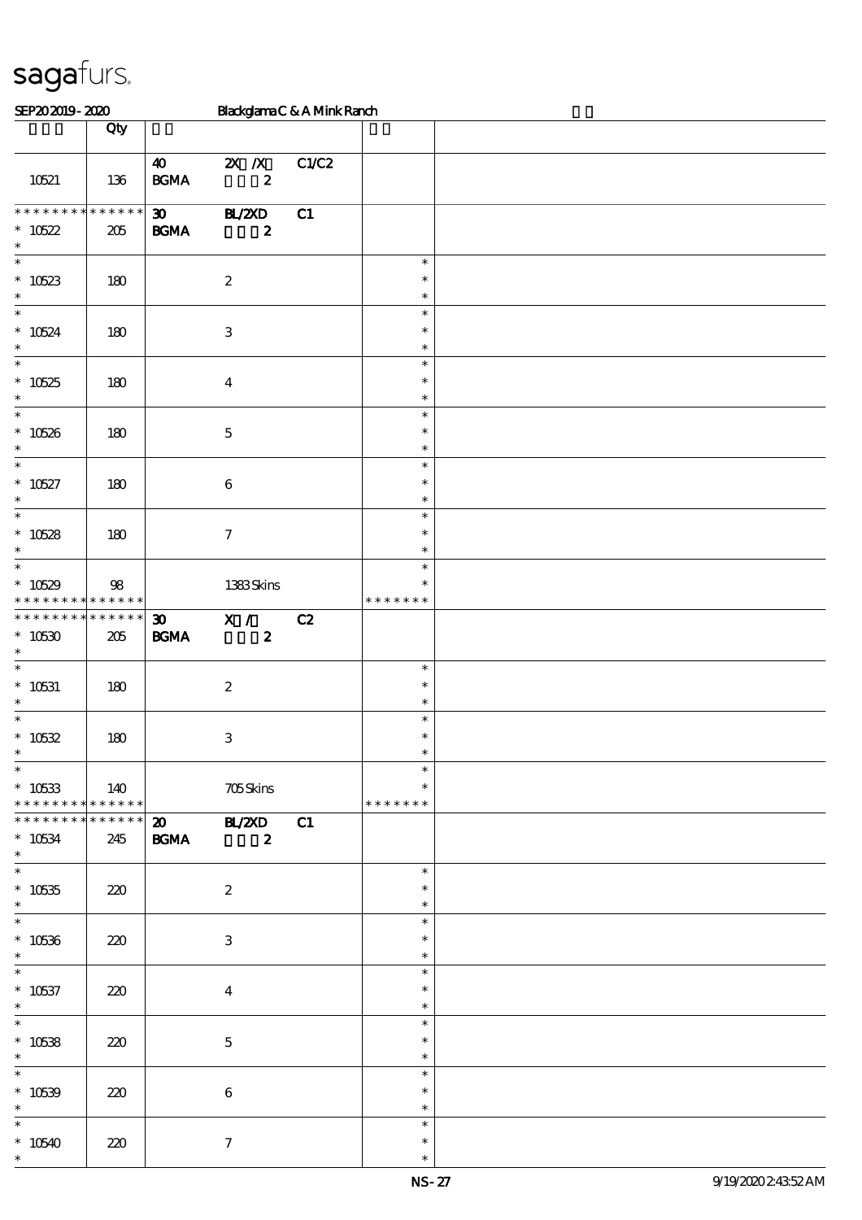# sagafurs.

SEP20 2019 - 2020 Blackglama C & A Mink Ranch

| | Qty | | | | | |
|---|---|---|---|---|---|---|
| 10521 | 136 | 40 BGMA | 2X /X 2 | C1/C2 | | |
| * * * * * * * * * * * * * * 10522 * | 205 | 30 BGMA | BL/2XD 2 | C1 | | |
| * 10523 * | 180 | | 2 | | * * * | |
| * 10524 * | 180 | | 3 | | * * * | |
| * 10525 * | 180 | | 4 | | * * * | |
| * 10526 * | 180 | | 5 | | * * * | |
| * 10527 * | 180 | | 6 | | * * * | |
| * 10528 * | 180 | | 7 | | * * * | |
| * 10529 * * * * * * * * * * * * * | 98 | | 1383 Skins | | * * * * * * * * * | |
| * * * * * * * * * * * * * * 10530 * | 205 | 30 BGMA | X / 2 | C2 | | |
| * 10531 * | 180 | | 2 | | * * * | |
| * 10532 * | 180 | | 3 | | * * * | |
| * 10533 * * * * * * * * * * * * * | 140 | | 705 Skins | | * * * * * * * * * | |
| * * * * * * * * * * * * * * 10534 * | 245 | 20 BGMA | BL/2XD 2 | C1 | | |
| * 10535 * | 220 | | 2 | | * * * | |
| * 10536 * | 220 | | 3 | | * * * | |
| * 10537 * | 220 | | 4 | | * * * | |
| * 10538 * | 220 | | 5 | | * * * | |
| * 10539 * | 220 | | 6 | | * * * | |
| * 10540 * | 220 | | 7 | | * * * | |

NS-27 9/19/2020 2:43:52 AM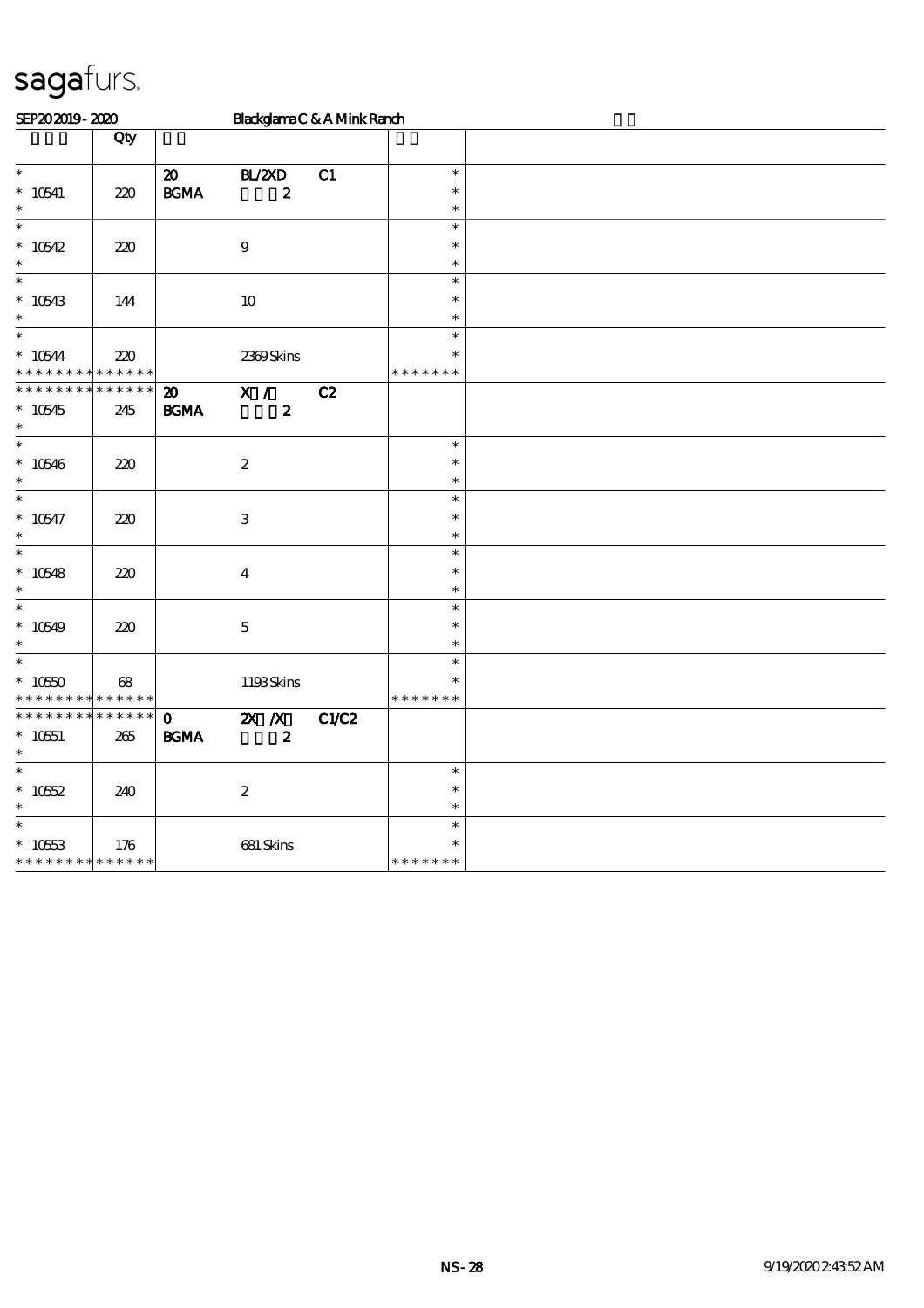sagafurs.

SEP20 2019 - 2020 Blackglama C & A Mink Ranch

| | Qty | | | | | |
|---|---|---|---|---|---|---|
| * 10541 | 220 | 20 BGMA | BL/2XD 2 | C1 | * * * | |
| * 10542 | 220 | | 9 | | * * * | |
| * 10543 | 144 | | 10 | | * * * | |
| * 10544 | 220 | | 2369 Skins | | * * * * * * * | |
| * 10545 | 245 | 20 BGMA | X / 2 | C2 | | |
| * 10546 | 220 | | 2 | | * * * | |
| * 10547 | 220 | | 3 | | * * * | |
| * 10548 | 220 | | 4 | | * * * | |
| * 10549 | 220 | | 5 | | * * * | |
| * 10550 | 68 | | 1193 Skins | | * * * * * * * | |
| * 10551 | 265 | 0 BGMA | 2X /X 2 | C1/C2 | | |
| * 10552 | 240 | | 2 | | * * * | |
| * 10553 | 176 | | 681 Skins | | * * * * * * * | |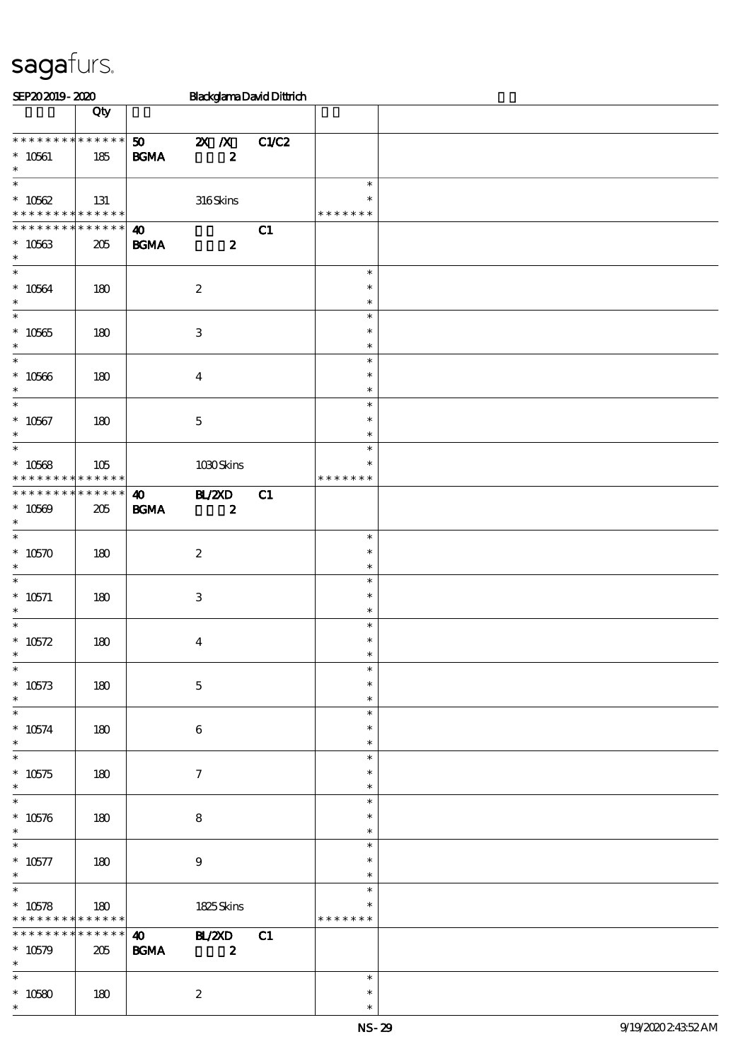| | Qty | | | | | |
|---|---|---|---|---|---|---|
| * * * * * * * * * * * * * * | 50 | 2X /X | C1/C2 | | | |
| * 10561 | 185 | BGMA | 2 | | | |
| * | | | | | | |
| * 10562 | 131 | | 316 Skins | | * * * * * * * | |
| * * * * * * * * * * * * * * | 40 | | C1 | | | |
| * 10563 | 205 | BGMA | 2 | | | |
| * 10564 | 180 | | 2 | | | |
| * 10565 | 180 | | 3 | | | |
| * 10566 | 180 | | 4 | | | |
| * 10567 | 180 | | 5 | | | |
| * 10568 | 105 | | 1030 Skins | | * * * * * * * | |
| * * * * * * * * * * * * * * | 40 | BL/2XD | C1 | | | |
| * 10569 | 205 | BGMA | 2 | | | |
| * 10570 | 180 | | 2 | | | |
| * 10571 | 180 | | 3 | | | |
| * 10572 | 180 | | 4 | | | |
| * 10573 | 180 | | 5 | | | |
| * 10574 | 180 | | 6 | | | |
| * 10575 | 180 | | 7 | | | |
| * 10576 | 180 | | 8 | | | |
| * 10577 | 180 | | 9 | | | |
| * 10578 | 180 | | 1825 Skins | | * * * * * * * | |
| * * * * * * * * * * * * * * | 40 | BL/2XD | C1 | | | |
| * 10579 | 205 | BGMA | 2 | | | |
| * 10580 | 180 | | 2 | | | |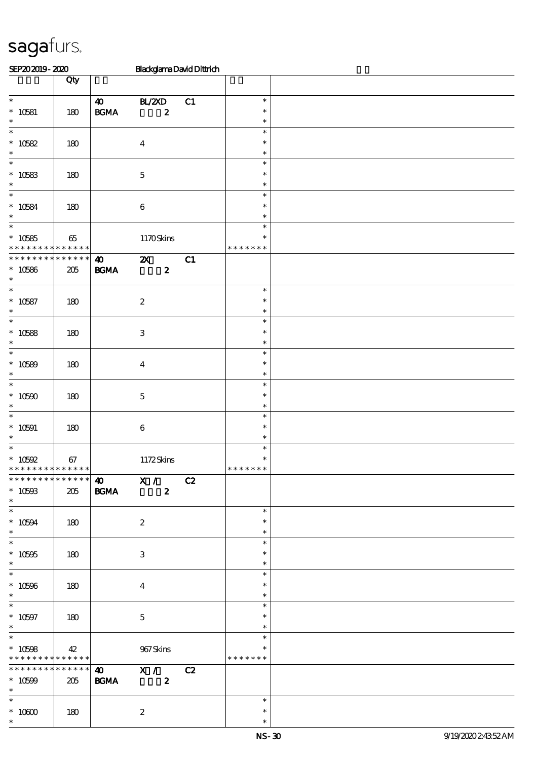# sagafurs.

SEP20 2019 - 2020 Blackglama David Dittrich

| | Qty | | | | | |
|---|---|---|---|---|---|---|
| * 10581 | 180 | 40 BGMA | BL/2XD 2 | C1 | * * * | |
| * 10582 | 180 | | 4 | | * * * | |
| * 10583 | 180 | | 5 | | * * * | |
| * 10584 | 180 | | 6 | | * * * | |
| * 10585 | 65 | | 1170 Skins | | * * ******* | |
| ************* 10586 | 205 | 40 BGMA | 2X 2 | C1 | | |
| * 10587 | 180 | | 2 | | * * * | |
| * 10588 | 180 | | 3 | | * * * | |
| * 10589 | 180 | | 4 | | * * * | |
| * 10590 | 180 | | 5 | | * * * | |
| * 10591 | 180 | | 6 | | * * * | |
| * 10592 | 67 | | 1172 Skins | | * * ******* | |
| ************* 10593 | 205 | 40 BGMA | X / 2 | C2 | | |
| * 10594 | 180 | | 2 | | * * * | |
| * 10595 | 180 | | 3 | | * * * | |
| * 10596 | 180 | | 4 | | * * * | |
| * 10597 | 180 | | 5 | | * * * | |
| * 10598 | 42 | | 967 Skins | | * * ******* | |
| ************* 10599 | 205 | 40 BGMA | X / 2 | C2 | | |
| * 10600 | 180 | | 2 | | * * * | |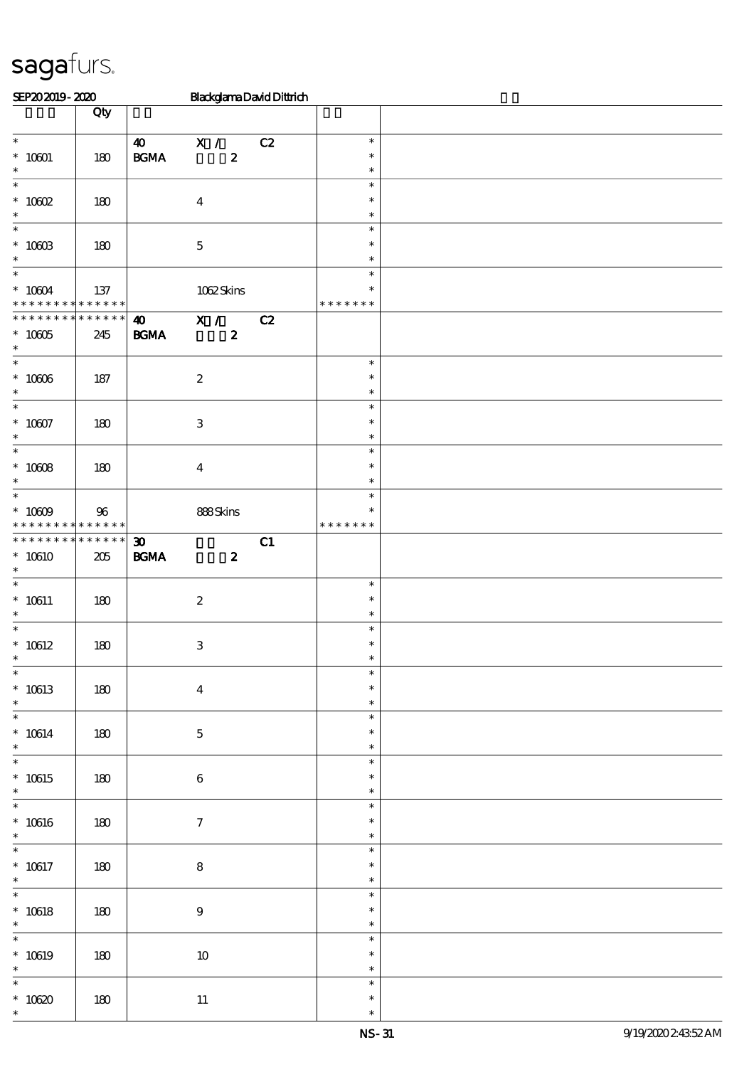# sagafurs.

SEP20 2019 - 2020 Blackglama David Dittrich

| | Qty | | | | | |
|---|---|---|---|---|---|---|
| * 10601 | 180 | 40 BGMA | X / 2 | C2 | * | |
| * 10602 | 180 | | 4 | | * | |
| * 10603 | 180 | | 5 | | * | |
| * 10604 | 137 | | 1062 Skins | | * * * * * * * | |
| * * * * * * * * * * * * * * 10605 | 245 | 40 BGMA | X / 2 | C2 | | |
| * 10606 | 187 | | 2 | | * | |
| * 10607 | 180 | | 3 | | * | |
| * 10608 | 180 | | 4 | | * | |
| * 10609 | 96 | | 888 Skins | | * * * * * * * | |
| * * * * * * * * * * * * * * 10610 | 205 | 30 BGMA | 2 | C1 | | |
| * 10611 | 180 | | 2 | | * | |
| * 10612 | 180 | | 3 | | * | |
| * 10613 | 180 | | 4 | | * | |
| * 10614 | 180 | | 5 | | * | |
| * 10615 | 180 | | 6 | | * | |
| * 10616 | 180 | | 7 | | * | |
| * 10617 | 180 | | 8 | | * | |
| * 10618 | 180 | | 9 | | * | |
| * 10619 | 180 | | 10 | | * | |
| * 10620 | 180 | | 11 | | * | |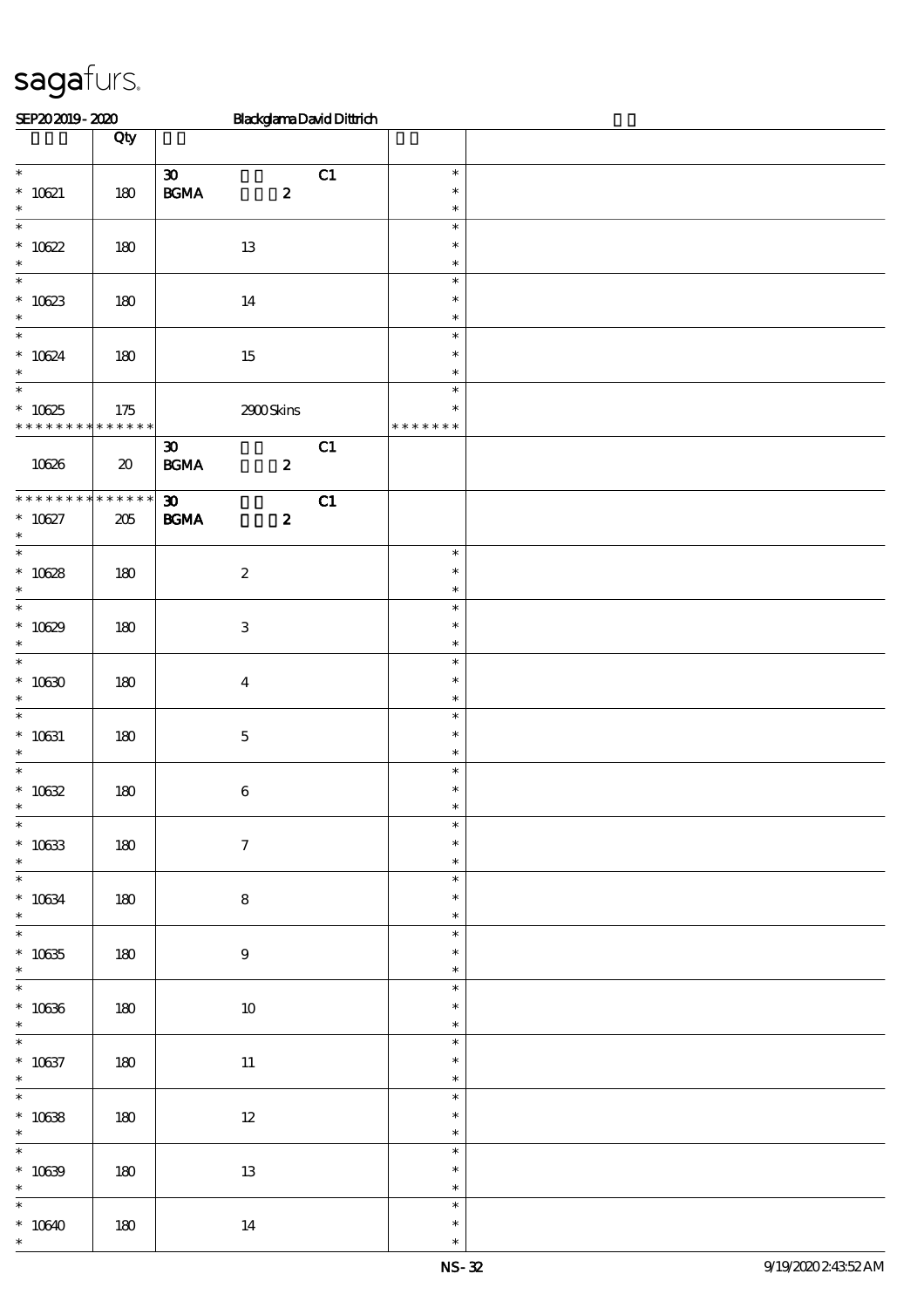# sagafurs.

SEP20 2019 - 2020 Blackglama David Dittrich

| | Qty | | |
|---|---|---|---|
| * <br> * 10621 <br> * | 180 | 30 C1 <br> BGMA 2 | * <br> * <br> * |
| * <br> * 10622 <br> * | 180 | 13 | * <br> * <br> * |
| * <br> * 10623 <br> * | 180 | 14 | * <br> * <br> * |
| * <br> * 10624 <br> * | 180 | 15 | * <br> * <br> * |
| * <br> * 10625 <br> * * * * * * * * * * * * * * | 175 | 2900 Skins | * <br> * <br> * * * * * * * |
| 10626 | 20 | 30 C1 <br> BGMA 2 | |
| * * * * * * * * * * * * * * <br> * 10627 <br> * | 205 | 30 C1 <br> BGMA 2 | |
| * <br> * 10628 <br> * | 180 | 2 | * <br> * <br> * |
| * <br> * 10629 <br> * | 180 | 3 | * <br> * <br> * |
| * <br> * 10630 <br> * | 180 | 4 | * <br> * <br> * |
| * <br> * 10631 <br> * | 180 | 5 | * <br> * <br> * |
| * <br> * 10632 <br> * | 180 | 6 | * <br> * <br> * |
| * <br> * 10633 <br> * | 180 | 7 | * <br> * <br> * |
| * <br> * 10634 <br> * | 180 | 8 | * <br> * <br> * |
| * <br> * 10635 <br> * | 180 | 9 | * <br> * <br> * |
| * <br> * 10636 <br> * | 180 | 10 | * <br> * <br> * |
| * <br> * 10637 <br> * | 180 | 11 | * <br> * <br> * |
| * <br> * 10638 <br> * | 180 | 12 | * <br> * <br> * |
| * <br> * 10639 <br> * | 180 | 13 | * <br> * <br> * |
| * <br> * 10640 <br> * | 180 | 14 | * <br> * <br> * |

NS - 32 9/19/2020 2:43:52 AM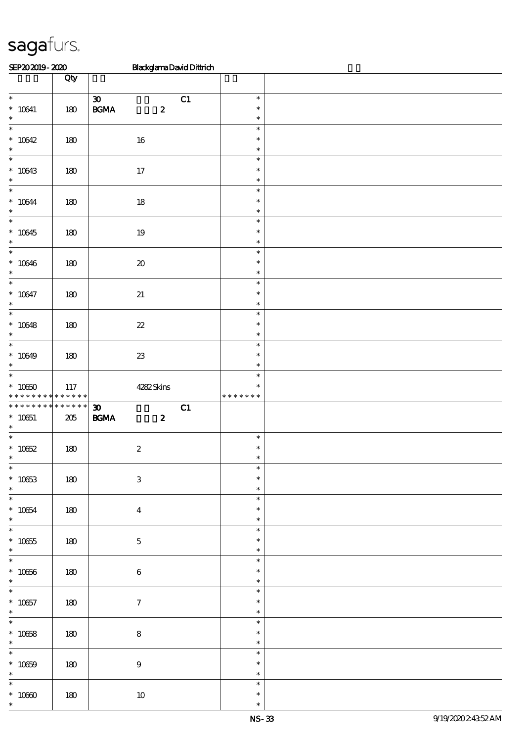sagafurs.

SEP20 2019 - 2020 Blackglama David Dittrich

| | Qty | | |
|---|---|---|---|
| * <br> * 10641 <br> * | 180 | 30 C1 <br> BGMA 2 | * <br> * <br> * |
| * <br> * 10642 <br> * | 180 | 16 | * <br> * <br> * |
| * <br> * 10643 <br> * | 180 | 17 | * <br> * <br> * |
| * <br> * 10644 <br> * | 180 | 18 | * <br> * <br> * |
| * <br> * 10645 <br> * | 180 | 19 | * <br> * <br> * |
| * <br> * 10646 <br> * | 180 | 20 | * <br> * <br> * |
| * <br> * 10647 <br> * | 180 | 21 | * <br> * <br> * |
| * <br> * 10648 <br> * | 180 | 22 | * <br> * <br> * |
| * <br> * 10649 <br> * | 180 | 23 | * <br> * <br> * |
| * <br> * 10650 <br> * * * * * * * * * * * * * | 117 | 4282 Skins | * <br> * <br> * * * * * * * |
| * * * * * * * * * * * * * <br> * 10651 <br> * | 205 | 30 C1 <br> BGMA 2 | |
| * <br> * 10652 <br> * | 180 | 2 | * <br> * <br> * |
| * <br> * 10653 <br> * | 180 | 3 | * <br> * <br> * |
| * <br> * 10654 <br> * | 180 | 4 | * <br> * <br> * |
| * <br> * 10655 <br> * | 180 | 5 | * <br> * <br> * |
| * <br> * 10656 <br> * | 180 | 6 | * <br> * <br> * |
| * <br> * 10657 <br> * | 180 | 7 | * <br> * <br> * |
| * <br> * 10658 <br> * | 180 | 8 | * <br> * <br> * |
| * <br> * 10659 <br> * | 180 | 9 | * <br> * <br> * |
| * <br> * 10660 <br> * | 180 | 10 | * <br> * <br> * |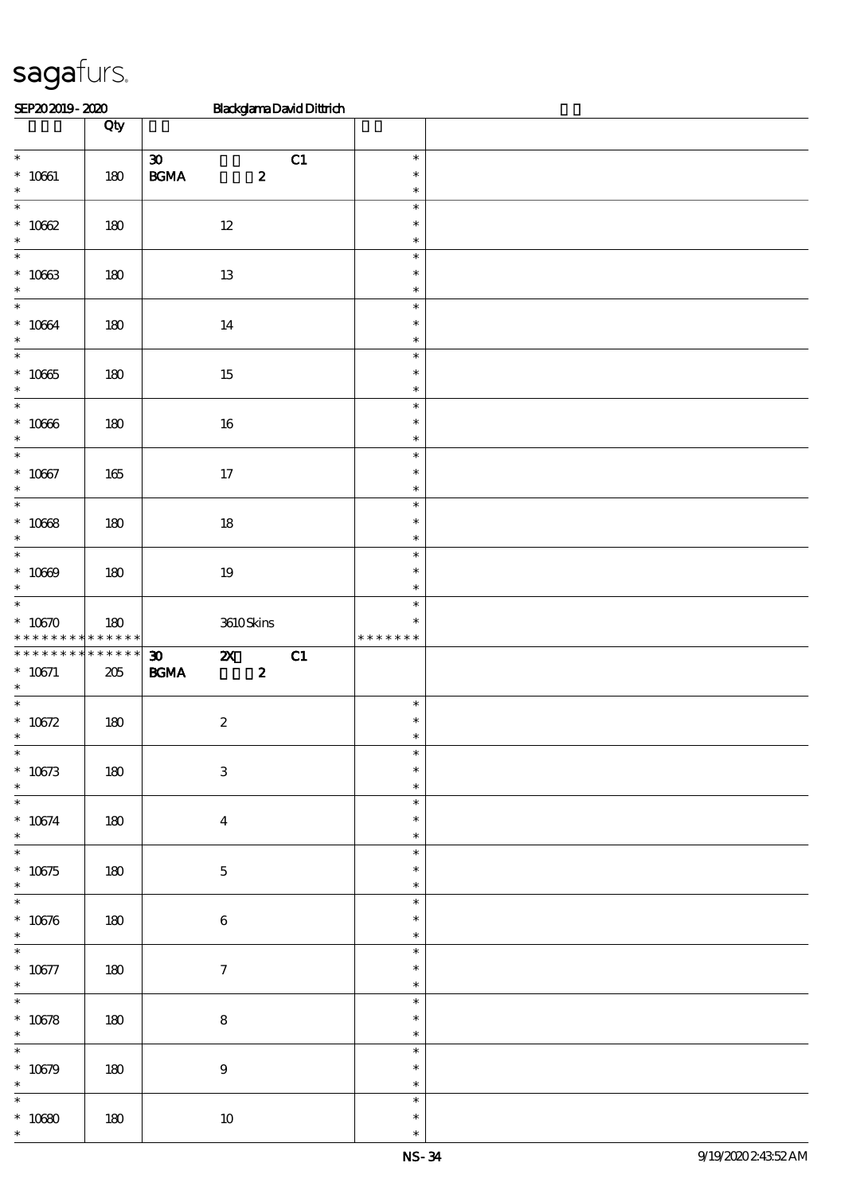| | Qty | | | |
|---|---|---|---|---|
| * <br> * 10661 <br> * | 180 | 30 C1 <br> BGMA 2 | * <br> * <br> * | |
| * <br> * 10662 <br> * | 180 | 12 | * <br> * <br> * | |
| * <br> * 10663 <br> * | 180 | 13 | * <br> * <br> * | |
| * <br> * 10664 <br> * | 180 | 14 | * <br> * <br> * | |
| * <br> * 10665 <br> * | 180 | 15 | * <br> * <br> * | |
| * <br> * 10666 <br> * | 180 | 16 | * <br> * <br> * | |
| * <br> * 10667 <br> * | 165 | 17 | * <br> * <br> * | |
| * <br> * 10668 <br> * | 180 | 18 | * <br> * <br> * | |
| * <br> * 10669 <br> * | 180 | 19 | * <br> * <br> * | |
| * <br> * 10670 <br> * * * * * * * * * * * * * | 180 | 3610 Skins | * <br> * <br> * * * * * * * | |
| * * * * * * * * * * * * * <br> * 10671 <br> * | 205 | 30 2X C1 <br> BGMA 2 | | |
| * <br> * 10672 <br> * | 180 | 2 | * <br> * <br> * | |
| * <br> * 10673 <br> * | 180 | 3 | * <br> * <br> * | |
| * <br> * 10674 <br> * | 180 | 4 | * <br> * <br> * | |
| * <br> * 10675 <br> * | 180 | 5 | * <br> * <br> * | |
| * <br> * 10676 <br> * | 180 | 6 | * <br> * <br> * | |
| * <br> * 10677 <br> * | 180 | 7 | * <br> * <br> * | |
| * <br> * 10678 <br> * | 180 | 8 | * <br> * <br> * | |
| * <br> * 10679 <br> * | 180 | 9 | * <br> * <br> * | |
| * <br> * 10680 <br> * | 180 | 10 | * <br> * <br> * | |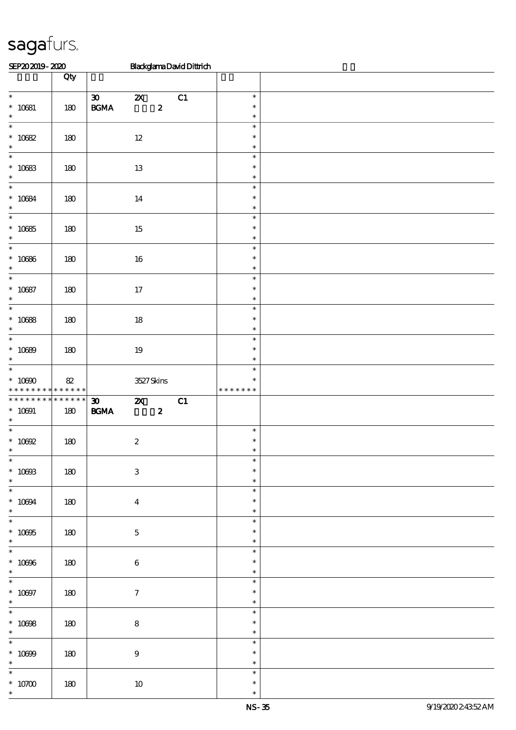| | Qty | | | |
|---|---|---|---|---|
| * <br> * 10681 <br> * | 180 | 30 2X C1 <br> BGMA 2 | * <br> * <br> * | |
| * <br> * 10682 <br> * | 180 | 12 | * <br> * <br> * | |
| * <br> * 10683 <br> * | 180 | 13 | * <br> * <br> * | |
| * <br> * 10684 <br> * | 180 | 14 | * <br> * <br> * | |
| * <br> * 10685 <br> * | 180 | 15 | * <br> * <br> * | |
| * <br> * 10686 <br> * | 180 | 16 | * <br> * <br> * | |
| * <br> * 10687 <br> * | 180 | 17 | * <br> * <br> * | |
| * <br> * 10688 <br> * | 180 | 18 | * <br> * <br> * | |
| * <br> * 10689 <br> * | 180 | 19 | * <br> * <br> * | |
| * <br> * 10690 <br> * * * * * * * * * * * * * * | 82 | 3527 Skins | * <br> * <br> * * * * * * * | |
| * * * * * * * * * * * * * * <br> * 10691 <br> * | 180 | 30 2X C1 <br> BGMA 2 | | |
| * <br> * 10692 <br> * | 180 | 2 | * <br> * <br> * | |
| * <br> * 10693 <br> * | 180 | 3 | * <br> * <br> * | |
| * <br> * 10694 <br> * | 180 | 4 | * <br> * <br> * | |
| * <br> * 10695 <br> * | 180 | 5 | * <br> * <br> * | |
| * <br> * 10696 <br> * | 180 | 6 | * <br> * <br> * | |
| * <br> * 10697 <br> * | 180 | 7 | * <br> * <br> * | |
| * <br> * 10698 <br> * | 180 | 8 | * <br> * <br> * | |
| * <br> * 10699 <br> * | 180 | 9 | * <br> * <br> * | |
| * <br> * 10700 <br> * | 180 | 10 | * <br> * <br> * | |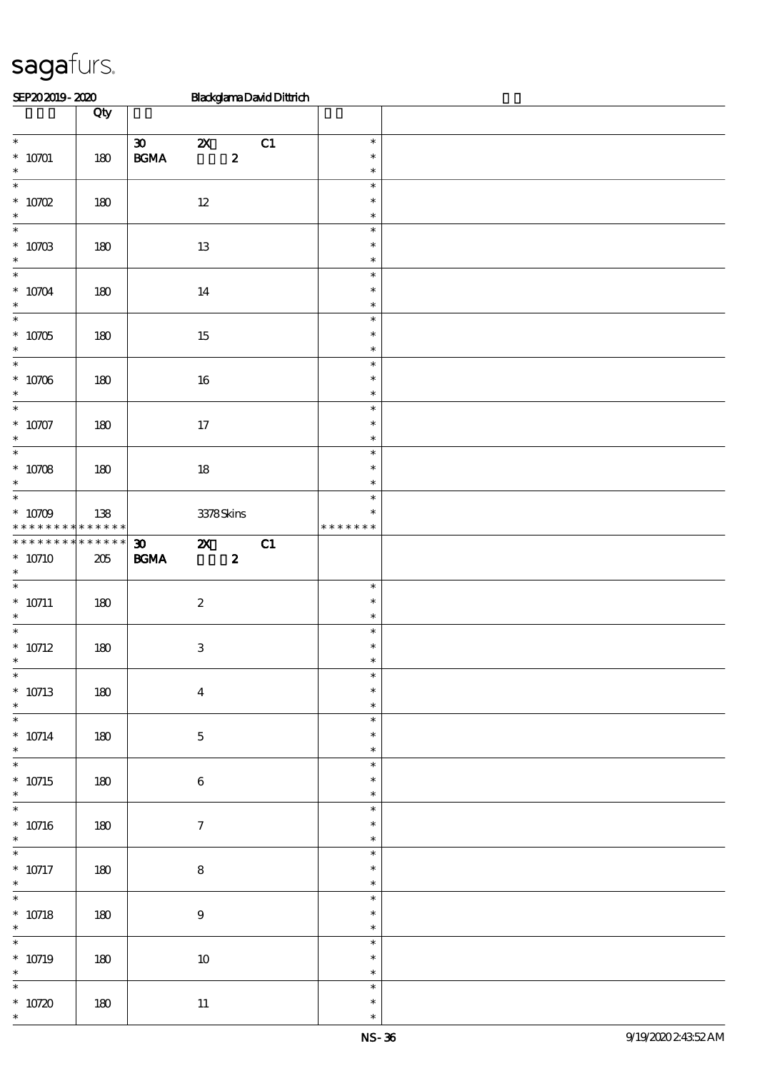SEP20 2019 - 2020 Blackglama David Dittrich

| | Qty | | |
|---|---|---|---|
| * <br> * 10701 <br> * | 180 | 30 2X C1 <br> BGMA 2 | * <br> * <br> * |
| * <br> * 10702 <br> * | 180 | 12 | * <br> * <br> * |
| * <br> * 10703 <br> * | 180 | 13 | * <br> * <br> * |
| * <br> * 10704 <br> * | 180 | 14 | * <br> * <br> * |
| * <br> * 10705 <br> * | 180 | 15 | * <br> * <br> * |
| * <br> * 10706 <br> * | 180 | 16 | * <br> * <br> * |
| * <br> * 10707 <br> * | 180 | 17 | * <br> * <br> * |
| * <br> * 10708 <br> * | 180 | 18 | * <br> * <br> * |
| * <br> * 10709 <br> * * * * * * * * * * * * * * | 138 | 3378 Skins | * <br> * <br> * * * * * * * |
| * * * * * * * * * * * * * * <br> * 10710 <br> * | 205 | 30 2X C1 <br> BGMA 2 | |
| * <br> * 10711 <br> * | 180 | 2 | * <br> * <br> * |
| * <br> * 10712 <br> * | 180 | 3 | * <br> * <br> * |
| * <br> * 10713 <br> * | 180 | 4 | * <br> * <br> * |
| * <br> * 10714 <br> * | 180 | 5 | * <br> * <br> * |
| * <br> * 10715 <br> * | 180 | 6 | * <br> * <br> * |
| * <br> * 10716 <br> * | 180 | 7 | * <br> * <br> * |
| * <br> * 10717 <br> * | 180 | 8 | * <br> * <br> * |
| * <br> * 10718 <br> * | 180 | 9 | * <br> * <br> * |
| * <br> * 10719 <br> * | 180 | 10 | * <br> * <br> * |
| * <br> * 10720 <br> * | 180 | 11 | * <br> * <br> * |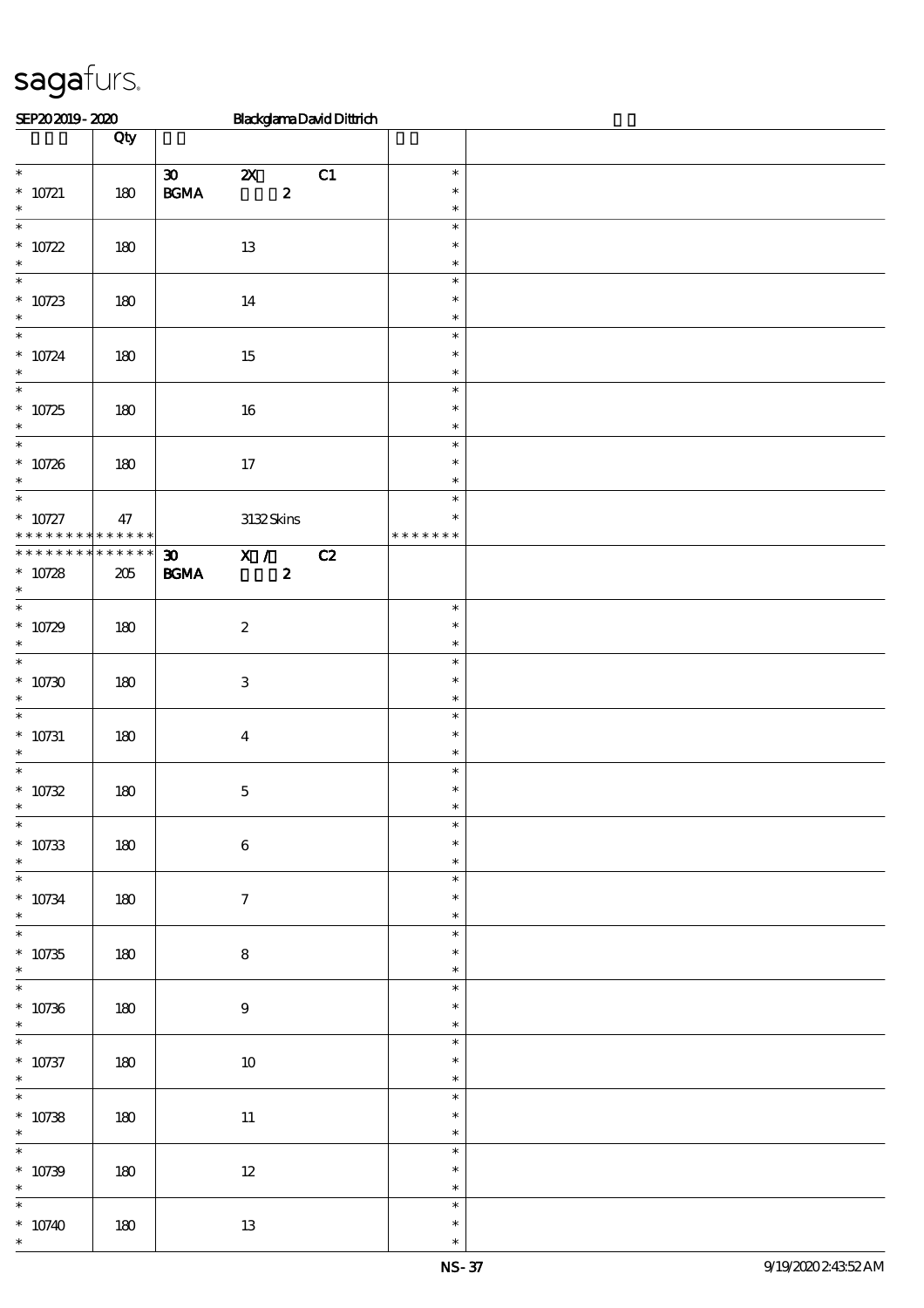# sagafurs.

SEP20 2019 - 2020 Blackglama David Dittrich

| | Qty | | |
|---|---|---|---|
| * 10721 * | 180 | 30 2X C1 BGMA 2 | * * * |
| * 10722 * | 180 | 13 | * * * |
| * 10723 * | 180 | 14 | * * * |
| * 10724 * | 180 | 15 | * * * |
| * 10725 * | 180 | 16 | * * * |
| * 10726 * | 180 | 17 | * * * |
| * 10727 * * * * * * * * * * * * * * | 47 | 3132 Skins | * * * * * * * * * |
| * * * * * * * * * * * * * * 10728 * | 205 | 30 X / C2 BGMA 2 | |
| * 10729 * | 180 | 2 | * * * |
| * 10730 * | 180 | 3 | * * * |
| * 10731 * | 180 | 4 | * * * |
| * 10732 * | 180 | 5 | * * * |
| * 10733 * | 180 | 6 | * * * |
| * 10734 * | 180 | 7 | * * * |
| * 10735 * | 180 | 8 | * * * |
| * 10736 * | 180 | 9 | * * * |
| * 10737 * | 180 | 10 | * * * |
| * 10738 * | 180 | 11 | * * * |
| * 10739 * | 180 | 12 | * * * |
| * 10740 * | 180 | 13 | * * * |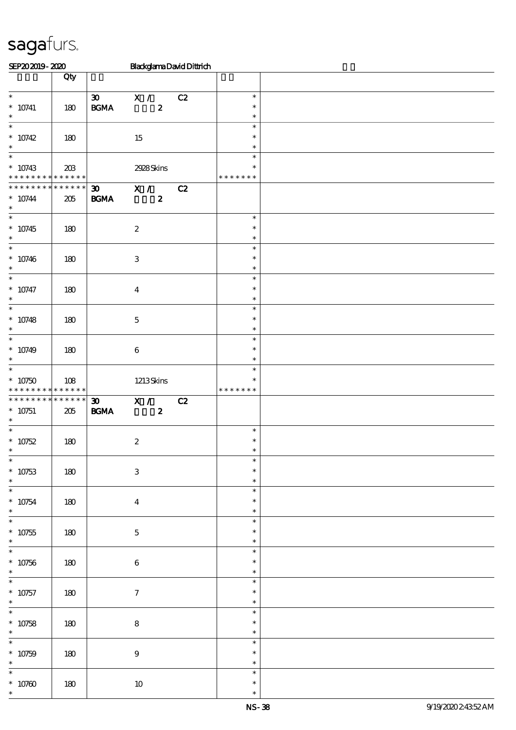sagafurs.

SEP20 2019 - 2020 Blackglama David Dittrich

| | Qty | | |
|---|---|---|---|
| * <br> * 10741 <br> * | 180 | 30 X / C2 <br> BGMA 2 | * <br> * <br> * |
| * <br> * 10742 <br> * | 180 | 15 | * <br> * <br> * |
| * <br> * 10743 <br> * * * * * * * * * * * * * * | 203 | 2928 Skins | * <br> * <br> * * * * * * * |
| * * * * * * * * * * * * * * <br> * 10744 <br> * | 205 | 30 X / C2 <br> BGMA 2 | |
| * <br> * 10745 <br> * | 180 | 2 | * <br> * <br> * |
| * <br> * 10746 <br> * | 180 | 3 | * <br> * <br> * |
| * <br> * 10747 <br> * | 180 | 4 | * <br> * <br> * |
| * <br> * 10748 <br> * | 180 | 5 | * <br> * <br> * |
| * <br> * 10749 <br> * | 180 | 6 | * <br> * <br> * |
| * <br> * 10750 <br> * * * * * * * * * * * * * * | 108 | 1213 Skins | * <br> * <br> * * * * * * * |
| * * * * * * * * * * * * * * <br> * 10751 <br> * | 205 | 30 X / C2 <br> BGMA 2 | |
| * <br> * 10752 <br> * | 180 | 2 | * <br> * <br> * |
| * <br> * 10753 <br> * | 180 | 3 | * <br> * <br> * |
| * <br> * 10754 <br> * | 180 | 4 | * <br> * <br> * |
| * <br> * 10755 <br> * | 180 | 5 | * <br> * <br> * |
| * <br> * 10756 <br> * | 180 | 6 | * <br> * <br> * |
| * <br> * 10757 <br> * | 180 | 7 | * <br> * <br> * |
| * <br> * 10758 <br> * | 180 | 8 | * <br> * <br> * |
| * <br> * 10759 <br> * | 180 | 9 | * <br> * <br> * |
| * <br> * 10760 <br> * | 180 | 10 | * <br> * <br> * |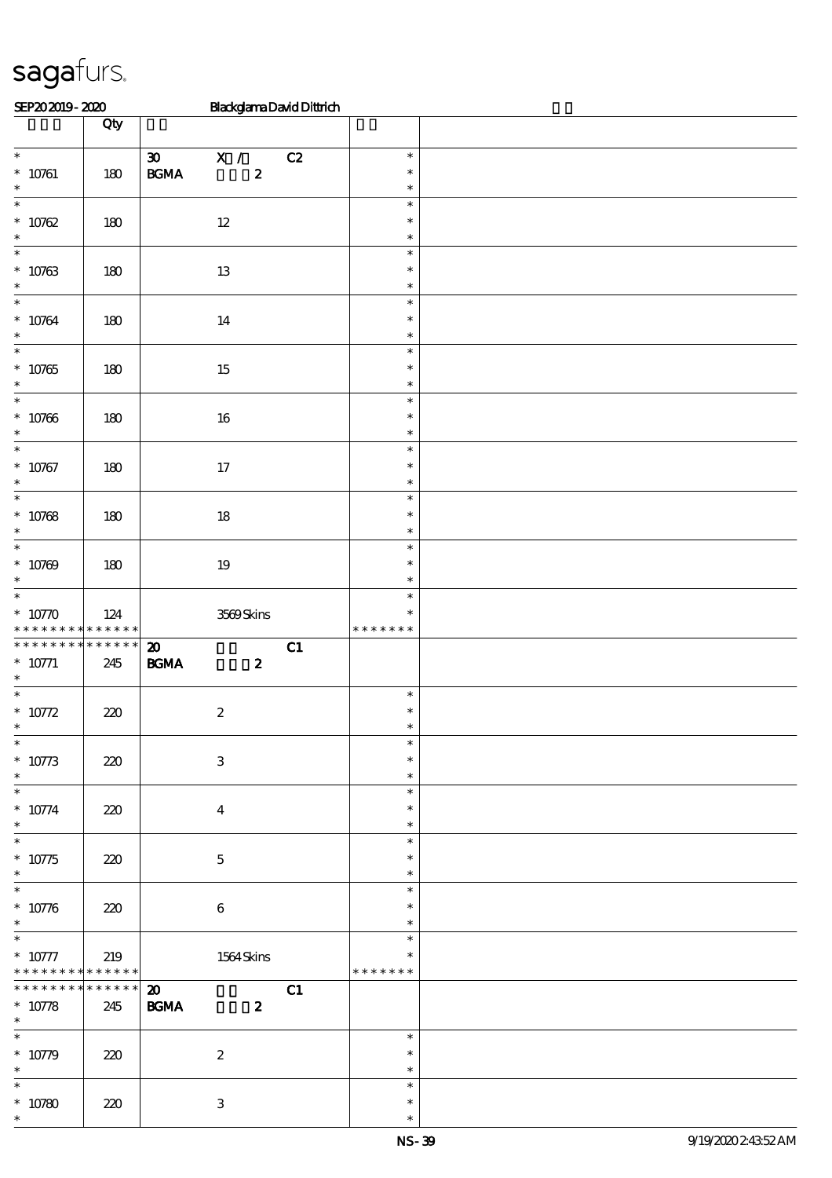sagafurs.

SEP20 2019 - 2020 Blackglama David Dittrich

| | Qty | | |
|---|---|---|---|
| * 10761 * | 180 | 30 X / C2 BGMA 2 | * * * |
| * 10762 * | 180 | 12 | * * * |
| * 10763 * | 180 | 13 | * * * |
| * 10764 * | 180 | 14 | * * * |
| * 10765 * | 180 | 15 | * * * |
| * 10766 * | 180 | 16 | * * * |
| * 10767 * | 180 | 17 | * * * |
| * 10768 * | 180 | 18 | * * * |
| * 10769 * | 180 | 19 | * * * |
| * 10770 * * * * * * * * * * * * * | 124 | 3569 Skins | * * * * * * * * * |
| * * * * * * * * * * * * * * 10771 * | 245 | 20 C1 BGMA 2 | |
| * 10772 * | 220 | 2 | * * * |
| * 10773 * | 220 | 3 | * * * |
| * 10774 * | 220 | 4 | * * * |
| * 10775 * | 220 | 5 | * * * |
| * 10776 * | 220 | 6 | * * * |
| * 10777 * * * * * * * * * * * * * | 219 | 1564 Skins | * * * * * * * * * |
| * * * * * * * * * * * * * * 10778 * | 245 | 20 C1 BGMA 2 | |
| * 10779 * | 220 | 2 | * * * |
| * 10780 * | 220 | 3 | * * * |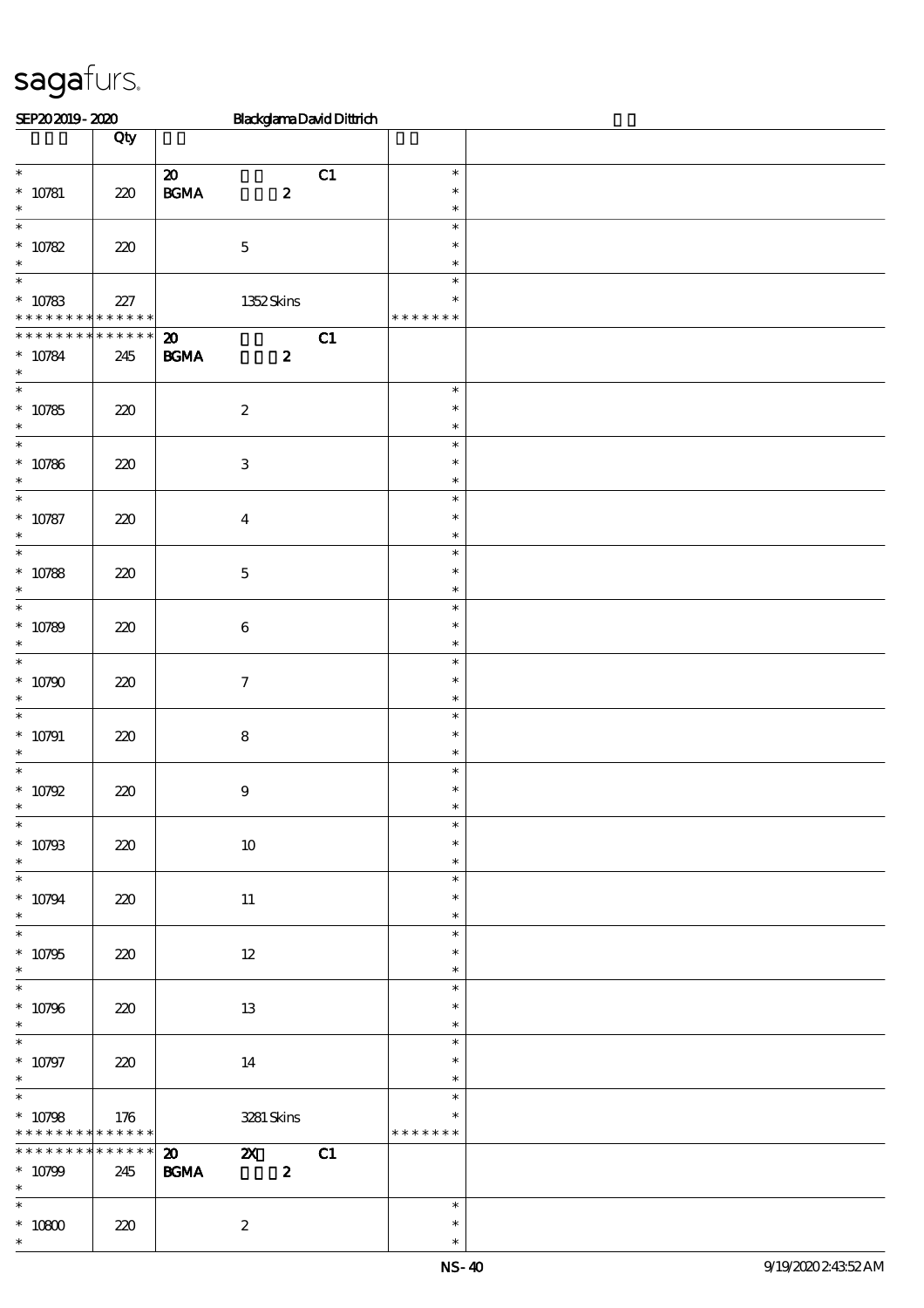| | Qty | | | |
|---|---|---|---|---|
| * <br> * 10781 <br> * | 220 | 20 C1 <br> BGMA 2 | * <br> * <br> * | |
| * <br> * 10782 <br> * | 220 | 5 | * <br> * <br> * | |
| * <br> * 10783 <br> * * * * * * * * * * * * * * | 227 | 1352 Skins | * <br> * <br> * * * * * * * | |
| * * * * * * * * * * * * * * <br> * 10784 <br> * | 245 | 20 C1 <br> BGMA 2 | | |
| * <br> * 10785 <br> * | 220 | 2 | * <br> * <br> * | |
| * <br> * 10786 <br> * | 220 | 3 | * <br> * <br> * | |
| * <br> * 10787 <br> * | 220 | 4 | * <br> * <br> * | |
| * <br> * 10788 <br> * | 220 | 5 | * <br> * <br> * | |
| * <br> * 10789 <br> * | 220 | 6 | * <br> * <br> * | |
| * <br> * 10790 <br> * | 220 | 7 | * <br> * <br> * | |
| * <br> * 10791 <br> * | 220 | 8 | * <br> * <br> * | |
| * <br> * 10792 <br> * | 220 | 9 | * <br> * <br> * | |
| * <br> * 10793 <br> * | 220 | 10 | * <br> * <br> * | |
| * <br> * 10794 <br> * | 220 | 11 | * <br> * <br> * | |
| * <br> * 10795 <br> * | 220 | 12 | * <br> * <br> * | |
| * <br> * 10796 <br> * | 220 | 13 | * <br> * <br> * | |
| * <br> * 10797 <br> * | 220 | 14 | * <br> * <br> * | |
| * <br> * 10798 <br> * * * * * * * * * * * * * * | 176 | 3281 Skins | * <br> * <br> * * * * * * * | |
| * * * * * * * * * * * * * * <br> * 10799 <br> * | 245 | 20 2X C1 <br> BGMA 2 | | |
| * <br> * 10800 <br> * | 220 | 2 | * <br> * <br> * | |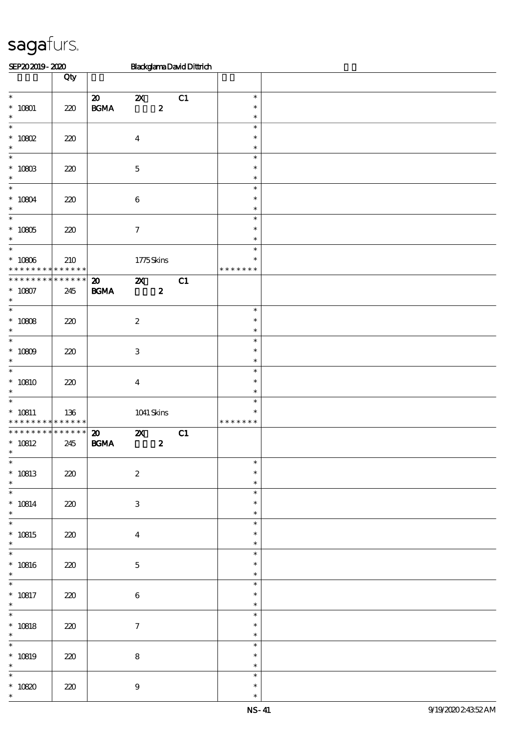| | Qty | | | | | |
|---|---|---|---|---|---|---|
| * 10801 * | 220 | 20 BGMA | 2X 2 | C1 | * * * | |
| * 10802 * | 220 | | 4 | | * * * | |
| * 10803 * | 220 | | 5 | | * * * | |
| * 10804 * | 220 | | 6 | | * * * | |
| * 10805 * | 220 | | 7 | | * * * | |
| * 10806 * * * * * * * * * * * * * * | 210 | | 1775 Skins | | * * * * * * * * * | |
| * * * * * * * * * * * * * * 10807 * | 245 | 20 BGMA | 2X 2 | C1 | | |
| * 10808 * | 220 | | 2 | | * * * | |
| * 10809 * | 220 | | 3 | | * * * | |
| * 10810 * | 220 | | 4 | | * * * | |
| * 10811 * * * * * * * * * * * * * * | 136 | | 1041 Skins | | * * * * * * * * * | |
| * * * * * * * * * * * * * * 10812 * | 245 | 20 BGMA | 2X 2 | C1 | | |
| * 10813 * | 220 | | 2 | | * * * | |
| * 10814 * | 220 | | 3 | | * * * | |
| * 10815 * | 220 | | 4 | | * * * | |
| * 10816 * | 220 | | 5 | | * * * | |
| * 10817 * | 220 | | 6 | | * * * | |
| * 10818 * | 220 | | 7 | | * * * | |
| * 10819 * | 220 | | 8 | | * * * | |
| * 10820 * | 220 | | 9 | | * * * | |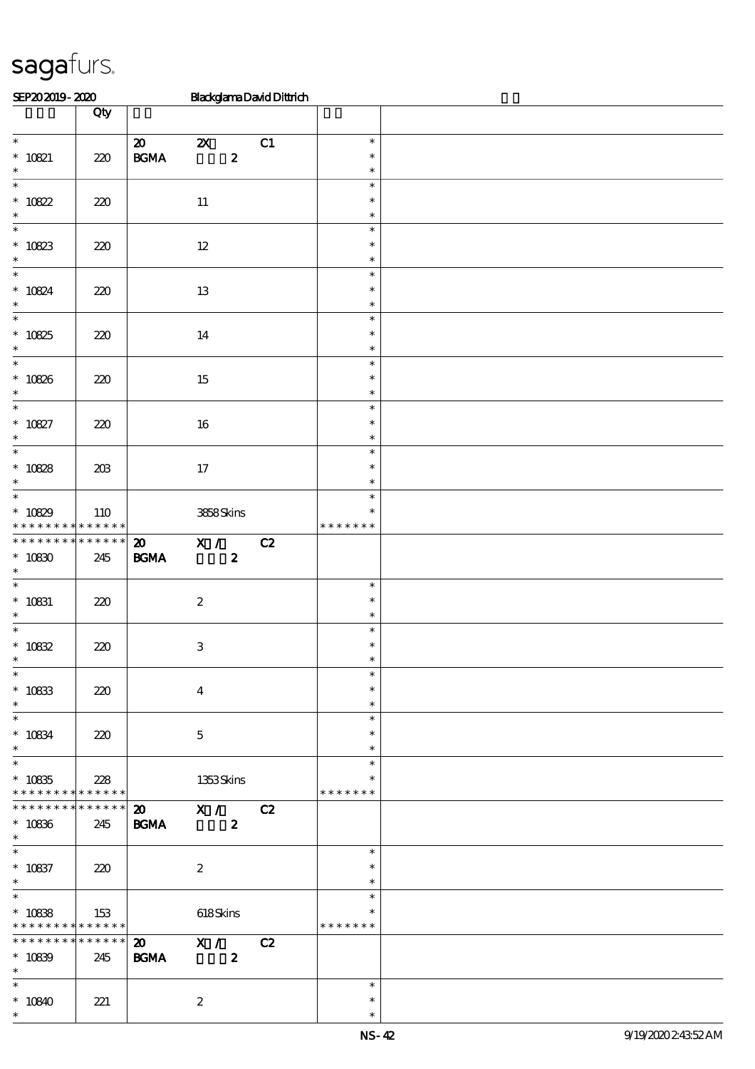sagafurs.

SEP20 2019 - 2020 Blackglama David Dittrich

| | Qty | | | | | |
|---|---|---|---|---|---|---|
| * 10821 * | 220 | 20 BGMA | 2X 2 | C1 | * * * | |
| * 10822 * | 220 | | 11 | | * * * | |
| * 10823 * | 220 | | 12 | | * * * | |
| * 10824 * | 220 | | 13 | | * * * | |
| * 10825 * | 220 | | 14 | | * * * | |
| * 10826 * | 220 | | 15 | | * * * | |
| * 10827 * | 220 | | 16 | | * * * | |
| * 10828 * | 203 | | 17 | | * * * | |
| * 10829 * * * * * * * * * * * * * | 110 | | 3858 Skins | | * * * * * * * * * | |
| * * * * * * * * * * * * * * 10830 * | 245 | 20 BGMA | X / 2 | C2 | | |
| * 10831 * | 220 | | 2 | | * * * | |
| * 10832 * | 220 | | 3 | | * * * | |
| * 10833 * | 220 | | 4 | | * * * | |
| * 10834 * | 220 | | 5 | | * * * | |
| * 10835 * * * * * * * * * * * * * | 228 | | 1353 Skins | | * * * * * * * * * | |
| * * * * * * * * * * * * * * 10836 * | 245 | 20 BGMA | X / 2 | C2 | | |
| * 10837 * | 220 | | 2 | | * * * | |
| * 10838 * * * * * * * * * * * * * | 153 | | 618 Skins | | * * * * * * * * * | |
| * * * * * * * * * * * * * * 10839 * | 245 | 20 BGMA | X / 2 | C2 | | |
| * 10840 * | 221 | | 2 | | * * * | |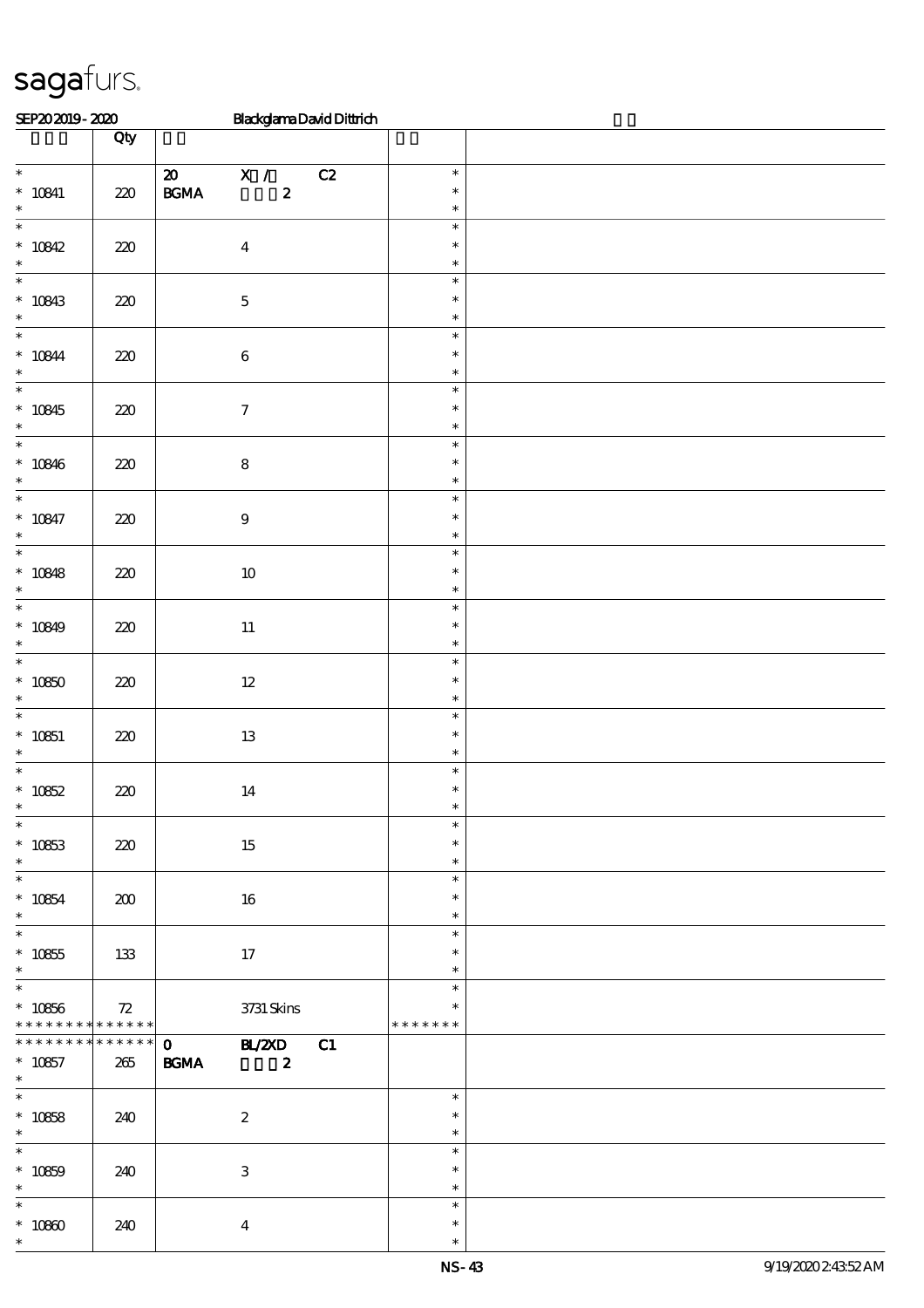# sagafurs.

SEP20 2019 - 2020 Blackglama David Dittrich

| | Qty | | |
|---|---|---|---|
| * 10841 | 220 | 20 X / C2 BGMA 2 | * * * |
| * 10842 | 220 | 4 | * * * |
| * 10843 | 220 | 5 | * * * |
| * 10844 | 220 | 6 | * * * |
| * 10845 | 220 | 7 | * * * |
| * 10846 | 220 | 8 | * * * |
| * 10847 | 220 | 9 | * * * |
| * 10848 | 220 | 10 | * * * |
| * 10849 | 220 | 11 | * * * |
| * 10850 | 220 | 12 | * * * |
| * 10851 | 220 | 13 | * * * |
| * 10852 | 220 | 14 | * * * |
| * 10853 | 220 | 15 | * * * |
| * 10854 | 200 | 16 | * * * |
| * 10855 | 133 | 17 | * * * |
| * 10856 * * * * * * * * * * * * * | 72 | 3731 Skins | * * * * * * * * |
| * * * * * * * * * * * * * * 10857 * | 265 | 0 BL/2XD C1 BGMA 2 | |
| * 10858 | 240 | 2 | * * * |
| * 10859 | 240 | 3 | * * * |
| * 10860 | 240 | 4 | * * * |

NS-43 9/19/2020 2:43:52 AM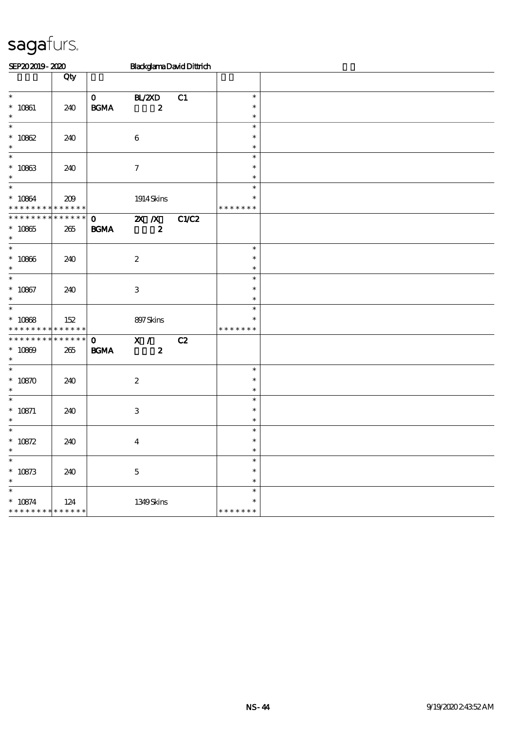sagafurs.

SEP20 2019 - 2020 Blackglama David Dittrich

| | Qty | | | | | |
|---|---|---|---|---|---|---|
| * <br> * 10861 <br> * | 240 | 0 <br> BGMA | BL/2XD <br> 2 | C1 | * <br> * <br> * | |
| * <br> * 10862 <br> * | 240 | | 6 | | * <br> * <br> * | |
| * <br> * 10863 <br> * | 240 | | 7 | | * <br> * <br> * | |
| * <br> * 10864 <br> * * * * * * * * * * * * * * | 209 | | 1914 Skins | | * <br> * <br> * * * * * * * | |
| * * * * * * * * * * * * * * <br> * 10865 <br> * | 265 | 0 <br> BGMA | 2X /X <br> 2 | C1/C2 | | |
| * <br> * 10866 <br> * | 240 | | 2 | | * <br> * <br> * | |
| * <br> * 10867 <br> * | 240 | | 3 | | * <br> * <br> * | |
| * <br> * 10868 <br> * * * * * * * * * * * * * * | 152 | | 897 Skins | | * <br> * <br> * * * * * * * | |
| * * * * * * * * * * * * * * <br> * 10869 <br> * | 265 | 0 <br> BGMA | X / <br> 2 | C2 | | |
| * <br> * 10870 <br> * | 240 | | 2 | | * <br> * <br> * | |
| * <br> * 10871 <br> * | 240 | | 3 | | * <br> * <br> * | |
| * <br> * 10872 <br> * | 240 | | 4 | | * <br> * <br> * | |
| * <br> * 10873 <br> * | 240 | | 5 | | * <br> * <br> * | |
| * <br> * 10874 <br> * * * * * * * * * * * * * * | 124 | | 1349 Skins | | * <br> * <br> * * * * * * * | |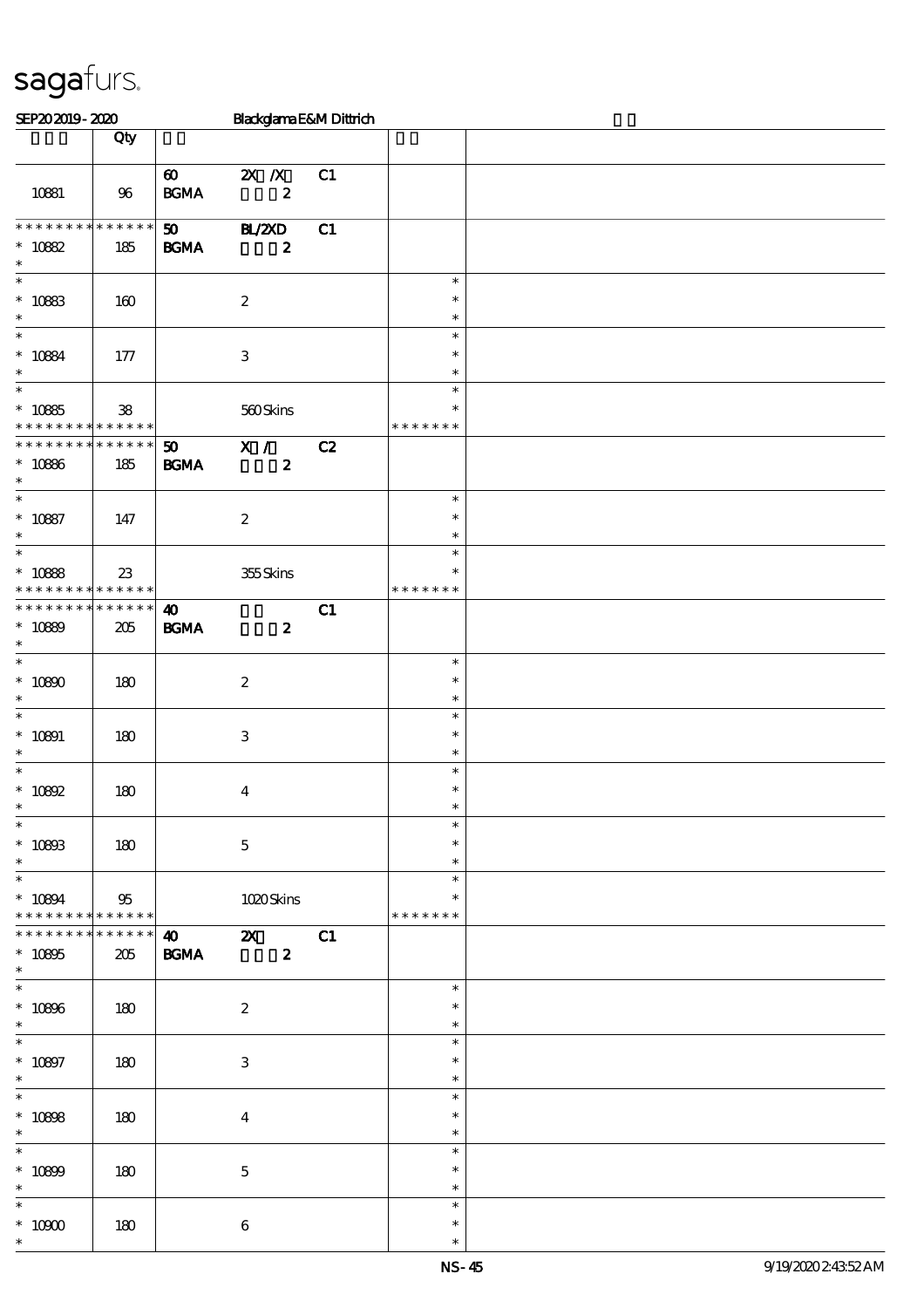# sagafurs.

SEP20 2019 - 2020 Blackglama E&M Dittrich

| | Qty | | | | | |
|---|---|---|---|---|---|---|
| 10881 | 96 | 60 BGMA | 2X /X 2 | C1 | | |
| * * * * * * * * * * * * * * 10882 * | 185 | 50 BGMA | BL/2XD 2 | C1 | | |
| * * 10883 * | 160 | | 2 | | * * * | |
| * * 10884 * | 177 | | 3 | | * * * | |
| * * 10885 * * * * * * * * * * * * * | 38 | | 560 Skins | | * * * * * * * * | |
| * * * * * * * * * * * * * * 10886 * | 185 | 50 BGMA | X / 2 | C2 | | |
| * * 10887 * | 147 | | 2 | | * * * | |
| * * 10888 * * * * * * * * * * * * * | 23 | | 355 Skins | | * * * * * * * * | |
| * * * * * * * * * * * * * * 10889 * | 205 | 40 BGMA | 2 | C1 | | |
| * * 10890 * | 180 | | 2 | | * * * | |
| * * 10891 * | 180 | | 3 | | * * * | |
| * * 10892 * | 180 | | 4 | | * * * | |
| * * 10893 * | 180 | | 5 | | * * * | |
| * * 10894 * * * * * * * * * * * * * | 95 | | 1020 Skins | | * * * * * * * * | |
| * * * * * * * * * * * * * * 10895 * | 205 | 40 BGMA | 2X 2 | C1 | | |
| * * 10896 * | 180 | | 2 | | * * * | |
| * * 10897 * | 180 | | 3 | | * * * | |
| * * 10898 * | 180 | | 4 | | * * * | |
| * * 10899 * | 180 | | 5 | | * * * | |
| * * 10900 * | 180 | | 6 | | * * * | |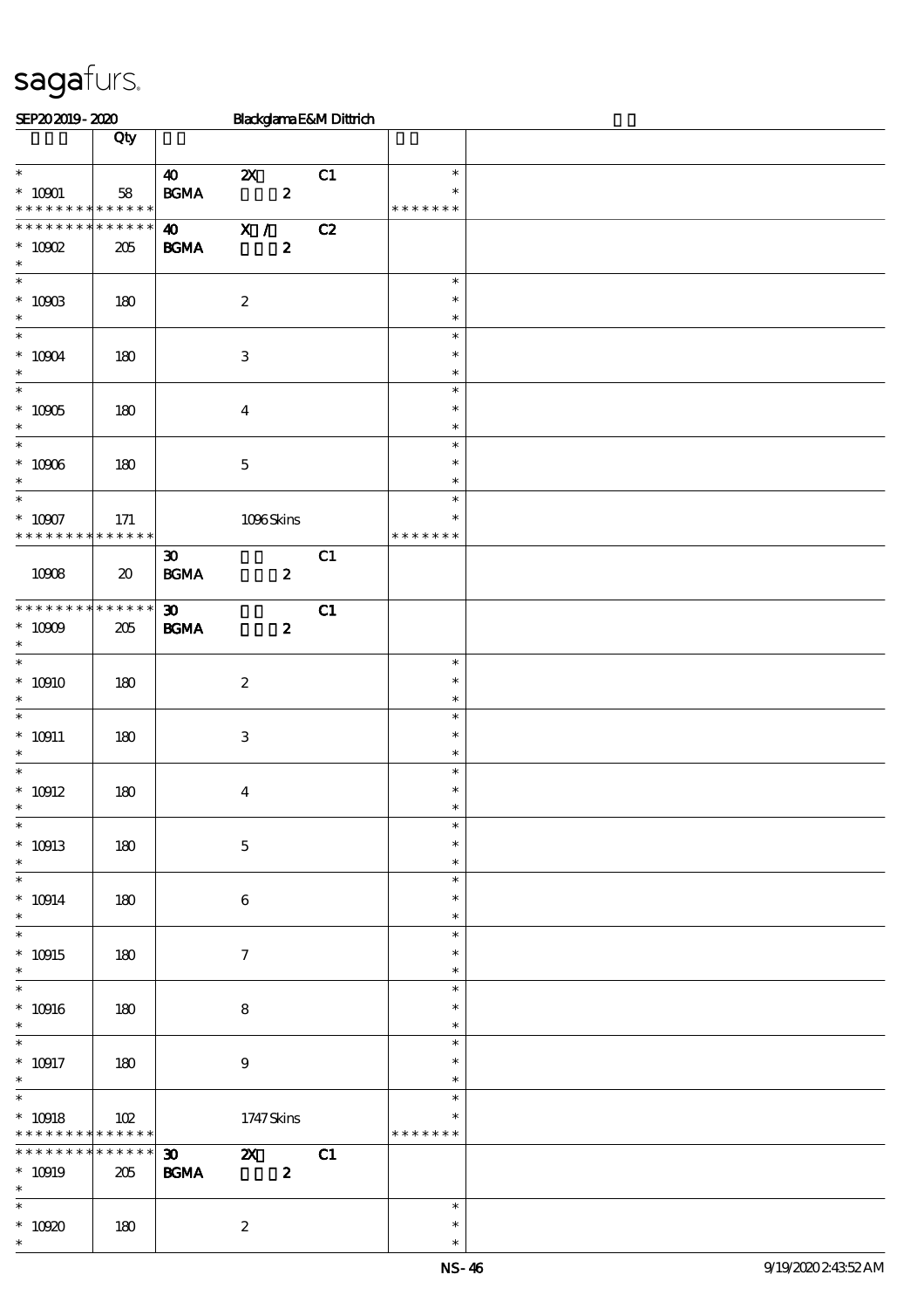# sagafurs.

SEP20 2019 - 2020 Blackglama E&M Dittrich

| | Qty | | | | | |
|---|---|---|---|---|---|---|
| * <br> * 10901 <br> * * * * * * * * * * * * * * | 58 | 40 <br> BGMA | 2X <br> 2 | C1 | * <br> * <br> * * * * * * * | |
| * * * * * * * * * * * * * * <br> * 10902 <br> * | 205 | 40 <br> BGMA | X / <br> 2 | C2 | | |
| * <br> * 10903 <br> * | 180 | | 2 | | * <br> * <br> * | |
| * <br> * 10904 <br> * | 180 | | 3 | | * <br> * <br> * | |
| * <br> * 10905 <br> * | 180 | | 4 | | * <br> * <br> * | |
| * <br> * 10906 <br> * | 180 | | 5 | | * <br> * <br> * | |
| * <br> * 10907 <br> * * * * * * * * * * * * * * | 171 | | 1096 Skins | | * <br> * <br> * * * * * * * | |
| 10908 | 20 | 30 <br> BGMA | 2 | C1 | | |
| * * * * * * * * * * * * * * <br> * 10909 <br> * | 205 | 30 <br> BGMA | 2 | C1 | | |
| * <br> * 10910 <br> * | 180 | | 2 | | * <br> * <br> * | |
| * <br> * 10911 <br> * | 180 | | 3 | | * <br> * <br> * | |
| * <br> * 10912 <br> * | 180 | | 4 | | * <br> * <br> * | |
| * <br> * 10913 <br> * | 180 | | 5 | | * <br> * <br> * | |
| * <br> * 10914 <br> * | 180 | | 6 | | * <br> * <br> * | |
| * <br> * 10915 <br> * | 180 | | 7 | | * <br> * <br> * | |
| * <br> * 10916 <br> * | 180 | | 8 | | * <br> * <br> * | |
| * <br> * 10917 <br> * | 180 | | 9 | | * <br> * <br> * | |
| * <br> * 10918 <br> * * * * * * * * * * * * * * | 102 | | 1747 Skins | | * <br> * <br> * * * * * * * | |
| * * * * * * * * * * * * * * <br> * 10919 <br> * | 205 | 30 <br> BGMA | 2X <br> 2 | C1 | | |
| * <br> * 10920 <br> * | 180 | | 2 | | * <br> * <br> * | |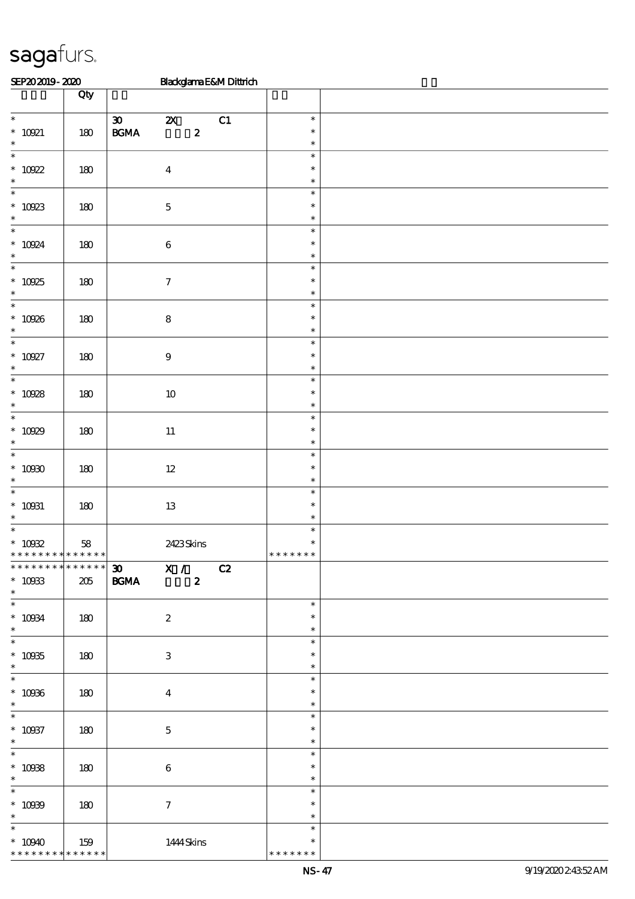sagafurs.

SEP20 2019 - 2020 Blackglama E&M Dittrich

| | Qty | | |
|---|---|---|---|
| * 10921 * | 180 | 30 2X C1 BGMA 2 | * * * |
| * 10922 * | 180 | 4 | * * * |
| * 10923 * | 180 | 5 | * * * |
| * 10924 * | 180 | 6 | * * * |
| * 10925 * | 180 | 7 | * * * |
| * 10926 * | 180 | 8 | * * * |
| * 10927 * | 180 | 9 | * * * |
| * 10928 * | 180 | 10 | * * * |
| * 10929 * | 180 | 11 | * * * |
| * 10930 * | 180 | 12 | * * * |
| * 10931 * | 180 | 13 | * * * |
| * 10932 * * * * * * * * * * * * * * | 58 | 2423 Skins | * * * * * * * * * |
| * * * * * * * * * * * * * * 10933 * | 205 | 30 X / C2 BGMA 2 | |
| * 10934 * | 180 | 2 | * * * |
| * 10935 * | 180 | 3 | * * * |
| * 10936 * | 180 | 4 | * * * |
| * 10937 * | 180 | 5 | * * * |
| * 10938 * | 180 | 6 | * * * |
| * 10939 * | 180 | 7 | * * * |
| * 10940 * * * * * * * * * * * * * | 159 | 1444 Skins | * * * * * * * * * |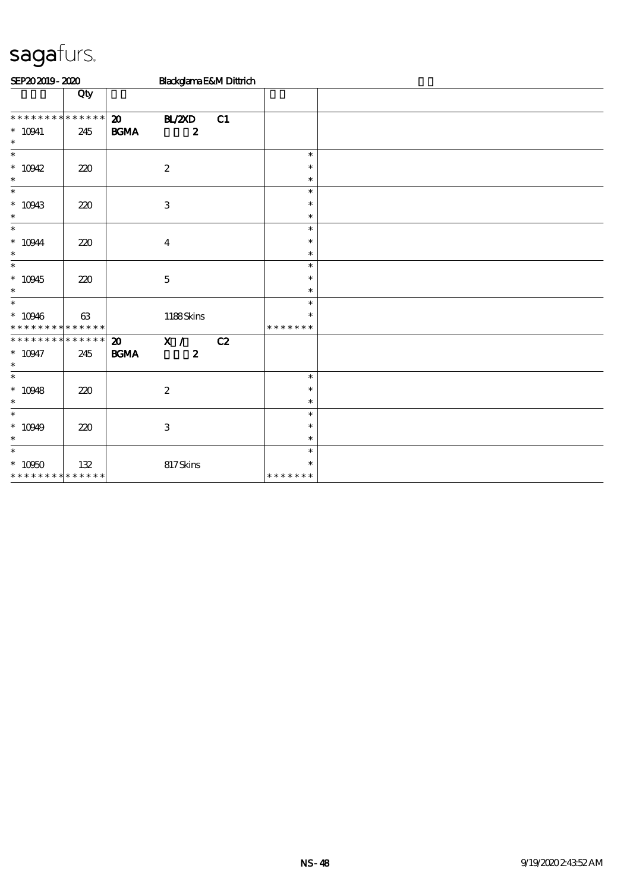sagafurs.

SEP20 2019 - 2020 Blackglama E&M Dittrich

| | Qty | | | | | |
|---|---|---|---|---|---|---|
| * * * * * * * * * * * * * * | | 20 | BL/2XD | C1 | | |
| * 10941 | 245 | BGMA | 2 | | | |
| * 10942 | 220 | | 2 | | * | |
| * 10943 | 220 | | 3 | | * | |
| * 10944 | 220 | | 4 | | * | |
| * 10945 | 220 | | 5 | | * | |
| * 10946 | 63 | | 1188 Skins | | * * * * * * * | |
| * * * * * * * * * * * * * * | | 20 | X / | C2 | | |
| * 10947 | 245 | BGMA | 2 | | | |
| * 10948 | 220 | | 2 | | * | |
| * 10949 | 220 | | 3 | | * | |
| * 10950 | 132 | | 817 Skins | | * * * * * * * | |

NS - 48 9/19/2020 2:43:52 AM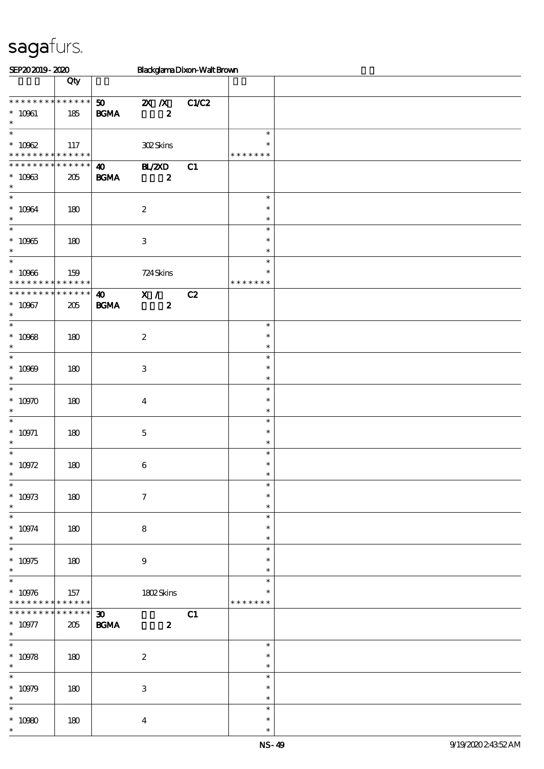sagafurs.

SEP20 2019 - 2020 Blackglama Dixon-Walt Brown

| | Qty | | | | | |
|---|---|---|---|---|---|---|
| * * * * * * * * * * * * * * | | 50 | 2X /X | C1/C2 | | |
| * 10961 | 185 | BGMA | 2 | | | |
| * | | | | | | |
| * | | | | | * | |
| * 10962 | 117 | | 302 Skins | | * | |
| * * * * * * * * * * * * * * | | | | | * * * * * * * | |
| * * * * * * * * * * * * * * | | 40 | BL/2XD | C1 | | |
| * 10963 | 205 | BGMA | 2 | | | |
| * | | | | | | |
| * | | | | | * | |
| * 10964 | 180 | | 2 | | * | |
| * | | | | | * | |
| * | | | | | * | |
| * 10965 | 180 | | 3 | | * | |
| * | | | | | * | |
| * | | | | | * | |
| * 10966 | 159 | | 724 Skins | | * | |
| * * * * * * * * * * * * * * | | | | | * * * * * * * | |
| * * * * * * * * * * * * * * | | 40 | X / | C2 | | |
| * 10967 | 205 | BGMA | 2 | | | |
| * | | | | | | |
| * | | | | | * | |
| * 10968 | 180 | | 2 | | * | |
| * | | | | | * | |
| * | | | | | * | |
| * 10969 | 180 | | 3 | | * | |
| * | | | | | * | |
| * | | | | | * | |
| * 10970 | 180 | | 4 | | * | |
| * | | | | | * | |
| * | | | | | * | |
| * 10971 | 180 | | 5 | | * | |
| * | | | | | * | |
| * | | | | | * | |
| * 10972 | 180 | | 6 | | * | |
| * | | | | | * | |
| * | | | | | * | |
| * 10973 | 180 | | 7 | | * | |
| * | | | | | * | |
| * | | | | | * | |
| * 10974 | 180 | | 8 | | * | |
| * | | | | | * | |
| * | | | | | * | |
| * 10975 | 180 | | 9 | | * | |
| * | | | | | * | |
| * | | | | | * | |
| * 10976 | 157 | | 1802 Skins | | * | |
| * * * * * * * * * * * * * * | | | | | * * * * * * * | |
| * * * * * * * * * * * * * * | | 30 | | C1 | | |
| * 10977 | 205 | BGMA | 2 | | | |
| * | | | | | | |
| * | | | | | * | |
| * 10978 | 180 | | 2 | | * | |
| * | | | | | * | |
| * | | | | | * | |
| * 10979 | 180 | | 3 | | * | |
| * | | | | | * | |
| * | | | | | * | |
| * 10980 | 180 | | 4 | | * | |
| * | | | | | * | |

NS-49 9/19/2020 2:43:52 AM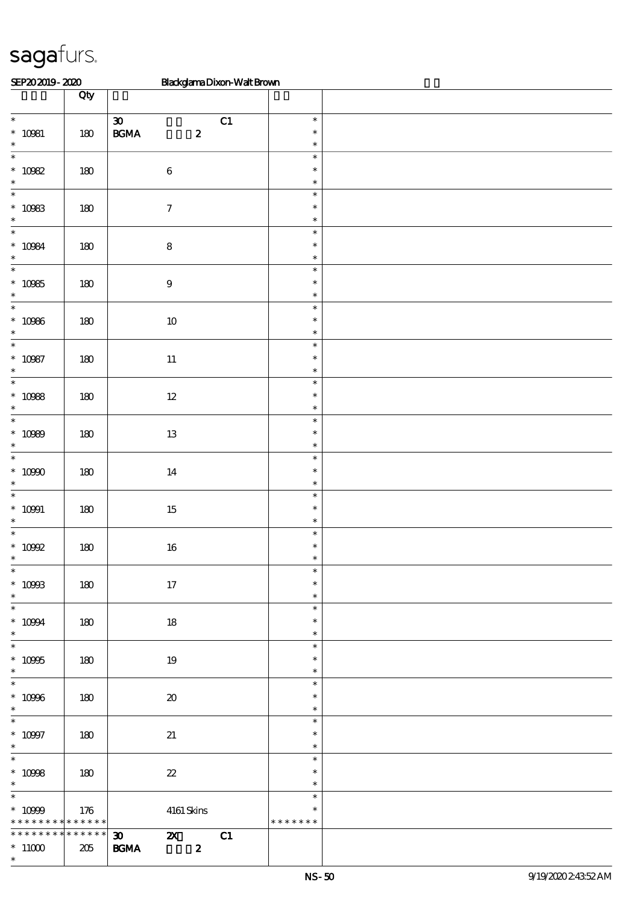sagafurs.

SEP20 2019 - 2020 Blackglama Dixon-Walt Brown

| | Qty | | |
|---|---|---|---|
| * <br> * 10981 <br> * | 180 | 30 C1 <br> BGMA 2 | * <br> * <br> * |
| * <br> * 10982 <br> * | 180 | 6 | * <br> * <br> * |
| * <br> * 10983 <br> * | 180 | 7 | * <br> * <br> * |
| * <br> * 10984 <br> * | 180 | 8 | * <br> * <br> * |
| * <br> * 10985 <br> * | 180 | 9 | * <br> * <br> * |
| * <br> * 10986 <br> * | 180 | 10 | * <br> * <br> * |
| * <br> * 10987 <br> * | 180 | 11 | * <br> * <br> * |
| * <br> * 10988 <br> * | 180 | 12 | * <br> * <br> * |
| * <br> * 10989 <br> * | 180 | 13 | * <br> * <br> * |
| * <br> * 10990 <br> * | 180 | 14 | * <br> * <br> * |
| * <br> * 10991 <br> * | 180 | 15 | * <br> * <br> * |
| * <br> * 10992 <br> * | 180 | 16 | * <br> * <br> * |
| * <br> * 10993 <br> * | 180 | 17 | * <br> * <br> * |
| * <br> * 10994 <br> * | 180 | 18 | * <br> * <br> * |
| * <br> * 10995 <br> * | 180 | 19 | * <br> * <br> * |
| * <br> * 10996 <br> * | 180 | 20 | * <br> * <br> * |
| * <br> * 10997 <br> * | 180 | 21 | * <br> * <br> * |
| * <br> * 10998 <br> * | 180 | 22 | * <br> * <br> * |
| * <br> * 10999 <br> * * * * * * * * * * * * * | 176 | 4161 Skins | * <br> * <br> * * * * * * * |
| * * * * * * * * * * * * * <br> * 11000 <br> * | 205 | 30 2X C1 <br> BGMA 2 | |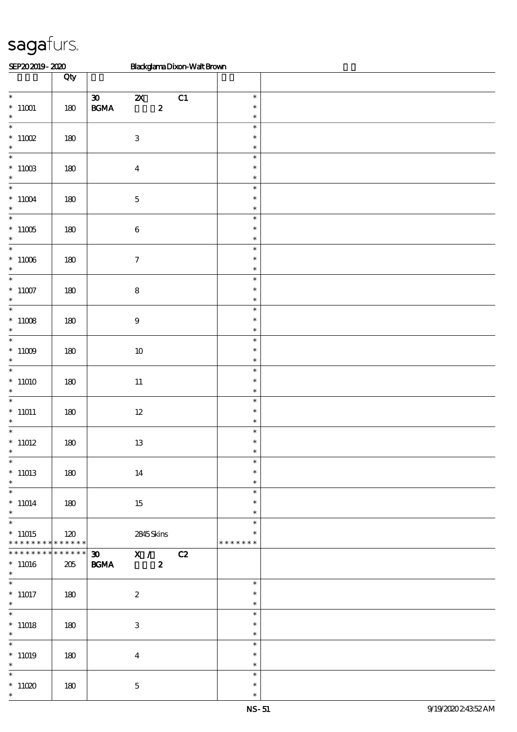# sagafurs.

SEP20 2019 - 2020 Blackglama Dixon-Walt Brown

| | Qty | | |
|---|---|---|---|
| * 11001 * | 180 | 30 2X C1 BGMA 2 | * * * |
| * 11002 * | 180 | 3 | * * * |
| * 11003 * | 180 | 4 | * * * |
| * 11004 * | 180 | 5 | * * * |
| * 11005 * | 180 | 6 | * * * |
| * 11006 * | 180 | 7 | * * * |
| * 11007 * | 180 | 8 | * * * |
| * 11008 * | 180 | 9 | * * * |
| * 11009 * | 180 | 10 | * * * |
| * 11010 * | 180 | 11 | * * * |
| * 11011 * | 180 | 12 | * * * |
| * 11012 * | 180 | 13 | * * * |
| * 11013 * | 180 | 14 | * * * |
| * 11014 * | 180 | 15 | * * * |
| * 11015 * * * * * * * * * * * * * | 120 | 2845 Skins | * * * * * * * * * |
| * * * * * * * * * * * * * * 11016 * | 205 | 30 X / C2 BGMA 2 | |
| * 11017 * | 180 | 2 | * * * |
| * 11018 * | 180 | 3 | * * * |
| * 11019 * | 180 | 4 | * * * |
| * 11020 * | 180 | 5 | * * * |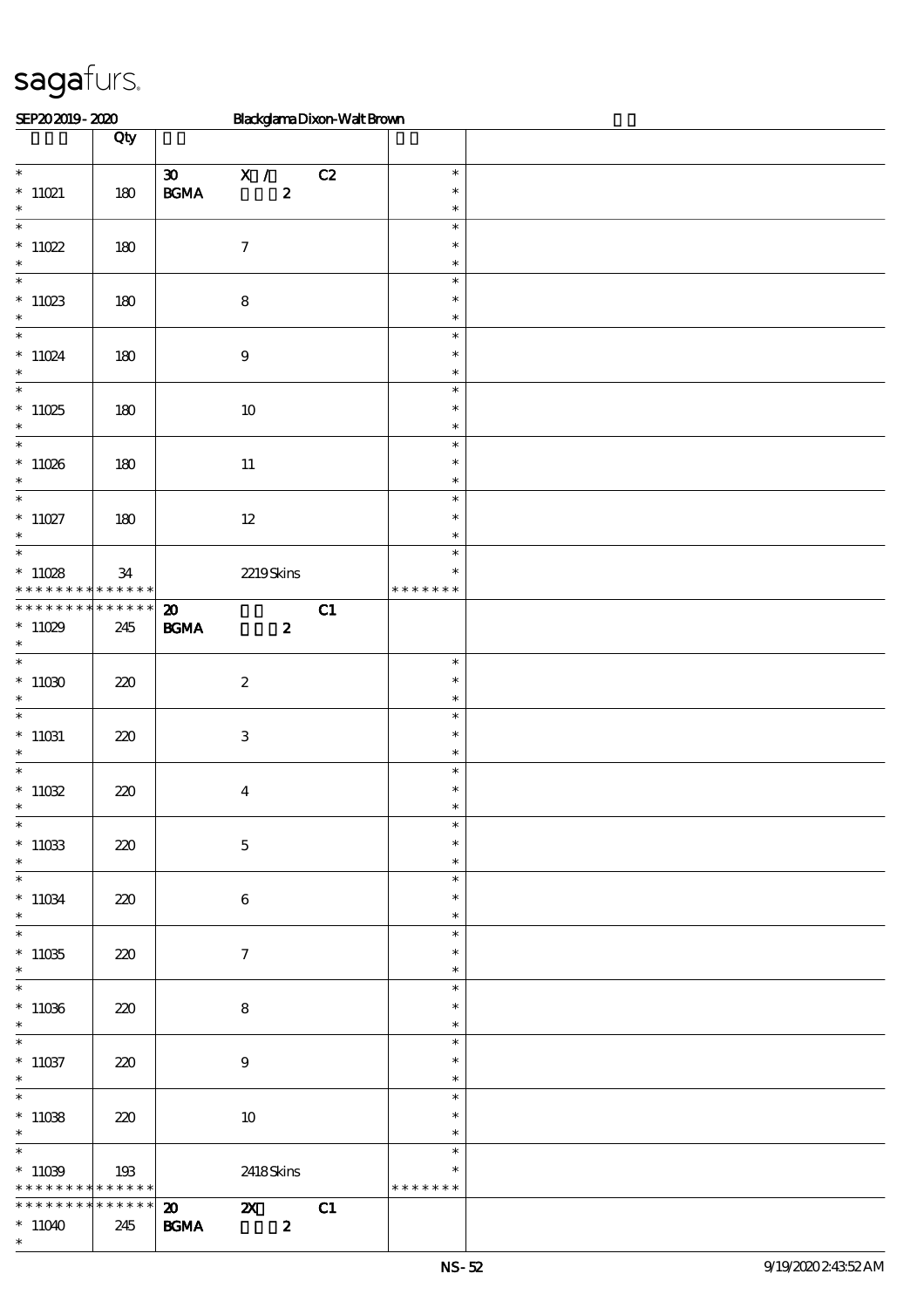sagafurs.

SEP20 2019 - 2020 Blackglama Dixon-Walt Brown

| | Qty | | |
|---|---|---|---|
| * <br> * 11021 <br> * | 180 | 30 X / C2 <br> BGMA 2 | * <br> * <br> * |
| * <br> * 11022 <br> * | 180 | 7 | * <br> * <br> * |
| * <br> * 11023 <br> * | 180 | 8 | * <br> * <br> * |
| * <br> * 11024 <br> * | 180 | 9 | * <br> * <br> * |
| * <br> * 11025 <br> * | 180 | 10 | * <br> * <br> * |
| * <br> * 11026 <br> * | 180 | 11 | * <br> * <br> * |
| * <br> * 11027 <br> * | 180 | 12 | * <br> * <br> * |
| * <br> * 11028 <br> * * * * * * * * * * * * * | 34 | 2219 Skins | * <br> * <br> * * * * * * * |
| * * * * * * * * * * * * * * <br> * 11029 <br> * | 245 | 20 C1 <br> BGMA 2 | |
| * <br> * 11030 <br> * | 220 | 2 | * <br> * <br> * |
| * <br> * 11031 <br> * | 220 | 3 | * <br> * <br> * |
| * <br> * 11032 <br> * | 220 | 4 | * <br> * <br> * |
| * <br> * 11033 <br> * | 220 | 5 | * <br> * <br> * |
| * <br> * 11034 <br> * | 220 | 6 | * <br> * <br> * |
| * <br> * 11035 <br> * | 220 | 7 | * <br> * <br> * |
| * <br> * 11036 <br> * | 220 | 8 | * <br> * <br> * |
| * <br> * 11037 <br> * | 220 | 9 | * <br> * <br> * |
| * <br> * 11038 <br> * | 220 | 10 | * <br> * <br> * |
| * <br> * 11039 <br> * * * * * * * * * * * * * | 193 | 2418 Skins | * <br> * <br> * * * * * * * |
| * * * * * * * * * * * * * * <br> * 11040 <br> * | 245 | 20 2X C1 <br> BGMA 2 | |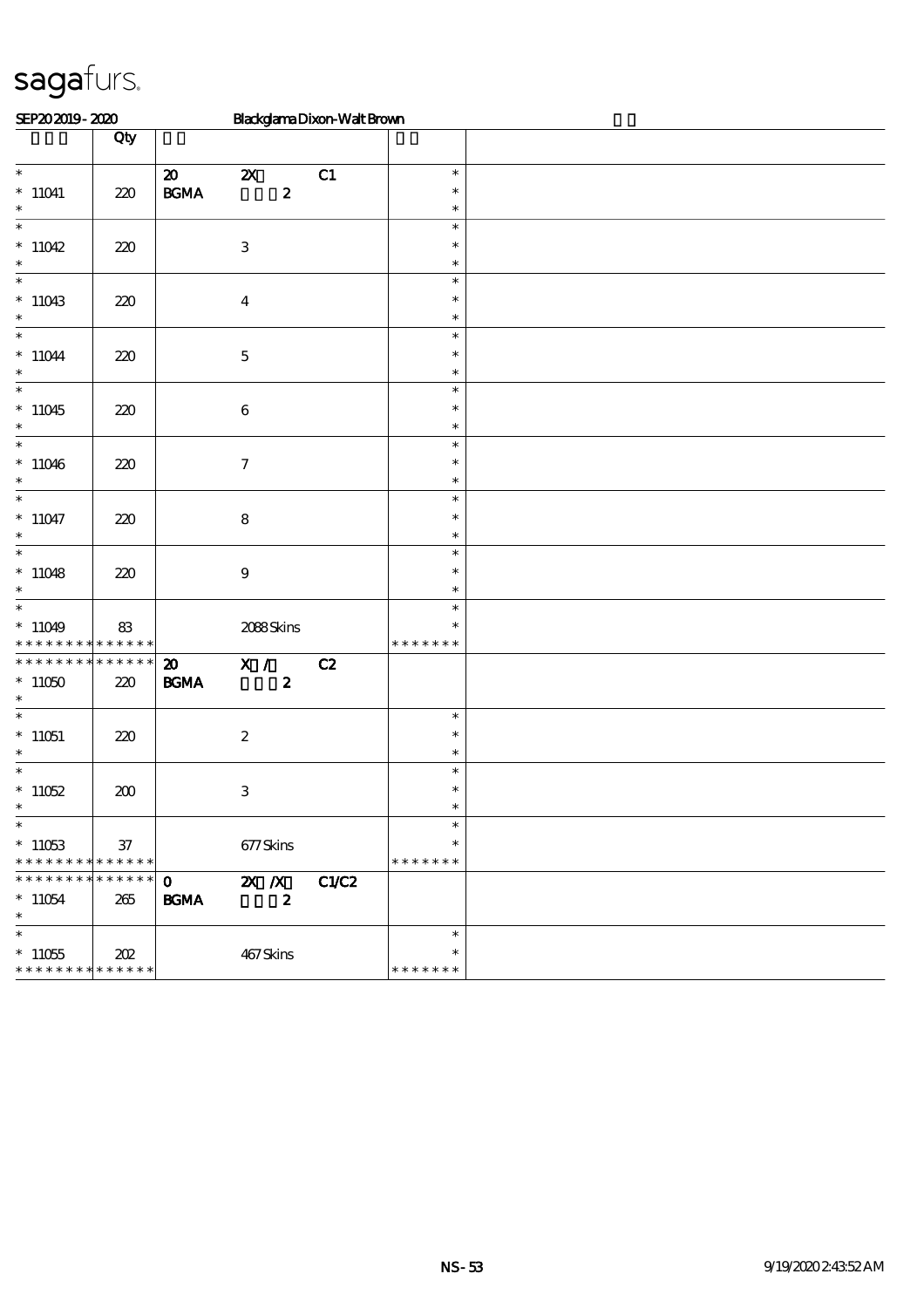# sagafurs.

SEP20 2019 - 2020 Blackglama Dixon-Walt Brown

| | Qty | | | | | |
|---|---|---|---|---|---|---|
| * | | 20 | 2X | C1 | * | |
| * 11041 | 220 | BGMA | 2 | | * | |
| * | | | | | * | |
| * | | | | | * | |
| * 11042 | 220 | | 3 | | * | |
| * | | | | | * | |
| * | | | | | * | |
| * 11043 | 220 | | 4 | | * | |
| * | | | | | * | |
| * | | | | | * | |
| * 11044 | 220 | | 5 | | * | |
| * | | | | | * | |
| * | | | | | * | |
| * 11045 | 220 | | 6 | | * | |
| * | | | | | * | |
| * | | | | | * | |
| * 11046 | 220 | | 7 | | * | |
| * | | | | | * | |
| * | | | | | * | |
| * 11047 | 220 | | 8 | | * | |
| * | | | | | * | |
| * | | | | | * | |
| * 11048 | 220 | | 9 | | * | |
| * | | | | | * | |
| * | | | | | * | |
| * 11049 | 83 | | 2088 Skins | | * | |
| * * * * * * * * * * * * * * | | | | | * * * * * * * | |
| * * * * * * * * * * * * * * | | 20 | X / | C2 | | |
| * 11050 | 220 | BGMA | 2 | | | |
| * | | | | | | |
| * | | | | | * | |
| * 11051 | 220 | | 2 | | * | |
| * | | | | | * | |
| * | | | | | * | |
| * 11052 | 200 | | 3 | | * | |
| * | | | | | * | |
| * | | | | | * | |
| * 11053 | 37 | | 677 Skins | | * | |
| * * * * * * * * * * * * * * | | | | | * * * * * * * | |
| * * * * * * * * * * * * * * | | 0 | 2X /X | C1/C2 | | |
| * 11054 | 265 | BGMA | 2 | | | |
| * | | | | | | |
| * | | | | | * | |
| * 11055 | 202 | | 467 Skins | | * | |
| * * * * * * * * * * * * * * | | | | | * * * * * * * | |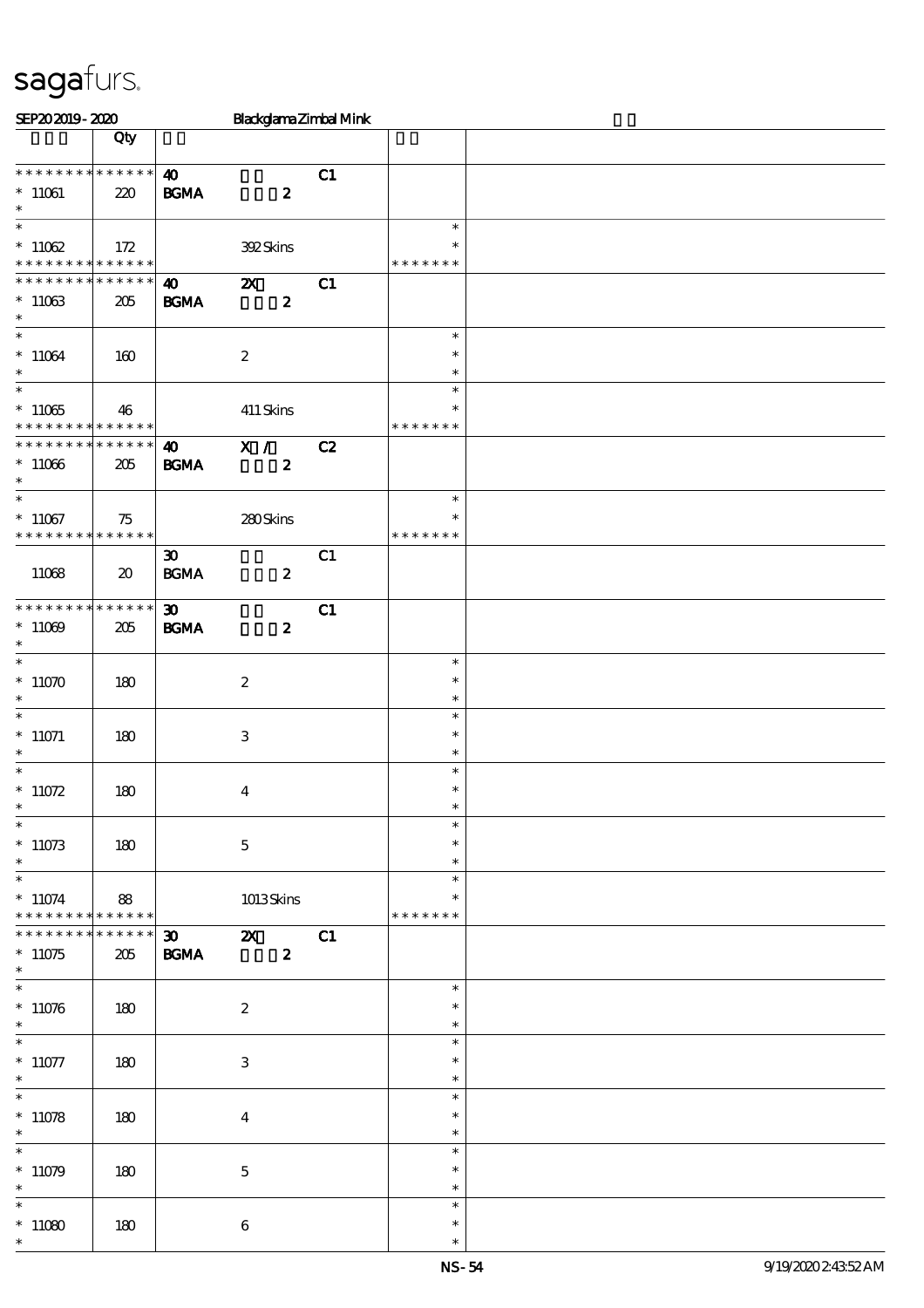sagafurs.

SEP20 2019 - 2020 Blackglama Zimbal Mink

| | Qty | | | | |
|---|---|---|---|---|---|
| * * * * * * * * * * * * * * | | 40 | | C1 | |
| * 11061 | 220 | BGMA | 2 | | |
| * | | | | | |
| * | | | | | * |
| * 11062 | 172 | | 392 Skins | | * |
| * * * * * * * * * * * * * * | | | | | * * * * * * * |
| * * * * * * * * * * * * * * | | 40 | 2X | C1 | |
| * 11063 | 205 | BGMA | 2 | | |
| * | | | | | |
| * | | | | | * |
| * 11064 | 160 | | 2 | | * |
| * | | | | | * |
| * | | | | | * |
| * 11065 | 46 | | 411 Skins | | * |
| * * * * * * * * * * * * * * | | | | | * * * * * * * |
| * * * * * * * * * * * * * * | | 40 | X / | C2 | |
| * 11066 | 205 | BGMA | 2 | | |
| * | | | | | |
| * | | | | | * |
| * 11067 | 75 | | 280 Skins | | * |
| * * * * * * * * * * * * * * | | | | | * * * * * * * |
| | | 30 | | C1 | |
| 11068 | 20 | BGMA | 2 | | |
| * * * * * * * * * * * * * * | | 30 | | C1 | |
| * 11069 | 205 | BGMA | 2 | | |
| * | | | | | |
| * | | | | | * |
| * 11070 | 180 | | 2 | | * |
| * | | | | | * |
| * | | | | | * |
| * 11071 | 180 | | 3 | | * |
| * | | | | | * |
| * | | | | | * |
| * 11072 | 180 | | 4 | | * |
| * | | | | | * |
| * | | | | | * |
| * 11073 | 180 | | 5 | | * |
| * | | | | | * |
| * | | | | | * |
| * 11074 | 88 | | 1013 Skins | | * |
| * * * * * * * * * * * * * * | | | | | * * * * * * * |
| * * * * * * * * * * * * * * | | 30 | 2X | C1 | |
| * 11075 | 205 | BGMA | 2 | | |
| * | | | | | |
| * | | | | | * |
| * 11076 | 180 | | 2 | | * |
| * | | | | | * |
| * | | | | | * |
| * 11077 | 180 | | 3 | | * |
| * | | | | | * |
| * | | | | | * |
| * 11078 | 180 | | 4 | | * |
| * | | | | | * |
| * | | | | | * |
| * 11079 | 180 | | 5 | | * |
| * | | | | | * |
| * | | | | | * |
| * 11080 | 180 | | 6 | | * |
| * | | | | | * |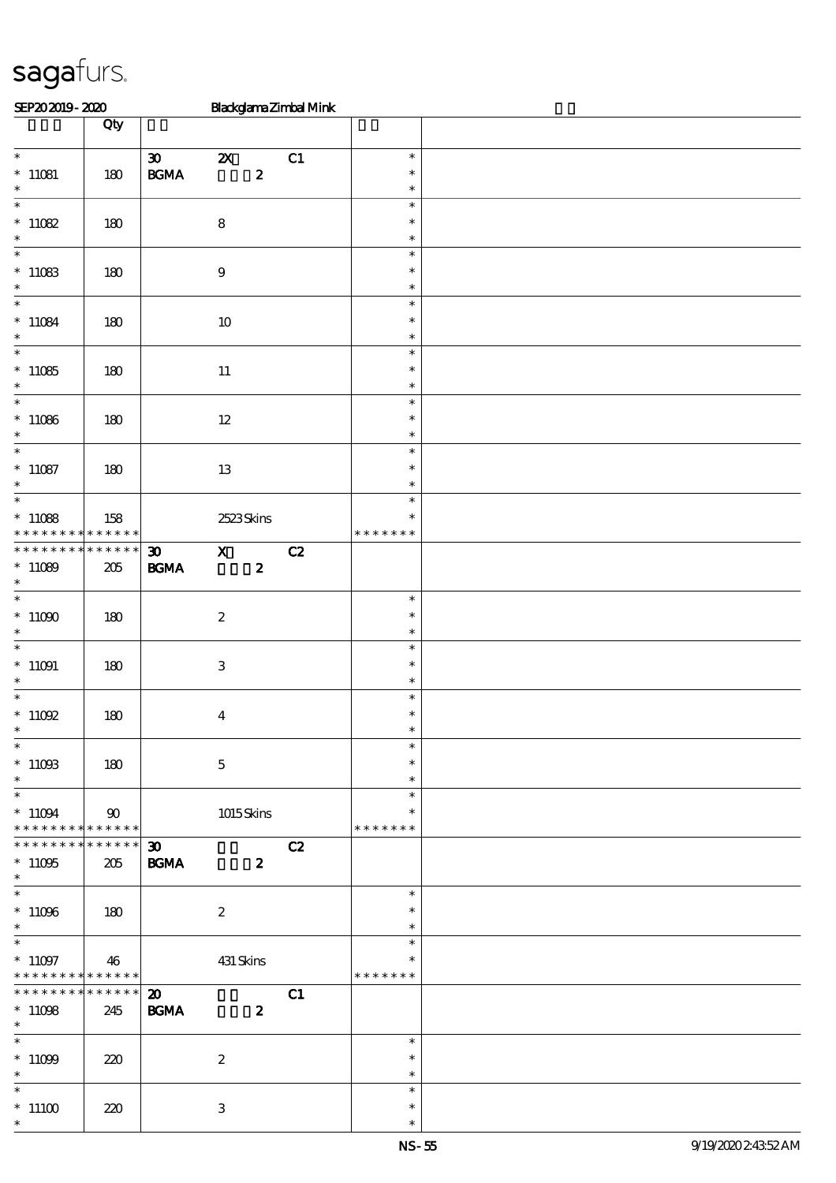sagafurs.

SEP20 2019 - 2020 Blackglama Zimbal Mink

| | Qty | | | | | |
|---|---|---|---|---|---|---|
| * 11081 | 180 | 30 BGMA | 2X 2 | C1 | * * * | |
| * 11082 | 180 | | 8 | | * * * | |
| * 11083 | 180 | | 9 | | * * * | |
| * 11084 | 180 | | 10 | | * * * | |
| * 11085 | 180 | | 11 | | * * * | |
| * 11086 | 180 | | 12 | | * * * | |
| * 11087 | 180 | | 13 | | * * * | |
| * 11088 * * * * * * * * * * * * * * | 158 | | 2523 Skins | | * * * * * * * * | |
| * * * * * * * * * * * * * * 11089 * | 205 | 30 BGMA | X 2 | C2 | | |
| * 11090 | 180 | | 2 | | * * * | |
| * 11091 | 180 | | 3 | | * * * | |
| * 11092 | 180 | | 4 | | * * * | |
| * 11093 | 180 | | 5 | | * * * | |
| * 11094 * * * * * * * * * * * * * * | 90 | | 1015 Skins | | * * * * * * * * | |
| * * * * * * * * * * * * * * 11095 * | 205 | 30 BGMA | 2 | C2 | | |
| * 11096 | 180 | | 2 | | * * * | |
| * 11097 * * * * * * * * * * * * * * | 46 | | 431 Skins | | * * * * * * * * | |
| * * * * * * * * * * * * * * 11098 * | 245 | 20 BGMA | 2 | C1 | | |
| * 11099 | 220 | | 2 | | * * * | |
| * 11100 | 220 | | 3 | | * * * | |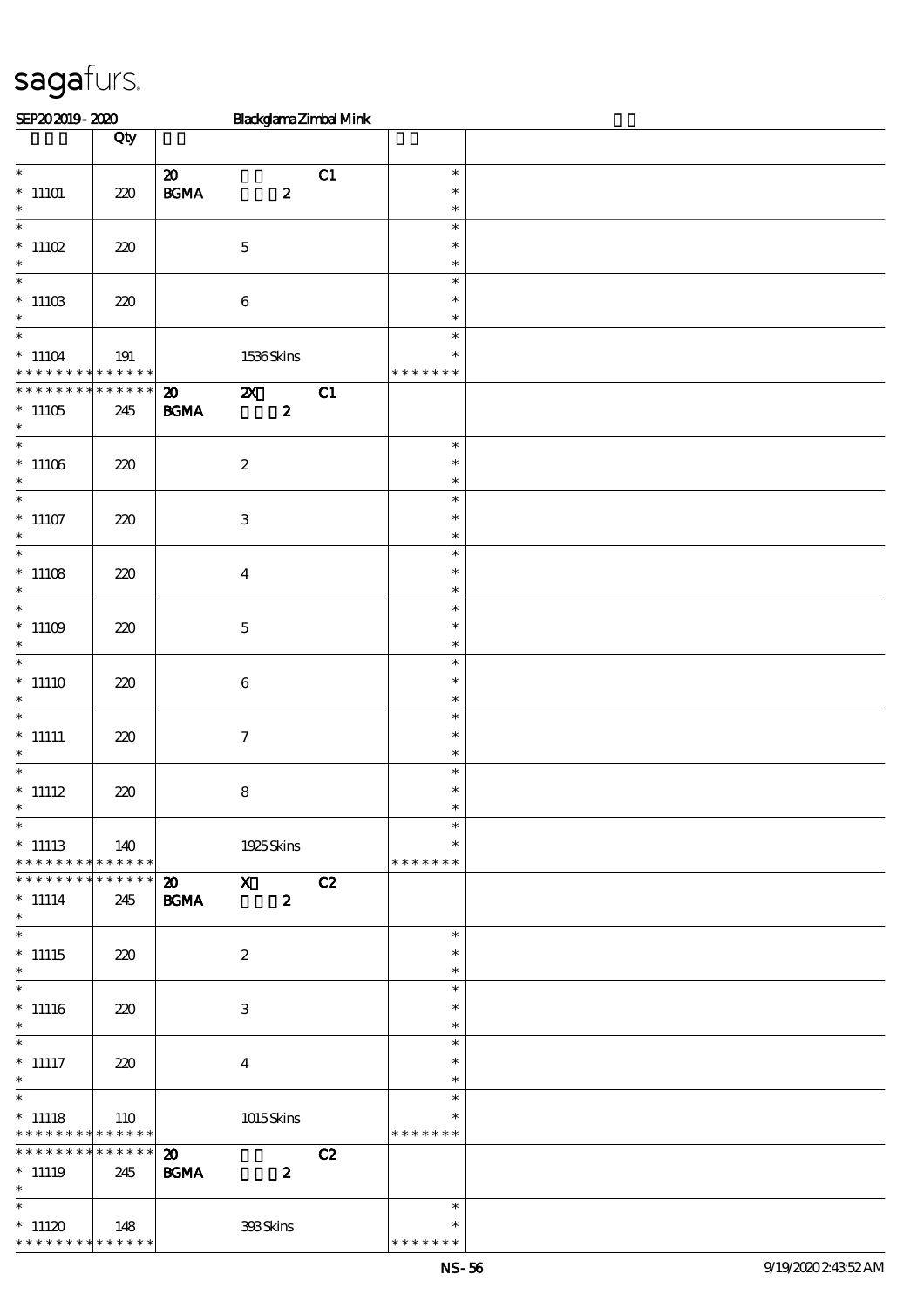sagafurs.

SEP20 2019 - 2020 Blackglama Zimbal Mink

| | Qty | | |
|---|---|---|---|
| * 11101 | 220 | 20 BGMA C1 2 | * |
| * 11102 | 220 | 5 | * |
| * 11103 | 220 | 6 | * |
| * 11104 | 191 | 1536 Skins | * * * * * * * |
| * 11105 | 245 | 20 2X C1 BGMA 2 | |
| * 11106 | 220 | 2 | * |
| * 11107 | 220 | 3 | * |
| * 11108 | 220 | 4 | * |
| * 11109 | 220 | 5 | * |
| * 11110 | 220 | 6 | * |
| * 11111 | 220 | 7 | * |
| * 11112 | 220 | 8 | * |
| * 11113 | 140 | 1925 Skins | * * * * * * * |
| * 11114 | 245 | 20 X C2 BGMA 2 | |
| * 11115 | 220 | 2 | * |
| * 11116 | 220 | 3 | * |
| * 11117 | 220 | 4 | * |
| * 11118 | 110 | 1015 Skins | * * * * * * * |
| * 11119 | 245 | 20 C2 BGMA 2 | |
| * 11120 | 148 | 393 Skins | * * * * * * * |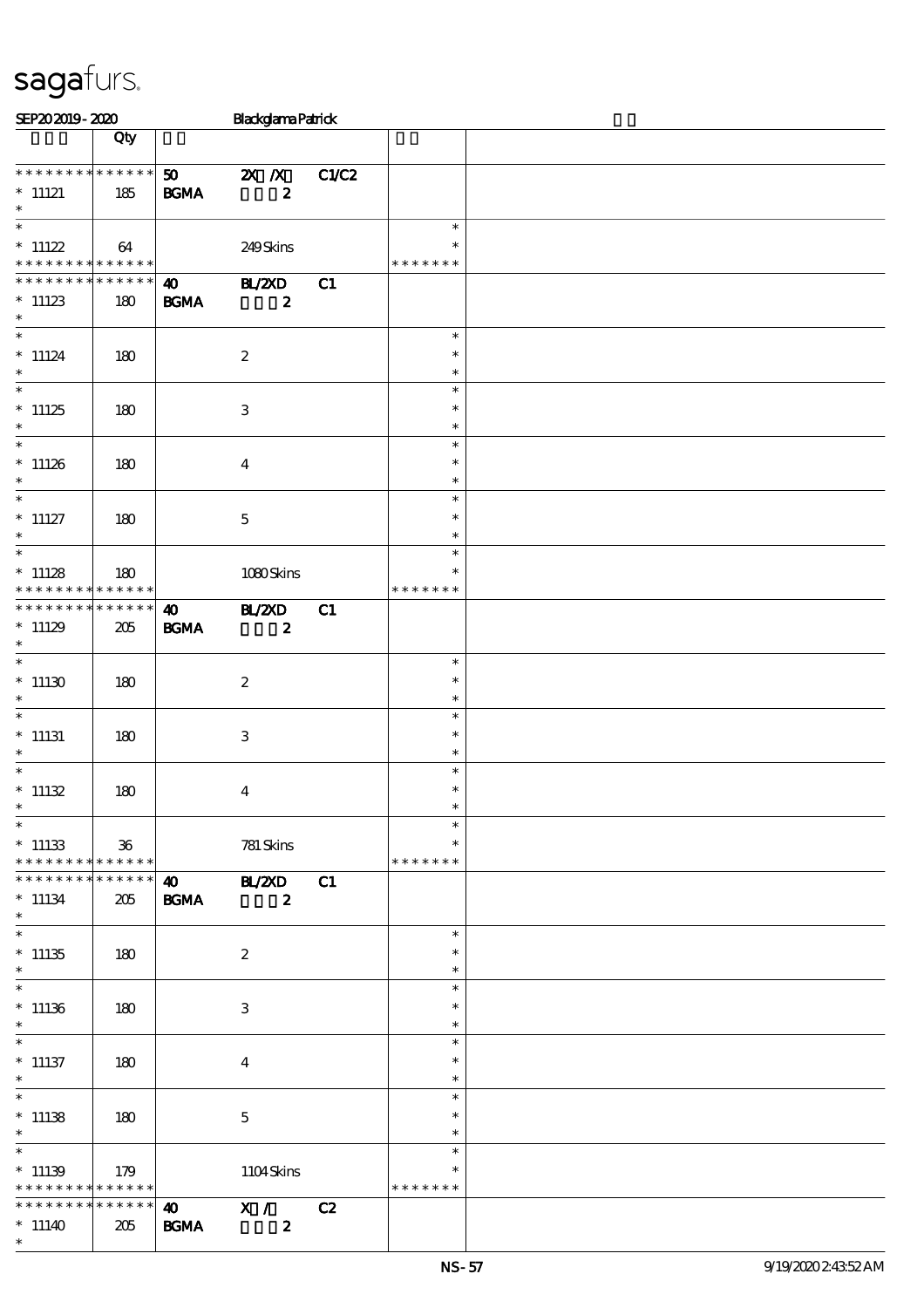sagafurs.

SEP20 2019 - 2020 Blackglama Patrick

| | Qty | | | | | |
|---|---|---|---|---|---|---|
| * * * * * * * * * * * * * * | 50 | 2X /X | C1/C2 | | | |
| * 11121 | 185 | BGMA | 2 | | | |
| * | | | | | | |
| * 11122 | 64 | | 249 Skins | | * * * * * * * | |
| * * * * * * * * * * * * * * | 40 | BL/2XD | C1 | | | |
| * 11123 | 180 | BGMA | 2 | | | |
| * 11124 | 180 | | 2 | | * | |
| * 11125 | 180 | | 3 | | * | |
| * 11126 | 180 | | 4 | | * | |
| * 11127 | 180 | | 5 | | * | |
| * 11128 | 180 | | 1080 Skins | | * * * * * * * | |
| * * * * * * * * * * * * * * | 40 | BL/2XD | C1 | | | |
| * 11129 | 205 | BGMA | 2 | | | |
| * 11130 | 180 | | 2 | | * | |
| * 11131 | 180 | | 3 | | * | |
| * 11132 | 180 | | 4 | | * | |
| * 11133 | 36 | | 781 Skins | | * * * * * * * | |
| * * * * * * * * * * * * * * | 40 | BL/2XD | C1 | | | |
| * 11134 | 205 | BGMA | 2 | | | |
| * 11135 | 180 | | 2 | | * | |
| * 11136 | 180 | | 3 | | * | |
| * 11137 | 180 | | 4 | | * | |
| * 11138 | 180 | | 5 | | * | |
| * 11139 | 179 | | 1104 Skins | | * * * * * * * | |
| * * * * * * * * * * * * * * | 40 | X / | C2 | | | |
| * 11140 | 205 | BGMA | 2 | | | |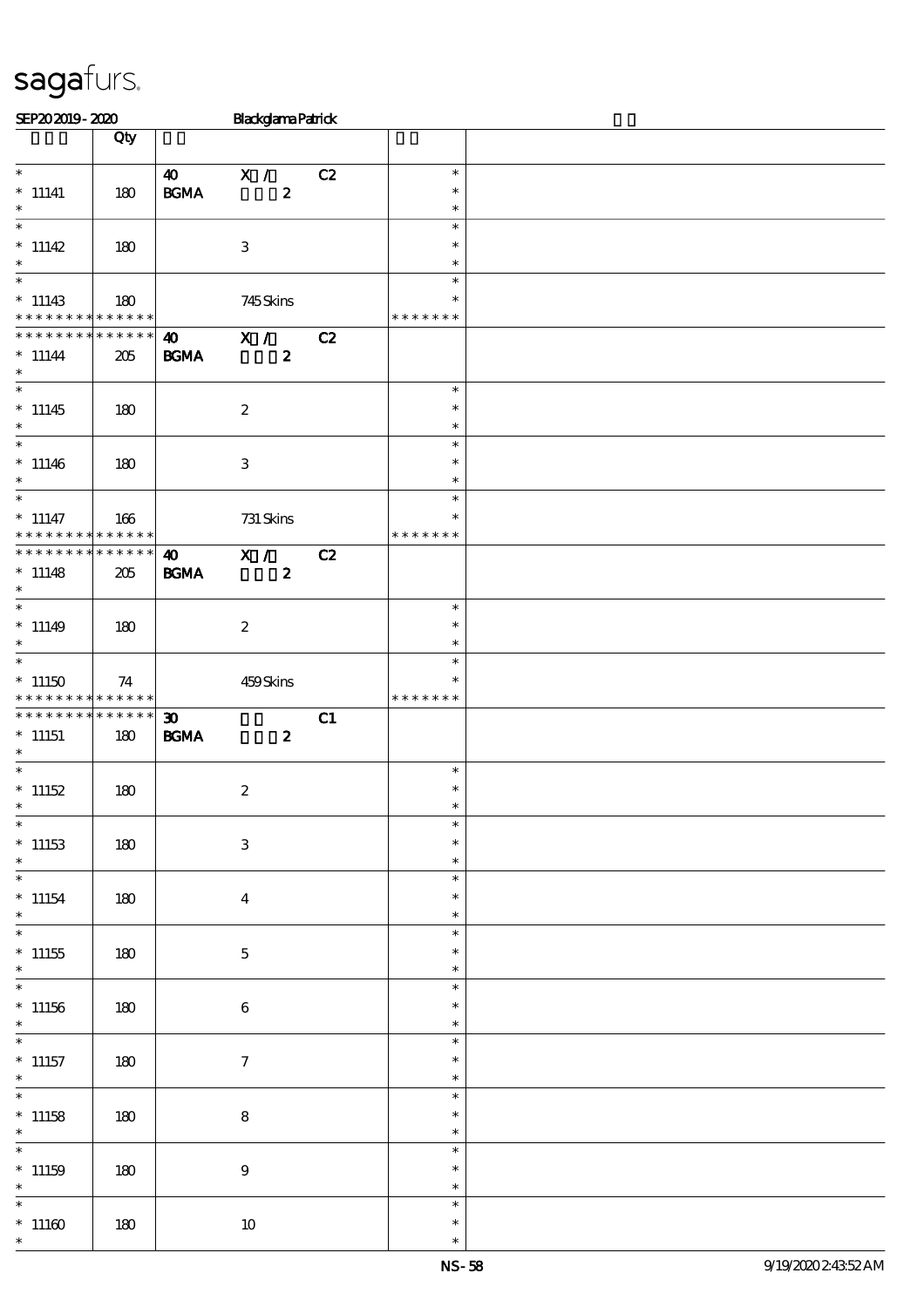sagafurs.

SEP20 2019 - 2020 Blackglama Patrick

| | Qty | | | |
|---|---|---|---|---|
| * <br> * 11141 <br> * | 180 | 40 X / C2 <br> BGMA 2 | * <br> * <br> * | |
| * <br> * 11142 <br> * | 180 | 3 | * <br> * <br> * | |
| * <br> * 11143 <br> * * * * * * * * * * * * * * | 180 | 745 Skins | * <br> * <br> * * * * * * * | |
| * * * * * * * * * * * * * * <br> * 11144 <br> * | 205 | 40 X / C2 <br> BGMA 2 | | |
| * <br> * 11145 <br> * | 180 | 2 | * <br> * <br> * | |
| * <br> * 11146 <br> * | 180 | 3 | * <br> * <br> * | |
| * <br> * 11147 <br> * * * * * * * * * * * * * * | 166 | 731 Skins | * <br> * <br> * * * * * * * | |
| * * * * * * * * * * * * * * <br> * 11148 <br> * | 205 | 40 X / C2 <br> BGMA 2 | | |
| * <br> * 11149 <br> * | 180 | 2 | * <br> * <br> * | |
| * <br> * 11150 <br> * * * * * * * * * * * * * * | 74 | 459 Skins | * <br> * <br> * * * * * * * | |
| * * * * * * * * * * * * * * <br> * 11151 <br> * | 180 | 30 C1 <br> BGMA 2 | | |
| * <br> * 11152 <br> * | 180 | 2 | * <br> * <br> * | |
| * <br> * 11153 <br> * | 180 | 3 | * <br> * <br> * | |
| * <br> * 11154 <br> * | 180 | 4 | * <br> * <br> * | |
| * <br> * 11155 <br> * | 180 | 5 | * <br> * <br> * | |
| * <br> * 11156 <br> * | 180 | 6 | * <br> * <br> * | |
| * <br> * 11157 <br> * | 180 | 7 | * <br> * <br> * | |
| * <br> * 11158 <br> * | 180 | 8 | * <br> * <br> * | |
| * <br> * 11159 <br> * | 180 | 9 | * <br> * <br> * | |
| * <br> * 11160 <br> * | 180 | 10 | * <br> * <br> * | |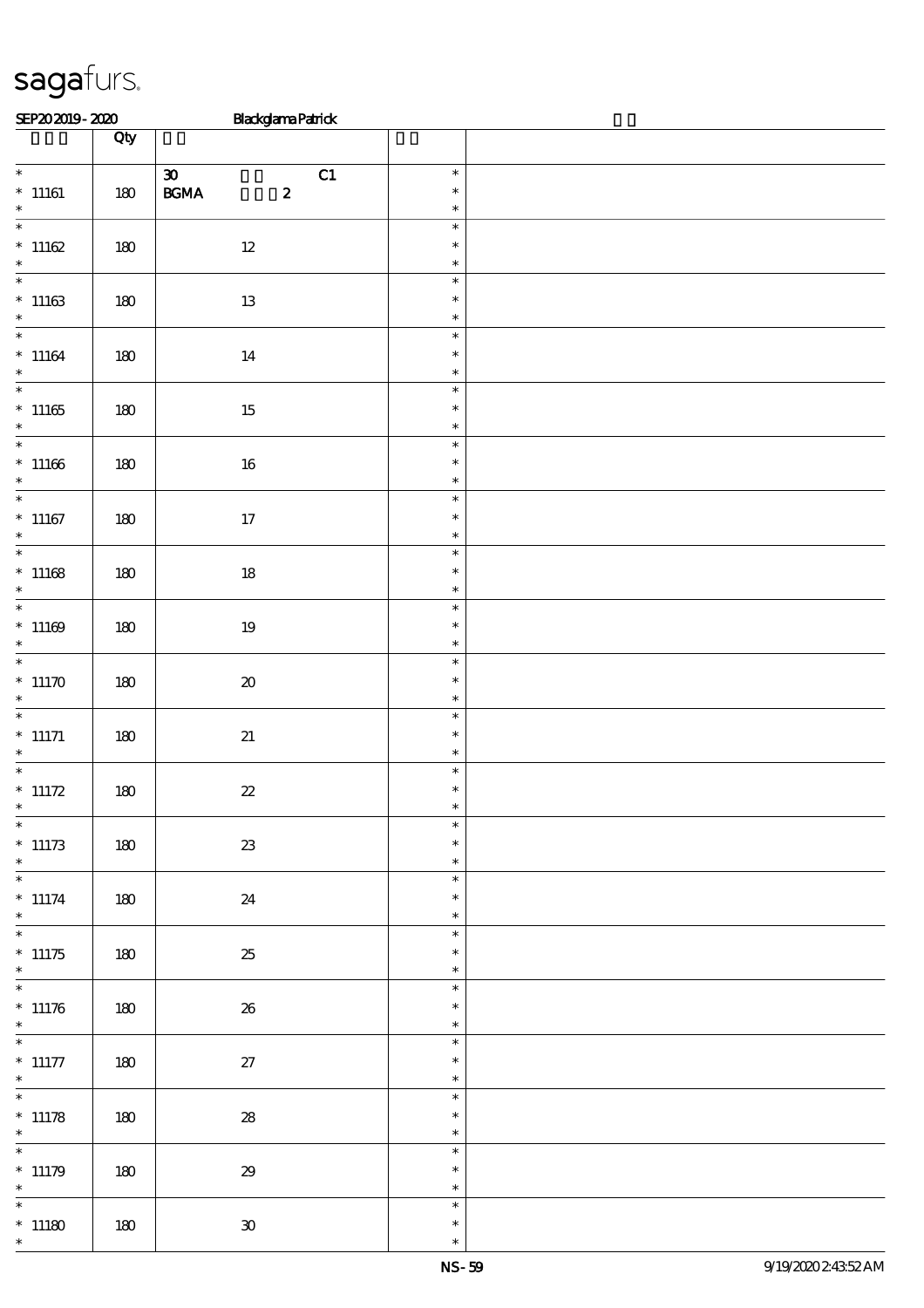sagafurs.

SEP20 2019 - 2020 Blackglama Patrick

| | Qty | | |
|---|---|---|---|
| * 11161 * | 180 | 30 C1 BGMA 2 | * * * |
| * 11162 * | 180 | 12 | * * * |
| * 11163 * | 180 | 13 | * * * |
| * 11164 * | 180 | 14 | * * * |
| * 11165 * | 180 | 15 | * * * |
| * 11166 * | 180 | 16 | * * * |
| * 11167 * | 180 | 17 | * * * |
| * 11168 * | 180 | 18 | * * * |
| * 11169 * | 180 | 19 | * * * |
| * 11170 * | 180 | 20 | * * * |
| * 11171 * | 180 | 21 | * * * |
| * 11172 * | 180 | 22 | * * * |
| * 11173 * | 180 | 23 | * * * |
| * 11174 * | 180 | 24 | * * * |
| * 11175 * | 180 | 25 | * * * |
| * 11176 * | 180 | 26 | * * * |
| * 11177 * | 180 | 27 | * * * |
| * 11178 * | 180 | 28 | * * * |
| * 11179 * | 180 | 29 | * * * |
| * 11180 * | 180 | 30 | * * * |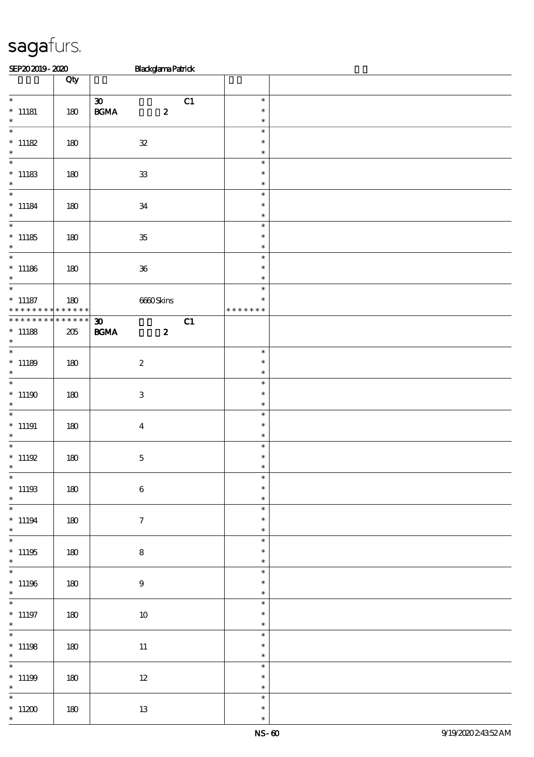# sagafurs.

SEP20 2019 - 2020 Blackglama Patrick

| | Qty | | |
|---|---|---|---|
| * 11181 * | 180 | 30 BGMA 2 C1 | * * * |
| * 11182 * | 180 | 32 | * * * |
| * 11183 * | 180 | 33 | * * * |
| * 11184 * | 180 | 34 | * * * |
| * 11185 * | 180 | 35 | * * * |
| * 11186 * | 180 | 36 | * * * |
| * 11187 ************** | 180 | 6660 Skins | * * ******* |
| ************** 11188 * | 205 | 30 BGMA 2 C1 | |
| * 11189 * | 180 | 2 | * * * |
| * 11190 * | 180 | 3 | * * * |
| * 11191 * | 180 | 4 | * * * |
| * 11192 * | 180 | 5 | * * * |
| * 11193 * | 180 | 6 | * * * |
| * 11194 * | 180 | 7 | * * * |
| * 11195 * | 180 | 8 | * * * |
| * 11196 * | 180 | 9 | * * * |
| * 11197 * | 180 | 10 | * * * |
| * 11198 * | 180 | 11 | * * * |
| * 11199 * | 180 | 12 | * * * |
| * 11200 * | 180 | 13 | * * * |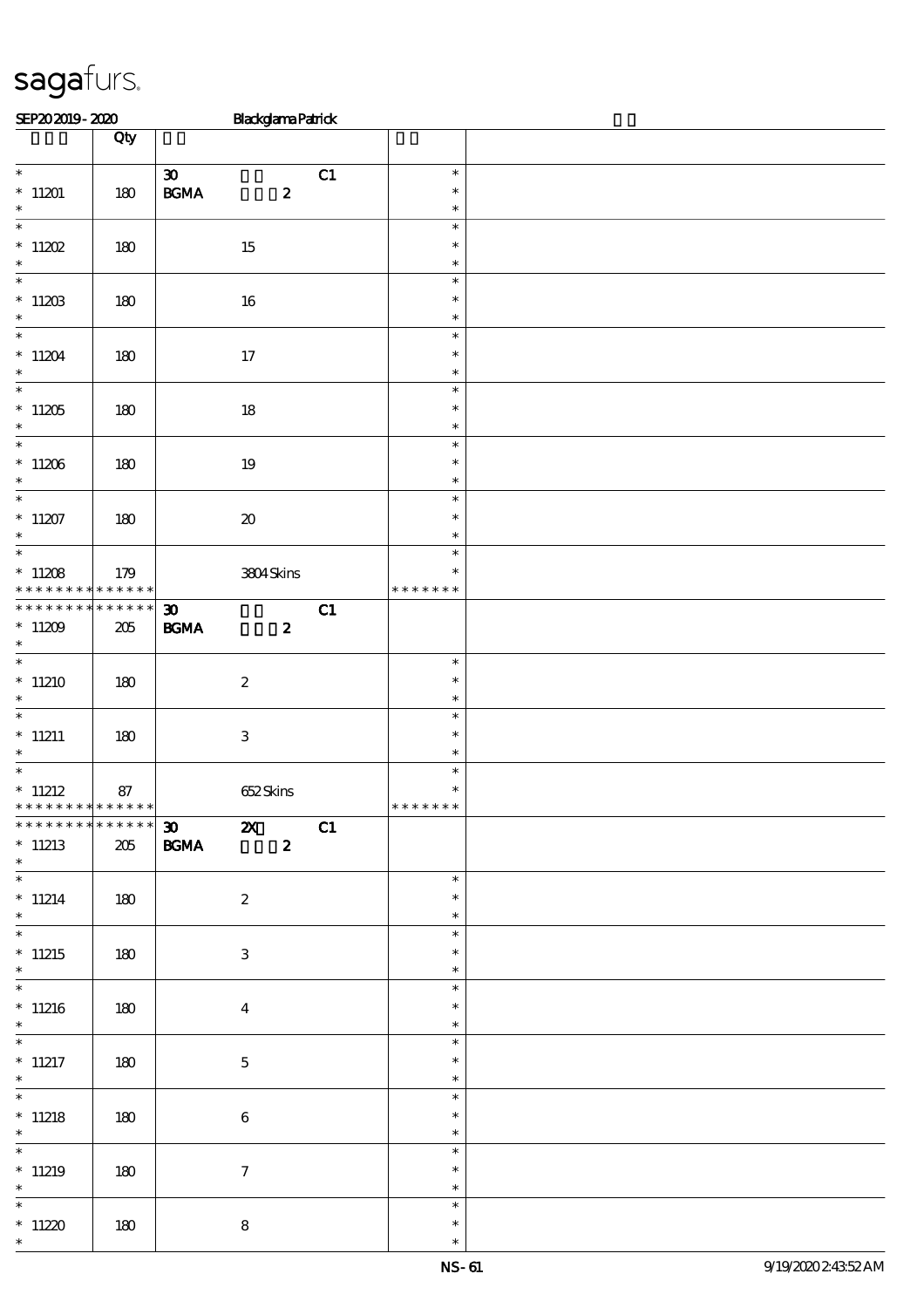# sagafurs.

SEP20 2019 - 2020 Blackglama Patrick

| | Qty | | | |
|---|---|---|---|---|
| * <br> * 11201 <br> * | 180 | 30 C1 <br> BGMA 2 | * <br> * <br> * | |
| * <br> * 11202 <br> * | 180 | 15 | * <br> * <br> * | |
| * <br> * 11203 <br> * | 180 | 16 | * <br> * <br> * | |
| * <br> * 11204 <br> * | 180 | 17 | * <br> * <br> * | |
| * <br> * 11205 <br> * | 180 | 18 | * <br> * <br> * | |
| * <br> * 11206 <br> * | 180 | 19 | * <br> * <br> * | |
| * <br> * 11207 <br> * | 180 | 20 | * <br> * <br> * | |
| * <br> * 11208 <br> * * * * * * * * * * * * * * | 179 | 3804 Skins | * <br> * <br> * * * * * * * | |
| * * * * * * * * * * * * * * <br> * 11209 <br> * | 205 | 30 C1 <br> BGMA 2 | | |
| * <br> * 11210 <br> * | 180 | 2 | * <br> * <br> * | |
| * <br> * 11211 <br> * | 180 | 3 | * <br> * <br> * | |
| * <br> * 11212 <br> * * * * * * * * * * * * * * | 87 | 652 Skins | * <br> * <br> * * * * * * * | |
| * * * * * * * * * * * * * * <br> * 11213 <br> * | 205 | 30 2X C1 <br> BGMA 2 | | |
| * <br> * 11214 <br> * | 180 | 2 | * <br> * <br> * | |
| * <br> * 11215 <br> * | 180 | 3 | * <br> * <br> * | |
| * <br> * 11216 <br> * | 180 | 4 | * <br> * <br> * | |
| * <br> * 11217 <br> * | 180 | 5 | * <br> * <br> * | |
| * <br> * 11218 <br> * | 180 | 6 | * <br> * <br> * | |
| * <br> * 11219 <br> * | 180 | 7 | * <br> * <br> * | |
| * <br> * 11220 <br> * | 180 | 8 | * <br> * <br> * | |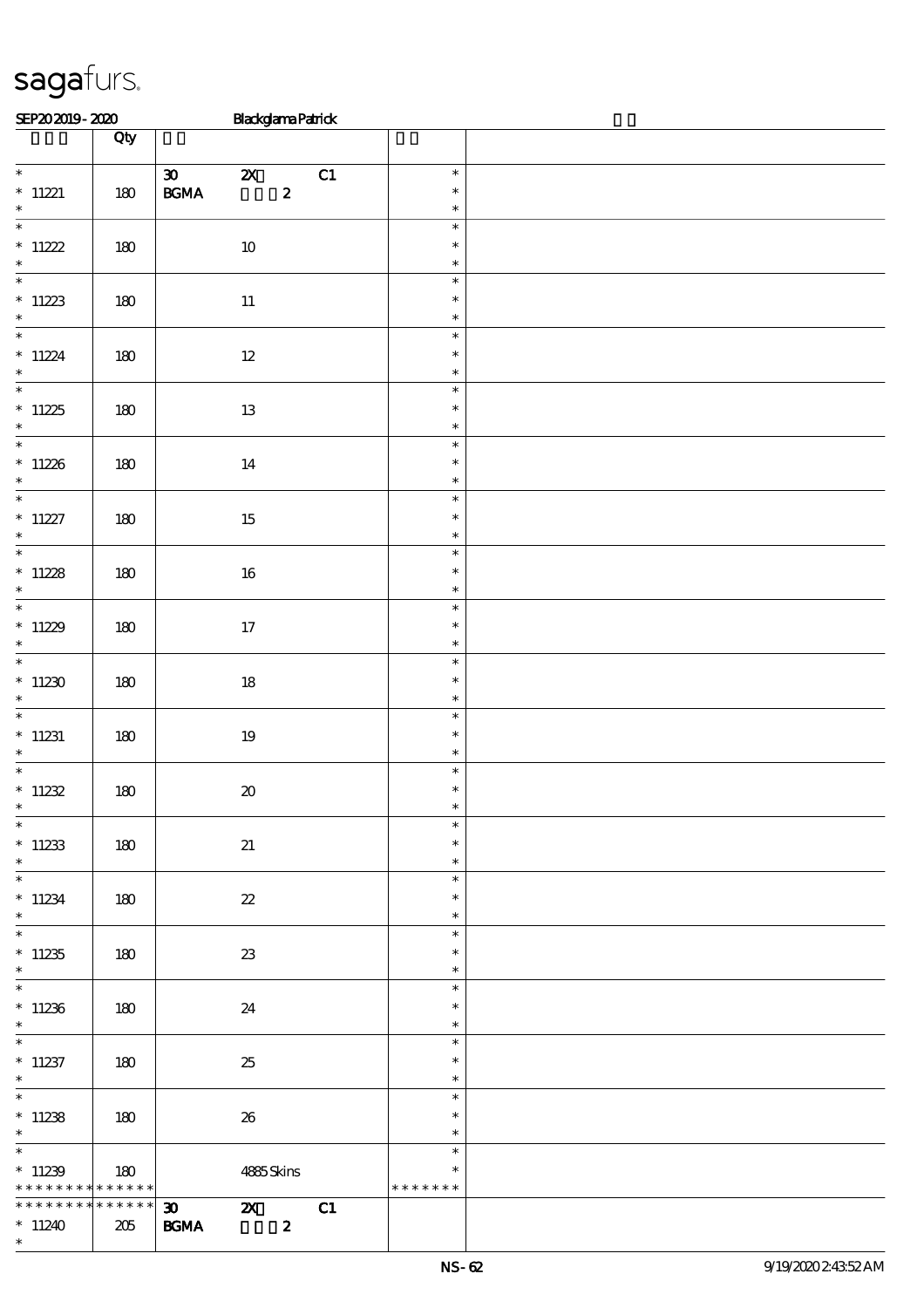SEP20 2019 - 2020 Blackglama Patrick

| | Qty | | |
|---|---|---|---|
| * <br> * 11221 <br> * | 180 | 30 2X C1 <br> BGMA 2 | * <br> * <br> * |
| * <br> * 11222 <br> * | 180 | 10 | * <br> * <br> * |
| * <br> * 11223 <br> * | 180 | 11 | * <br> * <br> * |
| * <br> * 11224 <br> * | 180 | 12 | * <br> * <br> * |
| * <br> * 11225 <br> * | 180 | 13 | * <br> * <br> * |
| * <br> * 11226 <br> * | 180 | 14 | * <br> * <br> * |
| * <br> * 11227 <br> * | 180 | 15 | * <br> * <br> * |
| * <br> * 11228 <br> * | 180 | 16 | * <br> * <br> * |
| * <br> * 11229 <br> * | 180 | 17 | * <br> * <br> * |
| * <br> * 11230 <br> * | 180 | 18 | * <br> * <br> * |
| * <br> * 11231 <br> * | 180 | 19 | * <br> * <br> * |
| * <br> * 11232 <br> * | 180 | 20 | * <br> * <br> * |
| * <br> * 11233 <br> * | 180 | 21 | * <br> * <br> * |
| * <br> * 11234 <br> * | 180 | 22 | * <br> * <br> * |
| * <br> * 11235 <br> * | 180 | 23 | * <br> * <br> * |
| * <br> * 11236 <br> * | 180 | 24 | * <br> * <br> * |
| * <br> * 11237 <br> * | 180 | 25 | * <br> * <br> * |
| * <br> * 11238 <br> * | 180 | 26 | * <br> * <br> * |
| * <br> * 11239 <br> * * * * * * * * * * * * * | 180 | 4885 Skins | * <br> * <br> * * * * * * * |
| * * * * * * * * * * * * * <br> * 11240 <br> * | 205 | 30 2X C1 <br> BGMA 2 | |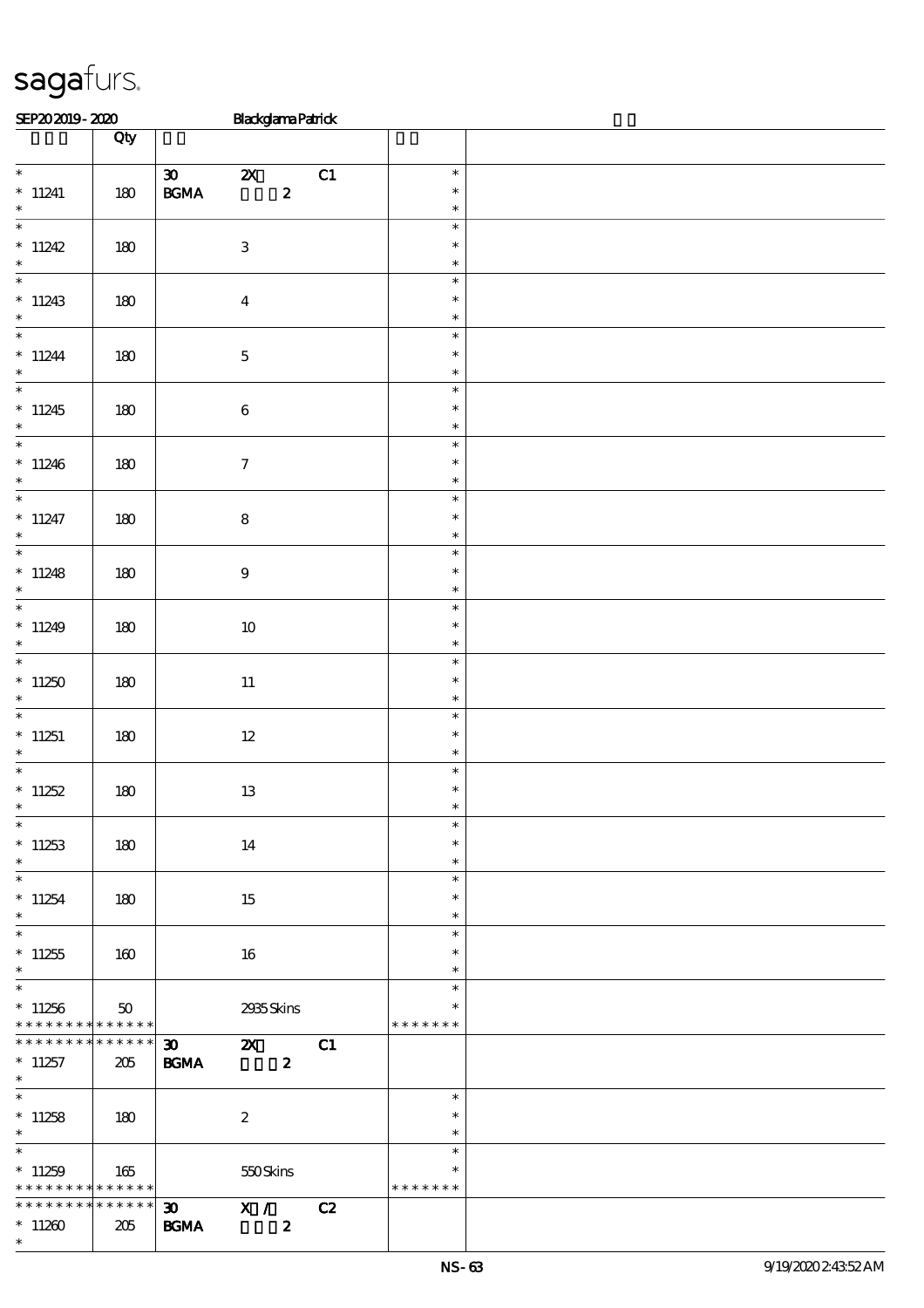sagafurs.

SEP20 2019 - 2020 Blackglama Patrick

| | Qty | | |
|---|---|---|---|
| * <br> * 11241 <br> * | 180 | 30 2X C1 <br> BGMA 2 | * <br> * <br> * |
| * <br> * 11242 <br> * | 180 | 3 | * <br> * <br> * |
| * <br> * 11243 <br> * | 180 | 4 | * <br> * <br> * |
| * <br> * 11244 <br> * | 180 | 5 | * <br> * <br> * |
| * <br> * 11245 <br> * | 180 | 6 | * <br> * <br> * |
| * <br> * 11246 <br> * | 180 | 7 | * <br> * <br> * |
| * <br> * 11247 <br> * | 180 | 8 | * <br> * <br> * |
| * <br> * 11248 <br> * | 180 | 9 | * <br> * <br> * |
| * <br> * 11249 <br> * | 180 | 10 | * <br> * <br> * |
| * <br> * 11250 <br> * | 180 | 11 | * <br> * <br> * |
| * <br> * 11251 <br> * | 180 | 12 | * <br> * <br> * |
| * <br> * 11252 <br> * | 180 | 13 | * <br> * <br> * |
| * <br> * 11253 <br> * | 180 | 14 | * <br> * <br> * |
| * <br> * 11254 <br> * | 180 | 15 | * <br> * <br> * |
| * <br> * 11255 <br> * | 160 | 16 | * <br> * <br> * |
| * <br> * 11256 <br> * * * * * * * * * * * * * | 50 | 2935 Skins | * <br> * <br> * * * * * * * |
| * * * * * * * * * * * * * * <br> * 11257 <br> * | 205 | 30 2X C1 <br> BGMA 2 | |
| * <br> * 11258 <br> * | 180 | 2 | * <br> * <br> * |
| * <br> * 11259 <br> * * * * * * * * * * * * * | 165 | 550 Skins | * <br> * <br> * * * * * * * |
| * * * * * * * * * * * * * * <br> * 11260 <br> * | 205 | 30 X / C2 <br> BGMA 2 | |

NS-63 9/19/2020 2:43:52 AM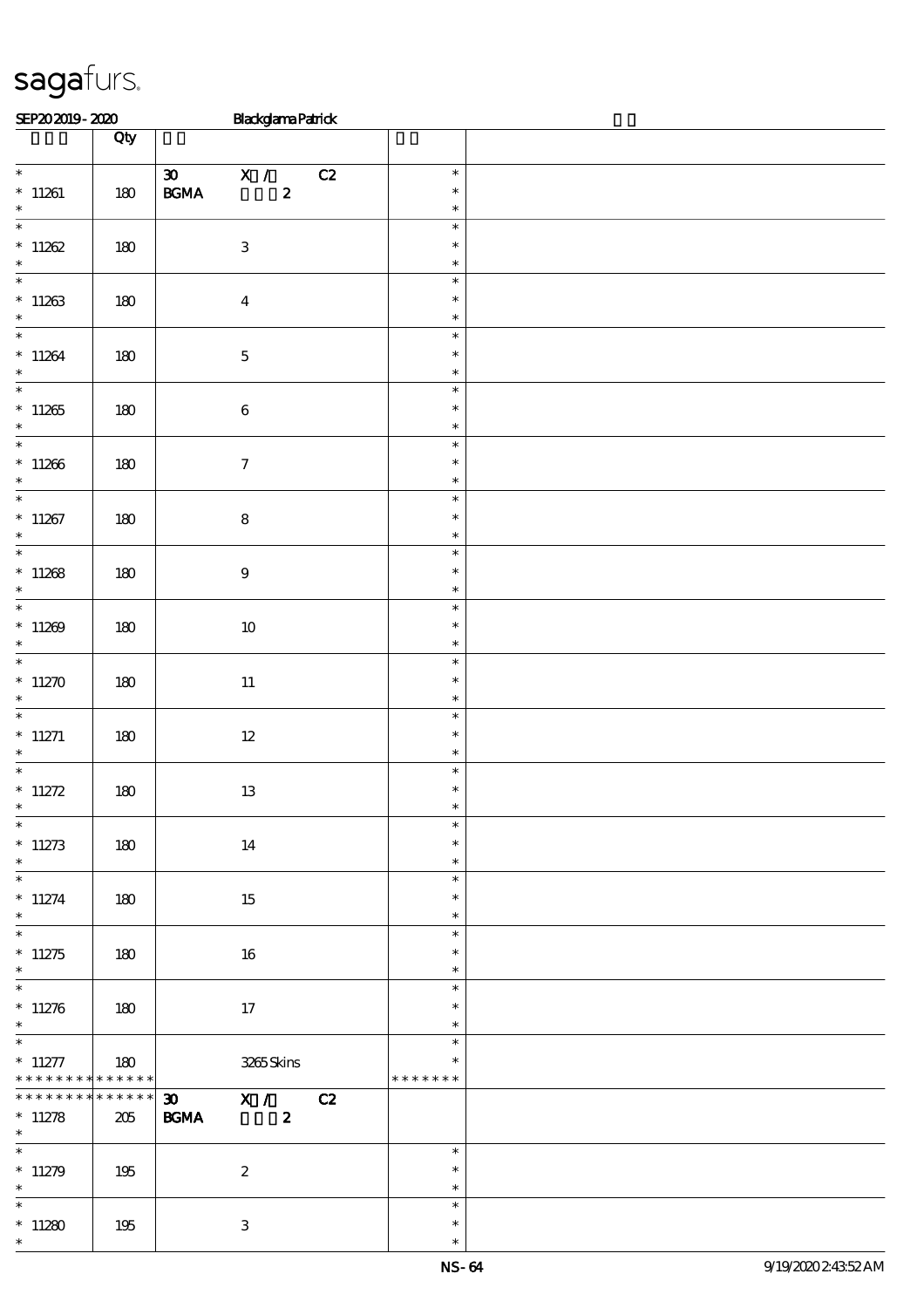sagafurs.

SEP20 2019 - 2020 Blackglama Patrick

| | Qty | | |
|---|---|---|---|
| * 11261 * | 180 | 30 X / C2 BGMA 2 | * * * |
| * 11262 * | 180 | 3 | * * * |
| * 11263 * | 180 | 4 | * * * |
| * 11264 * | 180 | 5 | * * * |
| * 11265 * | 180 | 6 | * * * |
| * 11266 * | 180 | 7 | * * * |
| * 11267 * | 180 | 8 | * * * |
| * 11268 * | 180 | 9 | * * * |
| * 11269 * | 180 | 10 | * * * |
| * 11270 * | 180 | 11 | * * * |
| * 11271 * | 180 | 12 | * * * |
| * 11272 * | 180 | 13 | * * * |
| * 11273 * | 180 | 14 | * * * |
| * 11274 * | 180 | 15 | * * * |
| * 11275 * | 180 | 16 | * * * |
| * 11276 * | 180 | 17 | * * * |
| * 11277 * * * * * * * * * * * * * * | 180 | 3265 Skins | * * * * * * * * * |
| * * * * * * * * * * * * * * 11278 * | 205 | 30 X / C2 BGMA 2 | |
| * 11279 * | 195 | 2 | * * * |
| * 11280 * | 195 | 3 | * * * |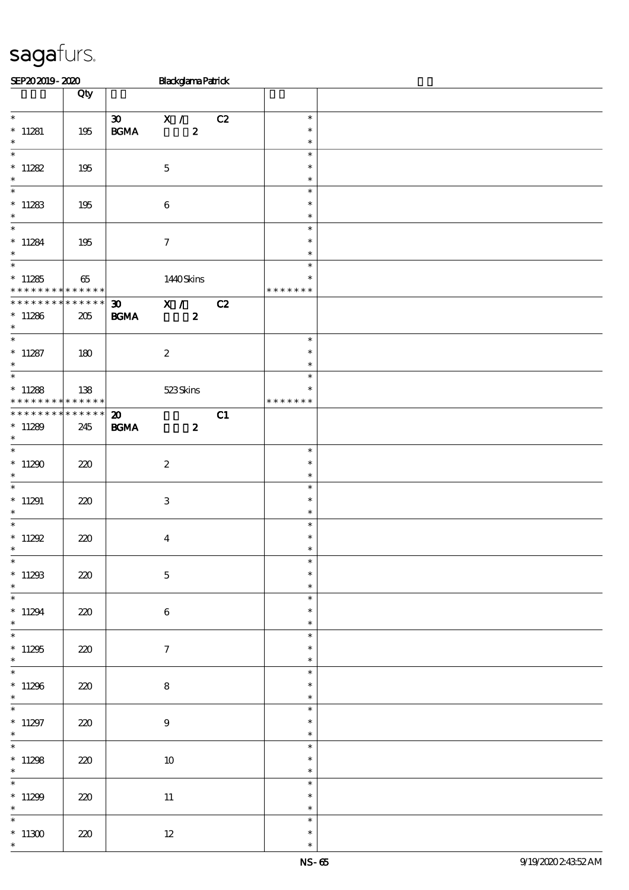sagafurs.

SEP20 2019 - 2020 Blackglama Patrick

| | Qty | | |
|---|---|---|---|
| * <br> * 11281 <br> * | 195 | 30 X / C2 <br> BGMA 2 | * <br> * <br> * |
| * <br> * 11282 <br> * | 195 | 5 | * <br> * <br> * |
| * <br> * 11283 <br> * | 195 | 6 | * <br> * <br> * |
| * <br> * 11284 <br> * | 195 | 7 | * <br> * <br> * |
| * <br> * 11285 <br> * * * * * * * * * * * * * * | 65 | 1440 Skins | * <br> * <br> * * * * * * * |
| * * * * * * * * * * * * * * <br> * 11286 <br> * | 205 | 30 X / C2 <br> BGMA 2 | |
| * <br> * 11287 <br> * | 180 | 2 | * <br> * <br> * |
| * <br> * 11288 <br> * * * * * * * * * * * * * * | 138 | 523 Skins | * <br> * <br> * * * * * * * |
| * * * * * * * * * * * * * * <br> * 11289 <br> * | 245 | 20 C1 <br> BGMA 2 | |
| * <br> * 11290 <br> * | 220 | 2 | * <br> * <br> * |
| * <br> * 11291 <br> * | 220 | 3 | * <br> * <br> * |
| * <br> * 11292 <br> * | 220 | 4 | * <br> * <br> * |
| * <br> * 11293 <br> * | 220 | 5 | * <br> * <br> * |
| * <br> * 11294 <br> * | 220 | 6 | * <br> * <br> * |
| * <br> * 11295 <br> * | 220 | 7 | * <br> * <br> * |
| * <br> * 11296 <br> * | 220 | 8 | * <br> * <br> * |
| * <br> * 11297 <br> * | 220 | 9 | * <br> * <br> * |
| * <br> * 11298 <br> * | 220 | 10 | * <br> * <br> * |
| * <br> * 11299 <br> * | 220 | 11 | * <br> * <br> * |
| * <br> * 11300 <br> * | 220 | 12 | * <br> * <br> * |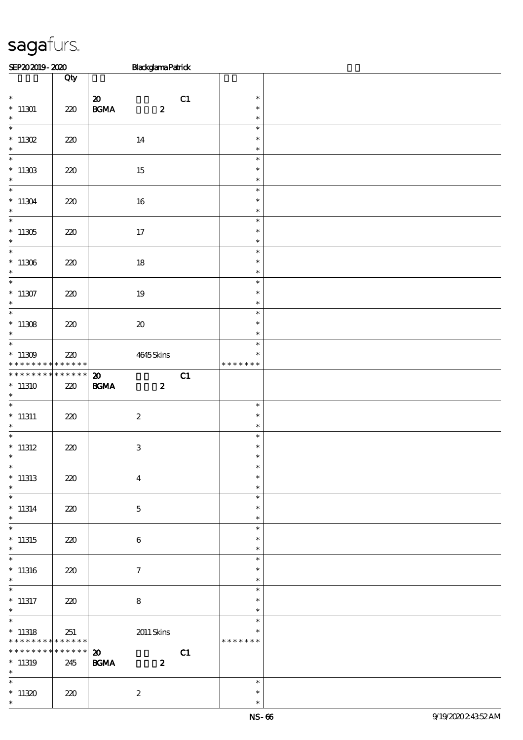# sagafurs.

SEP20 2019 - 2020 Blackglama Patrick

| | Qty | | |
|---|---|---|---|
| * 11301 * | 220 | 20 C1 BGMA 2 | * * * |
| * 11302 * | 220 | 14 | * * * |
| * 11303 * | 220 | 15 | * * * |
| * 11304 * | 220 | 16 | * * * |
| * 11305 * | 220 | 17 | * * * |
| * 11306 * | 220 | 18 | * * * |
| * 11307 * | 220 | 19 | * * * |
| * 11308 * | 220 | 20 | * * * |
| * 11309 * * * * * * * * * * * * * | 220 | 4645 Skins | * * * * * * * * * * |
| * * * * * * * * * * * * * * 11310 * | 220 | 20 C1 BGMA 2 | |
| * 11311 * | 220 | 2 | * * * |
| * 11312 * | 220 | 3 | * * * |
| * 11313 * | 220 | 4 | * * * |
| * 11314 * | 220 | 5 | * * * |
| * 11315 * | 220 | 6 | * * * |
| * 11316 * | 220 | 7 | * * * |
| * 11317 * | 220 | 8 | * * * |
| * 11318 * * * * * * * * * * * * * | 251 | 2011 Skins | * * * * * * * * * * |
| * * * * * * * * * * * * * * 11319 * | 245 | 20 C1 BGMA 2 | |
| * 11320 * | 220 | 2 | * * * |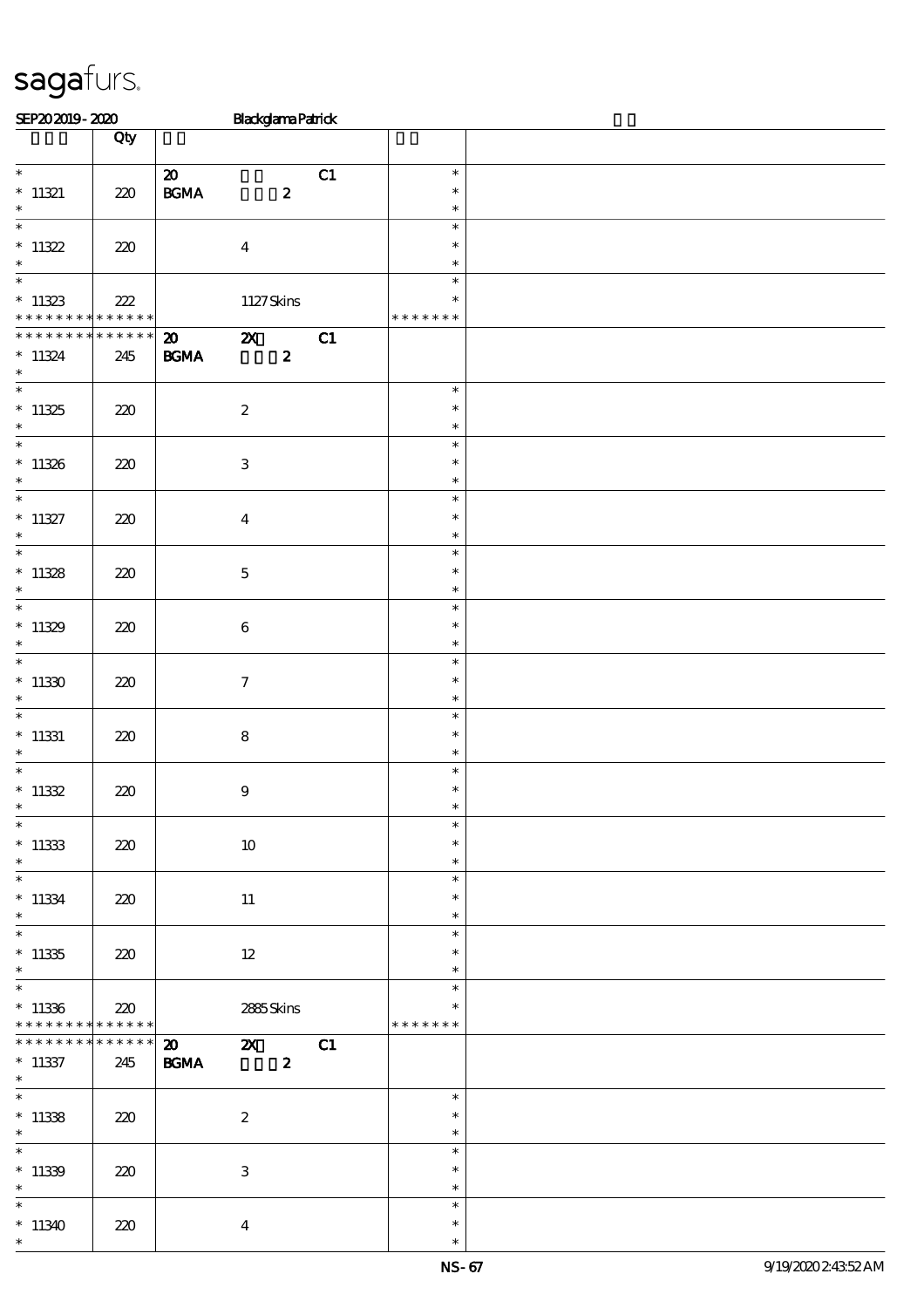sagafurs.

SEP20 2019 - 2020 Blackglama Patrick

| | Qty | | |
|---|---|---|---|
| * 11321 * | 220 | 20 C1 BGMA 2 | * * * |
| * 11322 * | 220 | 4 | * * * |
| * 11323 * * * * * * * * * * * * * | 222 | 1127 Skins | * * * * * * * * |
| * * * * * * * * * * * * * * 11324 * | 245 | 20 2X C1 BGMA 2 | |
| * 11325 * | 220 | 2 | * * * |
| * 11326 * | 220 | 3 | * * * |
| * 11327 * | 220 | 4 | * * * |
| * 11328 * | 220 | 5 | * * * |
| * 11329 * | 220 | 6 | * * * |
| * 11330 * | 220 | 7 | * * * |
| * 11331 * | 220 | 8 | * * * |
| * 11332 * | 220 | 9 | * * * |
| * 11333 * | 220 | 10 | * * * |
| * 11334 * | 220 | 11 | * * * |
| * 11335 * | 220 | 12 | * * * |
| * 11336 * * * * * * * * * * * * * | 220 | 2885 Skins | * * * * * * * * |
| * * * * * * * * * * * * * * 11337 * | 245 | 20 2X C1 BGMA 2 | |
| * 11338 * | 220 | 2 | * * * |
| * 11339 * | 220 | 3 | * * * |
| * 11340 * | 220 | 4 | * * * |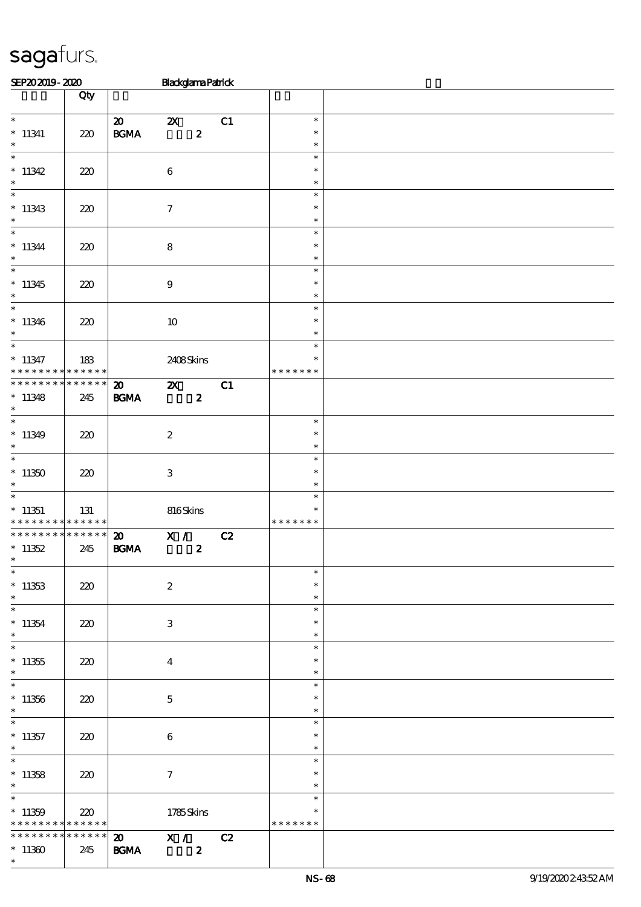**saga**furs.

SEP20 2019 - 2020 Blackglama Patrick

| | Qty | | | | | |
|---|---|---|---|---|---|---|
| * <br> * 11341 <br> * | 220 | 20 <br> BGMA | 2X <br> 2 | C1 | * <br> * <br> * | |
| * <br> * 11342 <br> * | 220 | | 6 | | * <br> * <br> * | |
| * <br> * 11343 <br> * | 220 | | 7 | | * <br> * <br> * | |
| * <br> * 11344 <br> * | 220 | | 8 | | * <br> * <br> * | |
| * <br> * 11345 <br> * | 220 | | 9 | | * <br> * <br> * | |
| * <br> * 11346 <br> * | 220 | | 10 | | * <br> * <br> * | |
| * <br> * 11347 <br> * * * * * * * * * * * * * * | 183 | | 2408 Skins | | * <br> * <br> * * * * * * * | |
| * * * * * * * * * * * * * * <br> * 11348 <br> * | 245 | 20 <br> BGMA | 2X <br> 2 | C1 | | |
| * <br> * 11349 <br> * | 220 | | 2 | | * <br> * <br> * | |
| * <br> * 11350 <br> * | 220 | | 3 | | * <br> * <br> * | |
| * <br> * 11351 <br> * * * * * * * * * * * * * * | 131 | | 816 Skins | | * <br> * <br> * * * * * * * | |
| * * * * * * * * * * * * * * <br> * 11352 <br> * | 245 | 20 <br> BGMA | X / <br> 2 | C2 | | |
| * <br> * 11353 <br> * | 220 | | 2 | | * <br> * <br> * | |
| * <br> * 11354 <br> * | 220 | | 3 | | * <br> * <br> * | |
| * <br> * 11355 <br> * | 220 | | 4 | | * <br> * <br> * | |
| * <br> * 11356 <br> * | 220 | | 5 | | * <br> * <br> * | |
| * <br> * 11357 <br> * | 220 | | 6 | | * <br> * <br> * | |
| * <br> * 11358 <br> * | 220 | | 7 | | * <br> * <br> * | |
| * <br> * 11359 <br> * * * * * * * * * * * * * * | 220 | | 1785 Skins | | * <br> * <br> * * * * * * * | |
| * * * * * * * * * * * * * * <br> * 11360 <br> * | 245 | 20 <br> BGMA | X / <br> 2 | C2 | | |

NS-68 9/19/2020 2:43:52 AM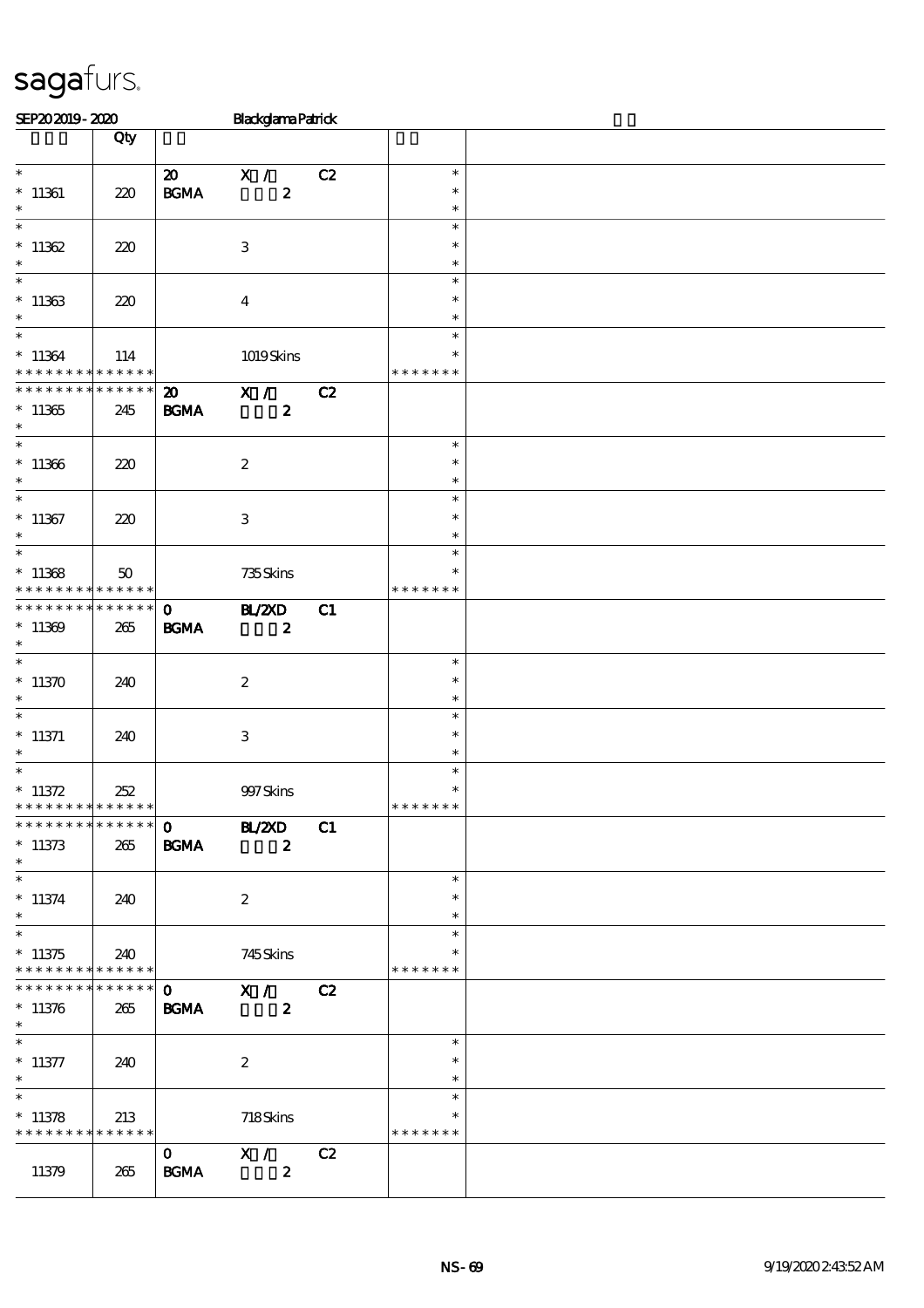# sagafurs.

SEP20 2019 - 2020 Blackglama Patrick

| | Qty | | | | | |
|---|---|---|---|---|---|---|
| * | | 20 | X / | C2 | * | |
| * 11361 | 220 | BGMA | 2 | | * | |
| * | | | | | * | |
| * | | | | | * | |
| * 11362 | 220 | | 3 | | * | |
| * | | | | | * | |
| * | | | | | * | |
| * 11363 | 220 | | 4 | | * | |
| * | | | | | * | |
| * | | | | | * | |
| * 11364 | 114 | | 1019 Skins | | * | |
| * * * * * * * * * * * * * * | | | | | * * * * * * * | |
| * * * * * * * * * * * * * * | | 20 | X / | C2 | | |
| * 11365 | 245 | BGMA | 2 | | | |
| * | | | | | | |
| * | | | | | * | |
| * 11366 | 220 | | 2 | | * | |
| * | | | | | * | |
| * | | | | | * | |
| * 11367 | 220 | | 3 | | * | |
| * | | | | | * | |
| * | | | | | * | |
| * 11368 | 50 | | 735 Skins | | * | |
| * * * * * * * * * * * * * * | | | | | * * * * * * * | |
| * * * * * * * * * * * * * * | | 0 | BL/2XD | C1 | | |
| * 11369 | 265 | BGMA | 2 | | | |
| * | | | | | | |
| * | | | | | * | |
| * 11370 | 240 | | 2 | | * | |
| * | | | | | * | |
| * | | | | | * | |
| * 11371 | 240 | | 3 | | * | |
| * | | | | | * | |
| * | | | | | * | |
| * 11372 | 252 | | 997 Skins | | * | |
| * * * * * * * * * * * * * * | | | | | * * * * * * * | |
| * * * * * * * * * * * * * * | | 0 | BL/2XD | C1 | | |
| * 11373 | 265 | BGMA | 2 | | | |
| * | | | | | | |
| * | | | | | * | |
| * 11374 | 240 | | 2 | | * | |
| * | | | | | * | |
| * | | | | | * | |
| * 11375 | 240 | | 745 Skins | | * | |
| * * * * * * * * * * * * * * | | | | | * * * * * * * | |
| * * * * * * * * * * * * * * | | 0 | X / | C2 | | |
| * 11376 | 265 | BGMA | 2 | | | |
| * | | | | | | |
| * | | | | | * | |
| * 11377 | 240 | | 2 | | * | |
| * | | | | | * | |
| * | | | | | * | |
| * 11378 | 213 | | 718 Skins | | * | |
| * * * * * * * * * * * * * * | | | | | * * * * * * * | |
| | | 0 | X / | C2 | | |
| 11379 | 265 | BGMA | 2 | | | |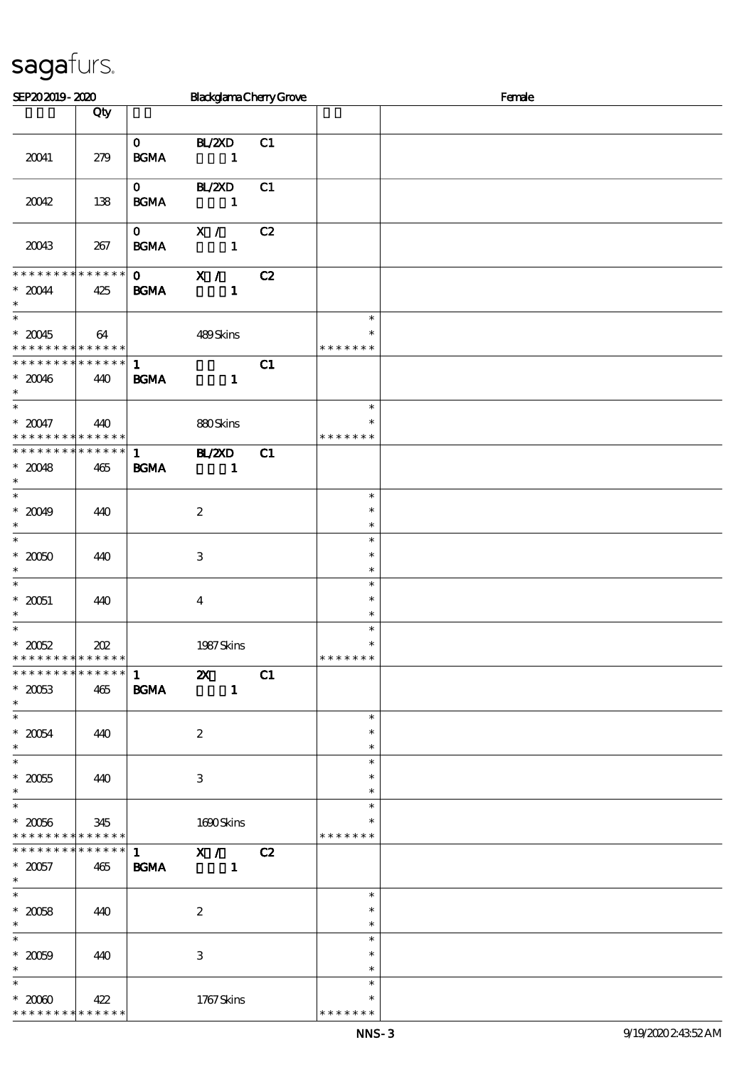SEP20 2019 - 2020 | Blackglama Cherry Grove | Female

| | Qty | | | | | |
|---|---|---|---|---|---|---|
| 20041 | 279 | 0 BGMA | BL/2XD 1 | C1 | | |
| 20042 | 138 | 0 BGMA | BL/2XD 1 | C1 | | |
| 20043 | 267 | 0 BGMA | X / 1 | C2 | | |
| * * * * * * * * * * * * * * 20044 * | 425 | 0 BGMA | X / 1 | C2 | | |
| * * 20045 * * * * * * * * * * * * * * | 64 | | 489 Skins | | * * * * * * * * * | |
| * * * * * * * * * * * * * * 20046 * | 440 | 1 BGMA | 1 | C1 | | |
| * * 20047 * * * * * * * * * * * * * * | 440 | | 880 Skins | | * * * * * * * * * | |
| * * * * * * * * * * * * * * 20048 * | 465 | 1 BGMA | BL/2XD 1 | C1 | | |
| * * 20049 * | 440 | | 2 | | * * * | |
| * * 20050 * | 440 | | 3 | | * * * | |
| * * 20051 * | 440 | | 4 | | * * * | |
| * * 20052 * * * * * * * * * * * * * * | 202 | | 1987 Skins | | * * * * * * * * * | |
| * * * * * * * * * * * * * * 20053 * | 465 | 1 BGMA | 2X 1 | C1 | | |
| * * 20054 * | 440 | | 2 | | * * * | |
| * * 20055 * | 440 | | 3 | | * * * | |
| * * 20056 * * * * * * * * * * * * * * | 345 | | 1690 Skins | | * * * * * * * * * | |
| * * * * * * * * * * * * * * 20057 * | 465 | 1 BGMA | X / 1 | C2 | | |
| * * 20058 * | 440 | | 2 | | * * * | |
| * * 20059 * | 440 | | 3 | | * * * | |
| * * 20060 * * * * * * * * * * * * * * | 422 | | 1767 Skins | | * * * * * * * * * | |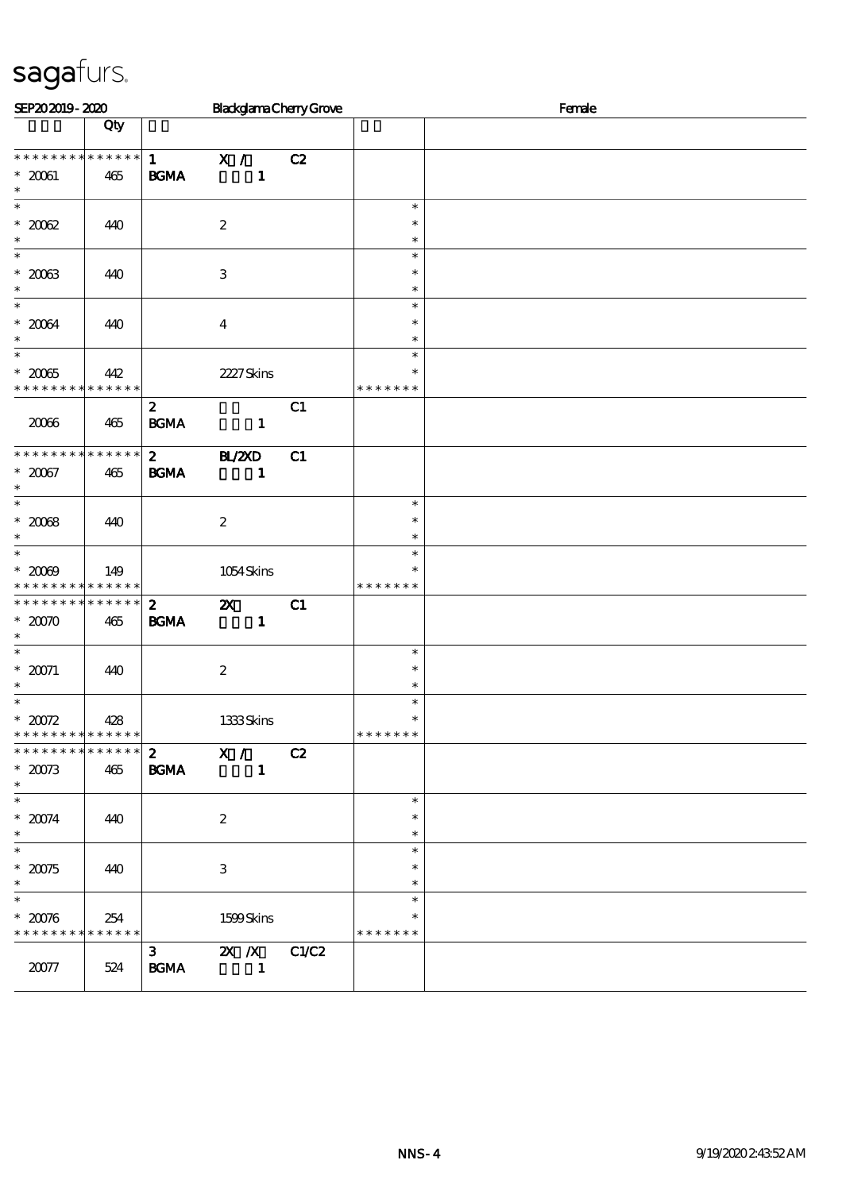# sagafurs.

SEP20 2019 - 2020 | Blackglama Cherry Grove | Female

| | Qty | | | | | |
|---|---|---|---|---|---|---|
| * * * * * * * * * * * * * * | | 1 | X / | C2 | | |
| * 20061 | 465 | BGMA | 1 | | | |
| * | | | | | | |
| * | | | | | * | |
| * 20062 | 440 | | 2 | | * | |
| * | | | | | * | |
| * | | | | | * | |
| * 20063 | 440 | | 3 | | * | |
| * | | | | | * | |
| * | | | | | * | |
| * 20064 | 440 | | 4 | | * | |
| * | | | | | * | |
| * | | | | | * | |
| * 20065 | 442 | | 2227 Skins | | * | |
| * * * * * * * * * * * * * * | | | | | * * * * * * * | |
| | | 2 | | C1 | | |
| 20066 | 465 | BGMA | 1 | | | |
| * * * * * * * * * * * * * * | | 2 | BL/2XD | C1 | | |
| * 20067 | 465 | BGMA | 1 | | | |
| * | | | | | | |
| * | | | | | * | |
| * 20068 | 440 | | 2 | | * | |
| * | | | | | * | |
| * | | | | | * | |
| * 20069 | 149 | | 1054 Skins | | * | |
| * * * * * * * * * * * * * * | | | | | * * * * * * * | |
| * * * * * * * * * * * * * * | | 2 | 2X | C1 | | |
| * 20070 | 465 | BGMA | 1 | | | |
| * | | | | | | |
| * | | | | | * | |
| * 20071 | 440 | | 2 | | * | |
| * | | | | | * | |
| * | | | | | * | |
| * 20072 | 428 | | 1333 Skins | | * | |
| * * * * * * * * * * * * * * | | | | | * * * * * * * | |
| * * * * * * * * * * * * * * | | 2 | X / | C2 | | |
| * 20073 | 465 | BGMA | 1 | | | |
| * | | | | | | |
| * | | | | | * | |
| * 20074 | 440 | | 2 | | * | |
| * | | | | | * | |
| * | | | | | * | |
| * 20075 | 440 | | 3 | | * | |
| * | | | | | * | |
| * | | | | | * | |
| * 20076 | 254 | | 1599 Skins | | * | |
| * * * * * * * * * * * * * * | | | | | * * * * * * * | |
| | | 3 | 2X /X | C1/C2 | | |
| 20077 | 524 | BGMA | 1 | | | |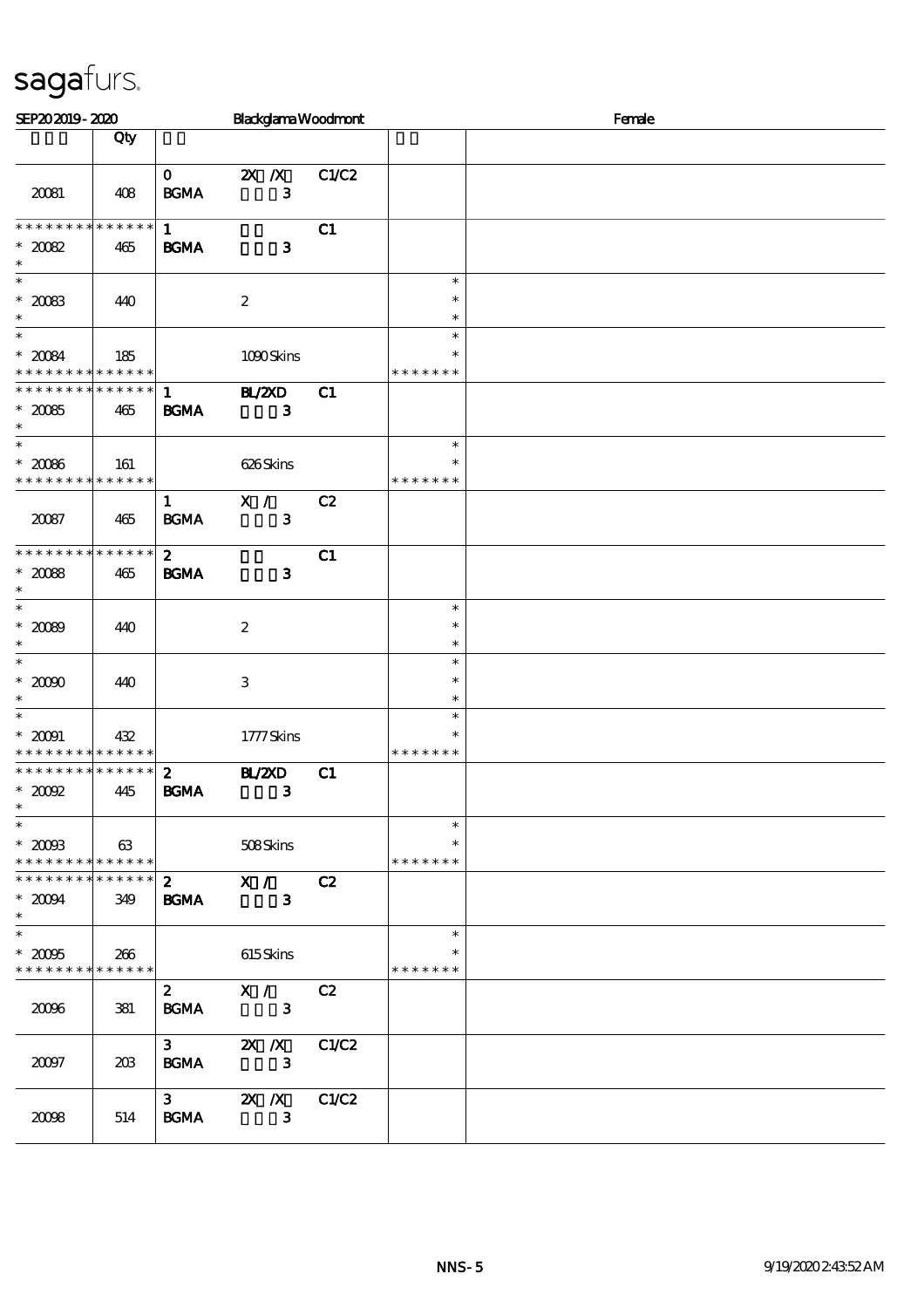# sagafurs.

SEP20 2019 - 2020 | Blackglama Woodmont | Female

| | Qty | | | | | |
|---|---|---|---|---|---|---|
| 20081 | 408 | 0 BGMA | 2X /X 3 | C1/C2 | | |
| * * * * * * * * * * * * * * * 20082 * | 465 | 1 BGMA | 3 | C1 | | |
| * * 20083 * | 440 | | 2 | | * * * | |
| * * 20084 * * * * * * * * * * * * * * | 185 | | 1090 Skins | | * * * * * * * * | |
| * * * * * * * * * * * * * * * 20085 * | 465 | 1 BGMA | BL/2XD 3 | C1 | | |
| * * 20086 * * * * * * * * * * * * * * | 161 | | 626 Skins | | * * * * * * * * | |
| 20087 | 465 | 1 BGMA | X / 3 | C2 | | |
| * * * * * * * * * * * * * * * 20088 * | 465 | 2 BGMA | 3 | C1 | | |
| * * 20089 * | 440 | | 2 | | * * * | |
| * * 20090 * | 440 | | 3 | | * * * | |
| * * 20091 * * * * * * * * * * * * * * | 432 | | 1777 Skins | | * * * * * * * * | |
| * * * * * * * * * * * * * * * 20092 * | 445 | 2 BGMA | BL/2XD 3 | C1 | | |
| * * 20093 * * * * * * * * * * * * * * | 63 | | 508 Skins | | * * * * * * * * | |
| * * * * * * * * * * * * * * * 20094 * | 349 | 2 BGMA | X / 3 | C2 | | |
| * * 20095 * * * * * * * * * * * * * * | 266 | | 615 Skins | | * * * * * * * * | |
| 20096 | 381 | 2 BGMA | X / 3 | C2 | | |
| 20097 | 203 | 3 BGMA | 2X /X 3 | C1/C2 | | |
| 20098 | 514 | 3 BGMA | 2X /X 3 | C1/C2 | | |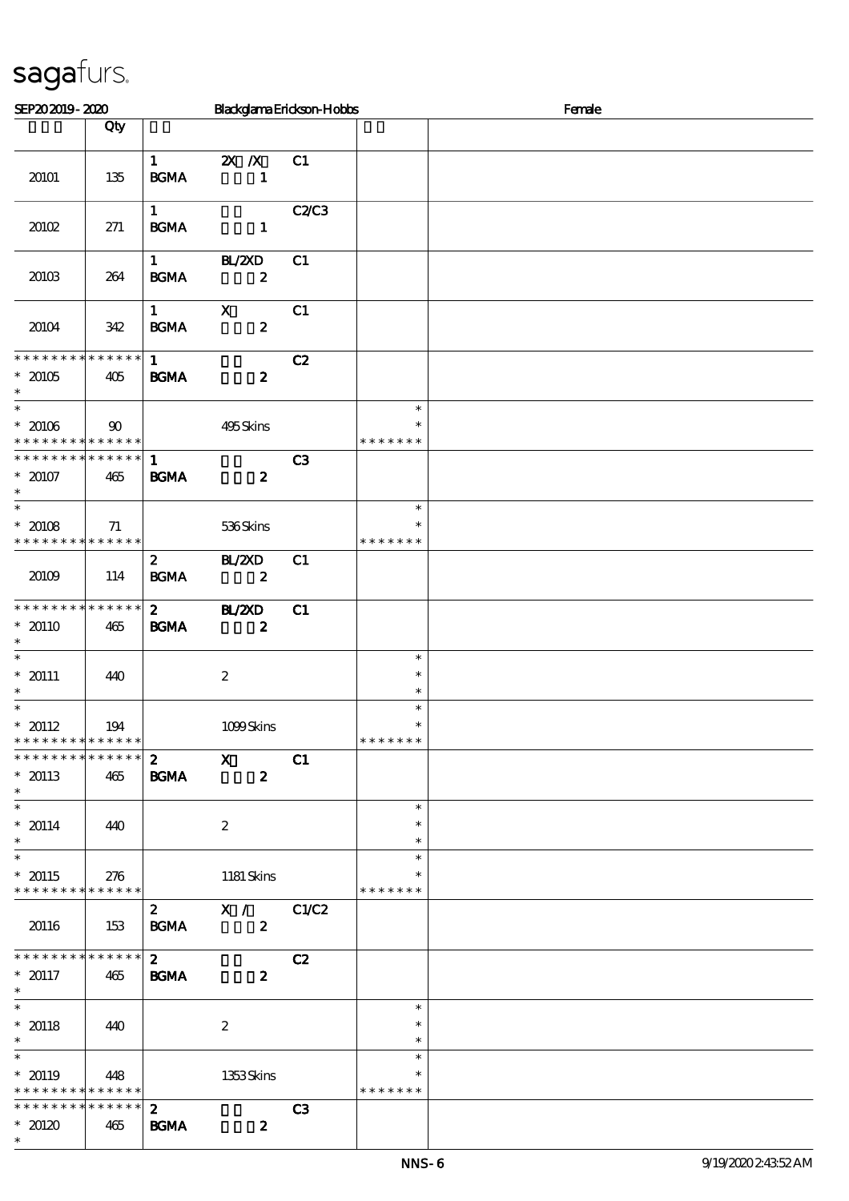# sagafurs.

SEP20 2019 - 2020 | Blackglama Erickson-Hobbs | Female

| | Qty | | | | | |
|---|---|---|---|---|---|---|
| 20101 | 135 | 1 BGMA | 2X /X 1 | C1 | | |
| 20102 | 271 | 1 BGMA | 1 | C2/C3 | | |
| 20103 | 264 | 1 BGMA | BL/2XD 2 | C1 | | |
| 20104 | 342 | 1 BGMA | X 2 | C1 | | |
| * * * * * * * * * * * * * * <br> * 20105 <br> * | 405 | 1 BGMA | 2 | C2 | | |
| * <br> * 20106 <br> * * * * * * * * * * * * * * | 90 | | 495 Skins | | * <br> * <br> * * * * * * * | |
| * * * * * * * * * * * * * * <br> * 20107 <br> * | 465 | 1 BGMA | 2 | C3 | | |
| * <br> * 20108 <br> * * * * * * * * * * * * * * | 71 | | 536 Skins | | * <br> * <br> * * * * * * * | |
| 20109 | 114 | 2 BGMA | BL/2XD 2 | C1 | | |
| * * * * * * * * * * * * * * <br> * 20110 <br> * | 465 | 2 BGMA | BL/2XD 2 | C1 | | |
| * <br> * 20111 <br> * | 440 | | 2 | | * <br> * <br> * | |
| * <br> * 20112 <br> * * * * * * * * * * * * * * | 194 | | 1099 Skins | | * <br> * <br> * * * * * * * | |
| * * * * * * * * * * * * * * <br> * 20113 <br> * | 465 | 2 BGMA | X 2 | C1 | | |
| * <br> * 20114 <br> * | 440 | | 2 | | * <br> * <br> * | |
| * <br> * 20115 <br> * * * * * * * * * * * * * * | 276 | | 1181 Skins | | * <br> * <br> * * * * * * * | |
| 20116 | 153 | 2 BGMA | X / 2 | C1/C2 | | |
| * * * * * * * * * * * * * * <br> * 20117 <br> * | 465 | 2 BGMA | 2 | C2 | | |
| * <br> * 20118 <br> * | 440 | | 2 | | * <br> * <br> * | |
| * <br> * 20119 <br> * * * * * * * * * * * * * * | 448 | | 1353 Skins | | * <br> * <br> * * * * * * * | |
| * * * * * * * * * * * * * * <br> * 20120 <br> * | 465 | 2 BGMA | 2 | C3 | | |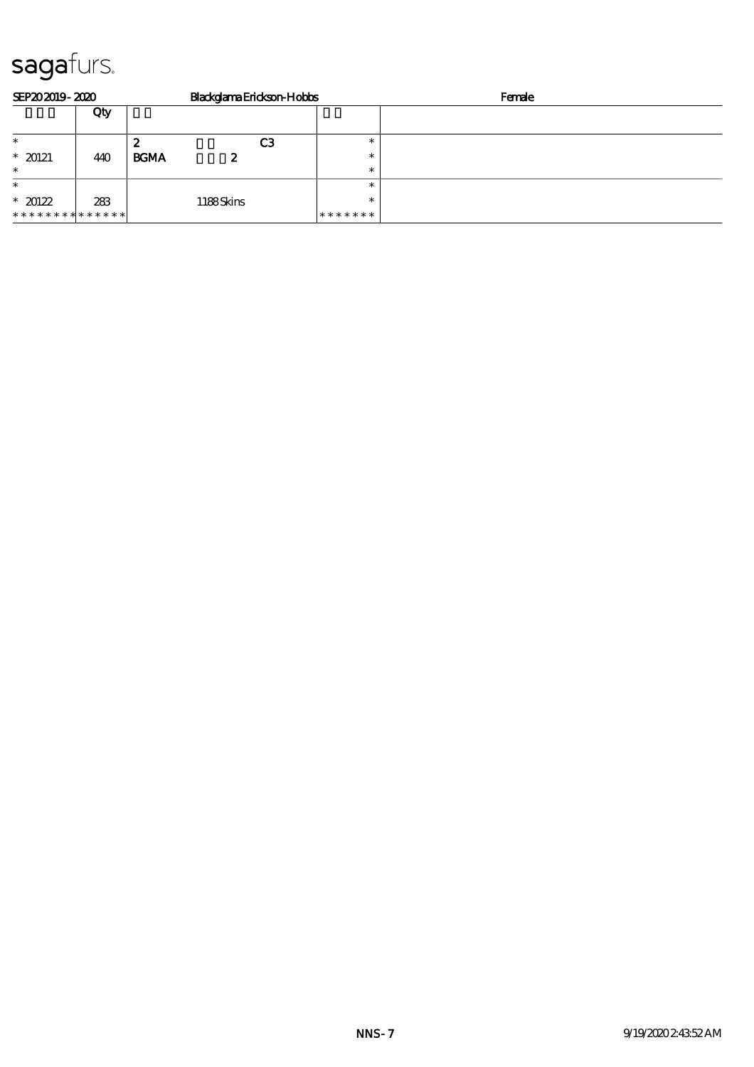# sagafurs.

SEP20 2019 - 2020 | Blackglama Erickson-Hobbs | Female

| | Qty | | | | |
|---|---|---|---|---|---|
| * | | 2 | C3 | * | |
| * 20121 | 440 | BGMA 2 | | * | |
| * | | | | * | |
| * | | | | * | |
| * 20122 | 283 | 1188 Skins | | * | |
| ************** | | | | ******* | |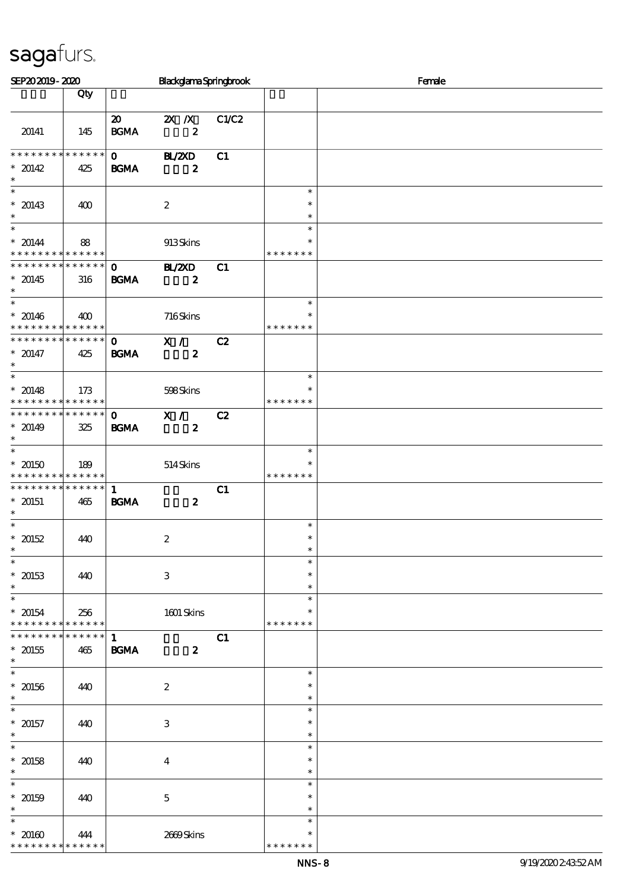# sagafurs.

SEP20 2019 - 2020 | Blackglama Springbrook | Female

| | Qty | | | | | |
|---|---|---|---|---|---|---|
| 20141 | 145 | 20 BGMA | 2X /X 2 | C1/C2 | | |
| * * * * * * * * * * * * * * 20142 * | 425 | 0 BGMA | BL/2XD 2 | C1 | | |
| * 20143 * | 400 | | 2 | | * * * | |
| * 20144 * * * * * * * * * * * * * * | 88 | | 913 Skins | | * * * * * * * * | |
| * * * * * * * * * * * * * * 20145 * | 316 | 0 BGMA | BL/2XD 2 | C1 | | |
| * 20146 * * * * * * * * * * * * * * | 400 | | 716 Skins | | * * * * * * * * | |
| * * * * * * * * * * * * * * 20147 * | 425 | 0 BGMA | X / 2 | C2 | | |
| * 20148 * * * * * * * * * * * * * * | 173 | | 598 Skins | | * * * * * * * * | |
| * * * * * * * * * * * * * * 20149 * | 325 | 0 BGMA | X / 2 | C2 | | |
| * 20150 * * * * * * * * * * * * * * | 189 | | 514 Skins | | * * * * * * * * | |
| * * * * * * * * * * * * * * 20151 * | 465 | 1 BGMA | 2 | C1 | | |
| * 20152 * | 440 | | 2 | | * * * | |
| * 20153 * | 440 | | 3 | | * * * | |
| * 20154 * * * * * * * * * * * * * * | 256 | | 1601 Skins | | * * * * * * * * | |
| * * * * * * * * * * * * * * 20155 * | 465 | 1 BGMA | 2 | C1 | | |
| * 20156 * | 440 | | 2 | | * * * | |
| * 20157 * | 440 | | 3 | | * * * | |
| * 20158 * | 440 | | 4 | | * * * | |
| * 20159 * | 440 | | 5 | | * * * | |
| * 20160 * * * * * * * * * * * * * * | 444 | | 2669 Skins | | * * * * * * * * | |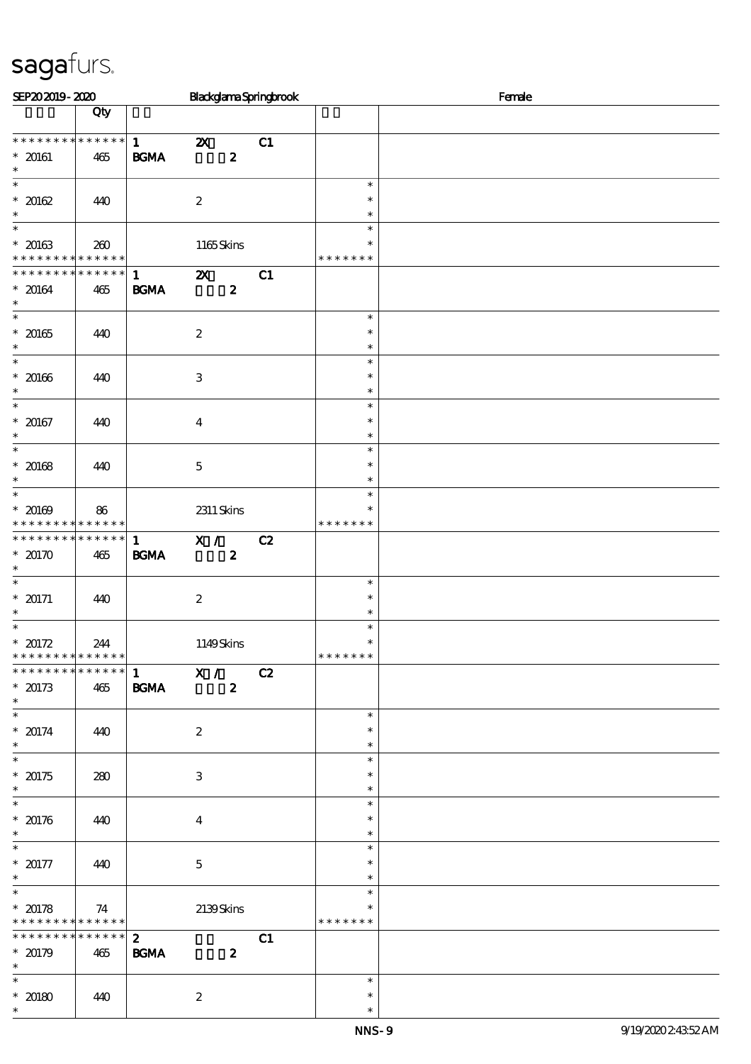SEP20 2019 - 2020 Blackglama Springbrook Female

| | Qty | | | | | |
|---|---|---|---|---|---|---|
| * * * * * * * * * * * * * * | | 1 | 2X | C1 | | |
| * 20161 | 465 | BGMA | 2 | | | |
| * | | | | | | |
| * 20162 | 440 | | 2 | | * | |
| * | | | | | | |
| * 20163 | 260 | | 1165 Skins | | * | |
| * * * * * * * * * * * * * * | | | | | * * * * * * * | |
| * * * * * * * * * * * * * * | | 1 | 2X | C1 | | |
| * 20164 | 465 | BGMA | 2 | | | |
| * | | | | | | |
| * 20165 | 440 | | 2 | | * | |
| * | | | | | | |
| * 20166 | 440 | | 3 | | * | |
| * | | | | | | |
| * 20167 | 440 | | 4 | | * | |
| * | | | | | | |
| * 20168 | 440 | | 5 | | * | |
| * | | | | | | |
| * 20169 | 86 | | 2311 Skins | | * | |
| * * * * * * * * * * * * * * | | | | | * * * * * * * | |
| * * * * * * * * * * * * * * | | 1 | X / | C2 | | |
| * 20170 | 465 | BGMA | 2 | | | |
| * | | | | | | |
| * 20171 | 440 | | 2 | | * | |
| * | | | | | | |
| * 20172 | 244 | | 1149 Skins | | * | |
| * * * * * * * * * * * * * * | | | | | * * * * * * * | |
| * * * * * * * * * * * * * * | | 1 | X / | C2 | | |
| * 20173 | 465 | BGMA | 2 | | | |
| * | | | | | | |
| * 20174 | 440 | | 2 | | * | |
| * | | | | | | |
| * 20175 | 280 | | 3 | | * | |
| * | | | | | | |
| * 20176 | 440 | | 4 | | * | |
| * | | | | | | |
| * 20177 | 440 | | 5 | | * | |
| * | | | | | | |
| * 20178 | 74 | | 2139 Skins | | * | |
| * * * * * * * * * * * * * * | | | | | * * * * * * * | |
| * * * * * * * * * * * * * * | | 2 | | C1 | | |
| * 20179 | 465 | BGMA | 2 | | | |
| * | | | | | | |
| * 20180 | 440 | | 2 | | * | |
| * | | | | | * | |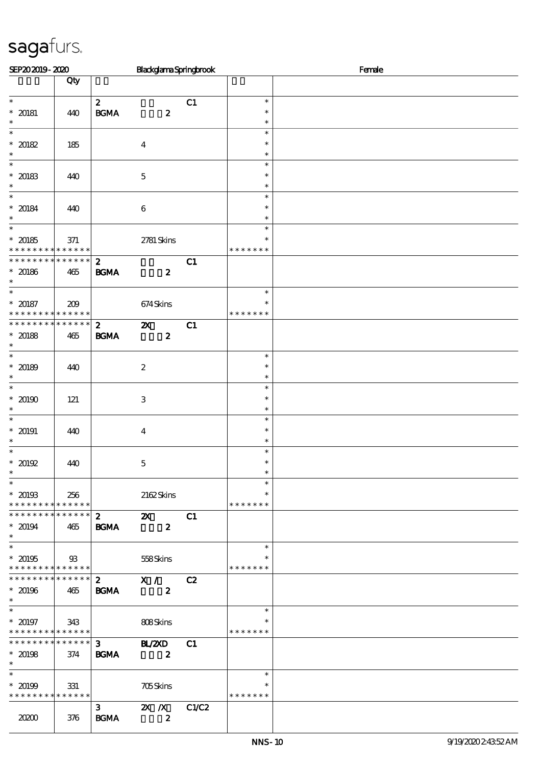SEP20 2019 - 2020 Blackglama Springbrook Female

| | Qty | | | | | |
|---|---|---|---|---|---|---|
| * <br> * 20181 <br> * | 440 | 2 <br> BGMA | <br> 2 | C1 | * <br> * <br> * | |
| * <br> * 20182 <br> * | 185 | | 4 | | * <br> * <br> * | |
| * <br> * 20183 <br> * | 440 | | 5 | | * <br> * <br> * | |
| * <br> * 20184 <br> * | 440 | | 6 | | * <br> * <br> * | |
| * <br> * 20185 <br> * * * * * * * * * * * * * * | 371 | | 2781 Skins | | * <br> * <br> * * * * * * * | |
| * * * * * * * * * * * * * * <br> * 20186 <br> * | 465 | 2 <br> BGMA | <br> 2 | C1 | | |
| * <br> * 20187 <br> * * * * * * * * * * * * * * | 209 | | 674 Skins | | * <br> * <br> * * * * * * * | |
| * * * * * * * * * * * * * * <br> * 20188 <br> * | 465 | 2 <br> BGMA | 2X <br> 2 | C1 | | |
| * <br> * 20189 <br> * | 440 | | 2 | | * <br> * <br> * | |
| * <br> * 20190 <br> * | 121 | | 3 | | * <br> * <br> * | |
| * <br> * 20191 <br> * | 440 | | 4 | | * <br> * <br> * | |
| * <br> * 20192 <br> * | 440 | | 5 | | * <br> * <br> * | |
| * <br> * 20193 <br> * * * * * * * * * * * * * * | 256 | | 2162 Skins | | * <br> * <br> * * * * * * * | |
| * * * * * * * * * * * * * * <br> * 20194 <br> * | 465 | 2 <br> BGMA | 2X <br> 2 | C1 | | |
| * <br> * 20195 <br> * * * * * * * * * * * * * * | 93 | | 558 Skins | | * <br> * <br> * * * * * * * | |
| * * * * * * * * * * * * * * <br> * 20196 <br> * | 465 | 2 <br> BGMA | X / <br> 2 | C2 | | |
| * <br> * 20197 <br> * * * * * * * * * * * * * * | 343 | | 808 Skins | | * <br> * <br> * * * * * * * | |
| * * * * * * * * * * * * * * <br> * 20198 <br> * | 374 | 3 <br> BGMA | BL/2XD <br> 2 | C1 | | |
| * <br> * 20199 <br> * * * * * * * * * * * * * * | 331 | | 705 Skins | | * <br> * <br> * * * * * * * | |
| 20200 | 376 | 3 <br> BGMA | 2X /X <br> 2 | C1/C2 | | |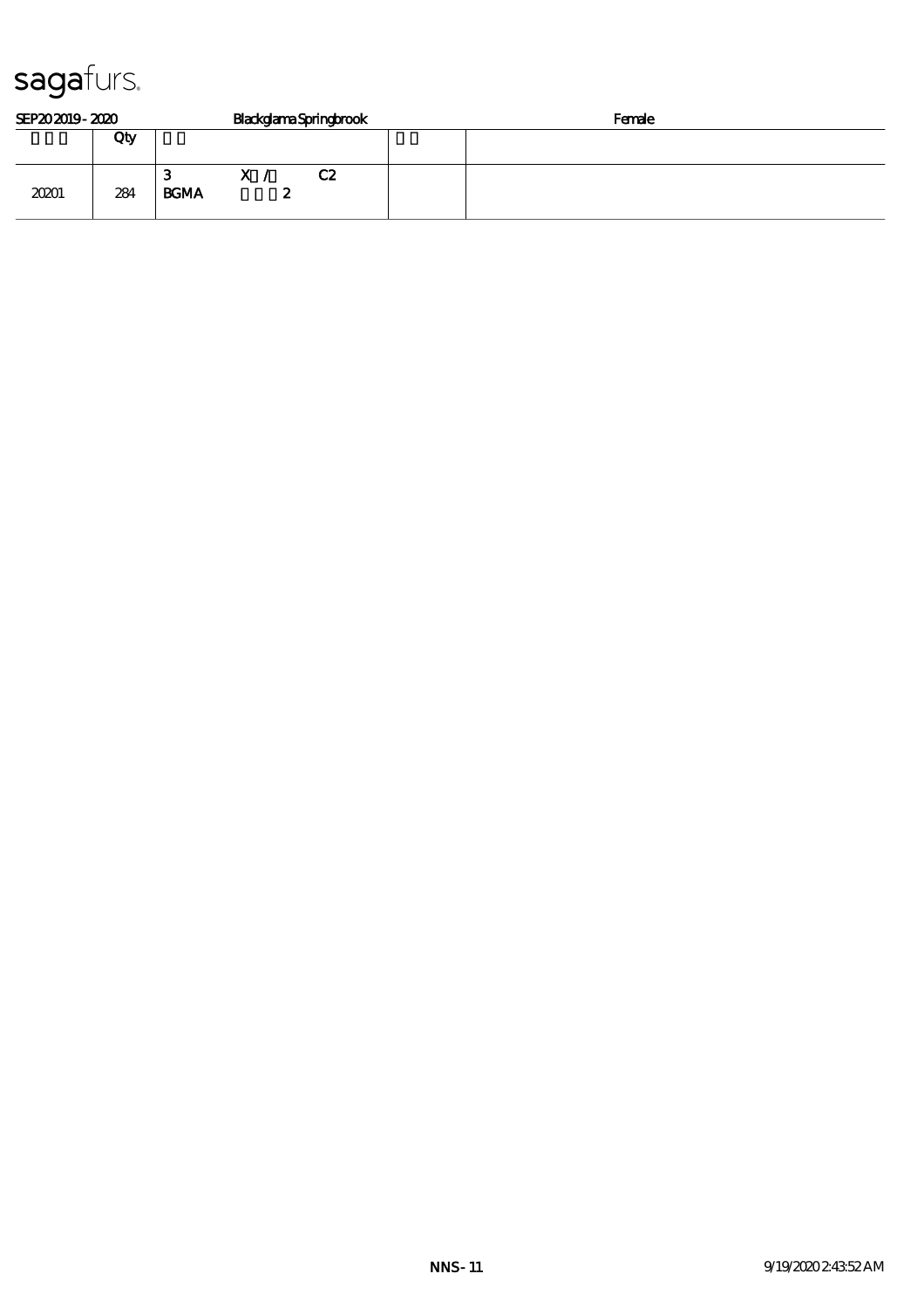sagafurs.

SEP20 2019 - 2020 Blackglama Springbrook Female

| | Qty | | | |
|---|---|---|---|---|
| 20201 | 284 | 3 X / C2<br>BGMA 2 | | |

NNS - 11 9/19/2020 2:43:52 AM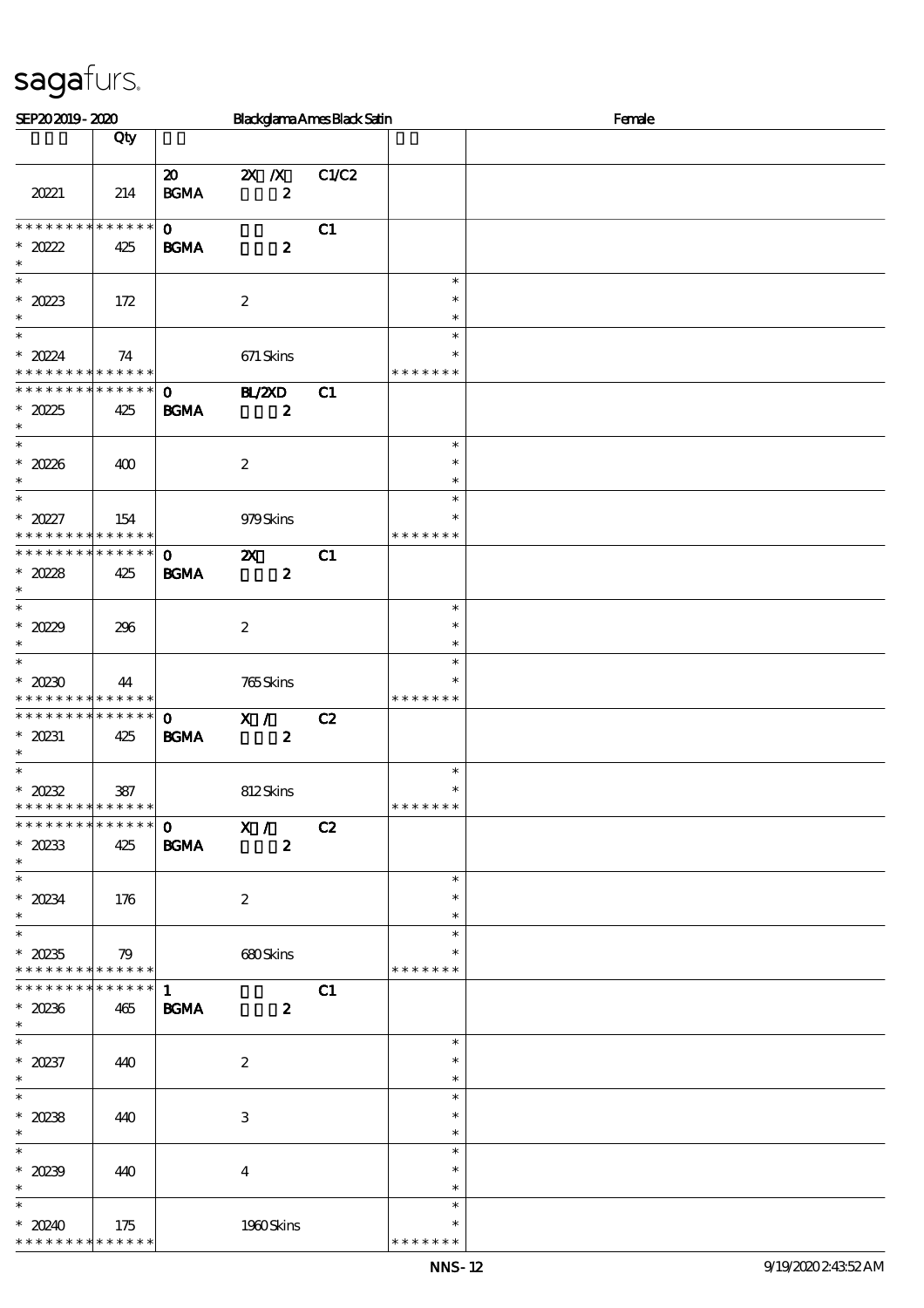SEP20 2019 - 2020 Blackglama Ames Black Satin Female

| | Qty | | | | | |
|---|---|---|---|---|---|---|
| 20221 | 214 | 20 BGMA | 2X /X 2 | C1/C2 | | |
| * * * * * * * * * * * * * * 20222 * | 425 | 0 BGMA | 2 | C1 | | |
| * * 20223 * | 172 | | 2 | | * * * | |
| * * 20224 * * * * * * * * * * * * * | 74 | | 671 Skins | | * * * * * * * * * | |
| * * * * * * * * * * * * * * 20225 * | 425 | 0 BGMA | BL/2XD 2 | C1 | | |
| * * 20226 * | 400 | | 2 | | * * * | |
| * * 20227 * * * * * * * * * * * * * | 154 | | 979 Skins | | * * * * * * * * * | |
| * * * * * * * * * * * * * * 20228 * | 425 | 0 BGMA | 2X 2 | C1 | | |
| * * 20229 * | 296 | | 2 | | * * * | |
| * * 20230 * * * * * * * * * * * * * | 44 | | 765 Skins | | * * * * * * * * * | |
| * * * * * * * * * * * * * * 20231 * | 425 | 0 BGMA | X / 2 | C2 | | |
| * * 20232 * * * * * * * * * * * * * | 387 | | 812 Skins | | * * * * * * * * * | |
| * * * * * * * * * * * * * * 20233 * | 425 | 0 BGMA | X / 2 | C2 | | |
| * * 20234 * | 176 | | 2 | | * * * | |
| * * 20235 * * * * * * * * * * * * * | 79 | | 680 Skins | | * * * * * * * * * | |
| * * * * * * * * * * * * * * 20236 * | 465 | 1 BGMA | 2 | C1 | | |
| * * 20237 * | 440 | | 2 | | * * * | |
| * * 20238 * | 440 | | 3 | | * * * | |
| * * 20239 * | 440 | | 4 | | * * * | |
| * * 20240 * * * * * * * * * * * * * | 175 | | 1960 Skins | | * * * * * * * * * | |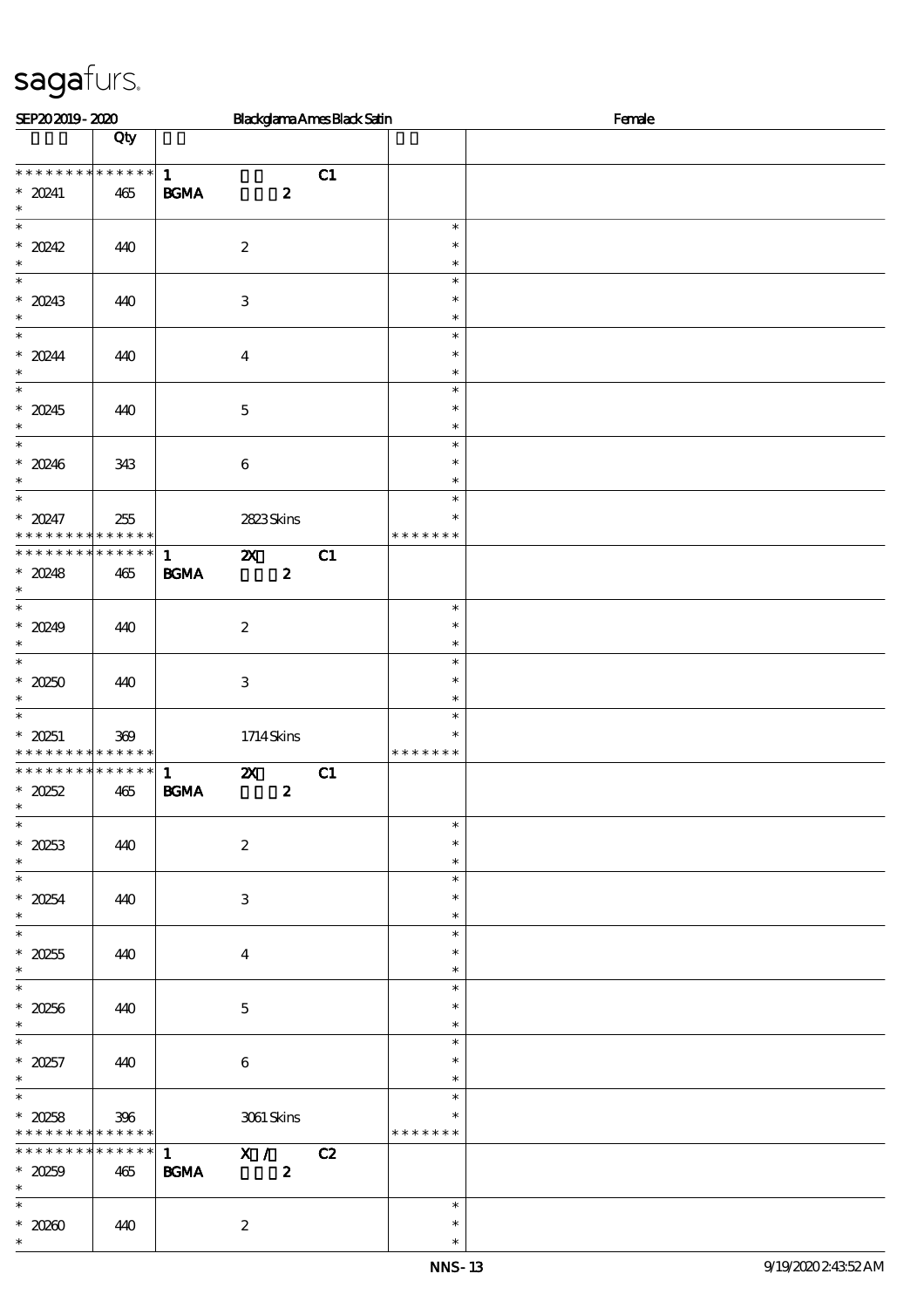sagafurs.

SEP20 2019 - 2020 Blackglama Ames Black Satin Female

| | Qty | | |
|---|---|---|---|
| * * * * * * * * * * * * * * * 20241 * | 465 | 1 C1 BGMA 2 | |
| * 20242 * | 440 | 2 | * * * |
| * 20243 * | 440 | 3 | * * * |
| * 20244 * | 440 | 4 | * * * |
| * 20245 * | 440 | 5 | * * * |
| * 20246 * | 343 | 6 | * * * |
| * 20247 * * * * * * * * * * * * * * | 255 | 2823 Skins | * * * * * * * * * |
| * * * * * * * * * * * * * * * 20248 * | 465 | 1 2X C1 BGMA 2 | |
| * 20249 * | 440 | 2 | * * * |
| * 20250 * | 440 | 3 | * * * |
| * 20251 * * * * * * * * * * * * * * | 369 | 1714 Skins | * * * * * * * * * |
| * * * * * * * * * * * * * * * 20252 * | 465 | 1 2X C1 BGMA 2 | |
| * 20253 * | 440 | 2 | * * * |
| * 20254 * | 440 | 3 | * * * |
| * 20255 * | 440 | 4 | * * * |
| * 20256 * | 440 | 5 | * * * |
| * 20257 * | 440 | 6 | * * * |
| * 20258 * * * * * * * * * * * * * * | 396 | 3061 Skins | * * * * * * * * * |
| * * * * * * * * * * * * * * * 20259 * | 465 | 1 X / C2 BGMA 2 | |
| * 20260 * | 440 | 2 | * * * |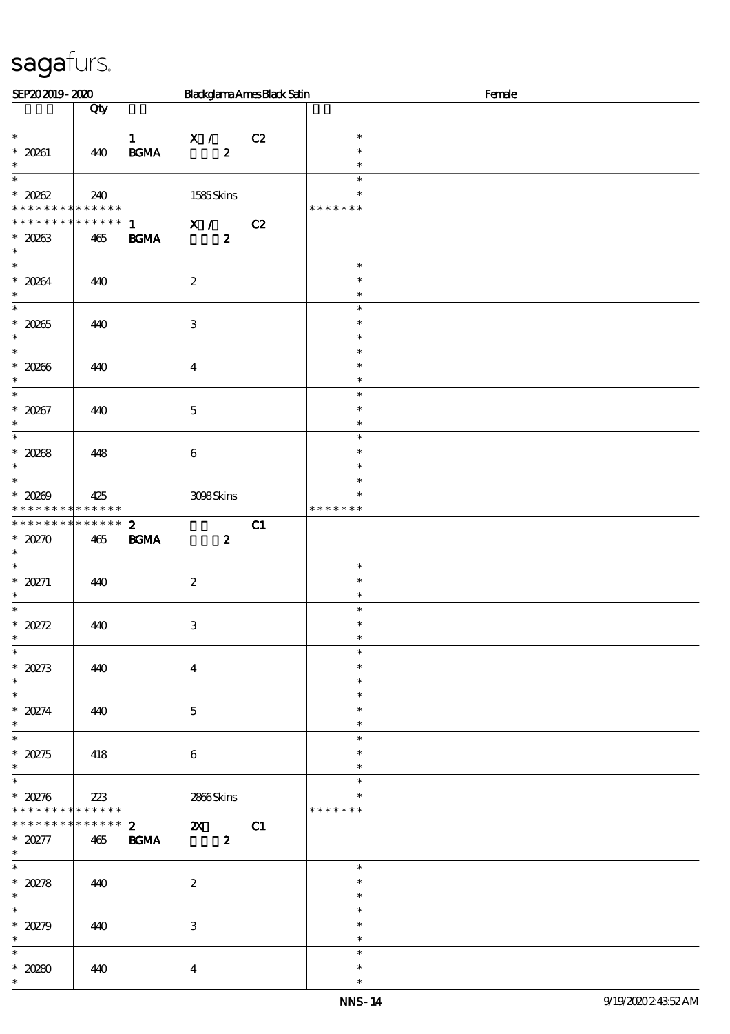# sagafurs.

SEP20 2019 - 2020 | Blackglama Ames Black Satin | Female

| | Qty | | | | |
|---|---|---|---|---|---|
| * 20261 | 440 | 1 BGMA | X / 2 | C2 | * |
| * 20262 | 240 | | 1585 Skins | | * * * * * * * |
| * 20263 | 465 | 1 BGMA | X / 2 | C2 | |
| * 20264 | 440 | | 2 | | * |
| * 20265 | 440 | | 3 | | * |
| * 20266 | 440 | | 4 | | * |
| * 20267 | 440 | | 5 | | * |
| * 20268 | 448 | | 6 | | * |
| * 20269 | 425 | | 3098 Skins | | * * * * * * * |
| * 20270 | 465 | 2 BGMA | 2 | C1 | |
| * 20271 | 440 | | 2 | | * |
| * 20272 | 440 | | 3 | | * |
| * 20273 | 440 | | 4 | | * |
| * 20274 | 440 | | 5 | | * |
| * 20275 | 418 | | 6 | | * |
| * 20276 | 223 | | 2866 Skins | | * * * * * * * |
| * 20277 | 465 | 2 BGMA | 2X 2 | C1 | |
| * 20278 | 440 | | 2 | | * |
| * 20279 | 440 | | 3 | | * |
| * 20280 | 440 | | 4 | | * |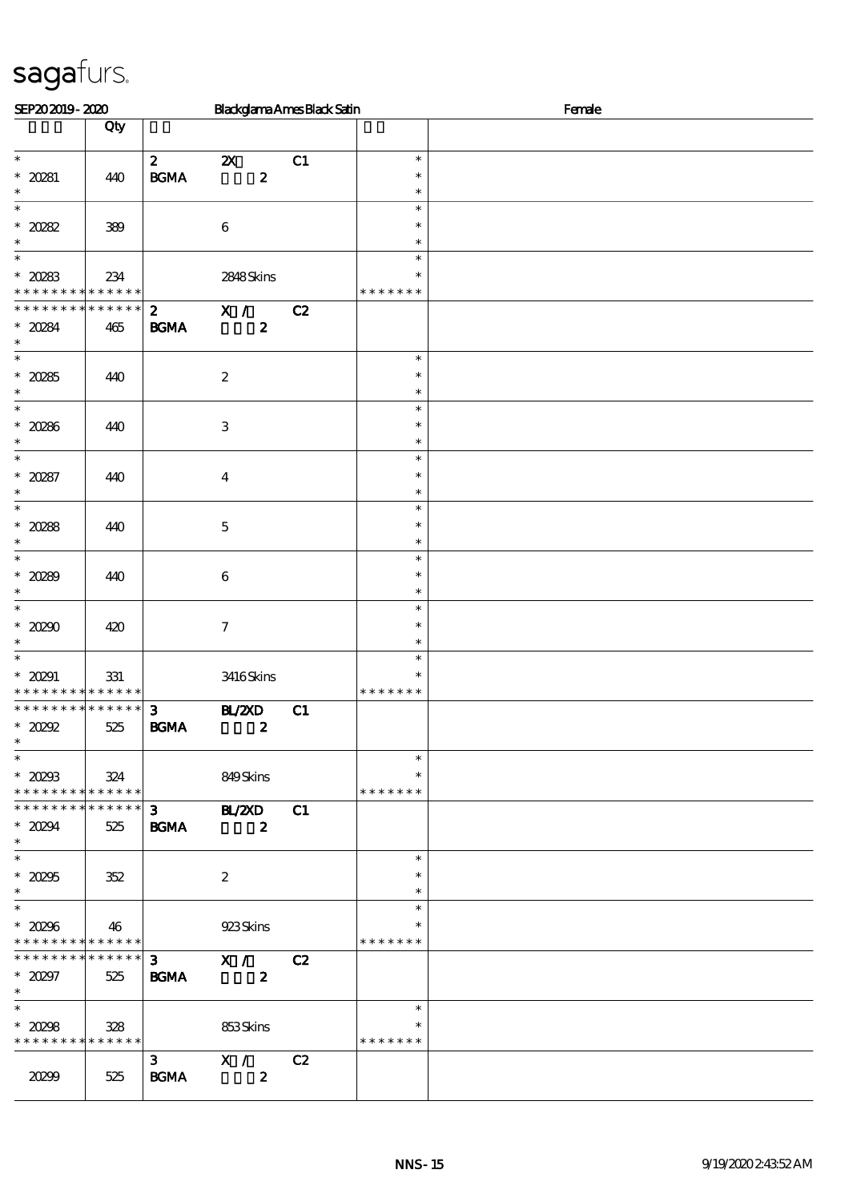sagafurs.

SEP20 2019 - 2020 | Blackglama Ames Black Satin | Female

| | Qty | | | | | |
|---|---|---|---|---|---|---|
| * 20281 * | 440 | 2 BGMA | 2X 2 | C1 | * * * | |
| * 20282 * | 389 | | 6 | | * * * | |
| * 20283 * * * * * * * * * * * * * * | 234 | | 2848 Skins | | * * * * * * * * | |
| * * * * * * * * * * * * * * 20284 * | 465 | 2 BGMA | X / 2 | C2 | | |
| * 20285 * | 440 | | 2 | | * * * | |
| * 20286 * | 440 | | 3 | | * * * | |
| * 20287 * | 440 | | 4 | | * * * | |
| * 20288 * | 440 | | 5 | | * * * | |
| * 20289 * | 440 | | 6 | | * * * | |
| * 20290 * | 420 | | 7 | | * * * | |
| * 20291 * * * * * * * * * * * * * * | 331 | | 3416 Skins | | * * * * * * * * | |
| * * * * * * * * * * * * * * 20292 * | 525 | 3 BGMA | BL/2XD 2 | C1 | | |
| * 20293 * * * * * * * * * * * * * * | 324 | | 849 Skins | | * * * * * * * * | |
| * * * * * * * * * * * * * * 20294 * | 525 | 3 BGMA | BL/2XD 2 | C1 | | |
| * 20295 * | 352 | | 2 | | * * * | |
| * 20296 * * * * * * * * * * * * * * | 46 | | 923 Skins | | * * * * * * * * | |
| * * * * * * * * * * * * * * 20297 * | 525 | 3 BGMA | X / 2 | C2 | | |
| * 20298 * * * * * * * * * * * * * * | 328 | | 853 Skins | | * * * * * * * * | |
| 20299 | 525 | 3 BGMA | X / 2 | C2 | | |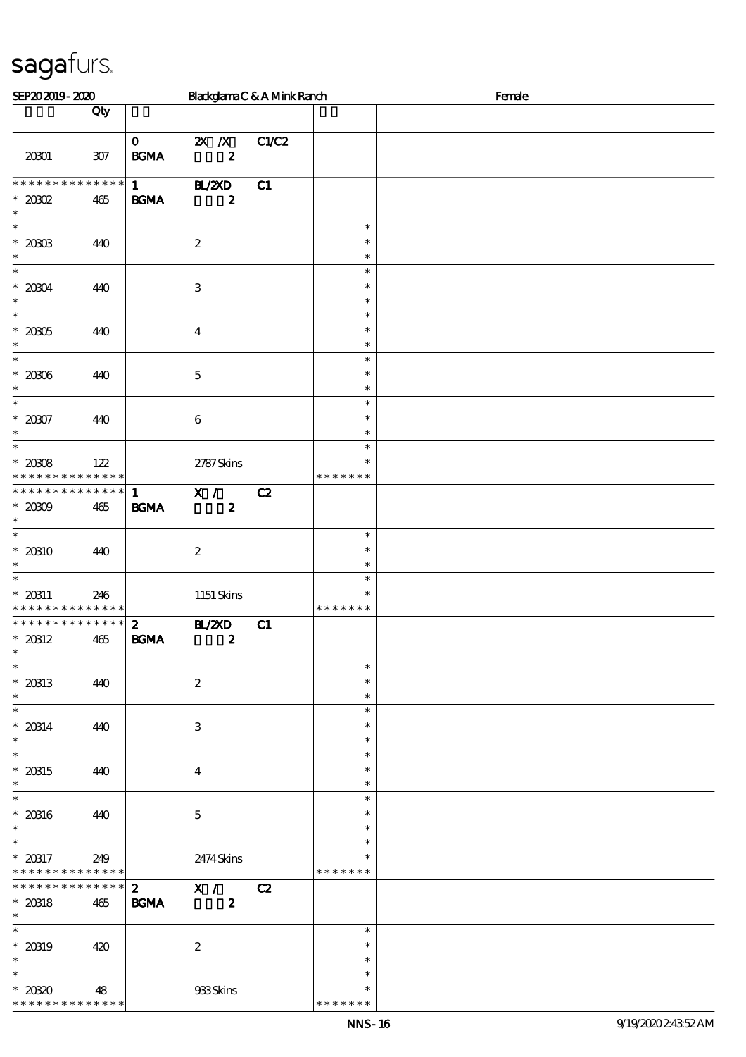SEP20 2019 - 2020 | Blackglama C & A Mink Ranch | Female

| | Qty | | | | |
|---|---|---|---|---|---|
| 20301 | 307 | 0 BGMA | 2X /X 2 | C1/C2 | |
| * * * * * * * * * * * * * * 20302 * | 465 | 1 BGMA | BL/2XD 2 | C1 | |
| * 20303 * | 440 | | 2 | | * * * |
| * 20304 * | 440 | | 3 | | * * * |
| * 20305 * | 440 | | 4 | | * * * |
| * 20306 * | 440 | | 5 | | * * * |
| * 20307 * | 440 | | 6 | | * * * |
| * 20308 * * * * * * * * * * * * * * | 122 | | 2787 Skins | | * * * * * * * * * |
| * * * * * * * * * * * * * * 20309 * | 465 | 1 BGMA | X / 2 | C2 | |
| * 20310 * | 440 | | 2 | | * * * |
| * 20311 * * * * * * * * * * * * * * | 246 | | 1151 Skins | | * * * * * * * * * |
| * * * * * * * * * * * * * * 20312 * | 465 | 2 BGMA | BL/2XD 2 | C1 | |
| * 20313 * | 440 | | 2 | | * * * |
| * 20314 * | 440 | | 3 | | * * * |
| * 20315 * | 440 | | 4 | | * * * |
| * 20316 * | 440 | | 5 | | * * * |
| * 20317 * * * * * * * * * * * * * * | 249 | | 2474 Skins | | * * * * * * * * * |
| * * * * * * * * * * * * * * 20318 * | 465 | 2 BGMA | X / 2 | C2 | |
| * 20319 * | 420 | | 2 | | * * * |
| * 20320 * * * * * * * * * * * * * * | 48 | | 933 Skins | | * * * * * * * * * |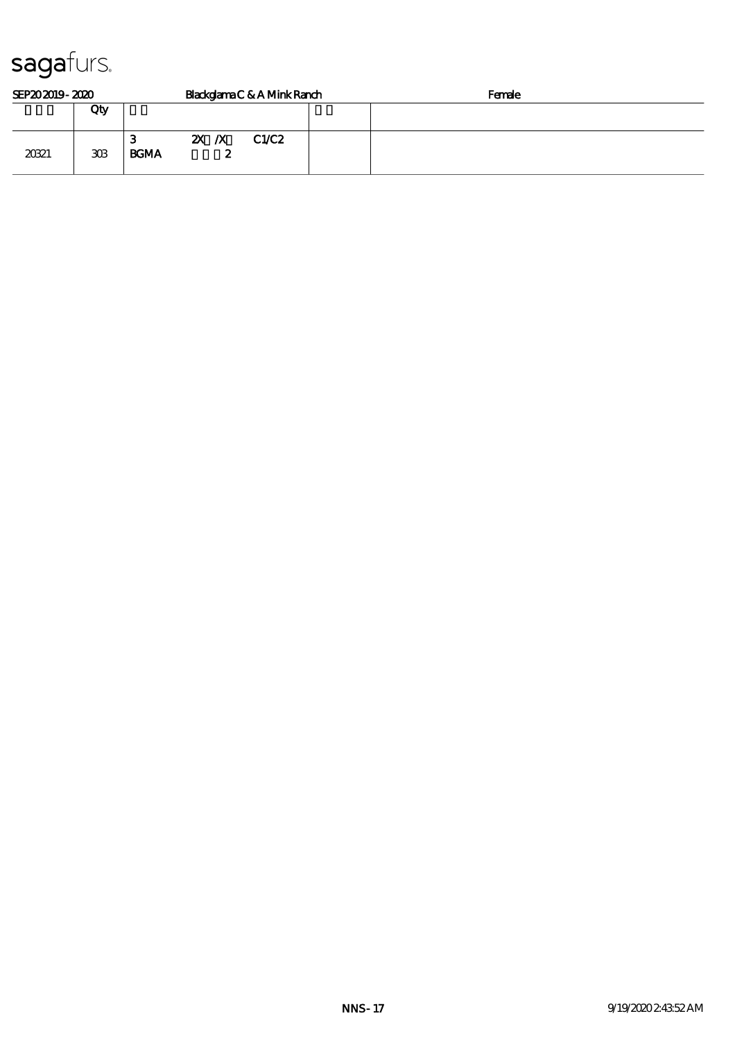sagafurs.

SEP20 2019 - 2020 Blackglama C & A Mink Ranch Female

| | Qty | | |
|---|---|---|---|
| 20321 | 303 | 3 2X /X C1/C2<br>BGMA 2 | |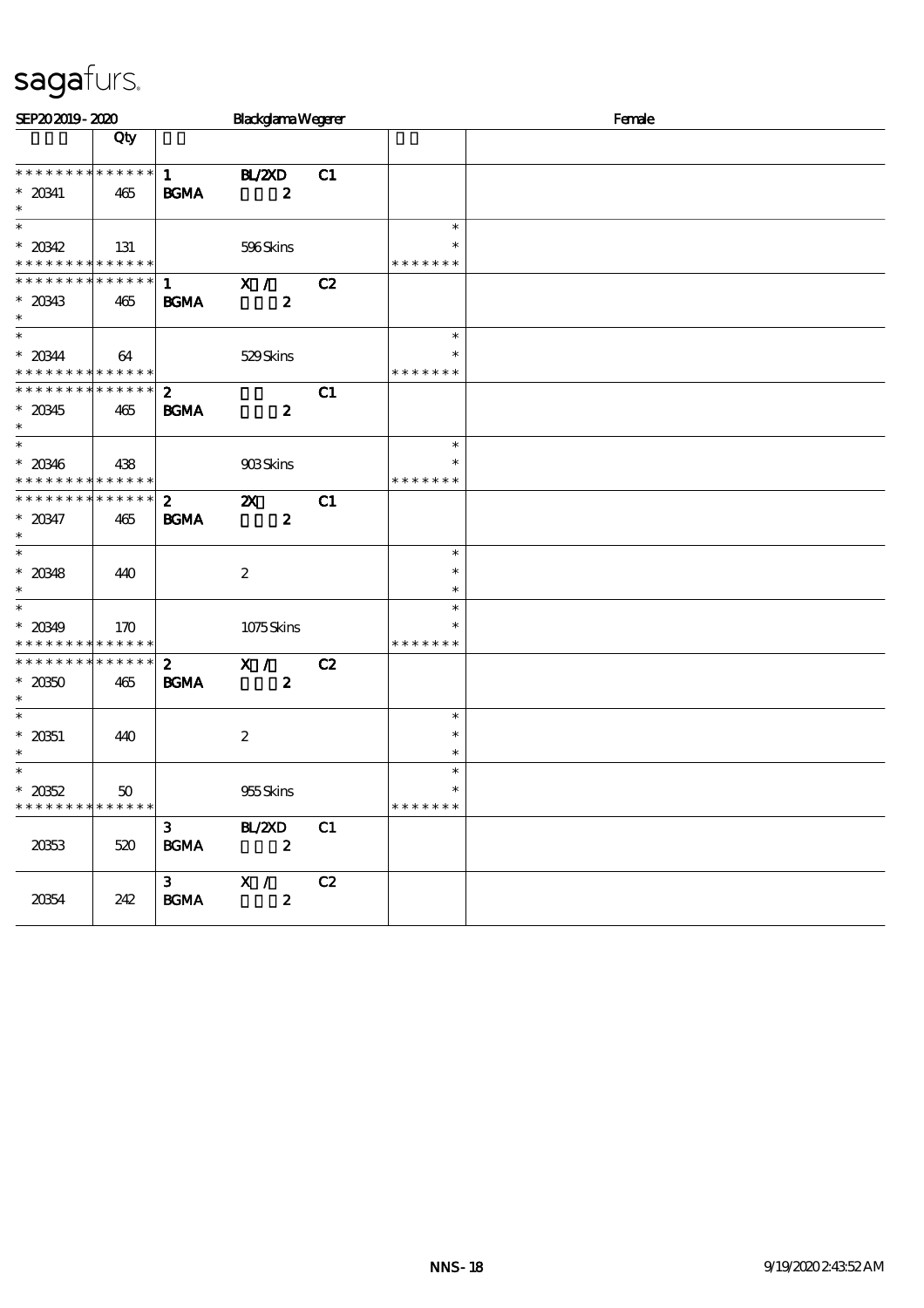# sagafurs.

SEP20 2019 - 2020 | Blackglama Wegener | Female

| | Qty | | | | | |
|---|---|---|---|---|---|---|
| * * * * * * * * * * * * * * | | 1 | BL/2XD | C1 | | |
| * 20341 | 465 | BGMA | 2 | | | |
| * | | | | | | |
| * | | | | | * | |
| * 20342 | 131 | | 596 Skins | | * | |
| * * * * * * * * * * * * * * | | | | | * * * * * * * | |
| * * * * * * * * * * * * * * | | 1 | X / | C2 | | |
| * 20343 | 465 | BGMA | 2 | | | |
| * | | | | | | |
| * | | | | | * | |
| * 20344 | 64 | | 529 Skins | | * | |
| * * * * * * * * * * * * * * | | | | | * * * * * * * | |
| * * * * * * * * * * * * * * | | 2 | | C1 | | |
| * 20345 | 465 | BGMA | 2 | | | |
| * | | | | | | |
| * | | | | | * | |
| * 20346 | 438 | | 903 Skins | | * | |
| * * * * * * * * * * * * * * | | | | | * * * * * * * | |
| * * * * * * * * * * * * * * | | 2 | 2X | C1 | | |
| * 20347 | 465 | BGMA | 2 | | | |
| * | | | | | | |
| * | | | | | * | |
| * 20348 | 440 | | 2 | | * | |
| * | | | | | * | |
| * | | | | | * | |
| * 20349 | 170 | | 1075 Skins | | * | |
| * * * * * * * * * * * * * * | | | | | * * * * * * * | |
| * * * * * * * * * * * * * * | | 2 | X / | C2 | | |
| * 20350 | 465 | BGMA | 2 | | | |
| * | | | | | | |
| * | | | | | * | |
| * 20351 | 440 | | 2 | | * | |
| * | | | | | * | |
| * | | | | | * | |
| * 20352 | 50 | | 955 Skins | | * | |
| * * * * * * * * * * * * * * | | | | | * * * * * * * | |
| | | 3 | BL/2XD | C1 | | |
| 20353 | 520 | BGMA | 2 | | | |
| | | 3 | X / | C2 | | |
| 20354 | 242 | BGMA | 2 | | | |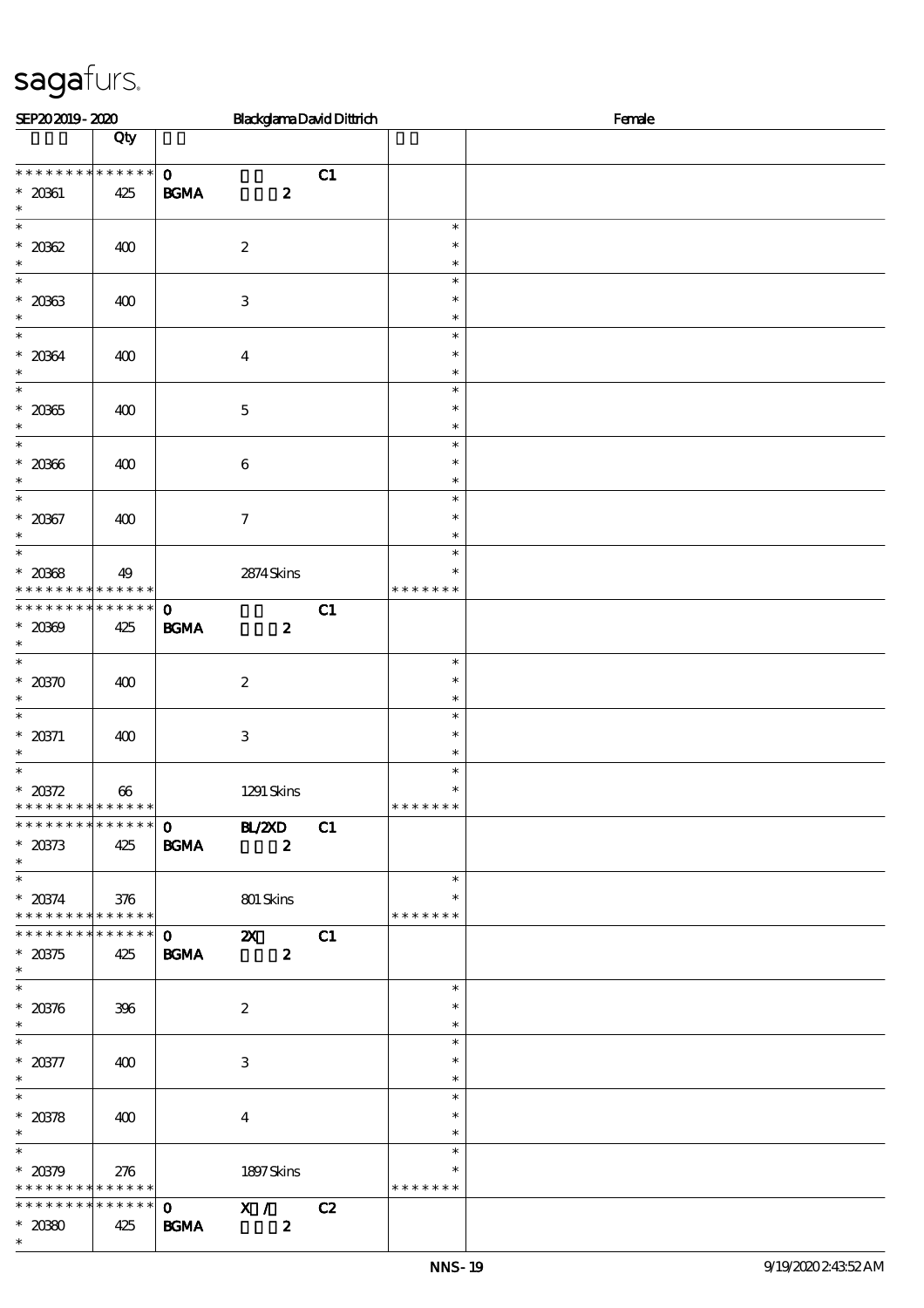sagafurs.

SEP20 2019 - 2020 Blackglama David Dittrich Female

| | Qty | | | |
|---|---|---|---|---|
| * * * * * * * * * * * * * * | 0 | C1 | | |
| * 20361 | 425 | BGMA 2 | | |
| * 20362 | 400 | 2 | | |
| * 20363 | 400 | 3 | | |
| * 20364 | 400 | 4 | | |
| * 20365 | 400 | 5 | | |
| * 20366 | 400 | 6 | | |
| * 20367 | 400 | 7 | | |
| * 20368 | 49 | 2874 Skins | * * * * * * * | |
| * * * * * * * * * * * * * * | 0 | C1 | | |
| * 20369 | 425 | BGMA 2 | | |
| * 20370 | 400 | 2 | | |
| * 20371 | 400 | 3 | | |
| * 20372 | 66 | 1291 Skins | * * * * * * * | |
| * * * * * * * * * * * * * * | 0 | BL/2XD C1 | | |
| * 20373 | 425 | BGMA 2 | | |
| * 20374 | 376 | 801 Skins | * * * * * * * | |
| * * * * * * * * * * * * * * | 0 | 2X C1 | | |
| * 20375 | 425 | BGMA 2 | | |
| * 20376 | 396 | 2 | | |
| * 20377 | 400 | 3 | | |
| * 20378 | 400 | 4 | | |
| * 20379 | 276 | 1897 Skins | * * * * * * * | |
| * * * * * * * * * * * * * * | 0 | X / C2 | | |
| * 20380 | 425 | BGMA 2 | | |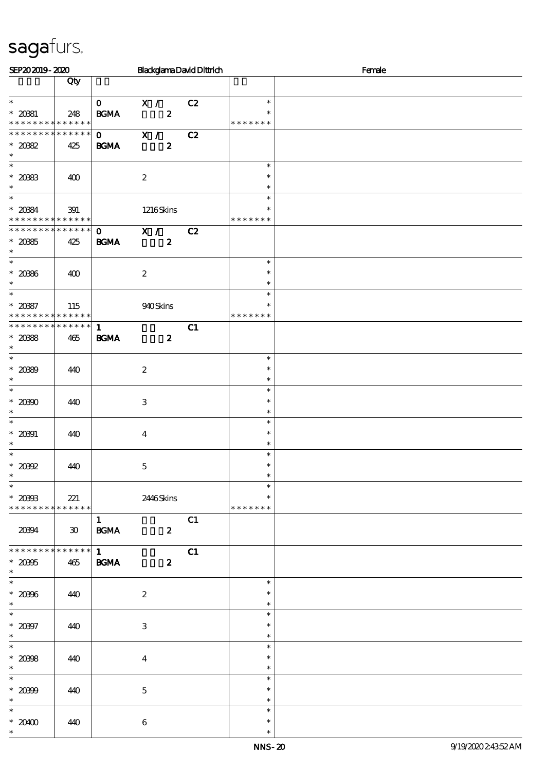sagafurs.

SEP20 2019 - 2020 Blackglama David Dittrich Female

| | Qty | | | | | |
|---|---|---|---|---|---|---|
| * | | 0 | X / | C2 | * | |
| * 20381 | 248 | BGMA | 2 | | * | |
| * * * * * * * * * * * * * * | | | | | * * * * * * * | |
| * * * * * * * * * * * * * * | | 0 | X / | C2 | | |
| * 20382 | 425 | BGMA | 2 | | | |
| * | | | | | | |
| * | | | | | * | |
| * 20383 | 400 | | 2 | | * | |
| * | | | | | * | |
| * | | | | | * | |
| * 20384 | 391 | | 1216 Skins | | * | |
| * * * * * * * * * * * * * * | | | | | * * * * * * * | |
| * * * * * * * * * * * * * * | | 0 | X / | C2 | | |
| * 20385 | 425 | BGMA | 2 | | | |
| * | | | | | | |
| * | | | | | * | |
| * 20386 | 400 | | 2 | | * | |
| * | | | | | * | |
| * | | | | | * | |
| * 20387 | 115 | | 940 Skins | | * | |
| * * * * * * * * * * * * * * | | | | | * * * * * * * | |
| * * * * * * * * * * * * * * | | 1 | | C1 | | |
| * 20388 | 465 | BGMA | 2 | | | |
| * | | | | | | |
| * | | | | | * | |
| * 20389 | 440 | | 2 | | * | |
| * | | | | | * | |
| * | | | | | * | |
| * 20390 | 440 | | 3 | | * | |
| * | | | | | * | |
| * | | | | | * | |
| * 20391 | 440 | | 4 | | * | |
| * | | | | | * | |
| * | | | | | * | |
| * 20392 | 440 | | 5 | | * | |
| * | | | | | * | |
| * | | | | | * | |
| * 20393 | 221 | | 2446 Skins | | * | |
| * * * * * * * * * * * * * * | | | | | * * * * * * * | |
| | | 1 | | C1 | | |
| 20394 | 30 | BGMA | 2 | | | |
| * * * * * * * * * * * * * * | | 1 | | C1 | | |
| * 20395 | 465 | BGMA | 2 | | | |
| * | | | | | | |
| * | | | | | * | |
| * 20396 | 440 | | 2 | | * | |
| * | | | | | * | |
| * | | | | | * | |
| * 20397 | 440 | | 3 | | * | |
| * | | | | | * | |
| * | | | | | * | |
| * 20398 | 440 | | 4 | | * | |
| * | | | | | * | |
| * | | | | | * | |
| * 20399 | 440 | | 5 | | * | |
| * | | | | | * | |
| * | | | | | * | |
| * 20400 | 440 | | 6 | | * | |
| * | | | | | * | |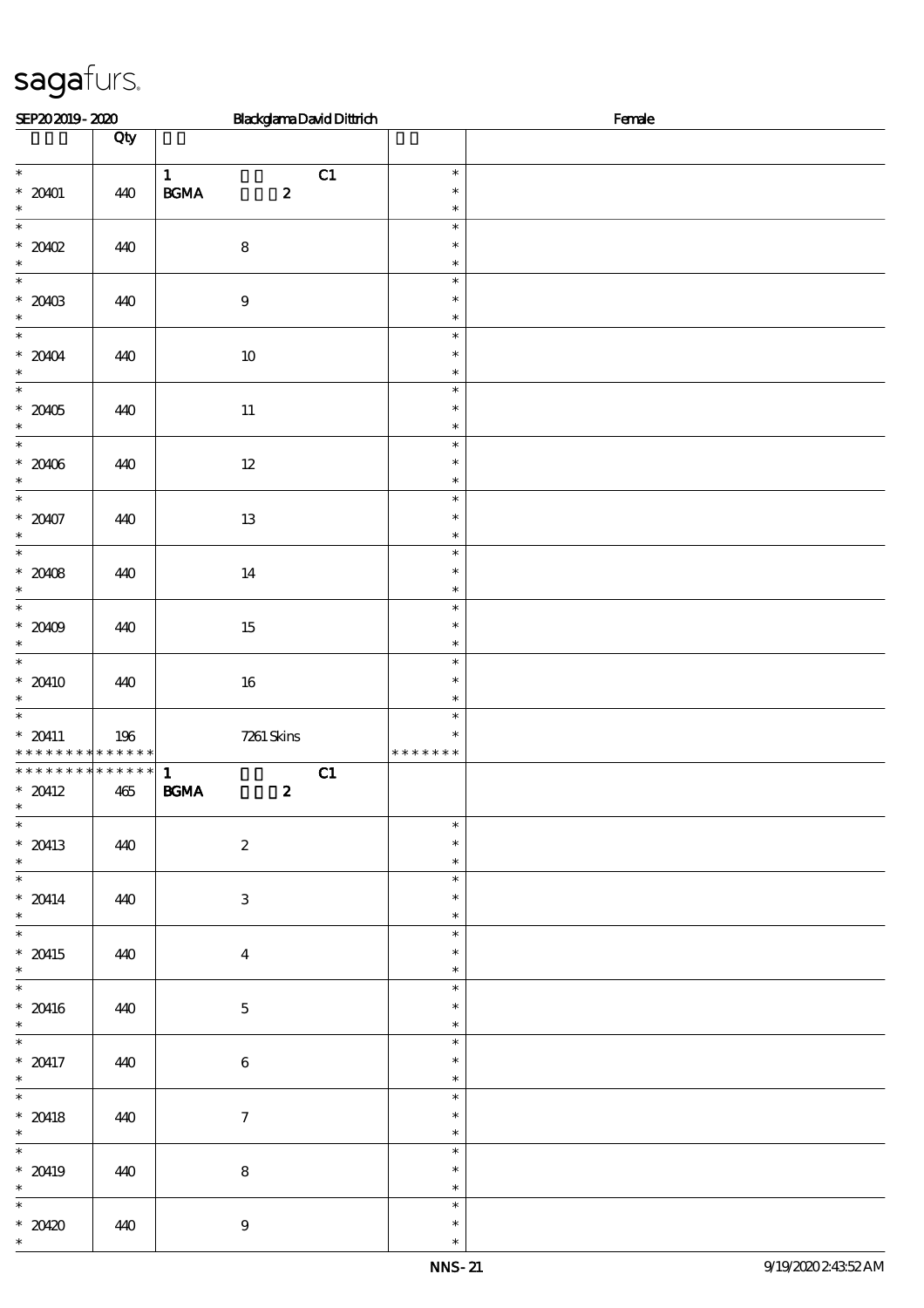# sagafurs.

SEP20 2019 - 2020 Blackglama David Dittrich Female

| | Qty | | | |
|---|---|---|---|---|
| * 20401 * | 440 | 1 C1 BGMA 2 | * * * | |
| * 20402 * | 440 | 8 | * * * | |
| * 20403 * | 440 | 9 | * * * | |
| * 20404 * | 440 | 10 | * * * | |
| * 20405 * | 440 | 11 | * * * | |
| * 20406 * | 440 | 12 | * * * | |
| * 20407 * | 440 | 13 | * * * | |
| * 20408 * | 440 | 14 | * * * | |
| * 20409 * | 440 | 15 | * * * | |
| * 20410 * | 440 | 16 | * * * | |
| * 20411 * * * * * * * * * * * * * * | 196 | 7261 Skins | * * * * * * * * * | |
| * * * * * * * * * * * * * * 20412 * | 465 | 1 C1 BGMA 2 | | |
| * 20413 * | 440 | 2 | * * * | |
| * 20414 * | 440 | 3 | * * * | |
| * 20415 * | 440 | 4 | * * * | |
| * 20416 * | 440 | 5 | * * * | |
| * 20417 * | 440 | 6 | * * * | |
| * 20418 * | 440 | 7 | * * * | |
| * 20419 * | 440 | 8 | * * * | |
| * 20420 * | 440 | 9 | * * * | |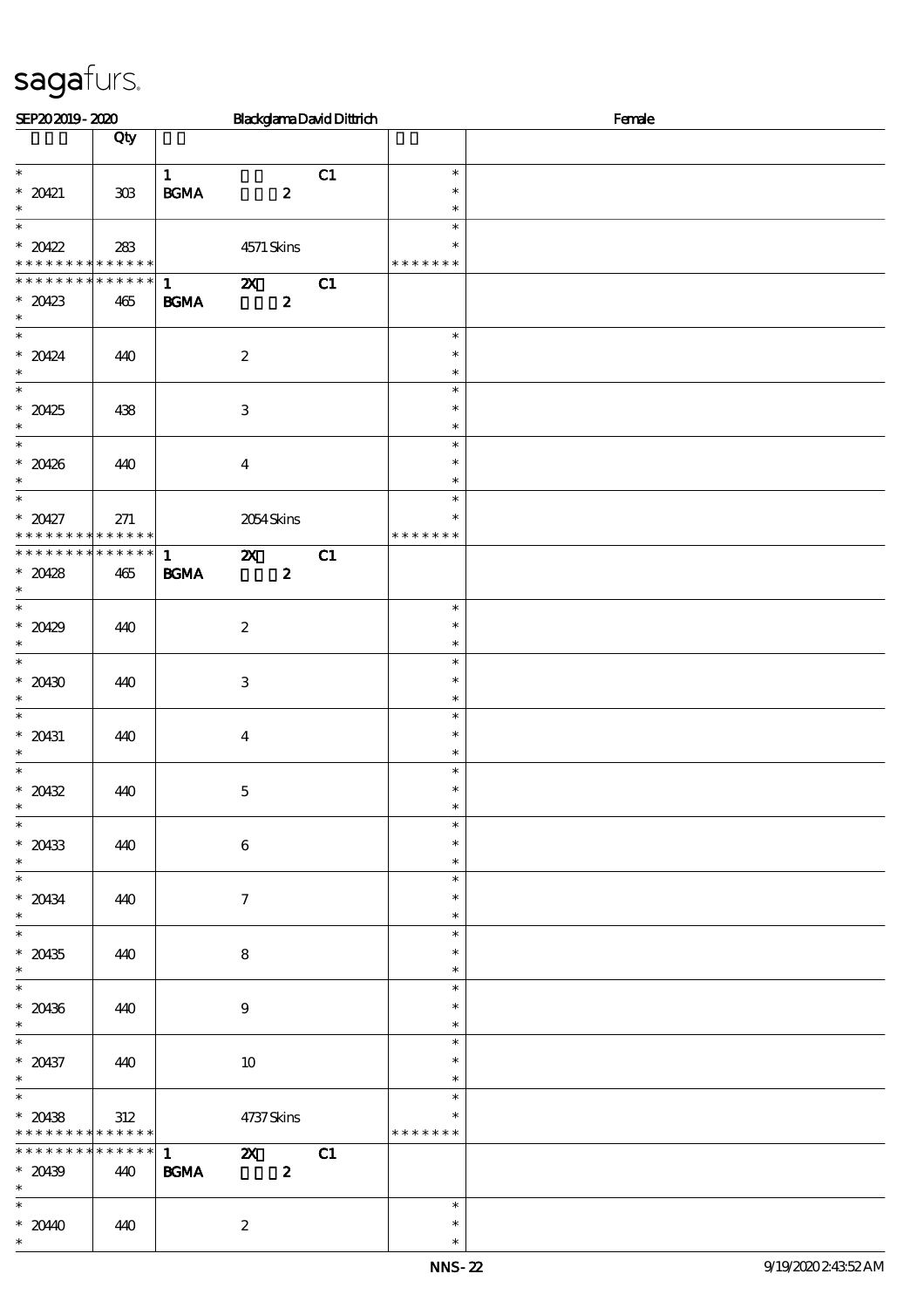SEP20 2019 - 2020 Blackglama David Dittrich Female

| | Qty | | | |
|---|---|---|---|---|
| * 20421 * | 303 | 1 BGMA 2 C1 | * * * | |
| * 20422 * * * * * * * * * * * * * * | 283 | 4571 Skins | * * * * * * * * * | |
| * * * * * * * * * * * * * * 20423 * | 465 | 1 2X BGMA 2 C1 | | |
| * 20424 * | 440 | 2 | * * * | |
| * 20425 * | 438 | 3 | * * * | |
| * 20426 * | 440 | 4 | * * * | |
| * 20427 * * * * * * * * * * * * * * | 271 | 2054 Skins | * * * * * * * * * | |
| * * * * * * * * * * * * * * 20428 * | 465 | 1 2X BGMA 2 C1 | | |
| * 20429 * | 440 | 2 | * * * | |
| * 20430 * | 440 | 3 | * * * | |
| * 20431 * | 440 | 4 | * * * | |
| * 20432 * | 440 | 5 | * * * | |
| * 20433 * | 440 | 6 | * * * | |
| * 20434 * | 440 | 7 | * * * | |
| * 20435 * | 440 | 8 | * * * | |
| * 20436 * | 440 | 9 | * * * | |
| * 20437 * | 440 | 10 | * * * | |
| * 20438 * * * * * * * * * * * * * * | 312 | 4737 Skins | * * * * * * * * * | |
| * * * * * * * * * * * * * * 20439 * | 440 | 1 2X BGMA 2 C1 | | |
| * 20440 * | 440 | 2 | * * * | |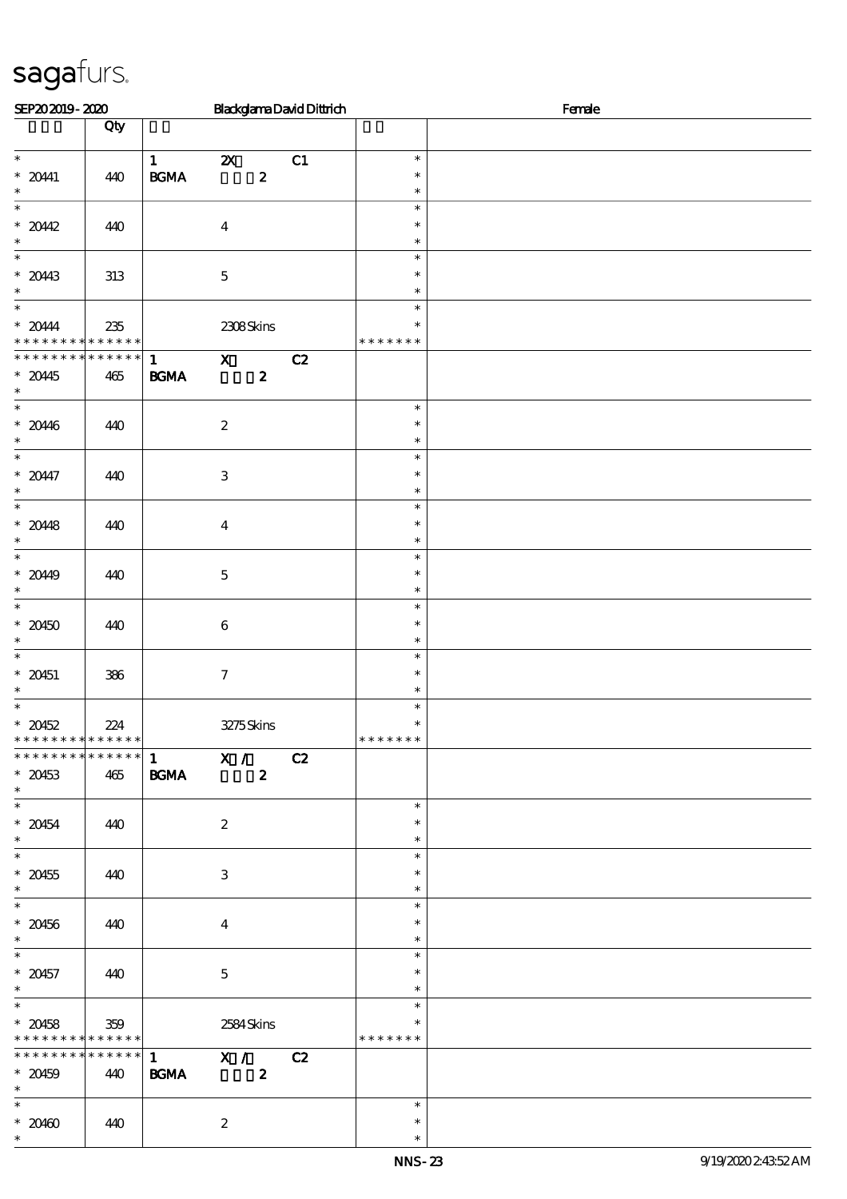SEP20 2019 - 2020 | Blackglama David Dittrich | Female

| | Qty | | |
|---|---|---|---|
| * 20441 * | 440 | 1 2X C1 BGMA 2 | * * * |
| * 20442 * | 440 | 4 | * * * |
| * 20443 * | 313 | 5 | * * * |
| * 20444 * * * * * * * * * * * * * * | 235 | 2308 Skins | * * * * * * * * |
| * * * * * * * * * * * * * * 20445 * | 465 | 1 X C2 BGMA 2 | |
| * 20446 * | 440 | 2 | * * * |
| * 20447 * | 440 | 3 | * * * |
| * 20448 * | 440 | 4 | * * * |
| * 20449 * | 440 | 5 | * * * |
| * 20450 * | 440 | 6 | * * * |
| * 20451 * | 386 | 7 | * * * |
| * 20452 * * * * * * * * * * * * * * | 224 | 3275 Skins | * * * * * * * * |
| * * * * * * * * * * * * * * 20453 * | 465 | 1 X / C2 BGMA 2 | |
| * 20454 * | 440 | 2 | * * * |
| * 20455 * | 440 | 3 | * * * |
| * 20456 * | 440 | 4 | * * * |
| * 20457 * | 440 | 5 | * * * |
| * 20458 * * * * * * * * * * * * * * | 359 | 2584 Skins | * * * * * * * * |
| * * * * * * * * * * * * * * 20459 * | 440 | 1 X / C2 BGMA 2 | |
| * 20460 * | 440 | 2 | * * * |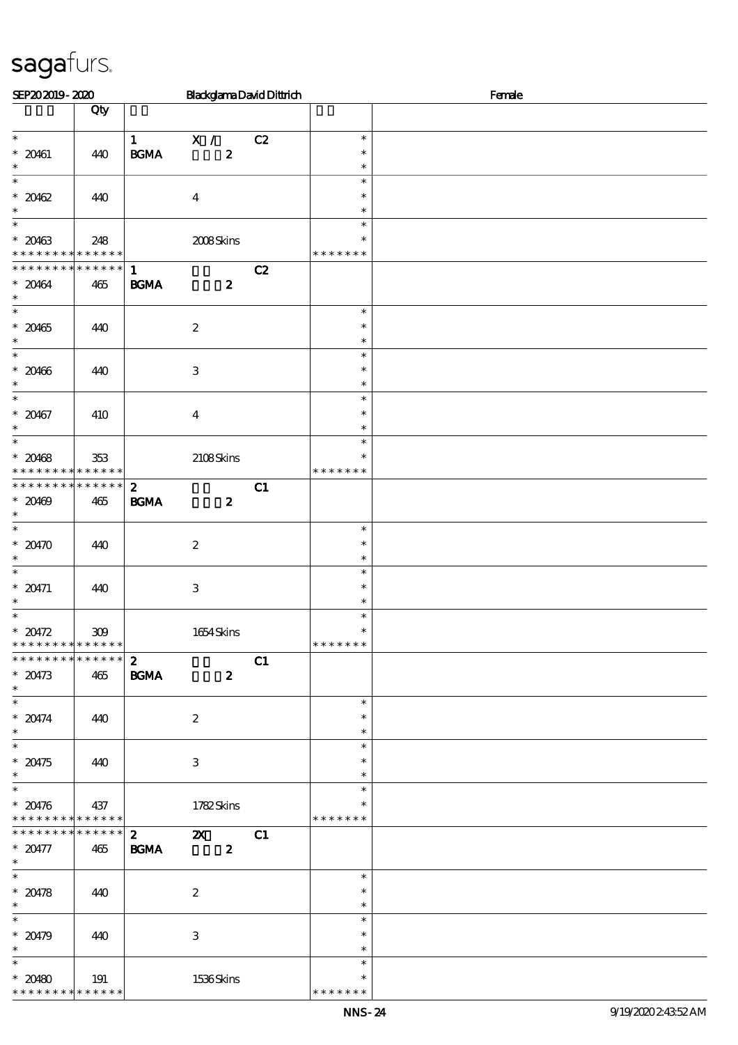sagafurs.

SEP20 2019 - 2020 &nbsp;&nbsp;&nbsp; Blackglama David Dittrich &nbsp;&nbsp;&nbsp; Female

| | Qty | | | | | |
|---|---|---|---|---|---|---|
| * <br> * 20461 <br> * | 440 | 1 <br> BGMA | X / <br> 2 | C2 | * <br> * <br> * | |
| * <br> * 20462 <br> * | 440 | | 4 | | * <br> * <br> * | |
| * <br> * 20463 <br> * * * * * * * * * * * * * * | 248 | | 2008 Skins | | * <br> * <br> * * * * * * * | |
| * * * * * * * * * * * * * * <br> * 20464 <br> * | 465 | 1 <br> BGMA | <br> 2 | C2 | | |
| * <br> * 20465 <br> * | 440 | | 2 | | * <br> * <br> * | |
| * <br> * 20466 <br> * | 440 | | 3 | | * <br> * <br> * | |
| * <br> * 20467 <br> * | 410 | | 4 | | * <br> * <br> * | |
| * <br> * 20468 <br> * * * * * * * * * * * * * * | 353 | | 2108 Skins | | * <br> * <br> * * * * * * * | |
| * * * * * * * * * * * * * * <br> * 20469 <br> * | 465 | 2 <br> BGMA | <br> 2 | C1 | | |
| * <br> * 20470 <br> * | 440 | | 2 | | * <br> * <br> * | |
| * <br> * 20471 <br> * | 440 | | 3 | | * <br> * <br> * | |
| * <br> * 20472 <br> * * * * * * * * * * * * * * | 309 | | 1654 Skins | | * <br> * <br> * * * * * * * | |
| * * * * * * * * * * * * * * <br> * 20473 <br> * | 465 | 2 <br> BGMA | <br> 2 | C1 | | |
| * <br> * 20474 <br> * | 440 | | 2 | | * <br> * <br> * | |
| * <br> * 20475 <br> * | 440 | | 3 | | * <br> * <br> * | |
| * <br> * 20476 <br> * * * * * * * * * * * * * * | 437 | | 1782 Skins | | * <br> * <br> * * * * * * * | |
| * * * * * * * * * * * * * * <br> * 20477 <br> * | 465 | 2 <br> BGMA | 2X <br> 2 | C1 | | |
| * <br> * 20478 <br> * | 440 | | 2 | | * <br> * <br> * | |
| * <br> * 20479 <br> * | 440 | | 3 | | * <br> * <br> * | |
| * <br> * 20480 <br> * * * * * * * * * * * * * * | 191 | | 1536 Skins | | * <br> * <br> * * * * * * * | |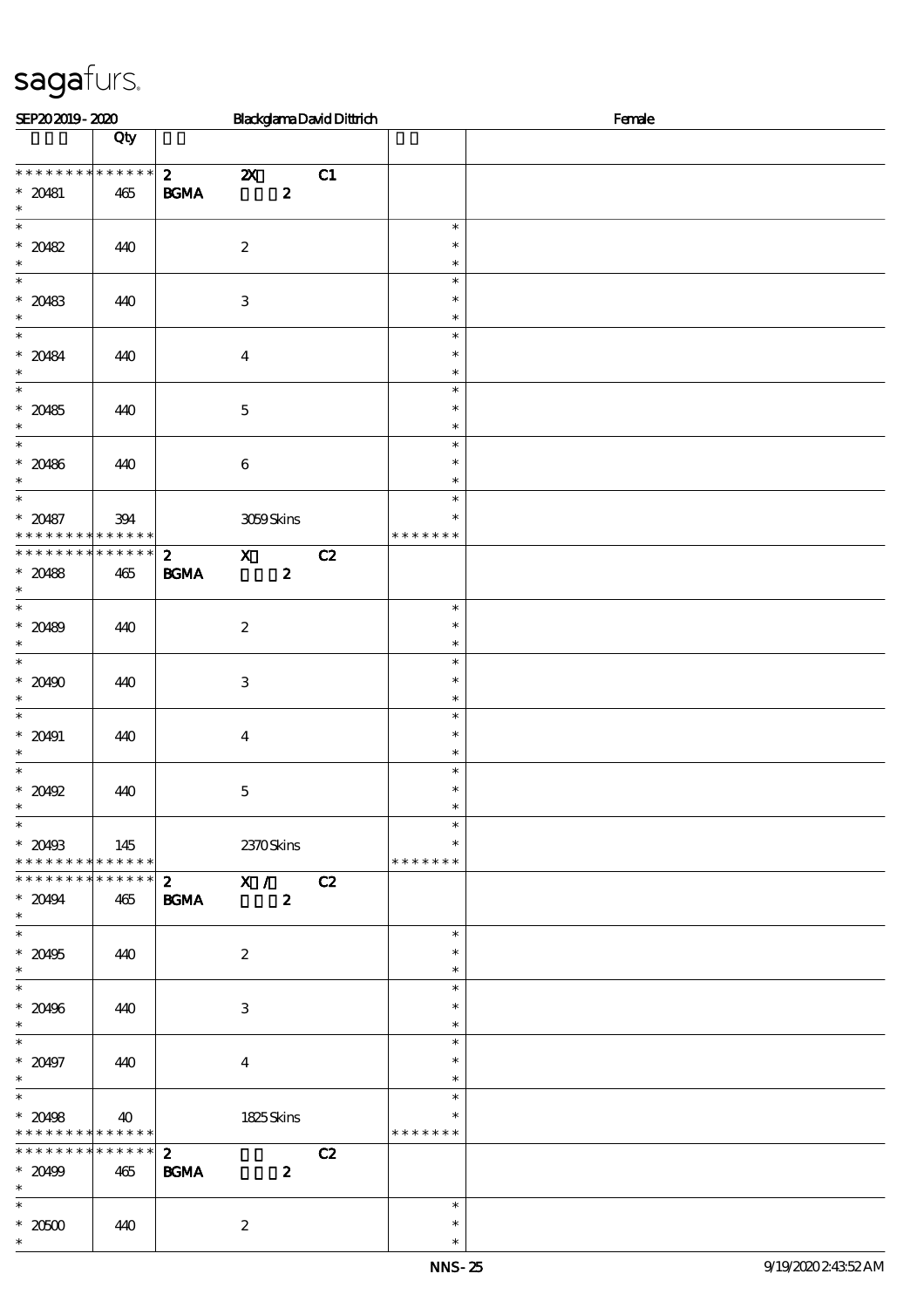sagafurs.

SEP20 2019 - 2020 Blackglama David Dittrich Female

| | Qty | | | |
|---|---|---|---|---|
| * * * * * * * * * * * * * * | | 2 2X C1 | | |
| * 20481 | 465 | BGMA 2 | | |
| * 20482 | 440 | 2 | * * * | |
| * 20483 | 440 | 3 | * * * | |
| * 20484 | 440 | 4 | * * * | |
| * 20485 | 440 | 5 | * * * | |
| * 20486 | 440 | 6 | * * * | |
| * 20487 | 394 | 3059 Skins | * * * * * * * * | |
| * * * * * * * * * * * * * * | | 2 X C2 | | |
| * 20488 | 465 | BGMA 2 | | |
| * 20489 | 440 | 2 | * * * | |
| * 20490 | 440 | 3 | * * * | |
| * 20491 | 440 | 4 | * * * | |
| * 20492 | 440 | 5 | * * * | |
| * 20493 | 145 | 2370 Skins | * * * * * * * * | |
| * * * * * * * * * * * * * * | | 2 X / C2 | | |
| * 20494 | 465 | BGMA 2 | | |
| * 20495 | 440 | 2 | * * * | |
| * 20496 | 440 | 3 | * * * | |
| * 20497 | 440 | 4 | * * * | |
| * 20498 | 40 | 1825 Skins | * * * * * * * * | |
| * * * * * * * * * * * * * * | | 2 C2 | | |
| * 20499 | 465 | BGMA 2 | | |
| * 20500 | 440 | 2 | * * * | |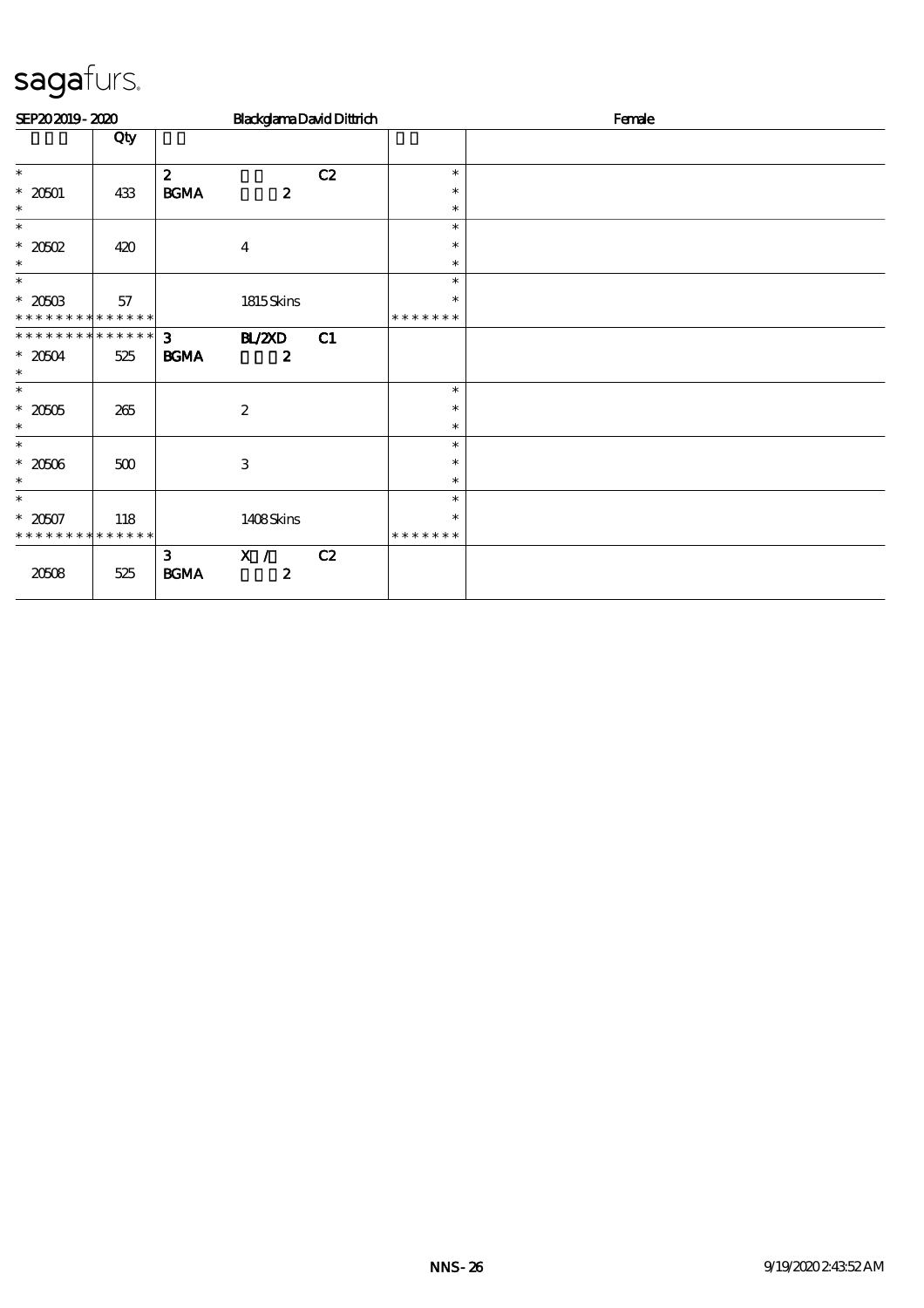sagafurs.

SEP20 2019 - 2020 Blackglama David Dittrich Female

| | Qty | | | | | |
|---|---|---|---|---|---|---|
| * | | 2 | | C2 | * | |
| * 20501 | 433 | BGMA | 2 | | * | |
| * | | | | | * | |
| * | | | | | * | |
| * 20502 | 420 | | 4 | | * | |
| * | | | | | * | |
| * | | | | | * | |
| * 20503 | 57 | | 1815 Skins | | * | |
| * * * * * * * * * * * * * * | | | | | * * * * * * * | |
| * * * * * * * * * * * * * * | | 3 | BL/2XD | C1 | | |
| * 20504 | 525 | BGMA | 2 | | | |
| * | | | | | | |
| * | | | | | * | |
| * 20505 | 265 | | 2 | | * | |
| * | | | | | * | |
| * | | | | | * | |
| * 20506 | 500 | | 3 | | * | |
| * | | | | | * | |
| * | | | | | * | |
| * 20507 | 118 | | 1408 Skins | | * | |
| * * * * * * * * * * * * * * | | | | | * * * * * * * | |
| | | 3 | X / | C2 | | |
| 20508 | 525 | BGMA | 2 | | | |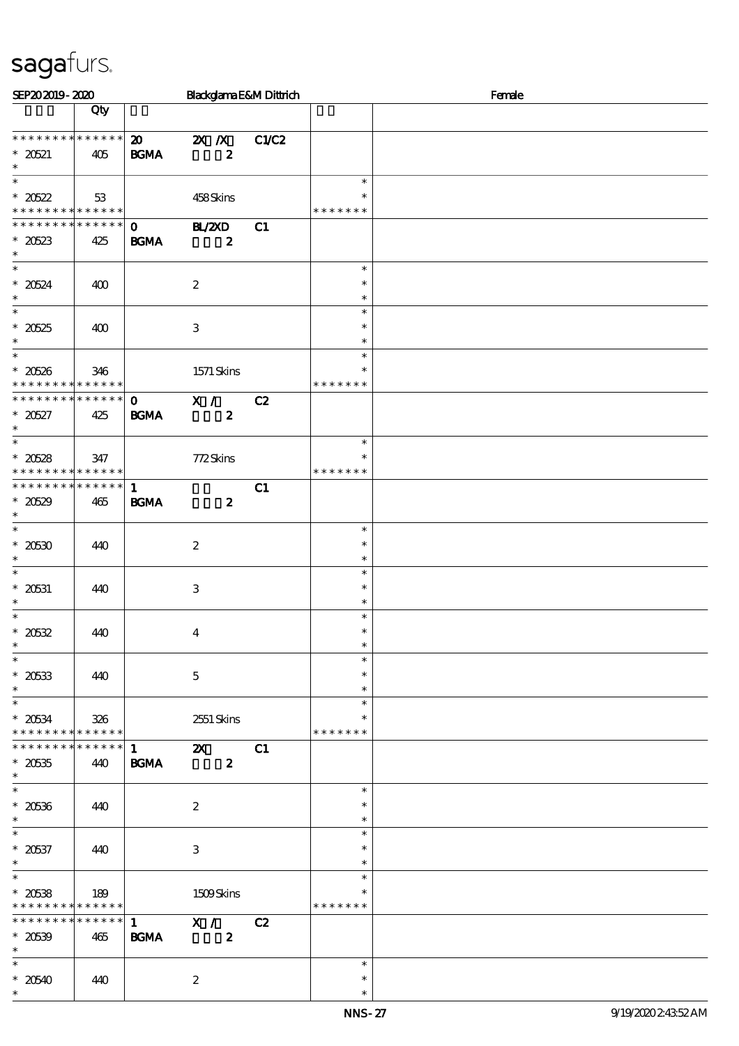SEP20 2019 - 2020 Blackglama E&M Dittrich Female

| | Qty | | | | | |
|---|---|---|---|---|---|---|
| * * * * * * * * * * * * * * | 20 | 2X /X | C1/C2 | | | |
| * 20521 | 405 | BGMA | 2 | | | |
| * | | | | | | |
| * | | | | | * | |
| * 20522 | 53 | | 458 Skins | | * | |
| * * * * * * * * * * * * * * | | | | | * * * * * * * | |
| * * * * * * * * * * * * * * | 0 | BL/2XD | C1 | | | |
| * 20523 | 425 | BGMA | 2 | | | |
| * | | | | | | |
| * | | | | | * | |
| * 20524 | 400 | | 2 | | * | |
| * | | | | | * | |
| * | | | | | * | |
| * 20525 | 400 | | 3 | | * | |
| * | | | | | * | |
| * | | | | | * | |
| * 20526 | 346 | | 1571 Skins | | * | |
| * * * * * * * * * * * * * * | | | | | * * * * * * * | |
| * * * * * * * * * * * * * * | 0 | X / | C2 | | | |
| * 20527 | 425 | BGMA | 2 | | | |
| * | | | | | | |
| * | | | | | * | |
| * 20528 | 347 | | 772 Skins | | * | |
| * * * * * * * * * * * * * * | | | | | * * * * * * * | |
| * * * * * * * * * * * * * * | 1 | | C1 | | | |
| * 20529 | 465 | BGMA | 2 | | | |
| * | | | | | | |
| * | | | | | * | |
| * 20530 | 440 | | 2 | | * | |
| * | | | | | * | |
| * | | | | | * | |
| * 20531 | 440 | | 3 | | * | |
| * | | | | | * | |
| * | | | | | * | |
| * 20532 | 440 | | 4 | | * | |
| * | | | | | * | |
| * | | | | | * | |
| * 20533 | 440 | | 5 | | * | |
| * | | | | | * | |
| * | | | | | * | |
| * 20534 | 326 | | 2551 Skins | | * | |
| * * * * * * * * * * * * * * | | | | | * * * * * * * | |
| * * * * * * * * * * * * * * | 1 | 2X | C1 | | | |
| * 20535 | 440 | BGMA | 2 | | | |
| * | | | | | | |
| * | | | | | * | |
| * 20536 | 440 | | 2 | | * | |
| * | | | | | * | |
| * | | | | | * | |
| * 20537 | 440 | | 3 | | * | |
| * | | | | | * | |
| * | | | | | * | |
| * 20538 | 189 | | 1509 Skins | | * | |
| * * * * * * * * * * * * * * | | | | | * * * * * * * | |
| * * * * * * * * * * * * * * | 1 | X / | C2 | | | |
| * 20539 | 465 | BGMA | 2 | | | |
| * | | | | | | |
| * | | | | | * | |
| * 20540 | 440 | | 2 | | * | |
| * | | | | | * | |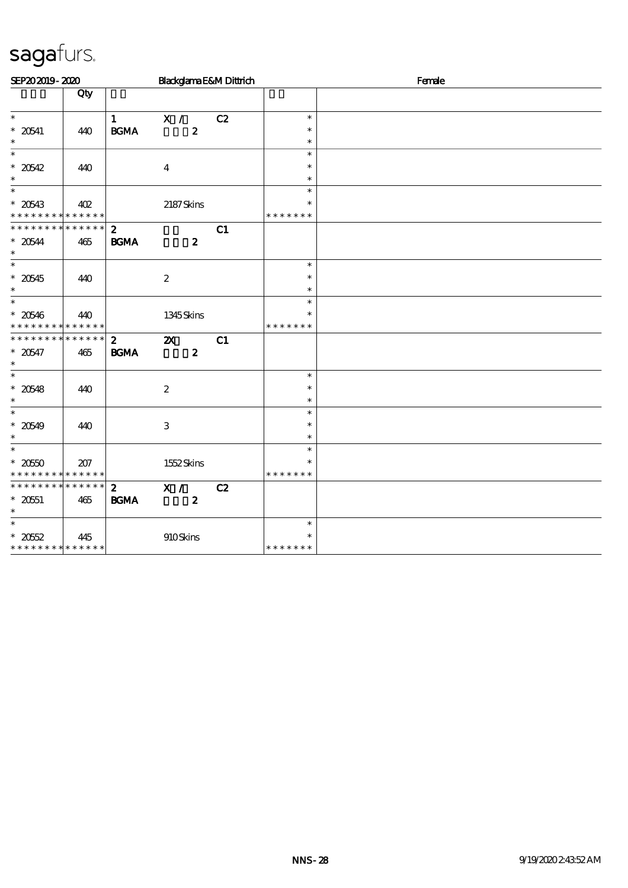sagafurs.

SEP20 2019 - 2020 Blackglama E&M Dittrich Female

| | Qty | | | | | |
|---|---|---|---|---|---|---|
| * | | 1 | X / | C2 | * | |
| * 20541 | 440 | BGMA | 2 | | * | |
| * | | | | | * | |
| * | | | | | * | |
| * 20542 | 440 | | 4 | | * | |
| * | | | | | * | |
| * | | | | | * | |
| * 20543 | 402 | | 2187 Skins | | * | |
| * * * * * * * * * * * * * * | | | | | * * * * * * * | |
| * * * * * * * * * * * * * * | | 2 | | C1 | | |
| * 20544 | 465 | BGMA | 2 | | | |
| * | | | | | | |
| * | | | | | * | |
| * 20545 | 440 | | 2 | | * | |
| * | | | | | * | |
| * | | | | | * | |
| * 20546 | 440 | | 1345 Skins | | * | |
| * * * * * * * * * * * * * * | | | | | * * * * * * * | |
| * * * * * * * * * * * * * * | | 2 | 2X | C1 | | |
| * 20547 | 465 | BGMA | 2 | | | |
| * | | | | | | |
| * | | | | | * | |
| * 20548 | 440 | | 2 | | * | |
| * | | | | | * | |
| * | | | | | * | |
| * 20549 | 440 | | 3 | | * | |
| * | | | | | * | |
| * | | | | | * | |
| * 20550 | 207 | | 1552 Skins | | * | |
| * * * * * * * * * * * * * * | | | | | * * * * * * * | |
| * * * * * * * * * * * * * * | | 2 | X / | C2 | | |
| * 20551 | 465 | BGMA | 2 | | | |
| * | | | | | | |
| * | | | | | * | |
| * 20552 | 445 | | 910 Skins | | * | |
| * * * * * * * * * * * * * * | | | | | * * * * * * * | |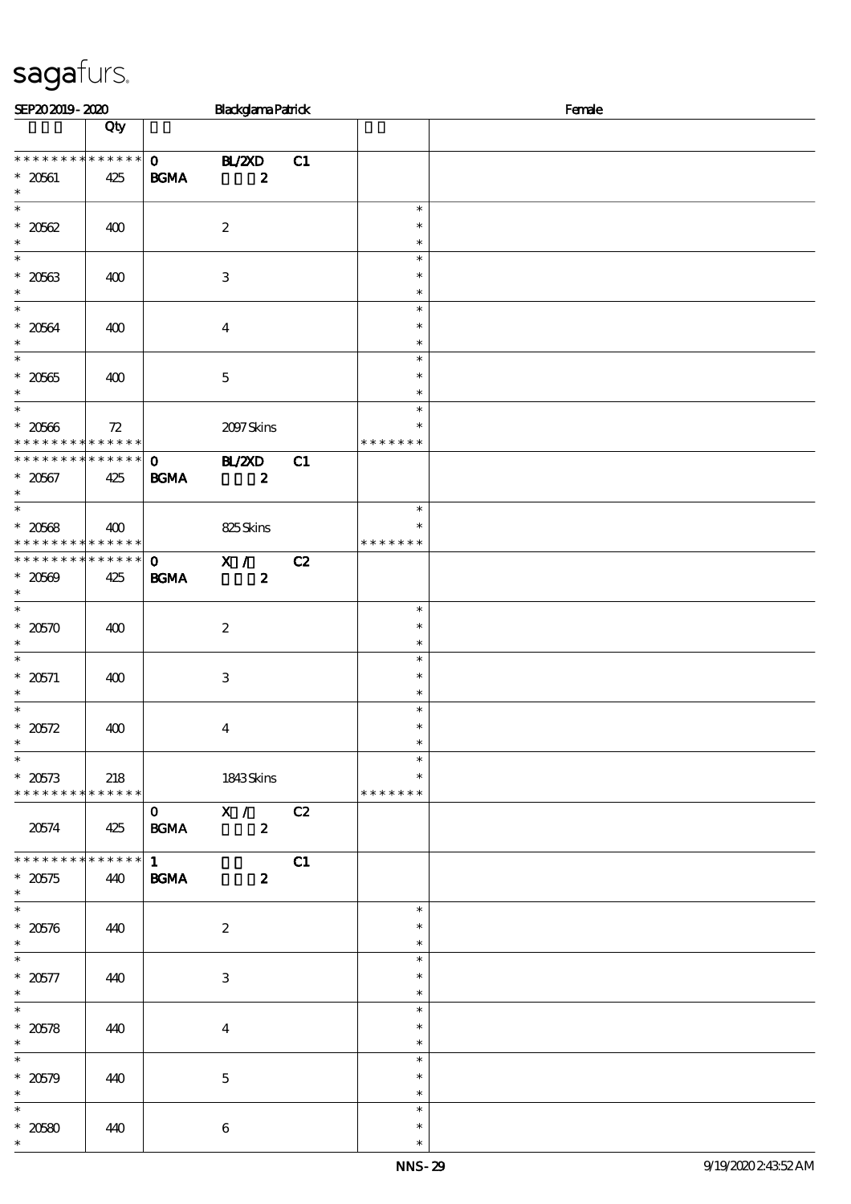# sagafurs.

SEP20 2019 - 2020 | Blackglama Patrick | Female

| | Qty | | | | | |
|---|---|---|---|---|---|---|
| * * * * * * * * * * * * * * | | 0 | BL/2XD | C1 | | |
| * 20561 | 425 | BGMA | 2 | | | |
| * | | | | | | |
| * 20562 | 400 | | 2 | | * * * | |
| * 20563 | 400 | | 3 | | * * * | |
| * 20564 | 400 | | 4 | | * * * | |
| * 20565 | 400 | | 5 | | * * * | |
| * 20566 | 72 | | 2097 Skins | | * * * * * * * | |
| * * * * * * * * * * * * * * | | 0 | BL/2XD | C1 | | |
| * 20567 | 425 | BGMA | 2 | | | |
| * 20568 | 400 | | 825 Skins | | * * * * * * * | |
| * * * * * * * * * * * * * * | | 0 | X / | C2 | | |
| * 20569 | 425 | BGMA | 2 | | | |
| * 20570 | 400 | | 2 | | * * * | |
| * 20571 | 400 | | 3 | | * * * | |
| * 20572 | 400 | | 4 | | * * * | |
| * 20573 | 218 | | 1843 Skins | | * * * * * * * | |
| 20574 | 425 | 0 BGMA | X / 2 | C2 | | |
| * * * * * * * * * * * * * * | | 1 | | C1 | | |
| * 20575 | 440 | BGMA | 2 | | | |
| * 20576 | 440 | | 2 | | * * * | |
| * 20577 | 440 | | 3 | | * * * | |
| * 20578 | 440 | | 4 | | * * * | |
| * 20579 | 440 | | 5 | | * * * | |
| * 20580 | 440 | | 6 | | * * * | |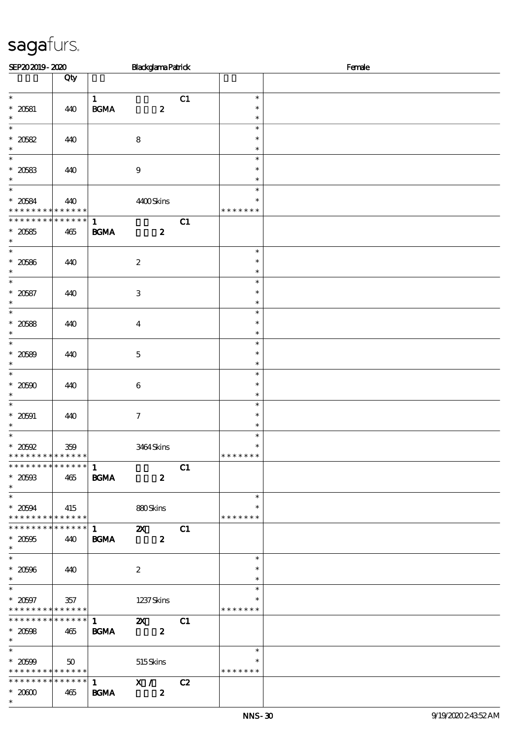# sagafurs.

SEP20 2019 - 2020 Blackglama Patrick Female

| | Qty | | | | | |
|---|---|---|---|---|---|---|
| * <br> * 20581 <br> * | 440 | 1 <br> BGMA | <br> 2 | C1 | * <br> * <br> * | |
| * <br> * 20582 <br> * | 440 | | 8 | | * <br> * <br> * | |
| * <br> * 20583 <br> * | 440 | | 9 | | * <br> * <br> * | |
| * <br> * 20584 <br> * * * * * * * * * * * * * | 440 | | 4400 Skins | | * <br> * <br> * * * * * * * | |
| * * * * * * * * * * * * * * <br> * 20585 <br> * | 465 | 1 <br> BGMA | <br> 2 | C1 | | |
| * <br> * 20586 <br> * | 440 | | 2 | | * <br> * <br> * | |
| * <br> * 20587 <br> * | 440 | | 3 | | * <br> * <br> * | |
| * <br> * 20588 <br> * | 440 | | 4 | | * <br> * <br> * | |
| * <br> * 20589 <br> * | 440 | | 5 | | * <br> * <br> * | |
| * <br> * 20590 <br> * | 440 | | 6 | | * <br> * <br> * | |
| * <br> * 20591 <br> * | 440 | | 7 | | * <br> * <br> * | |
| * <br> * 20592 <br> * * * * * * * * * * * * * | 359 | | 3464 Skins | | * <br> * <br> * * * * * * * | |
| * * * * * * * * * * * * * * <br> * 20593 <br> * | 465 | 1 <br> BGMA | <br> 2 | C1 | | |
| * <br> * 20594 <br> * * * * * * * * * * * * * | 415 | | 880 Skins | | * <br> * <br> * * * * * * * | |
| * * * * * * * * * * * * * * <br> * 20595 <br> * | 440 | 1 <br> BGMA | 2X <br> 2 | C1 | | |
| * <br> * 20596 <br> * | 440 | | 2 | | * <br> * <br> * | |
| * <br> * 20597 <br> * * * * * * * * * * * * * | 357 | | 1237 Skins | | * <br> * <br> * * * * * * * | |
| * * * * * * * * * * * * * * <br> * 20598 <br> * | 465 | 1 <br> BGMA | 2X <br> 2 | C1 | | |
| * <br> * 20599 <br> * * * * * * * * * * * * * | 50 | | 515 Skins | | * <br> * <br> * * * * * * * | |
| * * * * * * * * * * * * * * <br> * 20600 <br> * | 465 | 1 <br> BGMA | X / <br> 2 | C2 | | |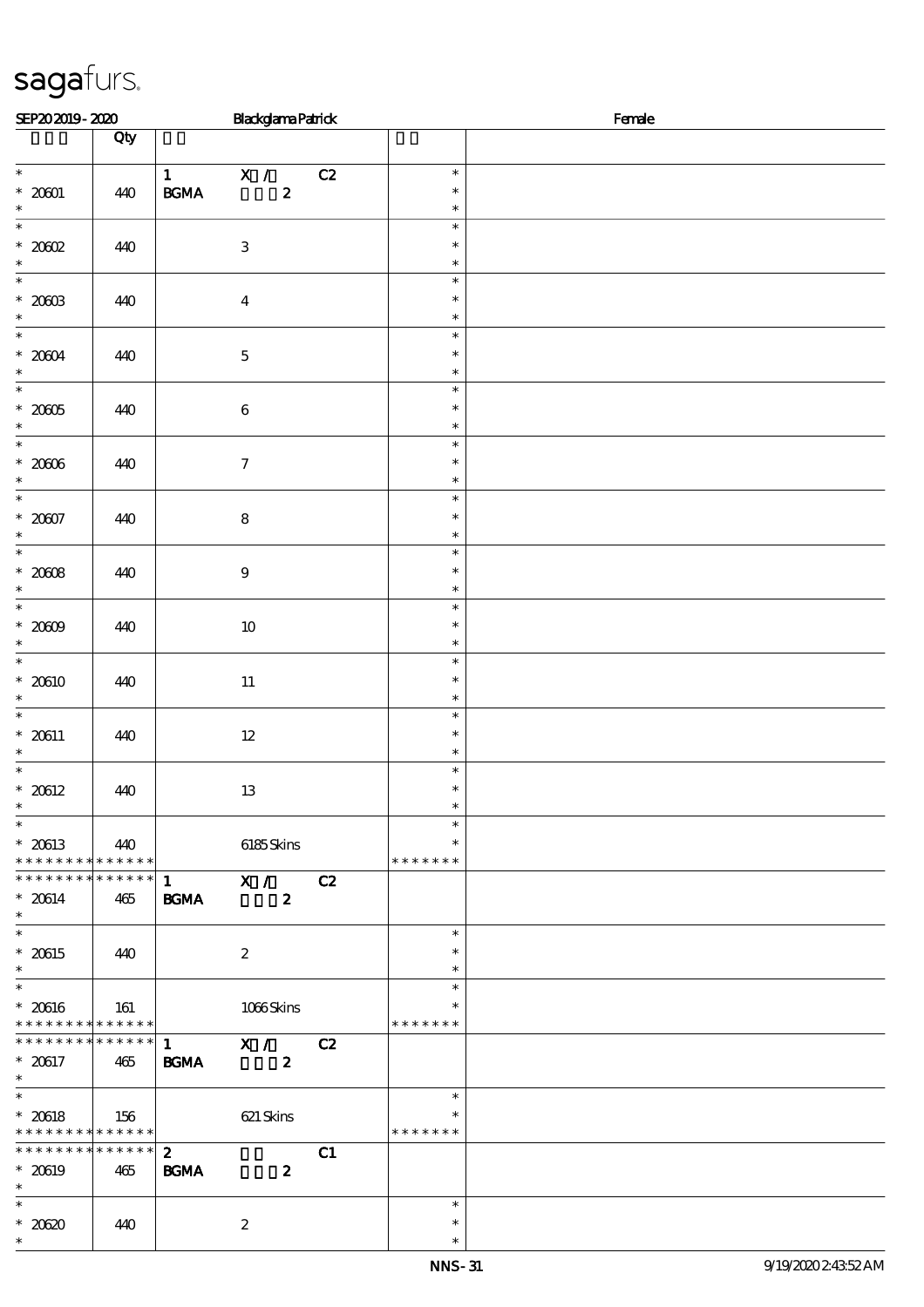# sagafurs.

SEP20 2019 - 2020 — Blackglama Patrick — Female

| | Qty | | |
|---|---|---|---|
| * <br> * 20601 <br> * | 440 | 1 X / C2 <br> BGMA 2 | * <br> * <br> * |
| * <br> * 20602 <br> * | 440 | 3 | * <br> * <br> * |
| * <br> * 20603 <br> * | 440 | 4 | * <br> * <br> * |
| * <br> * 20604 <br> * | 440 | 5 | * <br> * <br> * |
| * <br> * 20605 <br> * | 440 | 6 | * <br> * <br> * |
| * <br> * 20606 <br> * | 440 | 7 | * <br> * <br> * |
| * <br> * 20607 <br> * | 440 | 8 | * <br> * <br> * |
| * <br> * 20608 <br> * | 440 | 9 | * <br> * <br> * |
| * <br> * 20609 <br> * | 440 | 10 | * <br> * <br> * |
| * <br> * 20610 <br> * | 440 | 11 | * <br> * <br> * |
| * <br> * 20611 <br> * | 440 | 12 | * <br> * <br> * |
| * <br> * 20612 <br> * | 440 | 13 | * <br> * <br> * |
| * <br> * 20613 <br> * * * * * * * * * * * * * * | 440 | 6185 Skins | * <br> * <br> * * * * * * * |
| * * * * * * * * * * * * * * <br> * 20614 <br> * | 465 | 1 X / C2 <br> BGMA 2 | |
| * <br> * 20615 <br> * | 440 | 2 | * <br> * <br> * |
| * <br> * 20616 <br> * * * * * * * * * * * * * * | 161 | 1066 Skins | * <br> * <br> * * * * * * * |
| * * * * * * * * * * * * * * <br> * 20617 <br> * | 465 | 1 X / C2 <br> BGMA 2 | |
| * <br> * 20618 <br> * * * * * * * * * * * * * * | 156 | 621 Skins | * <br> * <br> * * * * * * * |
| * * * * * * * * * * * * * * <br> * 20619 <br> * | 465 | 2 C1 <br> BGMA 2 | |
| * <br> * 20620 <br> * | 440 | 2 | * <br> * <br> * |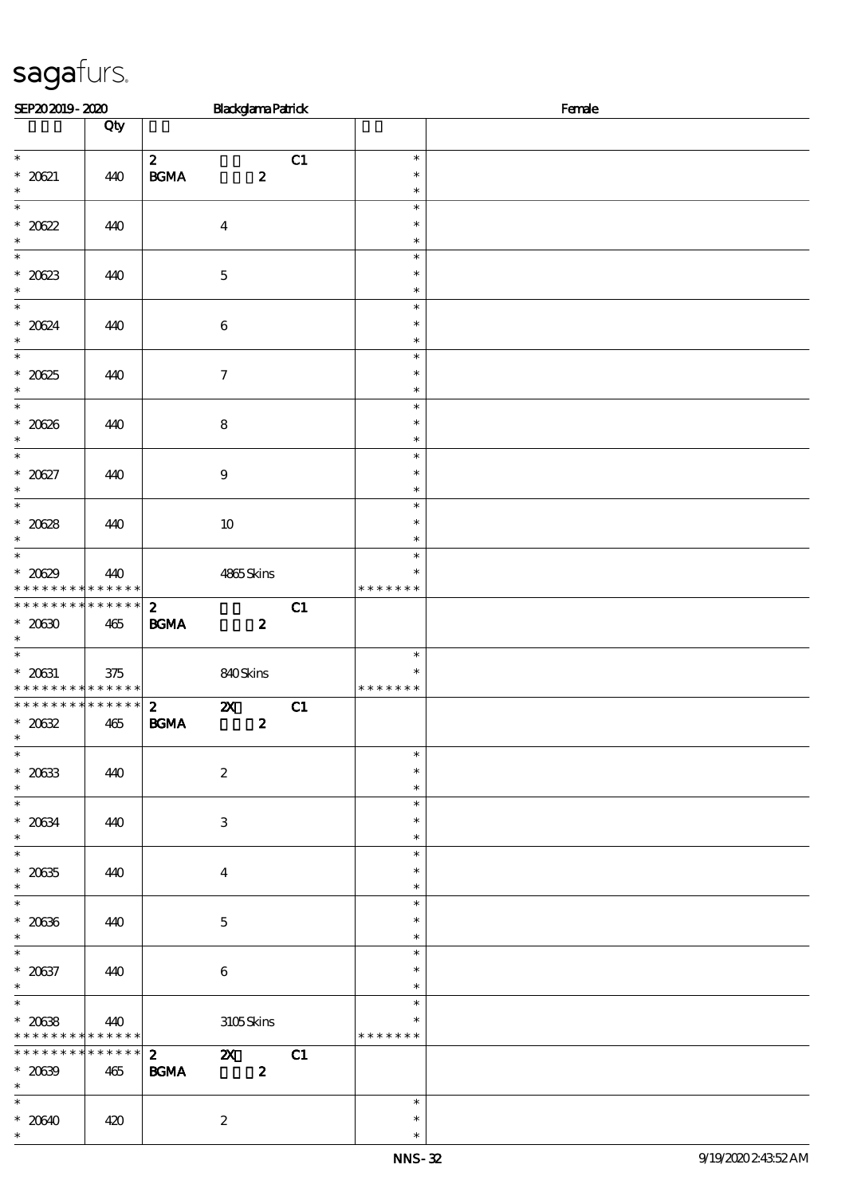sagafurs.

SEP20 2019 - 2020 | Blackglama Patrick | Female

| | Qty | | | |
|---|---|---|---|---|
| * 20621 | 440 | 2 BGMA 2 C1 | * * * | |
| * 20622 | 440 | 4 | * * * | |
| * 20623 | 440 | 5 | * * * | |
| * 20624 | 440 | 6 | * * * | |
| * 20625 | 440 | 7 | * * * | |
| * 20626 | 440 | 8 | * * * | |
| * 20627 | 440 | 9 | * * * | |
| * 20628 | 440 | 10 | * * * | |
| * 20629 | 440 | 4865 Skins | * * ******* | |
| * 20630 | 465 | 2 BGMA 2 C1 | | |
| * 20631 | 375 | 840 Skins | * * ******* | |
| * 20632 | 465 | 2 2X BGMA 2 C1 | | |
| * 20633 | 440 | 2 | * * * | |
| * 20634 | 440 | 3 | * * * | |
| * 20635 | 440 | 4 | * * * | |
| * 20636 | 440 | 5 | * * * | |
| * 20637 | 440 | 6 | * * * | |
| * 20638 | 440 | 3105 Skins | * * ******* | |
| * 20639 | 465 | 2 2X BGMA 2 C1 | | |
| * 20640 | 420 | 2 | * * * | |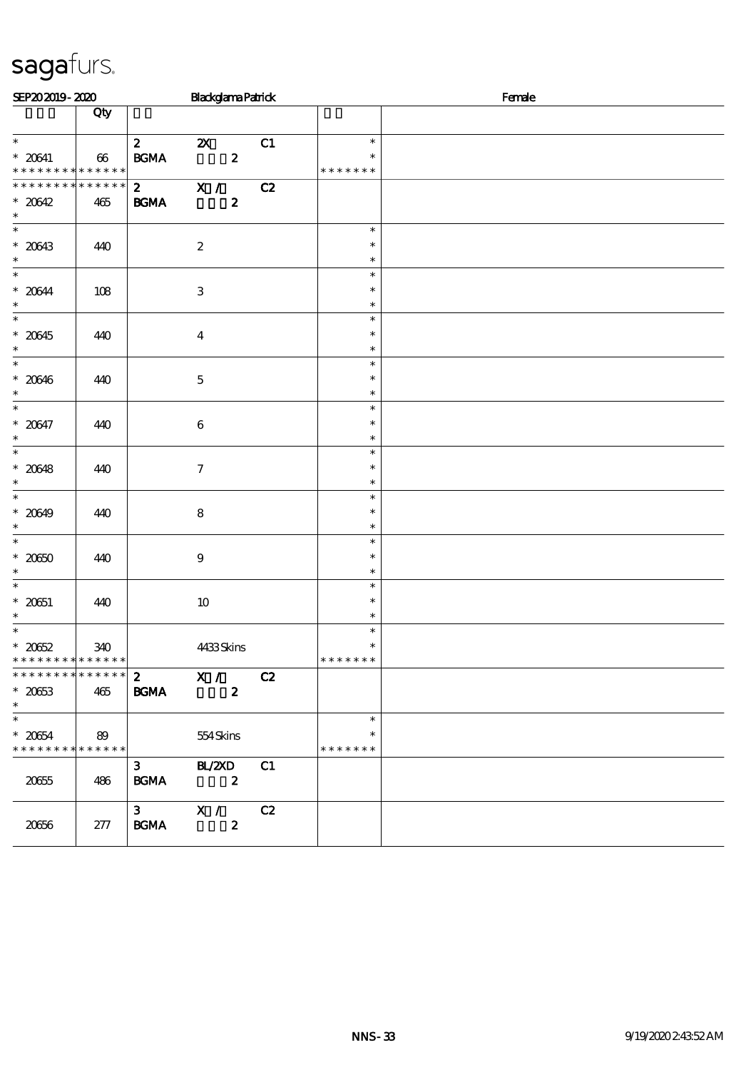# sagafurs.

SEP20 2019 - 2020 Blackglama Patrick Female

| | Qty | | | | | |
|---|---|---|---|---|---|---|
| * 20641 ************** | 66 | 2 BGMA | 2X 2 | C1 | * * ******* | |
| ************** * 20642 * | 465 | 2 BGMA | X / 2 | C2 | | |
| * 20643 * | 440 | | 2 | | * * * | |
| * 20644 * | 108 | | 3 | | * * * | |
| * 20645 * | 440 | | 4 | | * * * | |
| * 20646 * | 440 | | 5 | | * * * | |
| * 20647 * | 440 | | 6 | | * * * | |
| * 20648 * | 440 | | 7 | | * * * | |
| * 20649 * | 440 | | 8 | | * * * | |
| * 20650 * | 440 | | 9 | | * * * | |
| * 20651 * | 440 | | 10 | | * * * | |
| * 20652 ************** | 340 | | 4433 Skins | | * * ******* | |
| ************** * 20653 * | 465 | 2 BGMA | X / 2 | C2 | | |
| * 20654 ************** | 89 | | 554 Skins | | * * ******* | |
| 20655 | 486 | 3 BGMA | BL/2XD 2 | C1 | | |
| 20656 | 277 | 3 BGMA | X / 2 | C2 | | |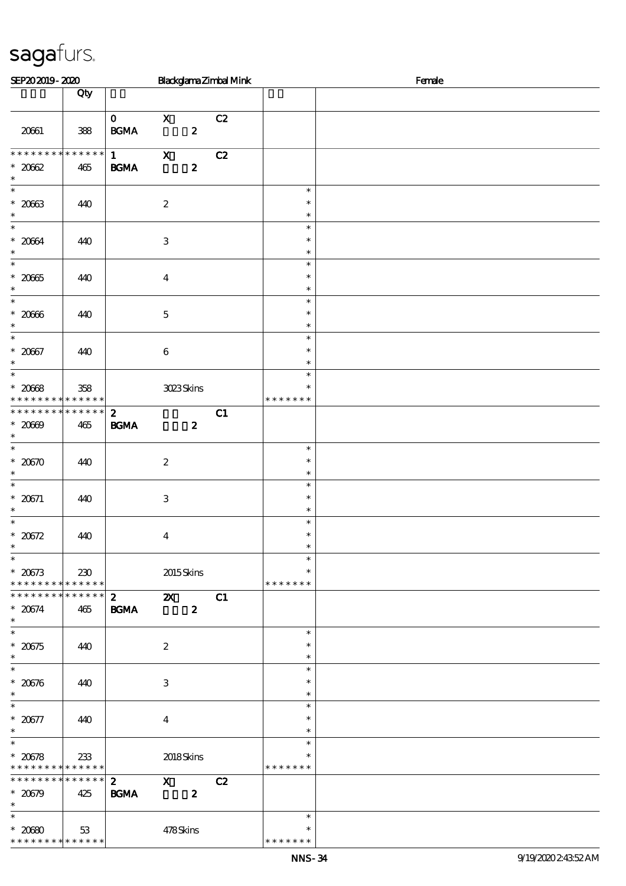SEP20 2019 - 2020 Blackglama Zimbal Mink Female

| | Qty | | | | | |
|---|---|---|---|---|---|---|
| 20661 | 388 | 0 BGMA | X 2 | C2 | | |
| * * * * * * * * * * * * * * 20662 * | 465 | 1 BGMA | X 2 | C2 | | |
| * * 20663 * | 440 | | 2 | | * * * | |
| * * 20664 * | 440 | | 3 | | * * * | |
| * * 20665 * | 440 | | 4 | | * * * | |
| * * 20666 * | 440 | | 5 | | * * * | |
| * * 20667 * | 440 | | 6 | | * * * | |
| * * 20668 * * * * * * * * * * * * * | 358 | | 3023 Skins | | * * * * * * * * | |
| * * * * * * * * * * * * * * 20669 * | 465 | 2 BGMA | 2 | C1 | | |
| * * 20670 * | 440 | | 2 | | * * * | |
| * * 20671 * | 440 | | 3 | | * * * | |
| * * 20672 * | 440 | | 4 | | * * * | |
| * * 20673 * * * * * * * * * * * * * | 230 | | 2015 Skins | | * * * * * * * * | |
| * * * * * * * * * * * * * * 20674 * | 465 | 2 BGMA | 2X 2 | C1 | | |
| * * 20675 * | 440 | | 2 | | * * * | |
| * * 20676 * | 440 | | 3 | | * * * | |
| * * 20677 * | 440 | | 4 | | * * * | |
| * * 20678 * * * * * * * * * * * * * | 233 | | 2018 Skins | | * * * * * * * * | |
| * * * * * * * * * * * * * * 20679 * | 425 | 2 BGMA | X 2 | C2 | | |
| * * 20680 * * * * * * * * * * * * * | 53 | | 478 Skins | | * * * * * * * * | |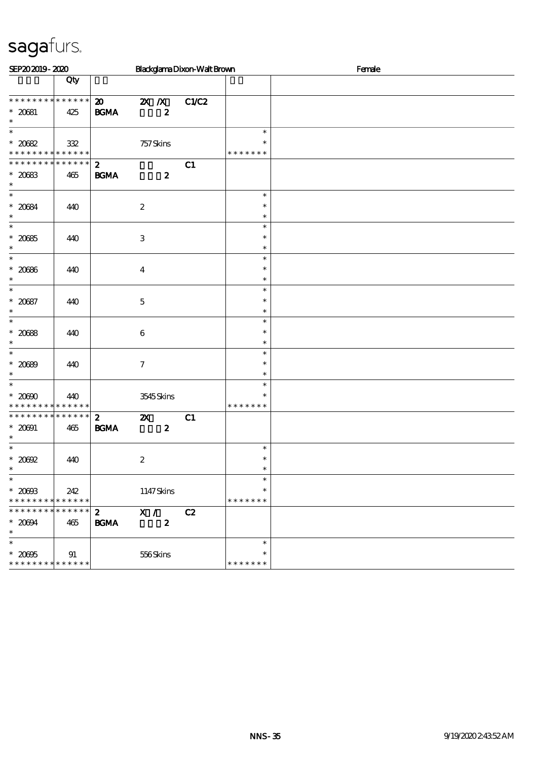# sagafurs.

SEP20 2019 - 2020 | Blackglama Dixon-Walt Brown | Female

| | Qty | | | | | |
|---|---|---|---|---|---|---|
| * * * * * * * * * * * * * * | | 20 | 2X /X | C1/C2 | | |
| * 20681 | 425 | BGMA | 2 | | | |
| * | | | | | | |
| * | | | | | * | |
| * 20682 | 332 | | 757 Skins | | * | |
| * * * * * * * * * * * * * * | | | | | * * * * * * * | |
| * * * * * * * * * * * * * * | | 2 | | C1 | | |
| * 20683 | 465 | BGMA | 2 | | | |
| * | | | | | | |
| * | | | | | * | |
| * 20684 | 440 | | 2 | | * | |
| * | | | | | * | |
| * | | | | | * | |
| * 20685 | 440 | | 3 | | * | |
| * | | | | | * | |
| * | | | | | * | |
| * 20686 | 440 | | 4 | | * | |
| * | | | | | * | |
| * | | | | | * | |
| * 20687 | 440 | | 5 | | * | |
| * | | | | | * | |
| * | | | | | * | |
| * 20688 | 440 | | 6 | | * | |
| * | | | | | * | |
| * | | | | | * | |
| * 20689 | 440 | | 7 | | * | |
| * | | | | | * | |
| * | | | | | * | |
| * 20690 | 440 | | 3545 Skins | | * | |
| * * * * * * * * * * * * * * | | | | | * * * * * * * | |
| * * * * * * * * * * * * * * | | 2 | 2X | C1 | | |
| * 20691 | 465 | BGMA | 2 | | | |
| * | | | | | | |
| * | | | | | * | |
| * 20692 | 440 | | 2 | | * | |
| * | | | | | * | |
| * | | | | | * | |
| * 20693 | 242 | | 1147 Skins | | * | |
| * * * * * * * * * * * * * * | | | | | * * * * * * * | |
| * * * * * * * * * * * * * * | | 2 | X / | C2 | | |
| * 20694 | 465 | BGMA | 2 | | | |
| * | | | | | | |
| * | | | | | * | |
| * 20695 | 91 | | 556 Skins | | * | |
| * * * * * * * * * * * * * * | | | | | * * * * * * * | |